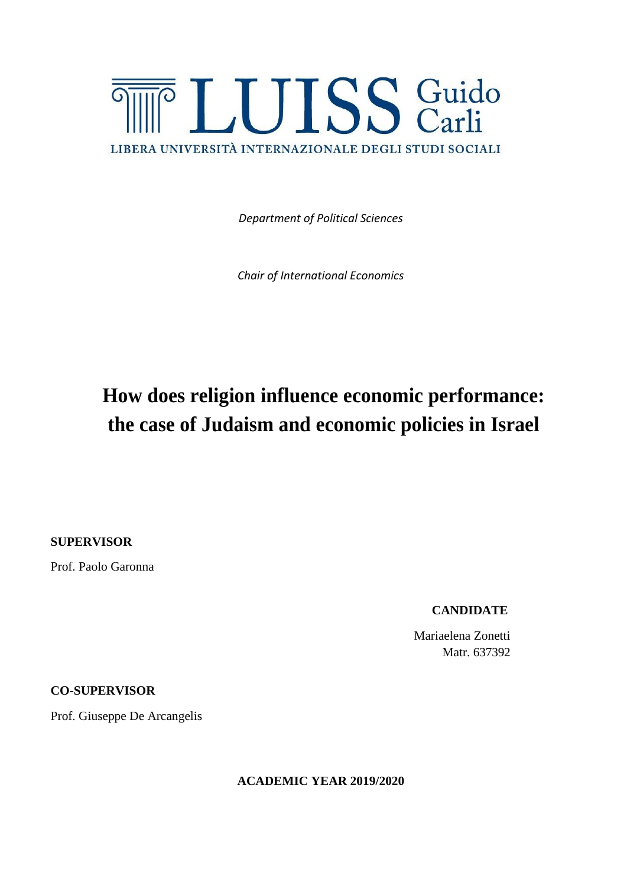LUISS Guido Carli

LIBERA UNIVERSITÀ INTERNAZIONALE DEGLI STUDI SOCIALI

*Department of Political Sciences*

*Chair of International Economics*

# How does religion influence economic performance: the case of Judaism and economic policies in Israel

**SUPERVISOR**

Prof. Paolo Garonna

**CANDIDATE**

Mariaelena Zonetti
Matr. 637392

**CO-SUPERVISOR**

Prof. Giuseppe De Arcangelis

**ACADEMIC YEAR 2019/2020**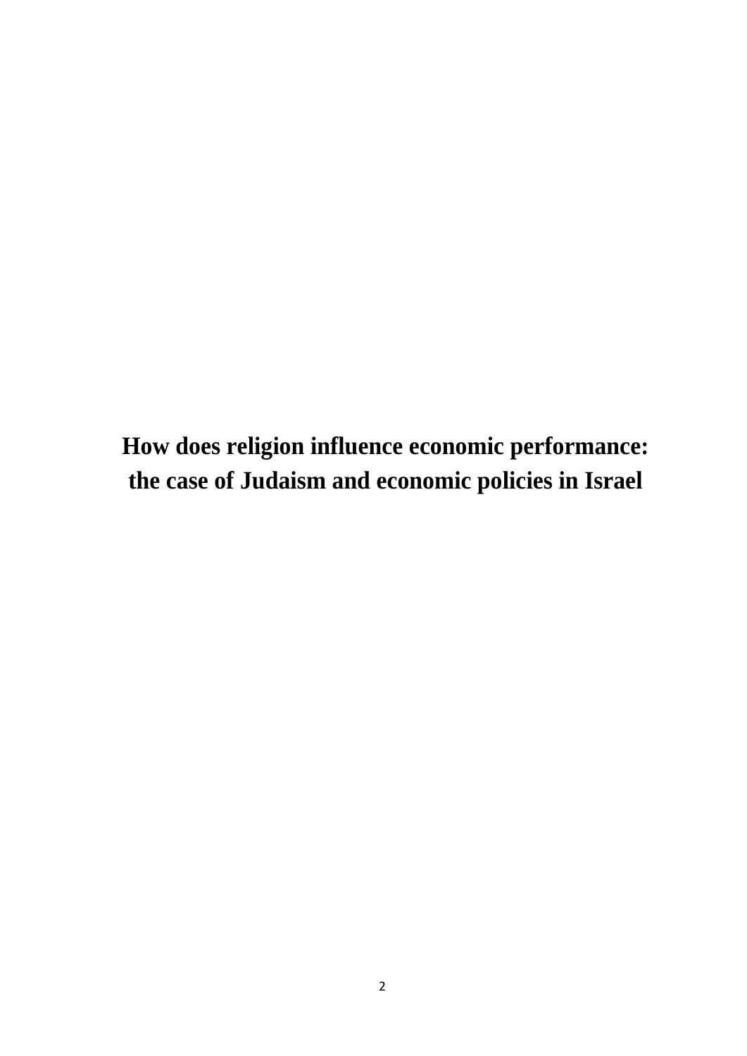# How does religion influence economic performance: the case of Judaism and economic policies in Israel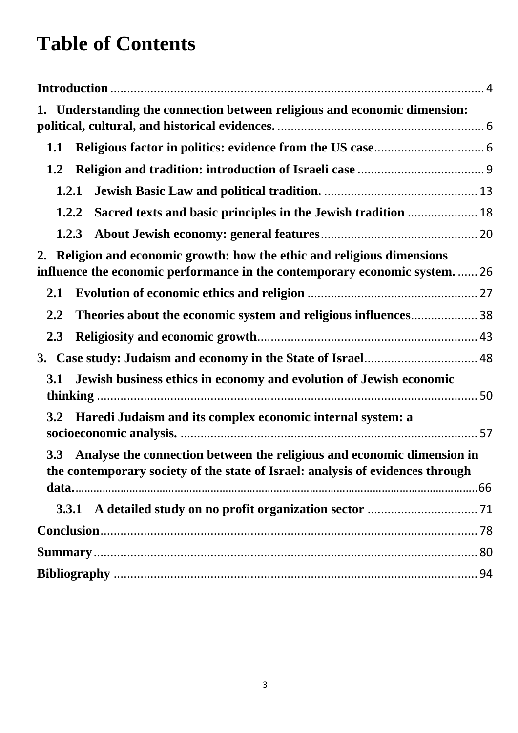# Table of Contents

**Introduction** ..... 4

**1. Understanding the connection between religious and economic dimension: political, cultural, and historical evidences.** ..... 6

- **1.1 Religious factor in politics: evidence from the US case** ..... 6
- **1.2 Religion and tradition: introduction of Israeli case** ..... 9
  - **1.2.1 Jewish Basic Law and political tradition.** ..... 13
  - **1.2.2 Sacred texts and basic principles in the Jewish tradition** ..... 18
  - **1.2.3 About Jewish economy: general features** ..... 20

**2. Religion and economic growth: how the ethic and religious dimensions influence the economic performance in the contemporary economic system.** ..... 26

- **2.1 Evolution of economic ethics and religion** ..... 27
- **2.2 Theories about the economic system and religious influences** ..... 38
- **2.3 Religiosity and economic growth** ..... 43

**3. Case study: Judaism and economy in the State of Israel** ..... 48

- **3.1 Jewish business ethics in economy and evolution of Jewish economic thinking** ..... 50
- **3.2 Haredi Judaism and its complex economic internal system: a socioeconomic analysis.** ..... 57
- **3.3 Analyse the connection between the religious and economic dimension in the contemporary society of the state of Israel: analysis of evidences through data.** ..... 66
  - **3.3.1 A detailed study on no profit organization sector** ..... 71

**Conclusion** ..... 78

**Summary** ..... 80

**Bibliography** ..... 94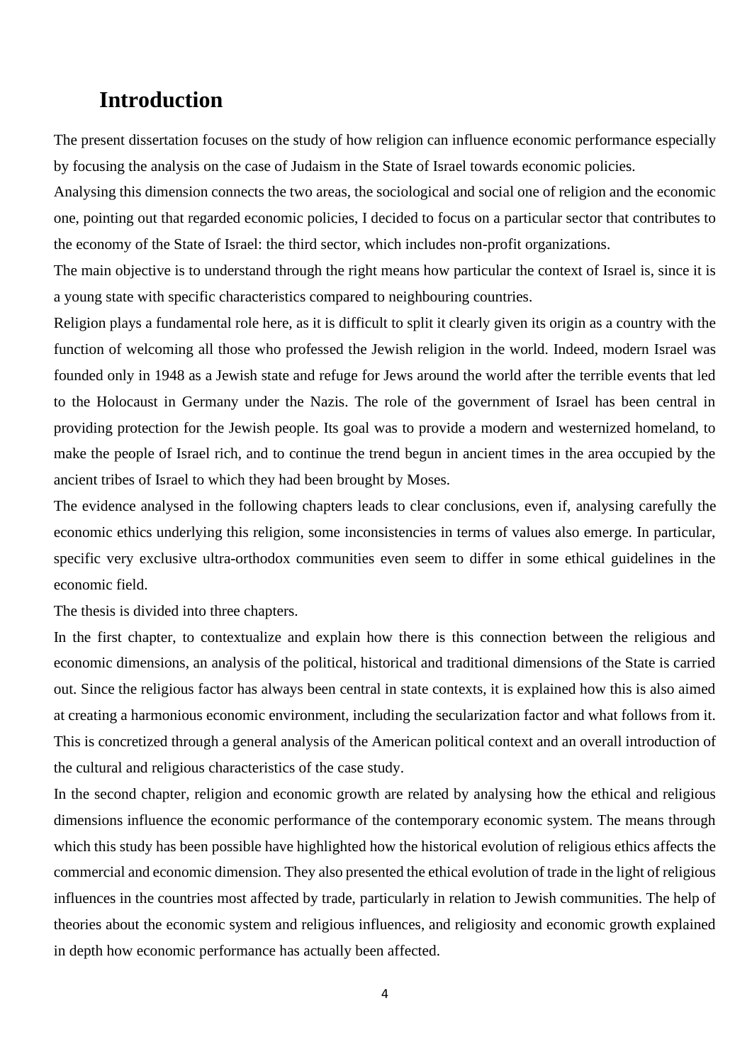# Introduction

The present dissertation focuses on the study of how religion can influence economic performance especially by focusing the analysis on the case of Judaism in the State of Israel towards economic policies.

Analysing this dimension connects the two areas, the sociological and social one of religion and the economic one, pointing out that regarded economic policies, I decided to focus on a particular sector that contributes to the economy of the State of Israel: the third sector, which includes non-profit organizations.

The main objective is to understand through the right means how particular the context of Israel is, since it is a young state with specific characteristics compared to neighbouring countries.

Religion plays a fundamental role here, as it is difficult to split it clearly given its origin as a country with the function of welcoming all those who professed the Jewish religion in the world. Indeed, modern Israel was founded only in 1948 as a Jewish state and refuge for Jews around the world after the terrible events that led to the Holocaust in Germany under the Nazis. The role of the government of Israel has been central in providing protection for the Jewish people. Its goal was to provide a modern and westernized homeland, to make the people of Israel rich, and to continue the trend begun in ancient times in the area occupied by the ancient tribes of Israel to which they had been brought by Moses.

The evidence analysed in the following chapters leads to clear conclusions, even if, analysing carefully the economic ethics underlying this religion, some inconsistencies in terms of values also emerge. In particular, specific very exclusive ultra-orthodox communities even seem to differ in some ethical guidelines in the economic field.

The thesis is divided into three chapters.

In the first chapter, to contextualize and explain how there is this connection between the religious and economic dimensions, an analysis of the political, historical and traditional dimensions of the State is carried out. Since the religious factor has always been central in state contexts, it is explained how this is also aimed at creating a harmonious economic environment, including the secularization factor and what follows from it. This is concretized through a general analysis of the American political context and an overall introduction of the cultural and religious characteristics of the case study.

In the second chapter, religion and economic growth are related by analysing how the ethical and religious dimensions influence the economic performance of the contemporary economic system. The means through which this study has been possible have highlighted how the historical evolution of religious ethics affects the commercial and economic dimension. They also presented the ethical evolution of trade in the light of religious influences in the countries most affected by trade, particularly in relation to Jewish communities. The help of theories about the economic system and religious influences, and religiosity and economic growth explained in depth how economic performance has actually been affected.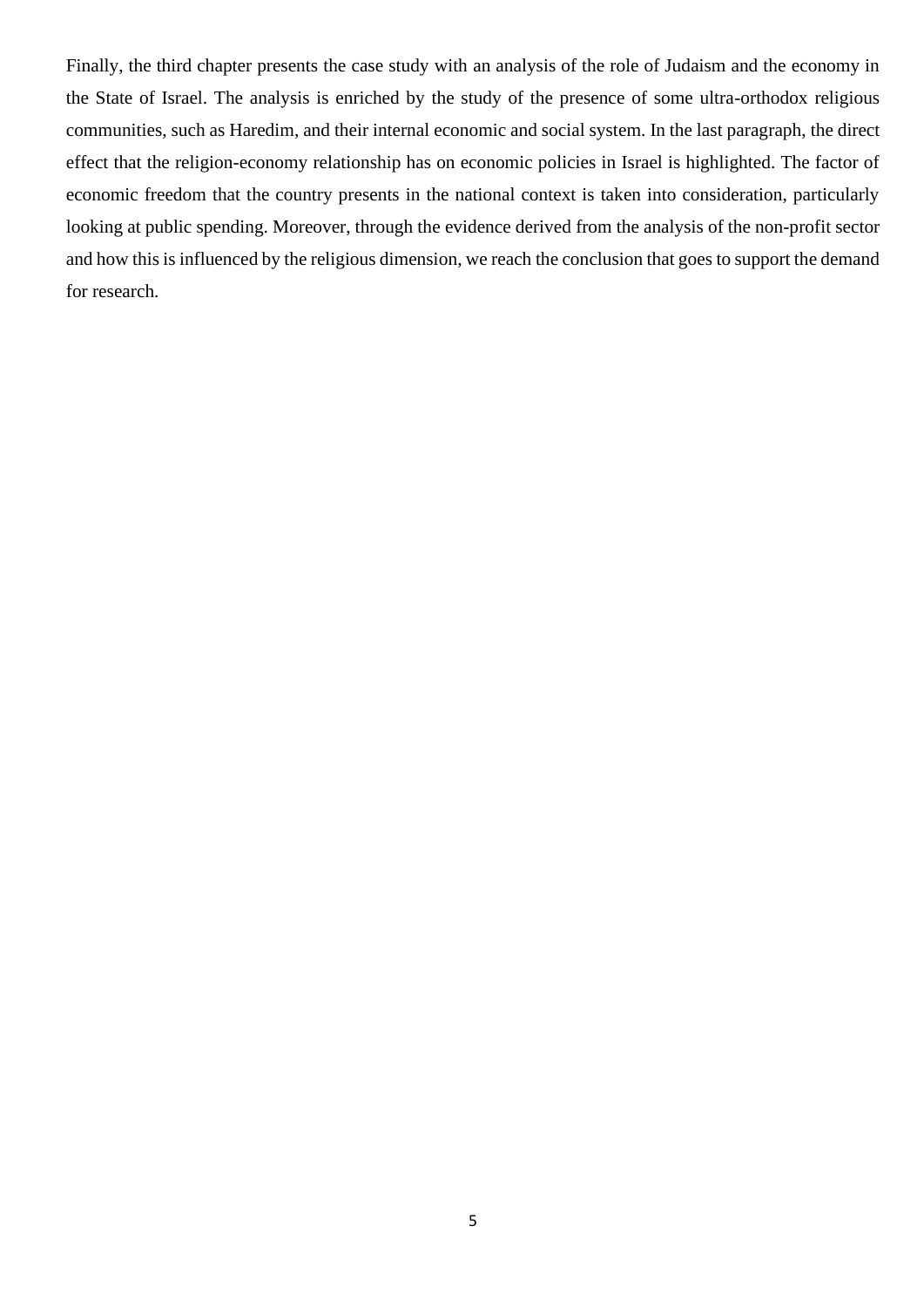Finally, the third chapter presents the case study with an analysis of the role of Judaism and the economy in the State of Israel. The analysis is enriched by the study of the presence of some ultra-orthodox religious communities, such as Haredim, and their internal economic and social system. In the last paragraph, the direct effect that the religion-economy relationship has on economic policies in Israel is highlighted. The factor of economic freedom that the country presents in the national context is taken into consideration, particularly looking at public spending. Moreover, through the evidence derived from the analysis of the non-profit sector and how this is influenced by the religious dimension, we reach the conclusion that goes to support the demand for research.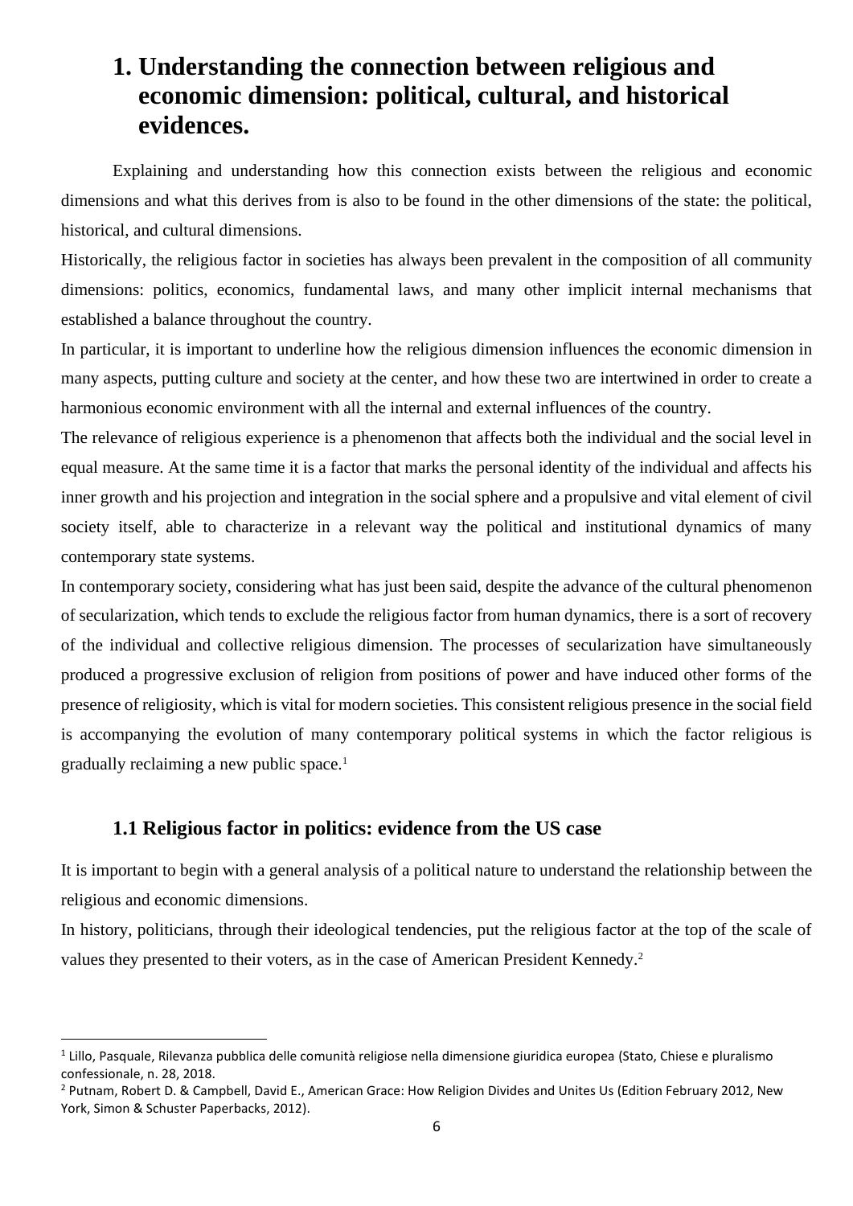# 1. Understanding the connection between religious and economic dimension: political, cultural, and historical evidences.

Explaining and understanding how this connection exists between the religious and economic dimensions and what this derives from is also to be found in the other dimensions of the state: the political, historical, and cultural dimensions.

Historically, the religious factor in societies has always been prevalent in the composition of all community dimensions: politics, economics, fundamental laws, and many other implicit internal mechanisms that established a balance throughout the country.

In particular, it is important to underline how the religious dimension influences the economic dimension in many aspects, putting culture and society at the center, and how these two are intertwined in order to create a harmonious economic environment with all the internal and external influences of the country.

The relevance of religious experience is a phenomenon that affects both the individual and the social level in equal measure. At the same time it is a factor that marks the personal identity of the individual and affects his inner growth and his projection and integration in the social sphere and a propulsive and vital element of civil society itself, able to characterize in a relevant way the political and institutional dynamics of many contemporary state systems.

In contemporary society, considering what has just been said, despite the advance of the cultural phenomenon of secularization, which tends to exclude the religious factor from human dynamics, there is a sort of recovery of the individual and collective religious dimension. The processes of secularization have simultaneously produced a progressive exclusion of religion from positions of power and have induced other forms of the presence of religiosity, which is vital for modern societies. This consistent religious presence in the social field is accompanying the evolution of many contemporary political systems in which the factor religious is gradually reclaiming a new public space.[1]

## 1.1 Religious factor in politics: evidence from the US case

It is important to begin with a general analysis of a political nature to understand the relationship between the religious and economic dimensions.

In history, politicians, through their ideological tendencies, put the religious factor at the top of the scale of values they presented to their voters, as in the case of American President Kennedy.[2]

---

[1] Lillo, Pasquale, Rilevanza pubblica delle comunità religiose nella dimensione giuridica europea (Stato, Chiese e pluralismo confessionale, n. 28, 2018.

[2] Putnam, Robert D. & Campbell, David E., American Grace: How Religion Divides and Unites Us (Edition February 2012, New York, Simon & Schuster Paperbacks, 2012).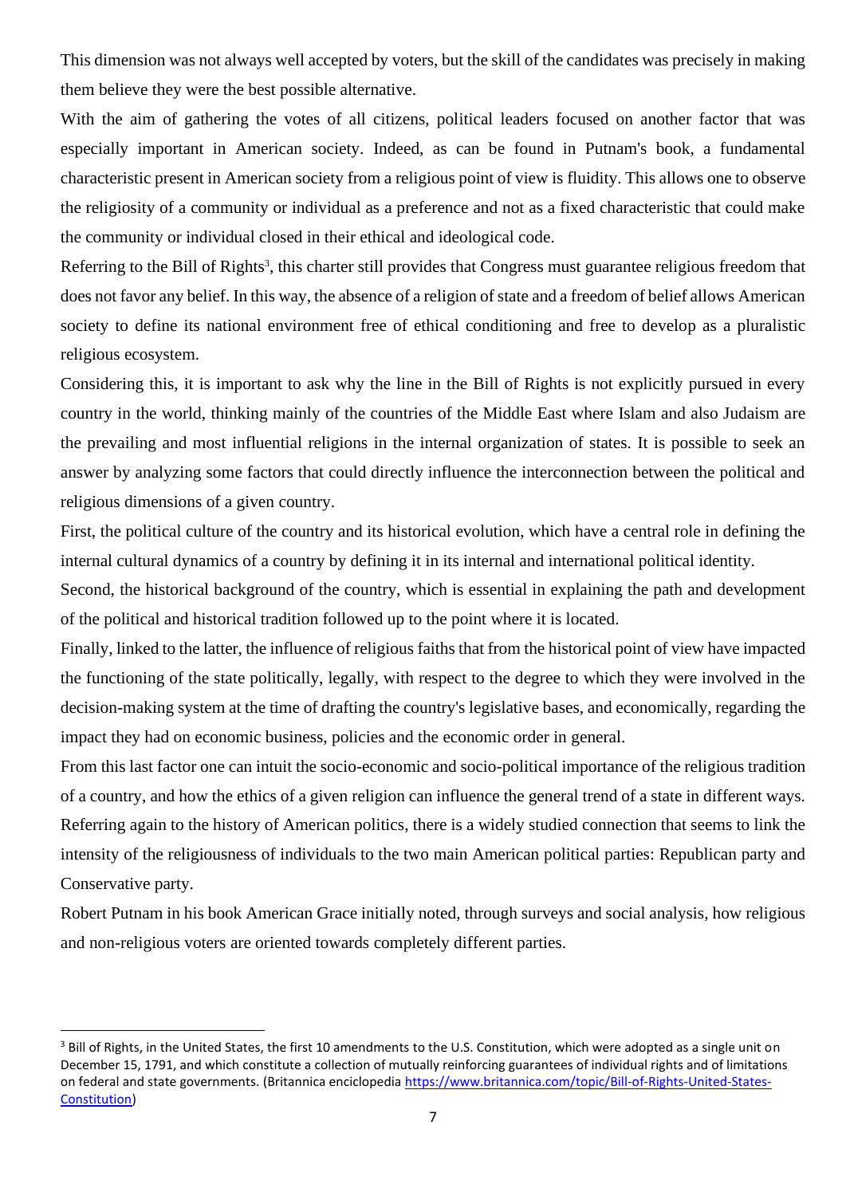This dimension was not always well accepted by voters, but the skill of the candidates was precisely in making them believe they were the best possible alternative.

With the aim of gathering the votes of all citizens, political leaders focused on another factor that was especially important in American society. Indeed, as can be found in Putnam's book, a fundamental characteristic present in American society from a religious point of view is fluidity. This allows one to observe the religiosity of a community or individual as a preference and not as a fixed characteristic that could make the community or individual closed in their ethical and ideological code.

Referring to the Bill of Rights[3], this charter still provides that Congress must guarantee religious freedom that does not favor any belief. In this way, the absence of a religion of state and a freedom of belief allows American society to define its national environment free of ethical conditioning and free to develop as a pluralistic religious ecosystem.

Considering this, it is important to ask why the line in the Bill of Rights is not explicitly pursued in every country in the world, thinking mainly of the countries of the Middle East where Islam and also Judaism are the prevailing and most influential religions in the internal organization of states. It is possible to seek an answer by analyzing some factors that could directly influence the interconnection between the political and religious dimensions of a given country.

First, the political culture of the country and its historical evolution, which have a central role in defining the internal cultural dynamics of a country by defining it in its internal and international political identity.

Second, the historical background of the country, which is essential in explaining the path and development of the political and historical tradition followed up to the point where it is located.

Finally, linked to the latter, the influence of religious faiths that from the historical point of view have impacted the functioning of the state politically, legally, with respect to the degree to which they were involved in the decision-making system at the time of drafting the country's legislative bases, and economically, regarding the impact they had on economic business, policies and the economic order in general.

From this last factor one can intuit the socio-economic and socio-political importance of the religious tradition of a country, and how the ethics of a given religion can influence the general trend of a state in different ways.

Referring again to the history of American politics, there is a widely studied connection that seems to link the intensity of the religiousness of individuals to the two main American political parties: Republican party and Conservative party.

Robert Putnam in his book American Grace initially noted, through surveys and social analysis, how religious and non-religious voters are oriented towards completely different parties.

---

[3] Bill of Rights, in the United States, the first 10 amendments to the U.S. Constitution, which were adopted as a single unit on December 15, 1791, and which constitute a collection of mutually reinforcing guarantees of individual rights and of limitations on federal and state governments. (Britannica enciclopedia https://www.britannica.com/topic/Bill-of-Rights-United-States-Constitution)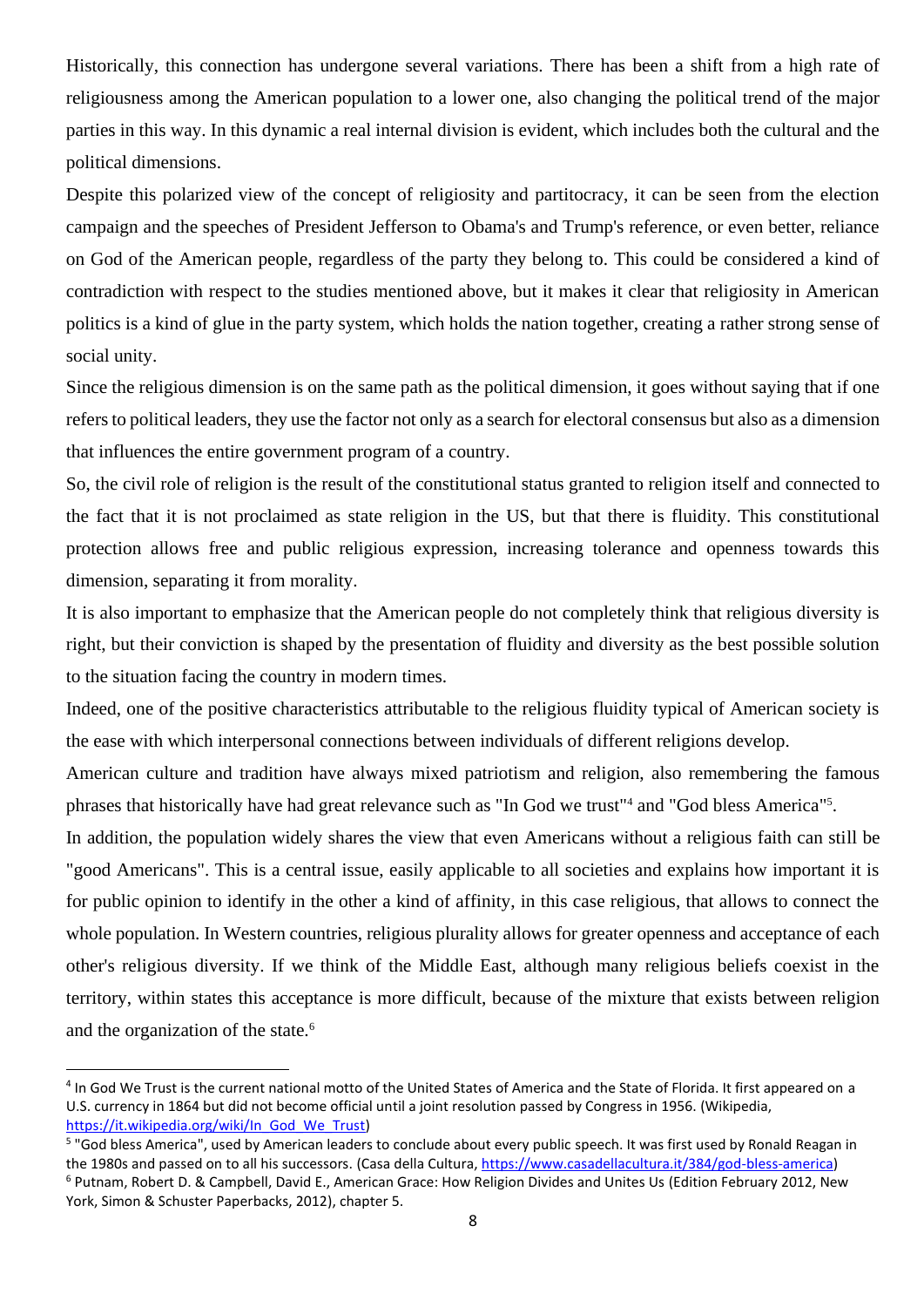Historically, this connection has undergone several variations. There has been a shift from a high rate of religiousness among the American population to a lower one, also changing the political trend of the major parties in this way. In this dynamic a real internal division is evident, which includes both the cultural and the political dimensions.

Despite this polarized view of the concept of religiosity and partitocracy, it can be seen from the election campaign and the speeches of President Jefferson to Obama's and Trump's reference, or even better, reliance on God of the American people, regardless of the party they belong to. This could be considered a kind of contradiction with respect to the studies mentioned above, but it makes it clear that religiosity in American politics is a kind of glue in the party system, which holds the nation together, creating a rather strong sense of social unity.

Since the religious dimension is on the same path as the political dimension, it goes without saying that if one refers to political leaders, they use the factor not only as a search for electoral consensus but also as a dimension that influences the entire government program of a country.

So, the civil role of religion is the result of the constitutional status granted to religion itself and connected to the fact that it is not proclaimed as state religion in the US, but that there is fluidity. This constitutional protection allows free and public religious expression, increasing tolerance and openness towards this dimension, separating it from morality.

It is also important to emphasize that the American people do not completely think that religious diversity is right, but their conviction is shaped by the presentation of fluidity and diversity as the best possible solution to the situation facing the country in modern times.

Indeed, one of the positive characteristics attributable to the religious fluidity typical of American society is the ease with which interpersonal connections between individuals of different religions develop.

American culture and tradition have always mixed patriotism and religion, also remembering the famous phrases that historically have had great relevance such as "In God we trust"[4] and "God bless America"[5].

In addition, the population widely shares the view that even Americans without a religious faith can still be "good Americans". This is a central issue, easily applicable to all societies and explains how important it is for public opinion to identify in the other a kind of affinity, in this case religious, that allows to connect the whole population. In Western countries, religious plurality allows for greater openness and acceptance of each other's religious diversity. If we think of the Middle East, although many religious beliefs coexist in the territory, within states this acceptance is more difficult, because of the mixture that exists between religion and the organization of the state.[6]

---

[4] In God We Trust is the current national motto of the United States of America and the State of Florida. It first appeared on a U.S. currency in 1864 but did not become official until a joint resolution passed by Congress in 1956. (Wikipedia, https://it.wikipedia.org/wiki/In_God_We_Trust)

[5] "God bless America", used by American leaders to conclude about every public speech. It was first used by Ronald Reagan in the 1980s and passed on to all his successors. (Casa della Cultura, https://www.casadellacultura.it/384/god-bless-america)

[6] Putnam, Robert D. & Campbell, David E., American Grace: How Religion Divides and Unites Us (Edition February 2012, New York, Simon & Schuster Paperbacks, 2012), chapter 5.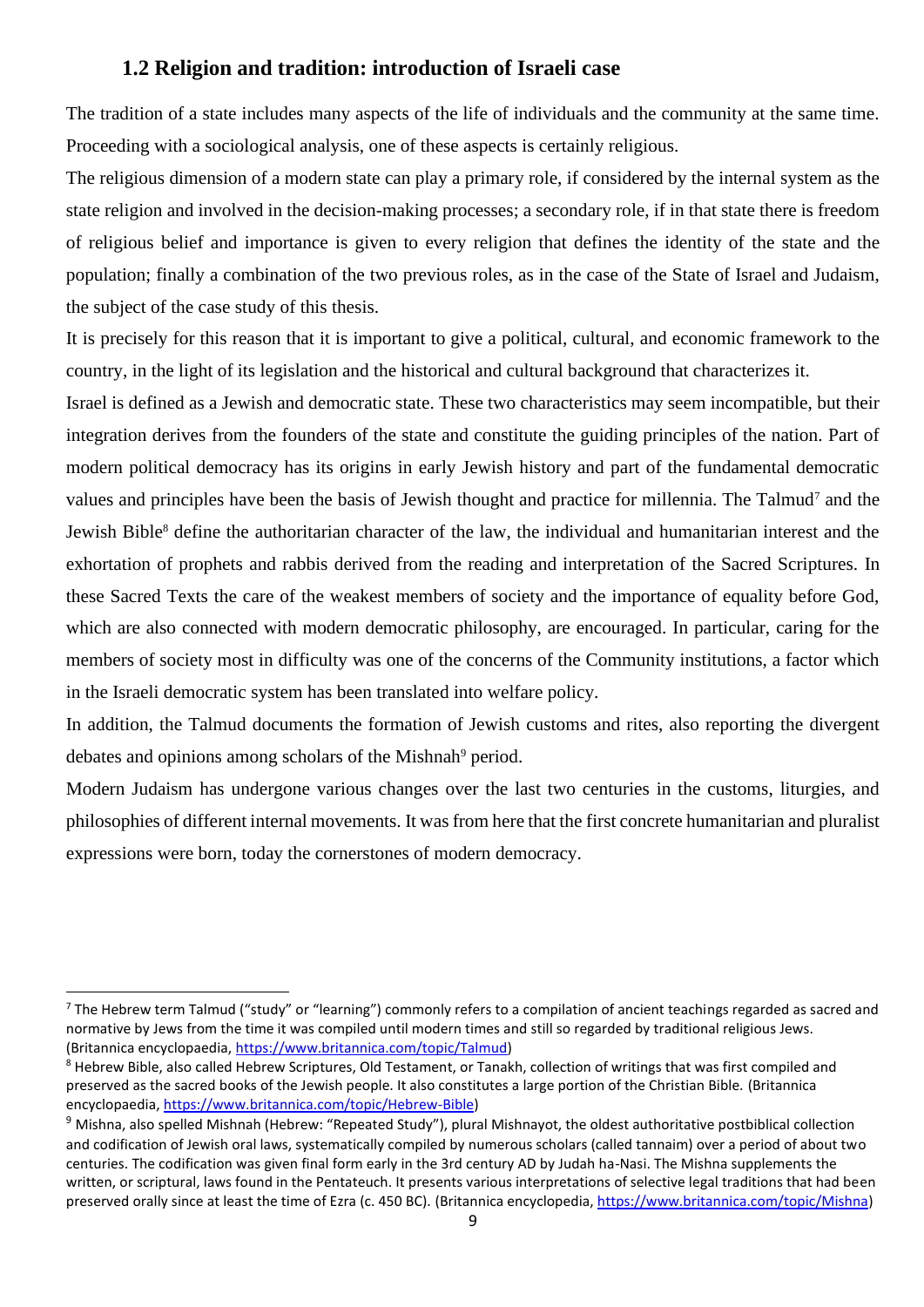## 1.2 Religion and tradition: introduction of Israeli case

The tradition of a state includes many aspects of the life of individuals and the community at the same time. Proceeding with a sociological analysis, one of these aspects is certainly religious.

The religious dimension of a modern state can play a primary role, if considered by the internal system as the state religion and involved in the decision-making processes; a secondary role, if in that state there is freedom of religious belief and importance is given to every religion that defines the identity of the state and the population; finally a combination of the two previous roles, as in the case of the State of Israel and Judaism, the subject of the case study of this thesis.

It is precisely for this reason that it is important to give a political, cultural, and economic framework to the country, in the light of its legislation and the historical and cultural background that characterizes it.

Israel is defined as a Jewish and democratic state. These two characteristics may seem incompatible, but their integration derives from the founders of the state and constitute the guiding principles of the nation. Part of modern political democracy has its origins in early Jewish history and part of the fundamental democratic values and principles have been the basis of Jewish thought and practice for millennia. The Talmud[7] and the Jewish Bible[8] define the authoritarian character of the law, the individual and humanitarian interest and the exhortation of prophets and rabbis derived from the reading and interpretation of the Sacred Scriptures. In these Sacred Texts the care of the weakest members of society and the importance of equality before God, which are also connected with modern democratic philosophy, are encouraged. In particular, caring for the members of society most in difficulty was one of the concerns of the Community institutions, a factor which in the Israeli democratic system has been translated into welfare policy.

In addition, the Talmud documents the formation of Jewish customs and rites, also reporting the divergent debates and opinions among scholars of the Mishnah[9] period.

Modern Judaism has undergone various changes over the last two centuries in the customs, liturgies, and philosophies of different internal movements. It was from here that the first concrete humanitarian and pluralist expressions were born, today the cornerstones of modern democracy.

---

[7] The Hebrew term Talmud ("study" or "learning") commonly refers to a compilation of ancient teachings regarded as sacred and normative by Jews from the time it was compiled until modern times and still so regarded by traditional religious Jews. (Britannica encyclopaedia, https://www.britannica.com/topic/Talmud)

[8] Hebrew Bible, also called Hebrew Scriptures, Old Testament, or Tanakh, collection of writings that was first compiled and preserved as the sacred books of the Jewish people. It also constitutes a large portion of the Christian Bible. (Britannica encyclopaedia, https://www.britannica.com/topic/Hebrew-Bible)

[9] Mishna, also spelled Mishnah (Hebrew: "Repeated Study"), plural Mishnayot, the oldest authoritative postbiblical collection and codification of Jewish oral laws, systematically compiled by numerous scholars (called tannaim) over a period of about two centuries. The codification was given final form early in the 3rd century AD by Judah ha-Nasi. The Mishna supplements the written, or scriptural, laws found in the Pentateuch. It presents various interpretations of selective legal traditions that had been preserved orally since at least the time of Ezra (c. 450 BC). (Britannica encyclopedia, https://www.britannica.com/topic/Mishna)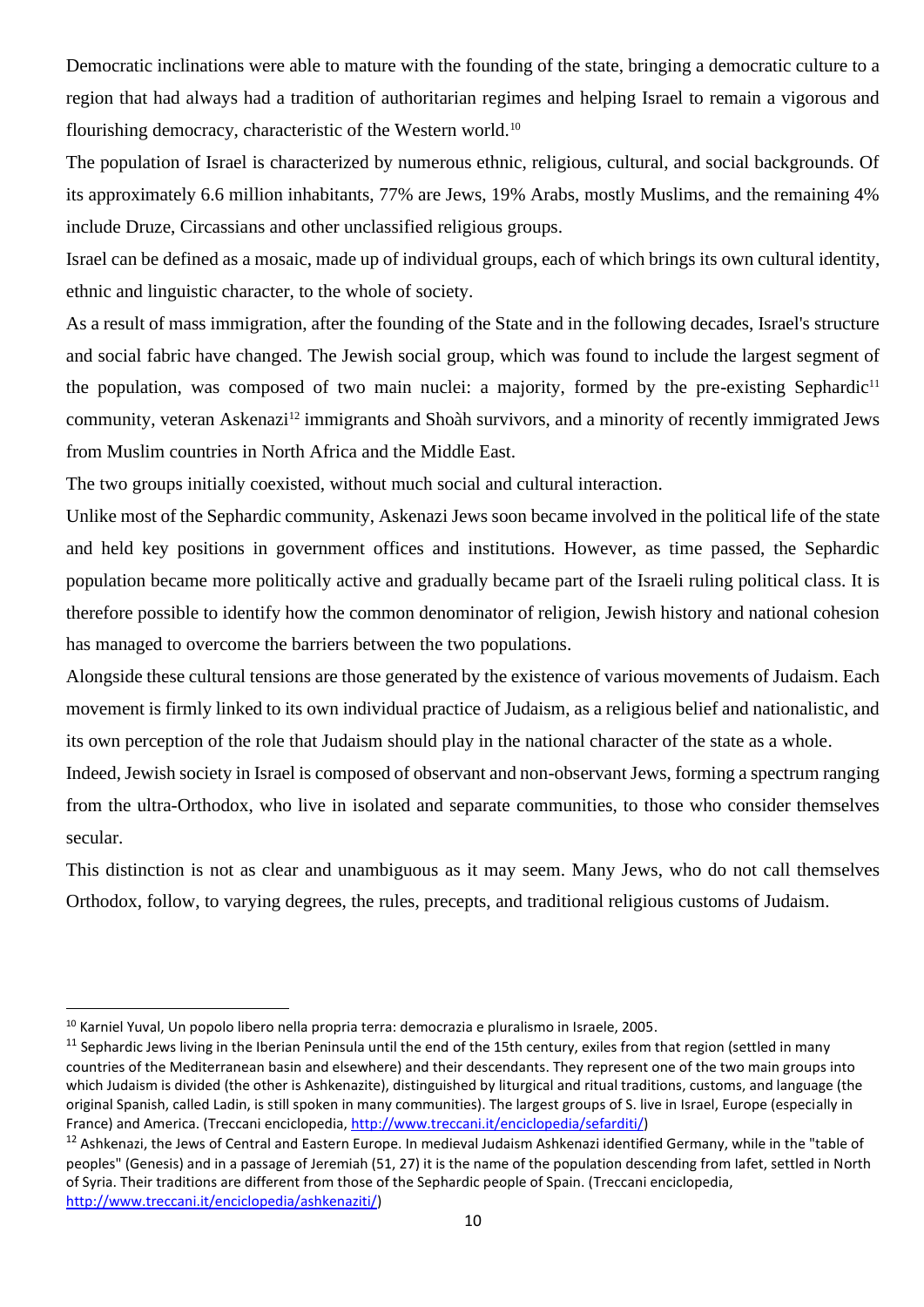Democratic inclinations were able to mature with the founding of the state, bringing a democratic culture to a region that had always had a tradition of authoritarian regimes and helping Israel to remain a vigorous and flourishing democracy, characteristic of the Western world.[10]

The population of Israel is characterized by numerous ethnic, religious, cultural, and social backgrounds. Of its approximately 6.6 million inhabitants, 77% are Jews, 19% Arabs, mostly Muslims, and the remaining 4% include Druze, Circassians and other unclassified religious groups.

Israel can be defined as a mosaic, made up of individual groups, each of which brings its own cultural identity, ethnic and linguistic character, to the whole of society.

As a result of mass immigration, after the founding of the State and in the following decades, Israel's structure and social fabric have changed. The Jewish social group, which was found to include the largest segment of the population, was composed of two main nuclei: a majority, formed by the pre-existing Sephardic[11] community, veteran Askenazi[12] immigrants and Shoàh survivors, and a minority of recently immigrated Jews from Muslim countries in North Africa and the Middle East.

The two groups initially coexisted, without much social and cultural interaction.

Unlike most of the Sephardic community, Askenazi Jews soon became involved in the political life of the state and held key positions in government offices and institutions. However, as time passed, the Sephardic population became more politically active and gradually became part of the Israeli ruling political class. It is therefore possible to identify how the common denominator of religion, Jewish history and national cohesion has managed to overcome the barriers between the two populations.

Alongside these cultural tensions are those generated by the existence of various movements of Judaism. Each movement is firmly linked to its own individual practice of Judaism, as a religious belief and nationalistic, and its own perception of the role that Judaism should play in the national character of the state as a whole.

Indeed, Jewish society in Israel is composed of observant and non-observant Jews, forming a spectrum ranging from the ultra-Orthodox, who live in isolated and separate communities, to those who consider themselves secular.

This distinction is not as clear and unambiguous as it may seem. Many Jews, who do not call themselves Orthodox, follow, to varying degrees, the rules, precepts, and traditional religious customs of Judaism.

---

[10] Karniel Yuval, Un popolo libero nella propria terra: democrazia e pluralismo in Israele, 2005.

[11] Sephardic Jews living in the Iberian Peninsula until the end of the 15th century, exiles from that region (settled in many countries of the Mediterranean basin and elsewhere) and their descendants. They represent one of the two main groups into which Judaism is divided (the other is Ashkenazite), distinguished by liturgical and ritual traditions, customs, and language (the original Spanish, called Ladin, is still spoken in many communities). The largest groups of S. live in Israel, Europe (especially in France) and America. (Treccani enciclopedia, http://www.treccani.it/enciclopedia/sefarditi/)

[12] Ashkenazi, the Jews of Central and Eastern Europe. In medieval Judaism Ashkenazi identified Germany, while in the "table of peoples" (Genesis) and in a passage of Jeremiah (51, 27) it is the name of the population descending from Iafet, settled in North of Syria. Their traditions are different from those of the Sephardic people of Spain. (Treccani enciclopedia, http://www.treccani.it/enciclopedia/ashkenaziti/)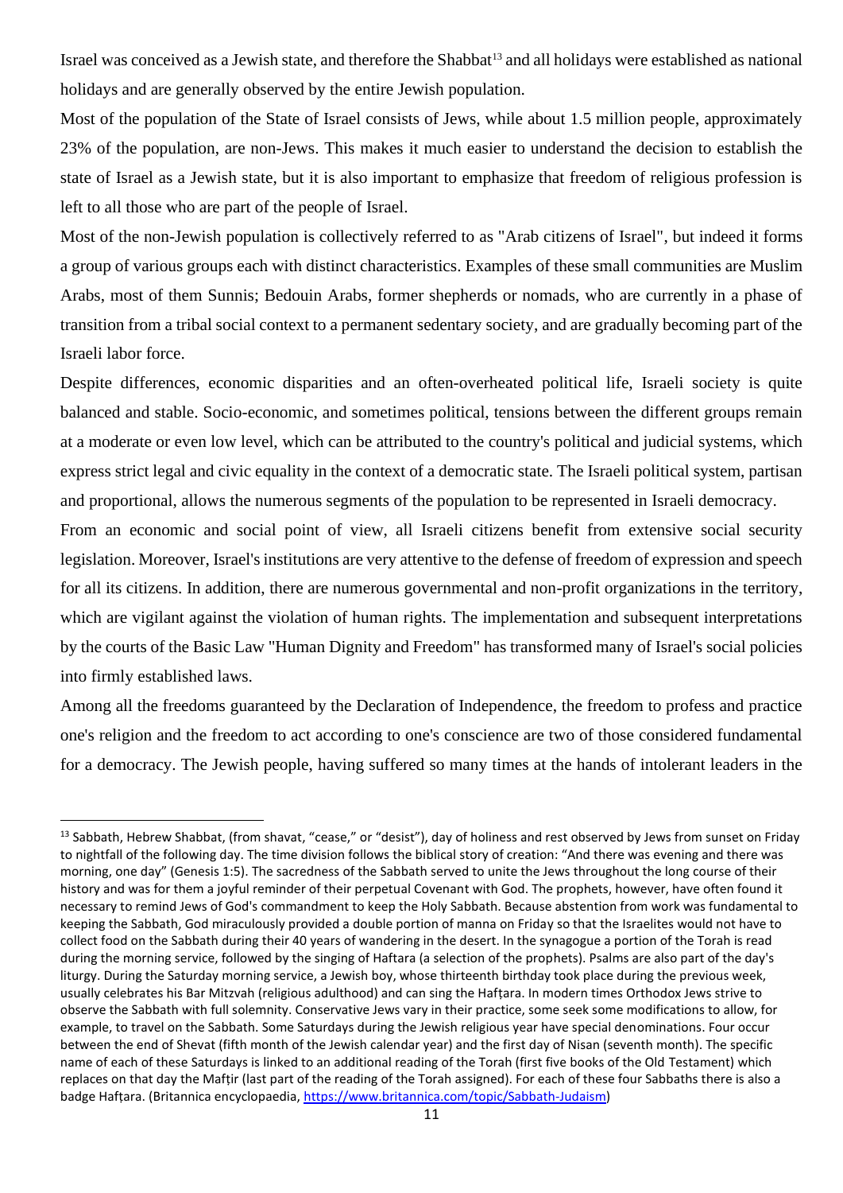Israel was conceived as a Jewish state, and therefore the Shabbat[13] and all holidays were established as national holidays and are generally observed by the entire Jewish population.

Most of the population of the State of Israel consists of Jews, while about 1.5 million people, approximately 23% of the population, are non-Jews. This makes it much easier to understand the decision to establish the state of Israel as a Jewish state, but it is also important to emphasize that freedom of religious profession is left to all those who are part of the people of Israel.

Most of the non-Jewish population is collectively referred to as "Arab citizens of Israel", but indeed it forms a group of various groups each with distinct characteristics. Examples of these small communities are Muslim Arabs, most of them Sunnis; Bedouin Arabs, former shepherds or nomads, who are currently in a phase of transition from a tribal social context to a permanent sedentary society, and are gradually becoming part of the Israeli labor force.

Despite differences, economic disparities and an often-overheated political life, Israeli society is quite balanced and stable. Socio-economic, and sometimes political, tensions between the different groups remain at a moderate or even low level, which can be attributed to the country's political and judicial systems, which express strict legal and civic equality in the context of a democratic state. The Israeli political system, partisan and proportional, allows the numerous segments of the population to be represented in Israeli democracy.

From an economic and social point of view, all Israeli citizens benefit from extensive social security legislation. Moreover, Israel's institutions are very attentive to the defense of freedom of expression and speech for all its citizens. In addition, there are numerous governmental and non-profit organizations in the territory, which are vigilant against the violation of human rights. The implementation and subsequent interpretations by the courts of the Basic Law "Human Dignity and Freedom" has transformed many of Israel's social policies into firmly established laws.

Among all the freedoms guaranteed by the Declaration of Independence, the freedom to profess and practice one's religion and the freedom to act according to one's conscience are two of those considered fundamental for a democracy. The Jewish people, having suffered so many times at the hands of intolerant leaders in the

---

[13] Sabbath, Hebrew Shabbat, (from shavat, "cease," or "desist"), day of holiness and rest observed by Jews from sunset on Friday to nightfall of the following day. The time division follows the biblical story of creation: "And there was evening and there was morning, one day" (Genesis 1:5). The sacredness of the Sabbath served to unite the Jews throughout the long course of their history and was for them a joyful reminder of their perpetual Covenant with God. The prophets, however, have often found it necessary to remind Jews of God's commandment to keep the Holy Sabbath. Because abstention from work was fundamental to keeping the Sabbath, God miraculously provided a double portion of manna on Friday so that the Israelites would not have to collect food on the Sabbath during their 40 years of wandering in the desert. In the synagogue a portion of the Torah is read during the morning service, followed by the singing of Haftara (a selection of the prophets). Psalms are also part of the day's liturgy. During the Saturday morning service, a Jewish boy, whose thirteenth birthday took place during the previous week, usually celebrates his Bar Mitzvah (religious adulthood) and can sing the Hafṭara. In modern times Orthodox Jews strive to observe the Sabbath with full solemnity. Conservative Jews vary in their practice, some seek some modifications to allow, for example, to travel on the Sabbath. Some Saturdays during the Jewish religious year have special denominations. Four occur between the end of Shevat (fifth month of the Jewish calendar year) and the first day of Nisan (seventh month). The specific name of each of these Saturdays is linked to an additional reading of the Torah (first five books of the Old Testament) which replaces on that day the Mafṭir (last part of the reading of the Torah assigned). For each of these four Sabbaths there is also a badge Hafṭara. (Britannica encyclopaedia, https://www.britannica.com/topic/Sabbath-Judaism)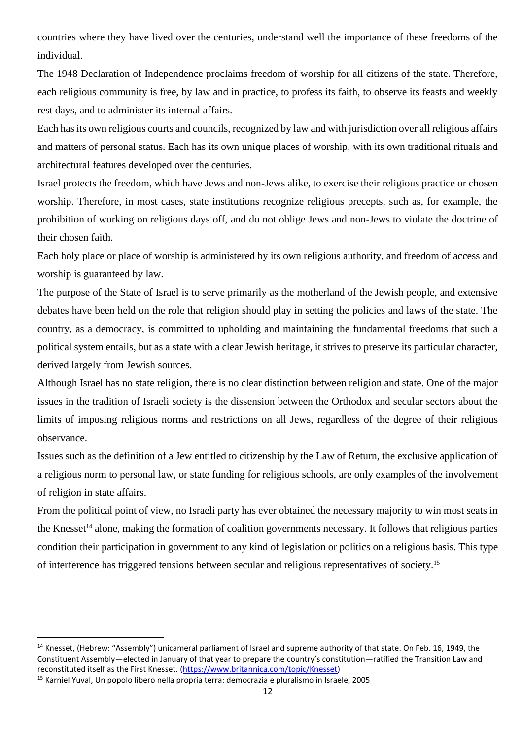countries where they have lived over the centuries, understand well the importance of these freedoms of the individual.

The 1948 Declaration of Independence proclaims freedom of worship for all citizens of the state. Therefore, each religious community is free, by law and in practice, to profess its faith, to observe its feasts and weekly rest days, and to administer its internal affairs.

Each has its own religious courts and councils, recognized by law and with jurisdiction over all religious affairs and matters of personal status. Each has its own unique places of worship, with its own traditional rituals and architectural features developed over the centuries.

Israel protects the freedom, which have Jews and non-Jews alike, to exercise their religious practice or chosen worship. Therefore, in most cases, state institutions recognize religious precepts, such as, for example, the prohibition of working on religious days off, and do not oblige Jews and non-Jews to violate the doctrine of their chosen faith.

Each holy place or place of worship is administered by its own religious authority, and freedom of access and worship is guaranteed by law.

The purpose of the State of Israel is to serve primarily as the motherland of the Jewish people, and extensive debates have been held on the role that religion should play in setting the policies and laws of the state. The country, as a democracy, is committed to upholding and maintaining the fundamental freedoms that such a political system entails, but as a state with a clear Jewish heritage, it strives to preserve its particular character, derived largely from Jewish sources.

Although Israel has no state religion, there is no clear distinction between religion and state. One of the major issues in the tradition of Israeli society is the dissension between the Orthodox and secular sectors about the limits of imposing religious norms and restrictions on all Jews, regardless of the degree of their religious observance.

Issues such as the definition of a Jew entitled to citizenship by the Law of Return, the exclusive application of a religious norm to personal law, or state funding for religious schools, are only examples of the involvement of religion in state affairs.

From the political point of view, no Israeli party has ever obtained the necessary majority to win most seats in the Knesset[14] alone, making the formation of coalition governments necessary. It follows that religious parties condition their participation in government to any kind of legislation or politics on a religious basis. This type of interference has triggered tensions between secular and religious representatives of society.[15]

---

[14] Knesset, (Hebrew: "Assembly") unicameral parliament of Israel and supreme authority of that state. On Feb. 16, 1949, the Constituent Assembly—elected in January of that year to prepare the country's constitution—ratified the Transition Law and reconstituted itself as the First Knesset. (https://www.britannica.com/topic/Knesset)

[15] Karniel Yuval, Un popolo libero nella propria terra: democrazia e pluralismo in Israele, 2005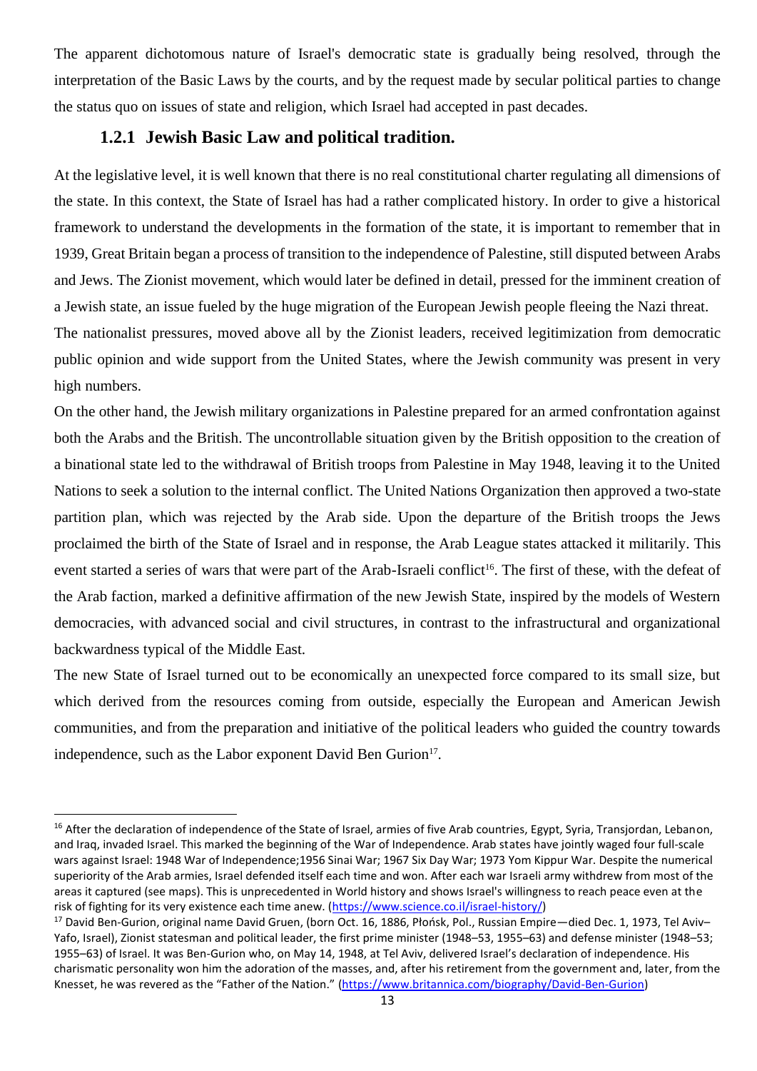The apparent dichotomous nature of Israel's democratic state is gradually being resolved, through the interpretation of the Basic Laws by the courts, and by the request made by secular political parties to change the status quo on issues of state and religion, which Israel had accepted in past decades.

### 1.2.1 Jewish Basic Law and political tradition.

At the legislative level, it is well known that there is no real constitutional charter regulating all dimensions of the state. In this context, the State of Israel has had a rather complicated history. In order to give a historical framework to understand the developments in the formation of the state, it is important to remember that in 1939, Great Britain began a process of transition to the independence of Palestine, still disputed between Arabs and Jews. The Zionist movement, which would later be defined in detail, pressed for the imminent creation of a Jewish state, an issue fueled by the huge migration of the European Jewish people fleeing the Nazi threat.

The nationalist pressures, moved above all by the Zionist leaders, received legitimization from democratic public opinion and wide support from the United States, where the Jewish community was present in very high numbers.

On the other hand, the Jewish military organizations in Palestine prepared for an armed confrontation against both the Arabs and the British. The uncontrollable situation given by the British opposition to the creation of a binational state led to the withdrawal of British troops from Palestine in May 1948, leaving it to the United Nations to seek a solution to the internal conflict. The United Nations Organization then approved a two-state partition plan, which was rejected by the Arab side. Upon the departure of the British troops the Jews proclaimed the birth of the State of Israel and in response, the Arab League states attacked it militarily. This event started a series of wars that were part of the Arab-Israeli conflict[16]. The first of these, with the defeat of the Arab faction, marked a definitive affirmation of the new Jewish State, inspired by the models of Western democracies, with advanced social and civil structures, in contrast to the infrastructural and organizational backwardness typical of the Middle East.

The new State of Israel turned out to be economically an unexpected force compared to its small size, but which derived from the resources coming from outside, especially the European and American Jewish communities, and from the preparation and initiative of the political leaders who guided the country towards independence, such as the Labor exponent David Ben Gurion[17].

---

[16] After the declaration of independence of the State of Israel, armies of five Arab countries, Egypt, Syria, Transjordan, Lebanon, and Iraq, invaded Israel. This marked the beginning of the War of Independence. Arab states have jointly waged four full-scale wars against Israel: 1948 War of Independence;1956 Sinai War; 1967 Six Day War; 1973 Yom Kippur War. Despite the numerical superiority of the Arab armies, Israel defended itself each time and won. After each war Israeli army withdrew from most of the areas it captured (see maps). This is unprecedented in World history and shows Israel's willingness to reach peace even at the risk of fighting for its very existence each time anew. (https://www.science.co.il/israel-history/)

[17] David Ben-Gurion, original name David Gruen, (born Oct. 16, 1886, Płońsk, Pol., Russian Empire—died Dec. 1, 1973, Tel Aviv–Yafo, Israel), Zionist statesman and political leader, the first prime minister (1948–53, 1955–63) and defense minister (1948–53; 1955–63) of Israel. It was Ben-Gurion who, on May 14, 1948, at Tel Aviv, delivered Israel's declaration of independence. His charismatic personality won him the adoration of the masses, and, after his retirement from the government and, later, from the Knesset, he was revered as the "Father of the Nation." (https://www.britannica.com/biography/David-Ben-Gurion)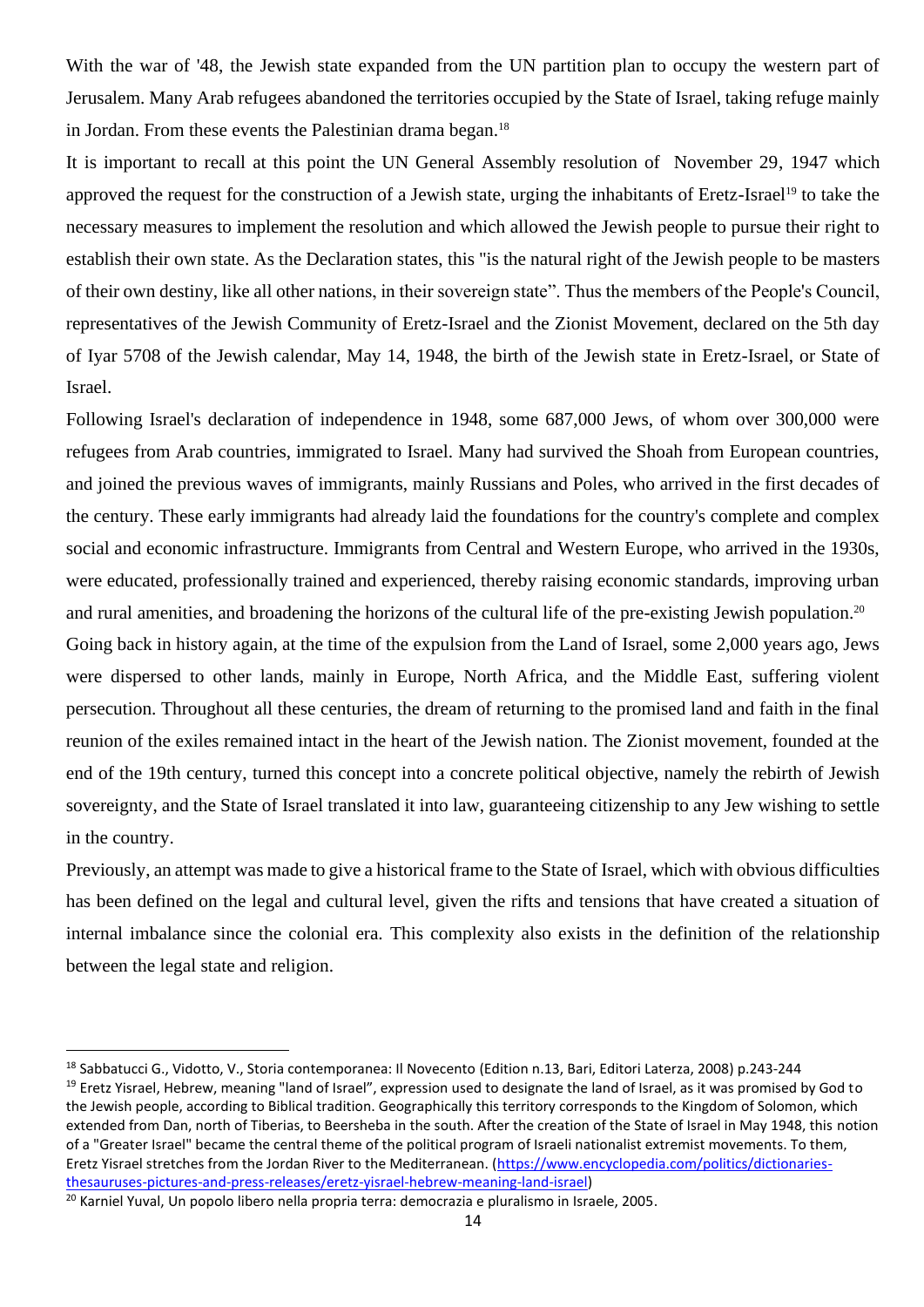With the war of '48, the Jewish state expanded from the UN partition plan to occupy the western part of Jerusalem. Many Arab refugees abandoned the territories occupied by the State of Israel, taking refuge mainly in Jordan. From these events the Palestinian drama began.[18]

It is important to recall at this point the UN General Assembly resolution of November 29, 1947 which approved the request for the construction of a Jewish state, urging the inhabitants of Eretz-Israel[19] to take the necessary measures to implement the resolution and which allowed the Jewish people to pursue their right to establish their own state. As the Declaration states, this "is the natural right of the Jewish people to be masters of their own destiny, like all other nations, in their sovereign state". Thus the members of the People's Council, representatives of the Jewish Community of Eretz-Israel and the Zionist Movement, declared on the 5th day of Iyar 5708 of the Jewish calendar, May 14, 1948, the birth of the Jewish state in Eretz-Israel, or State of Israel.

Following Israel's declaration of independence in 1948, some 687,000 Jews, of whom over 300,000 were refugees from Arab countries, immigrated to Israel. Many had survived the Shoah from European countries, and joined the previous waves of immigrants, mainly Russians and Poles, who arrived in the first decades of the century. These early immigrants had already laid the foundations for the country's complete and complex social and economic infrastructure. Immigrants from Central and Western Europe, who arrived in the 1930s, were educated, professionally trained and experienced, thereby raising economic standards, improving urban and rural amenities, and broadening the horizons of the cultural life of the pre-existing Jewish population.[20]

Going back in history again, at the time of the expulsion from the Land of Israel, some 2,000 years ago, Jews were dispersed to other lands, mainly in Europe, North Africa, and the Middle East, suffering violent persecution. Throughout all these centuries, the dream of returning to the promised land and faith in the final reunion of the exiles remained intact in the heart of the Jewish nation. The Zionist movement, founded at the end of the 19th century, turned this concept into a concrete political objective, namely the rebirth of Jewish sovereignty, and the State of Israel translated it into law, guaranteeing citizenship to any Jew wishing to settle in the country.

Previously, an attempt was made to give a historical frame to the State of Israel, which with obvious difficulties has been defined on the legal and cultural level, given the rifts and tensions that have created a situation of internal imbalance since the colonial era. This complexity also exists in the definition of the relationship between the legal state and religion.

---

[18] Sabbatucci G., Vidotto, V., Storia contemporanea: Il Novecento (Edition n.13, Bari, Editori Laterza, 2008) p.243-244

[19] Eretz Yisrael, Hebrew, meaning "land of Israel", expression used to designate the land of Israel, as it was promised by God to the Jewish people, according to Biblical tradition. Geographically this territory corresponds to the Kingdom of Solomon, which extended from Dan, north of Tiberias, to Beersheba in the south. After the creation of the State of Israel in May 1948, this notion of a "Greater Israel" became the central theme of the political program of Israeli nationalist extremist movements. To them, Eretz Yisrael stretches from the Jordan River to the Mediterranean. (https://www.encyclopedia.com/politics/dictionaries-thesauruses-pictures-and-press-releases/eretz-yisrael-hebrew-meaning-land-israel)

[20] Karniel Yuval, Un popolo libero nella propria terra: democrazia e pluralismo in Israele, 2005.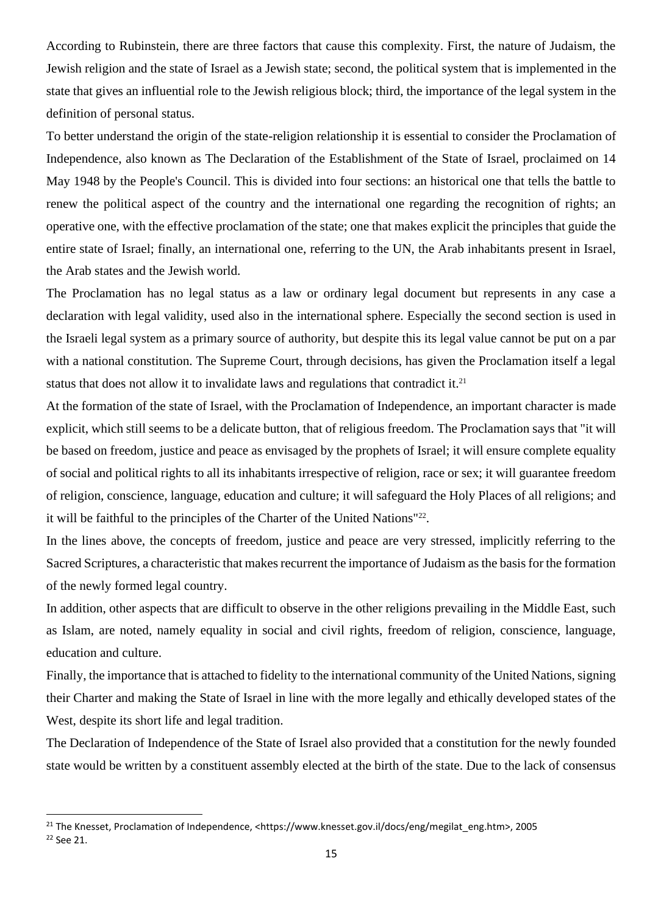According to Rubinstein, there are three factors that cause this complexity. First, the nature of Judaism, the Jewish religion and the state of Israel as a Jewish state; second, the political system that is implemented in the state that gives an influential role to the Jewish religious block; third, the importance of the legal system in the definition of personal status.

To better understand the origin of the state-religion relationship it is essential to consider the Proclamation of Independence, also known as The Declaration of the Establishment of the State of Israel, proclaimed on 14 May 1948 by the People's Council. This is divided into four sections: an historical one that tells the battle to renew the political aspect of the country and the international one regarding the recognition of rights; an operative one, with the effective proclamation of the state; one that makes explicit the principles that guide the entire state of Israel; finally, an international one, referring to the UN, the Arab inhabitants present in Israel, the Arab states and the Jewish world.

The Proclamation has no legal status as a law or ordinary legal document but represents in any case a declaration with legal validity, used also in the international sphere. Especially the second section is used in the Israeli legal system as a primary source of authority, but despite this its legal value cannot be put on a par with a national constitution. The Supreme Court, through decisions, has given the Proclamation itself a legal status that does not allow it to invalidate laws and regulations that contradict it.[21]

At the formation of the state of Israel, with the Proclamation of Independence, an important character is made explicit, which still seems to be a delicate button, that of religious freedom. The Proclamation says that "it will be based on freedom, justice and peace as envisaged by the prophets of Israel; it will ensure complete equality of social and political rights to all its inhabitants irrespective of religion, race or sex; it will guarantee freedom of religion, conscience, language, education and culture; it will safeguard the Holy Places of all religions; and it will be faithful to the principles of the Charter of the United Nations"[22].

In the lines above, the concepts of freedom, justice and peace are very stressed, implicitly referring to the Sacred Scriptures, a characteristic that makes recurrent the importance of Judaism as the basis for the formation of the newly formed legal country.

In addition, other aspects that are difficult to observe in the other religions prevailing in the Middle East, such as Islam, are noted, namely equality in social and civil rights, freedom of religion, conscience, language, education and culture.

Finally, the importance that is attached to fidelity to the international community of the United Nations, signing their Charter and making the State of Israel in line with the more legally and ethically developed states of the West, despite its short life and legal tradition.

The Declaration of Independence of the State of Israel also provided that a constitution for the newly founded state would be written by a constituent assembly elected at the birth of the state. Due to the lack of consensus

---

[21] The Knesset, Proclamation of Independence, <https://www.knesset.gov.il/docs/eng/megilat_eng.htm>, 2005

[22] See 21.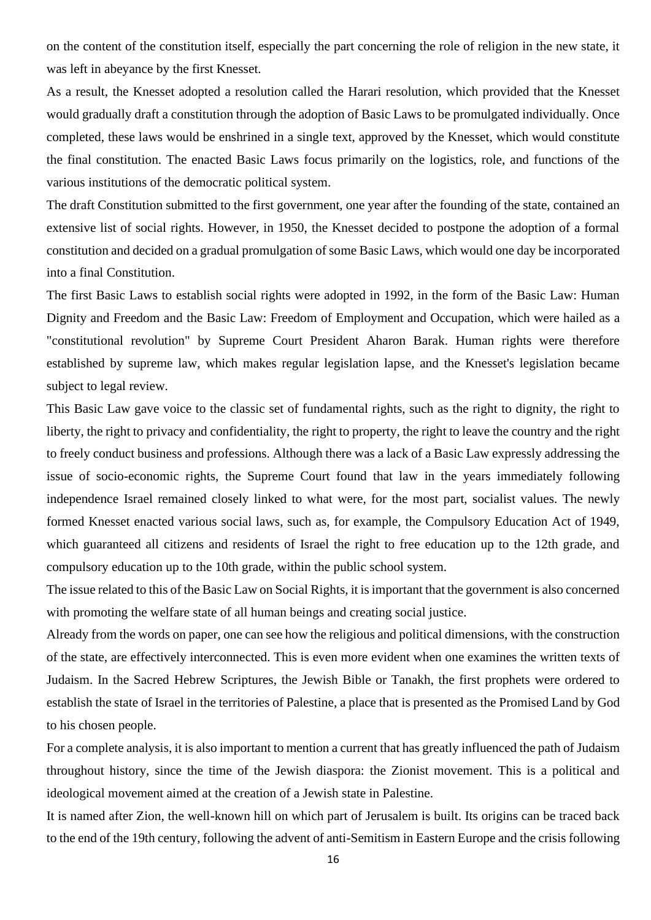on the content of the constitution itself, especially the part concerning the role of religion in the new state, it was left in abeyance by the first Knesset.

As a result, the Knesset adopted a resolution called the Harari resolution, which provided that the Knesset would gradually draft a constitution through the adoption of Basic Laws to be promulgated individually. Once completed, these laws would be enshrined in a single text, approved by the Knesset, which would constitute the final constitution. The enacted Basic Laws focus primarily on the logistics, role, and functions of the various institutions of the democratic political system.

The draft Constitution submitted to the first government, one year after the founding of the state, contained an extensive list of social rights. However, in 1950, the Knesset decided to postpone the adoption of a formal constitution and decided on a gradual promulgation of some Basic Laws, which would one day be incorporated into a final Constitution.

The first Basic Laws to establish social rights were adopted in 1992, in the form of the Basic Law: Human Dignity and Freedom and the Basic Law: Freedom of Employment and Occupation, which were hailed as a "constitutional revolution" by Supreme Court President Aharon Barak. Human rights were therefore established by supreme law, which makes regular legislation lapse, and the Knesset's legislation became subject to legal review.

This Basic Law gave voice to the classic set of fundamental rights, such as the right to dignity, the right to liberty, the right to privacy and confidentiality, the right to property, the right to leave the country and the right to freely conduct business and professions. Although there was a lack of a Basic Law expressly addressing the issue of socio-economic rights, the Supreme Court found that law in the years immediately following independence Israel remained closely linked to what were, for the most part, socialist values. The newly formed Knesset enacted various social laws, such as, for example, the Compulsory Education Act of 1949, which guaranteed all citizens and residents of Israel the right to free education up to the 12th grade, and compulsory education up to the 10th grade, within the public school system.

The issue related to this of the Basic Law on Social Rights, it is important that the government is also concerned with promoting the welfare state of all human beings and creating social justice.

Already from the words on paper, one can see how the religious and political dimensions, with the construction of the state, are effectively interconnected. This is even more evident when one examines the written texts of Judaism. In the Sacred Hebrew Scriptures, the Jewish Bible or Tanakh, the first prophets were ordered to establish the state of Israel in the territories of Palestine, a place that is presented as the Promised Land by God to his chosen people.

For a complete analysis, it is also important to mention a current that has greatly influenced the path of Judaism throughout history, since the time of the Jewish diaspora: the Zionist movement. This is a political and ideological movement aimed at the creation of a Jewish state in Palestine.

It is named after Zion, the well-known hill on which part of Jerusalem is built. Its origins can be traced back to the end of the 19th century, following the advent of anti-Semitism in Eastern Europe and the crisis following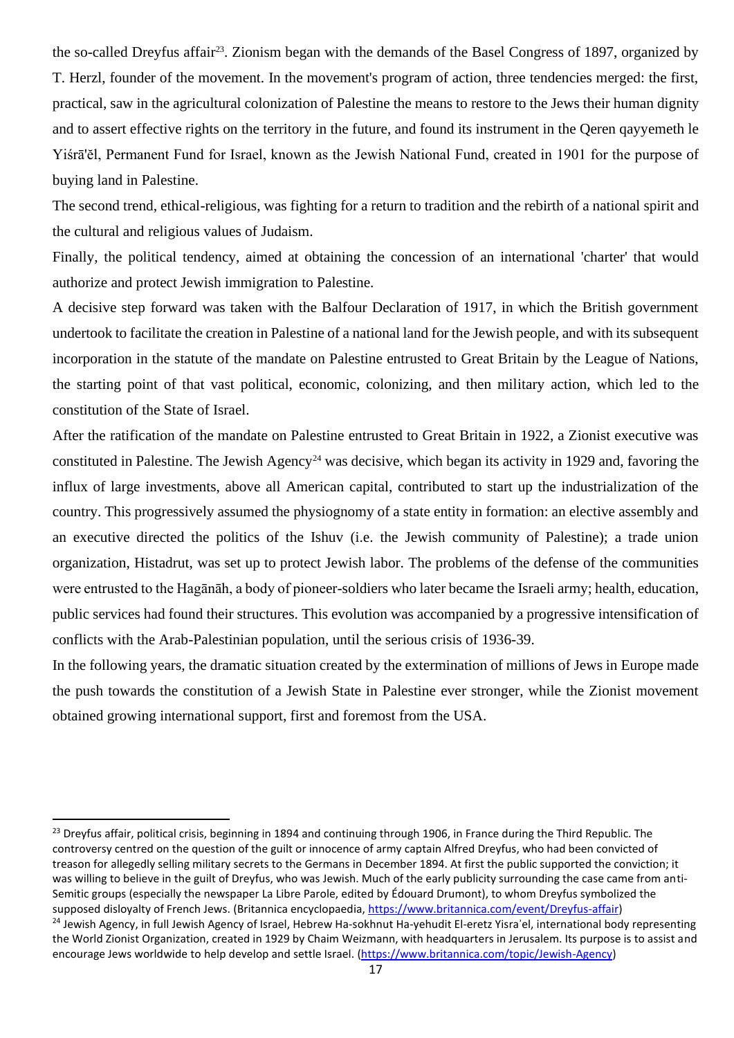the so-called Dreyfus affair[23]. Zionism began with the demands of the Basel Congress of 1897, organized by T. Herzl, founder of the movement. In the movement's program of action, three tendencies merged: the first, practical, saw in the agricultural colonization of Palestine the means to restore to the Jews their human dignity and to assert effective rights on the territory in the future, and found its instrument in the Qeren qayyemeth le Yiśrā'ĕl, Permanent Fund for Israel, known as the Jewish National Fund, created in 1901 for the purpose of buying land in Palestine.

The second trend, ethical-religious, was fighting for a return to tradition and the rebirth of a national spirit and the cultural and religious values of Judaism.

Finally, the political tendency, aimed at obtaining the concession of an international 'charter' that would authorize and protect Jewish immigration to Palestine.

A decisive step forward was taken with the Balfour Declaration of 1917, in which the British government undertook to facilitate the creation in Palestine of a national land for the Jewish people, and with its subsequent incorporation in the statute of the mandate on Palestine entrusted to Great Britain by the League of Nations, the starting point of that vast political, economic, colonizing, and then military action, which led to the constitution of the State of Israel.

After the ratification of the mandate on Palestine entrusted to Great Britain in 1922, a Zionist executive was constituted in Palestine. The Jewish Agency[24] was decisive, which began its activity in 1929 and, favoring the influx of large investments, above all American capital, contributed to start up the industrialization of the country. This progressively assumed the physiognomy of a state entity in formation: an elective assembly and an executive directed the politics of the Ishuv (i.e. the Jewish community of Palestine); a trade union organization, Histadrut, was set up to protect Jewish labor. The problems of the defense of the communities were entrusted to the Hagānāh, a body of pioneer-soldiers who later became the Israeli army; health, education, public services had found their structures. This evolution was accompanied by a progressive intensification of conflicts with the Arab-Palestinian population, until the serious crisis of 1936-39.

In the following years, the dramatic situation created by the extermination of millions of Jews in Europe made the push towards the constitution of a Jewish State in Palestine ever stronger, while the Zionist movement obtained growing international support, first and foremost from the USA.

---

[23] Dreyfus affair, political crisis, beginning in 1894 and continuing through 1906, in France during the Third Republic. The controversy centred on the question of the guilt or innocence of army captain Alfred Dreyfus, who had been convicted of treason for allegedly selling military secrets to the Germans in December 1894. At first the public supported the conviction; it was willing to believe in the guilt of Dreyfus, who was Jewish. Much of the early publicity surrounding the case came from anti-Semitic groups (especially the newspaper La Libre Parole, edited by Édouard Drumont), to whom Dreyfus symbolized the supposed disloyalty of French Jews. (Britannica encyclopaedia, https://www.britannica.com/event/Dreyfus-affair)

[24] Jewish Agency, in full Jewish Agency of Israel, Hebrew Ha-sokhnut Ha-yehudit El-eretz Yisraʾel, international body representing the World Zionist Organization, created in 1929 by Chaim Weizmann, with headquarters in Jerusalem. Its purpose is to assist and encourage Jews worldwide to help develop and settle Israel. (https://www.britannica.com/topic/Jewish-Agency)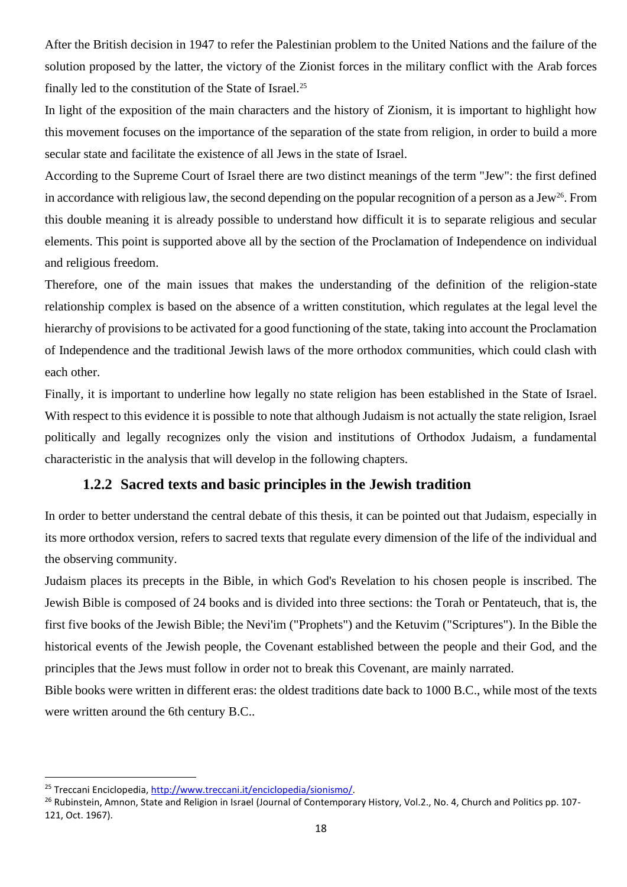After the British decision in 1947 to refer the Palestinian problem to the United Nations and the failure of the solution proposed by the latter, the victory of the Zionist forces in the military conflict with the Arab forces finally led to the constitution of the State of Israel.[25]

In light of the exposition of the main characters and the history of Zionism, it is important to highlight how this movement focuses on the importance of the separation of the state from religion, in order to build a more secular state and facilitate the existence of all Jews in the state of Israel.

According to the Supreme Court of Israel there are two distinct meanings of the term "Jew": the first defined in accordance with religious law, the second depending on the popular recognition of a person as a Jew[26]. From this double meaning it is already possible to understand how difficult it is to separate religious and secular elements. This point is supported above all by the section of the Proclamation of Independence on individual and religious freedom.

Therefore, one of the main issues that makes the understanding of the definition of the religion-state relationship complex is based on the absence of a written constitution, which regulates at the legal level the hierarchy of provisions to be activated for a good functioning of the state, taking into account the Proclamation of Independence and the traditional Jewish laws of the more orthodox communities, which could clash with each other.

Finally, it is important to underline how legally no state religion has been established in the State of Israel. With respect to this evidence it is possible to note that although Judaism is not actually the state religion, Israel politically and legally recognizes only the vision and institutions of Orthodox Judaism, a fundamental characteristic in the analysis that will develop in the following chapters.

### 1.2.2 Sacred texts and basic principles in the Jewish tradition

In order to better understand the central debate of this thesis, it can be pointed out that Judaism, especially in its more orthodox version, refers to sacred texts that regulate every dimension of the life of the individual and the observing community.

Judaism places its precepts in the Bible, in which God's Revelation to his chosen people is inscribed. The Jewish Bible is composed of 24 books and is divided into three sections: the Torah or Pentateuch, that is, the first five books of the Jewish Bible; the Nevi'im ("Prophets") and the Ketuvim ("Scriptures"). In the Bible the historical events of the Jewish people, the Covenant established between the people and their God, and the principles that the Jews must follow in order not to break this Covenant, are mainly narrated.

Bible books were written in different eras: the oldest traditions date back to 1000 B.C., while most of the texts were written around the 6th century B.C..

---

[25] Treccani Enciclopedia, http://www.treccani.it/enciclopedia/sionismo/.

[26] Rubinstein, Amnon, State and Religion in Israel (Journal of Contemporary History, Vol.2., No. 4, Church and Politics pp. 107-121, Oct. 1967).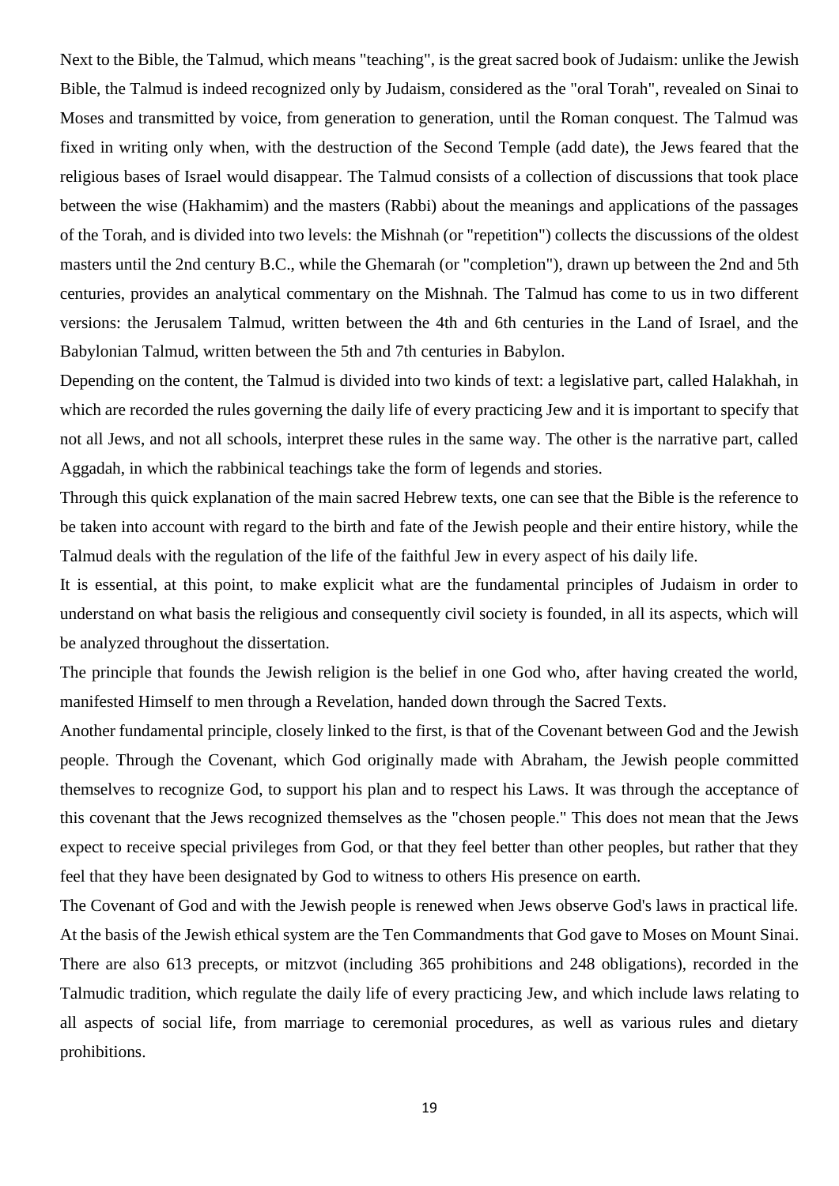Next to the Bible, the Talmud, which means "teaching", is the great sacred book of Judaism: unlike the Jewish Bible, the Talmud is indeed recognized only by Judaism, considered as the "oral Torah", revealed on Sinai to Moses and transmitted by voice, from generation to generation, until the Roman conquest. The Talmud was fixed in writing only when, with the destruction of the Second Temple (add date), the Jews feared that the religious bases of Israel would disappear. The Talmud consists of a collection of discussions that took place between the wise (Hakhamim) and the masters (Rabbi) about the meanings and applications of the passages of the Torah, and is divided into two levels: the Mishnah (or "repetition") collects the discussions of the oldest masters until the 2nd century B.C., while the Ghemarah (or "completion"), drawn up between the 2nd and 5th centuries, provides an analytical commentary on the Mishnah. The Talmud has come to us in two different versions: the Jerusalem Talmud, written between the 4th and 6th centuries in the Land of Israel, and the Babylonian Talmud, written between the 5th and 7th centuries in Babylon.

Depending on the content, the Talmud is divided into two kinds of text: a legislative part, called Halakhah, in which are recorded the rules governing the daily life of every practicing Jew and it is important to specify that not all Jews, and not all schools, interpret these rules in the same way. The other is the narrative part, called Aggadah, in which the rabbinical teachings take the form of legends and stories.

Through this quick explanation of the main sacred Hebrew texts, one can see that the Bible is the reference to be taken into account with regard to the birth and fate of the Jewish people and their entire history, while the Talmud deals with the regulation of the life of the faithful Jew in every aspect of his daily life.

It is essential, at this point, to make explicit what are the fundamental principles of Judaism in order to understand on what basis the religious and consequently civil society is founded, in all its aspects, which will be analyzed throughout the dissertation.

The principle that founds the Jewish religion is the belief in one God who, after having created the world, manifested Himself to men through a Revelation, handed down through the Sacred Texts.

Another fundamental principle, closely linked to the first, is that of the Covenant between God and the Jewish people. Through the Covenant, which God originally made with Abraham, the Jewish people committed themselves to recognize God, to support his plan and to respect his Laws. It was through the acceptance of this covenant that the Jews recognized themselves as the "chosen people." This does not mean that the Jews expect to receive special privileges from God, or that they feel better than other peoples, but rather that they feel that they have been designated by God to witness to others His presence on earth.

The Covenant of God and with the Jewish people is renewed when Jews observe God's laws in practical life. At the basis of the Jewish ethical system are the Ten Commandments that God gave to Moses on Mount Sinai. There are also 613 precepts, or mitzvot (including 365 prohibitions and 248 obligations), recorded in the Talmudic tradition, which regulate the daily life of every practicing Jew, and which include laws relating to all aspects of social life, from marriage to ceremonial procedures, as well as various rules and dietary prohibitions.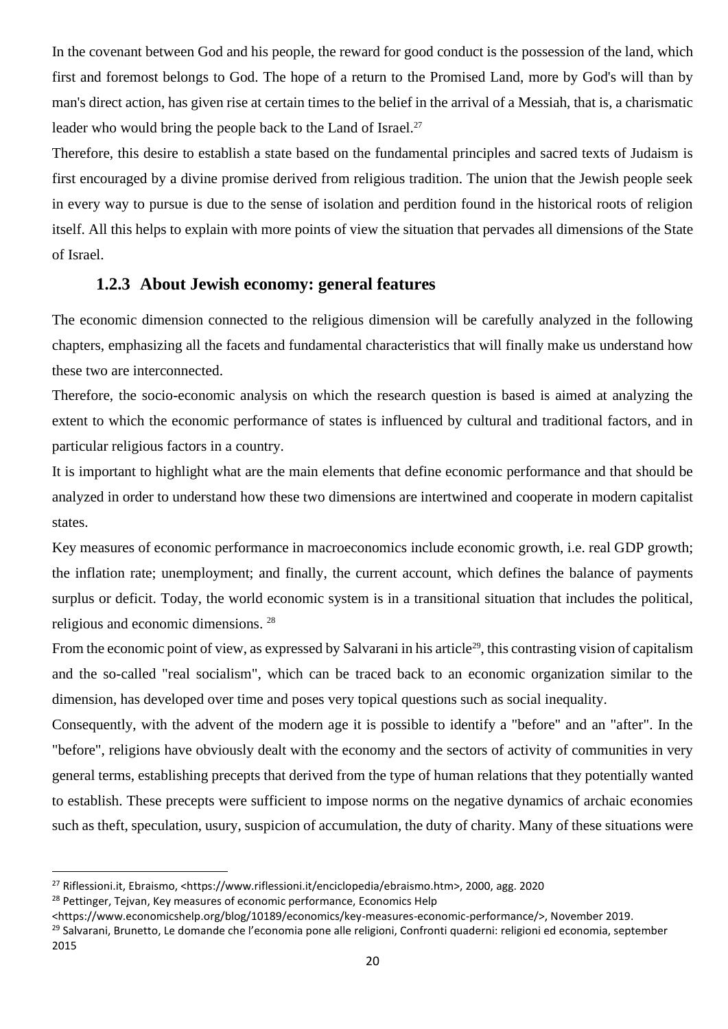In the covenant between God and his people, the reward for good conduct is the possession of the land, which first and foremost belongs to God. The hope of a return to the Promised Land, more by God's will than by man's direct action, has given rise at certain times to the belief in the arrival of a Messiah, that is, a charismatic leader who would bring the people back to the Land of Israel.[27]

Therefore, this desire to establish a state based on the fundamental principles and sacred texts of Judaism is first encouraged by a divine promise derived from religious tradition. The union that the Jewish people seek in every way to pursue is due to the sense of isolation and perdition found in the historical roots of religion itself. All this helps to explain with more points of view the situation that pervades all dimensions of the State of Israel.

### 1.2.3 About Jewish economy: general features

The economic dimension connected to the religious dimension will be carefully analyzed in the following chapters, emphasizing all the facets and fundamental characteristics that will finally make us understand how these two are interconnected.

Therefore, the socio-economic analysis on which the research question is based is aimed at analyzing the extent to which the economic performance of states is influenced by cultural and traditional factors, and in particular religious factors in a country.

It is important to highlight what are the main elements that define economic performance and that should be analyzed in order to understand how these two dimensions are intertwined and cooperate in modern capitalist states.

Key measures of economic performance in macroeconomics include economic growth, i.e. real GDP growth; the inflation rate; unemployment; and finally, the current account, which defines the balance of payments surplus or deficit. Today, the world economic system is in a transitional situation that includes the political, religious and economic dimensions. [28]

From the economic point of view, as expressed by Salvarani in his article[29], this contrasting vision of capitalism and the so-called "real socialism", which can be traced back to an economic organization similar to the dimension, has developed over time and poses very topical questions such as social inequality.

Consequently, with the advent of the modern age it is possible to identify a "before" and an "after". In the "before", religions have obviously dealt with the economy and the sectors of activity of communities in very general terms, establishing precepts that derived from the type of human relations that they potentially wanted to establish. These precepts were sufficient to impose norms on the negative dynamics of archaic economies such as theft, speculation, usury, suspicion of accumulation, the duty of charity. Many of these situations were

---

[27] Riflessioni.it, Ebraismo, <https://www.riflessioni.it/enciclopedia/ebraismo.htm>, 2000, agg. 2020

[28] Pettinger, Tejvan, Key measures of economic performance, Economics Help <https://www.economicshelp.org/blog/10189/economics/key-measures-economic-performance/>, November 2019.

[29] Salvarani, Brunetto, Le domande che l'economia pone alle religioni, Confronti quaderni: religioni ed economia, september 2015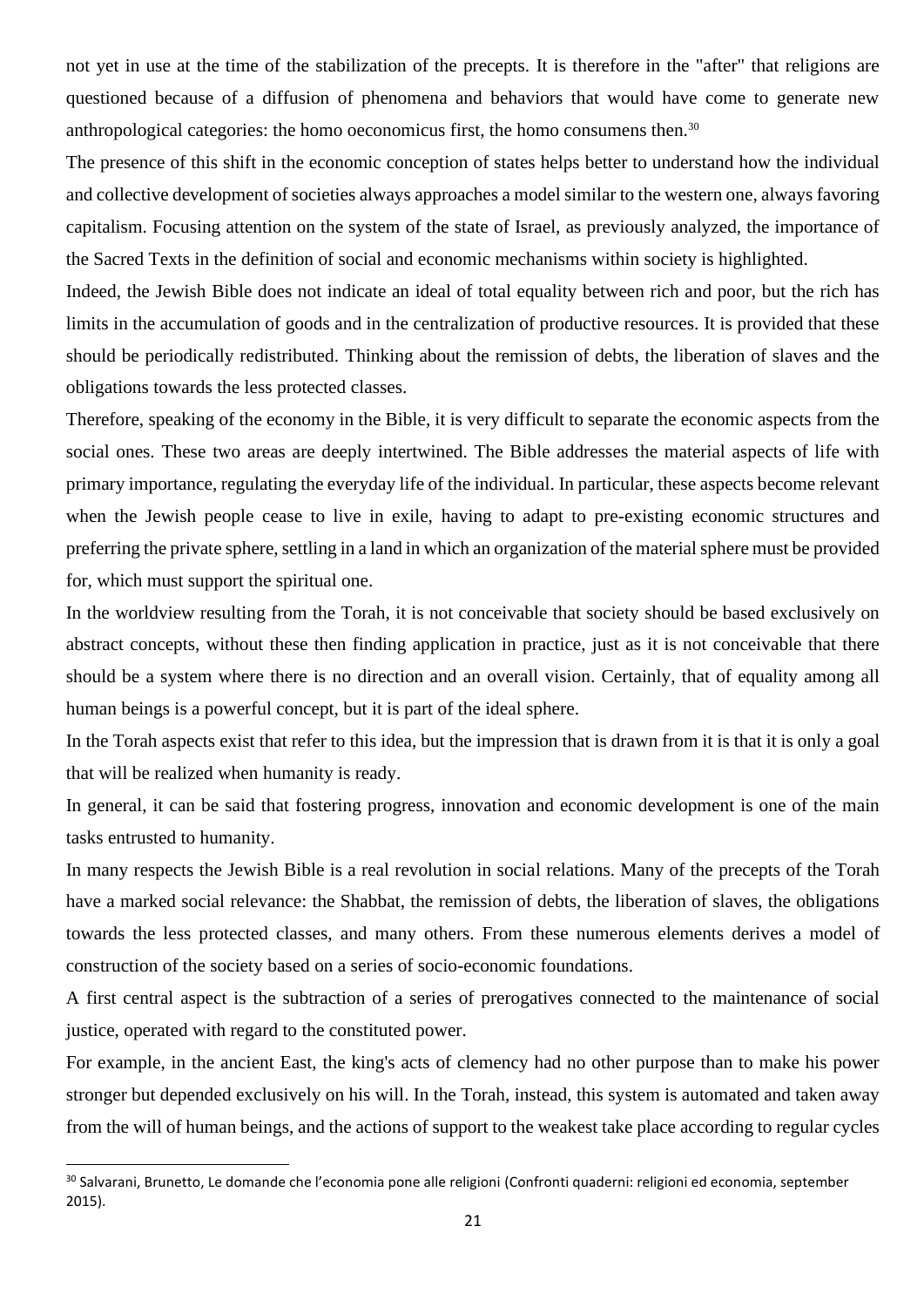not yet in use at the time of the stabilization of the precepts. It is therefore in the "after" that religions are questioned because of a diffusion of phenomena and behaviors that would have come to generate new anthropological categories: the homo oeconomicus first, the homo consumens then.[30]

The presence of this shift in the economic conception of states helps better to understand how the individual and collective development of societies always approaches a model similar to the western one, always favoring capitalism. Focusing attention on the system of the state of Israel, as previously analyzed, the importance of the Sacred Texts in the definition of social and economic mechanisms within society is highlighted.

Indeed, the Jewish Bible does not indicate an ideal of total equality between rich and poor, but the rich has limits in the accumulation of goods and in the centralization of productive resources. It is provided that these should be periodically redistributed. Thinking about the remission of debts, the liberation of slaves and the obligations towards the less protected classes.

Therefore, speaking of the economy in the Bible, it is very difficult to separate the economic aspects from the social ones. These two areas are deeply intertwined. The Bible addresses the material aspects of life with primary importance, regulating the everyday life of the individual. In particular, these aspects become relevant when the Jewish people cease to live in exile, having to adapt to pre-existing economic structures and preferring the private sphere, settling in a land in which an organization of the material sphere must be provided for, which must support the spiritual one.

In the worldview resulting from the Torah, it is not conceivable that society should be based exclusively on abstract concepts, without these then finding application in practice, just as it is not conceivable that there should be a system where there is no direction and an overall vision. Certainly, that of equality among all human beings is a powerful concept, but it is part of the ideal sphere.

In the Torah aspects exist that refer to this idea, but the impression that is drawn from it is that it is only a goal that will be realized when humanity is ready.

In general, it can be said that fostering progress, innovation and economic development is one of the main tasks entrusted to humanity.

In many respects the Jewish Bible is a real revolution in social relations. Many of the precepts of the Torah have a marked social relevance: the Shabbat, the remission of debts, the liberation of slaves, the obligations towards the less protected classes, and many others. From these numerous elements derives a model of construction of the society based on a series of socio-economic foundations.

A first central aspect is the subtraction of a series of prerogatives connected to the maintenance of social justice, operated with regard to the constituted power.

For example, in the ancient East, the king's acts of clemency had no other purpose than to make his power stronger but depended exclusively on his will. In the Torah, instead, this system is automated and taken away from the will of human beings, and the actions of support to the weakest take place according to regular cycles

---

[30] Salvarani, Brunetto, Le domande che l'economia pone alle religioni (Confronti quaderni: religioni ed economia, september 2015).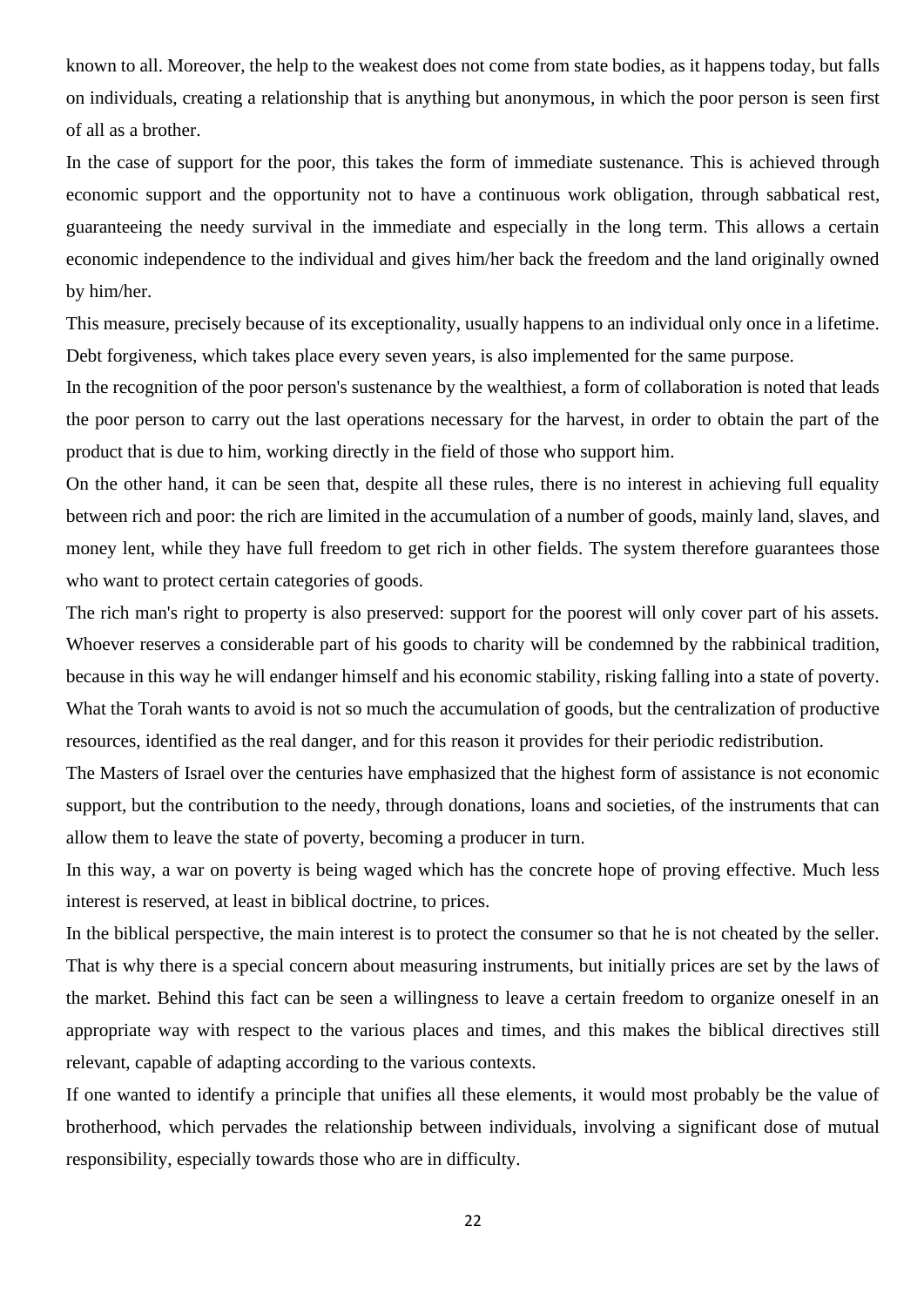known to all. Moreover, the help to the weakest does not come from state bodies, as it happens today, but falls on individuals, creating a relationship that is anything but anonymous, in which the poor person is seen first of all as a brother.

In the case of support for the poor, this takes the form of immediate sustenance. This is achieved through economic support and the opportunity not to have a continuous work obligation, through sabbatical rest, guaranteeing the needy survival in the immediate and especially in the long term. This allows a certain economic independence to the individual and gives him/her back the freedom and the land originally owned by him/her.

This measure, precisely because of its exceptionality, usually happens to an individual only once in a lifetime. Debt forgiveness, which takes place every seven years, is also implemented for the same purpose.

In the recognition of the poor person's sustenance by the wealthiest, a form of collaboration is noted that leads the poor person to carry out the last operations necessary for the harvest, in order to obtain the part of the product that is due to him, working directly in the field of those who support him.

On the other hand, it can be seen that, despite all these rules, there is no interest in achieving full equality between rich and poor: the rich are limited in the accumulation of a number of goods, mainly land, slaves, and money lent, while they have full freedom to get rich in other fields. The system therefore guarantees those who want to protect certain categories of goods.

The rich man's right to property is also preserved: support for the poorest will only cover part of his assets. Whoever reserves a considerable part of his goods to charity will be condemned by the rabbinical tradition, because in this way he will endanger himself and his economic stability, risking falling into a state of poverty. What the Torah wants to avoid is not so much the accumulation of goods, but the centralization of productive resources, identified as the real danger, and for this reason it provides for their periodic redistribution.

The Masters of Israel over the centuries have emphasized that the highest form of assistance is not economic support, but the contribution to the needy, through donations, loans and societies, of the instruments that can allow them to leave the state of poverty, becoming a producer in turn.

In this way, a war on poverty is being waged which has the concrete hope of proving effective. Much less interest is reserved, at least in biblical doctrine, to prices.

In the biblical perspective, the main interest is to protect the consumer so that he is not cheated by the seller. That is why there is a special concern about measuring instruments, but initially prices are set by the laws of the market. Behind this fact can be seen a willingness to leave a certain freedom to organize oneself in an appropriate way with respect to the various places and times, and this makes the biblical directives still relevant, capable of adapting according to the various contexts.

If one wanted to identify a principle that unifies all these elements, it would most probably be the value of brotherhood, which pervades the relationship between individuals, involving a significant dose of mutual responsibility, especially towards those who are in difficulty.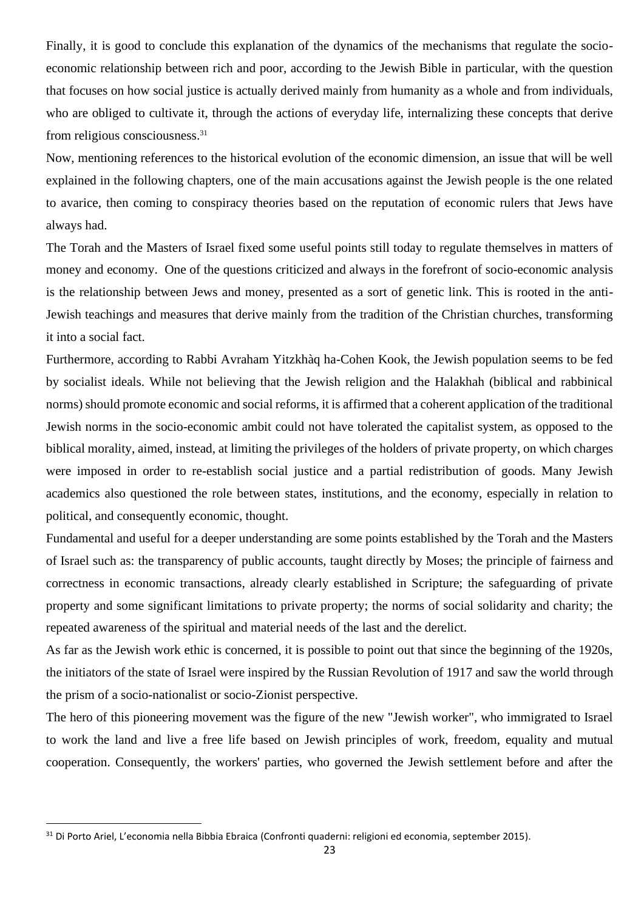Finally, it is good to conclude this explanation of the dynamics of the mechanisms that regulate the socio-economic relationship between rich and poor, according to the Jewish Bible in particular, with the question that focuses on how social justice is actually derived mainly from humanity as a whole and from individuals, who are obliged to cultivate it, through the actions of everyday life, internalizing these concepts that derive from religious consciousness.[31]

Now, mentioning references to the historical evolution of the economic dimension, an issue that will be well explained in the following chapters, one of the main accusations against the Jewish people is the one related to avarice, then coming to conspiracy theories based on the reputation of economic rulers that Jews have always had.

The Torah and the Masters of Israel fixed some useful points still today to regulate themselves in matters of money and economy. One of the questions criticized and always in the forefront of socio-economic analysis is the relationship between Jews and money, presented as a sort of genetic link. This is rooted in the anti-Jewish teachings and measures that derive mainly from the tradition of the Christian churches, transforming it into a social fact.

Furthermore, according to Rabbi Avraham Yitzkhàq ha-Cohen Kook, the Jewish population seems to be fed by socialist ideals. While not believing that the Jewish religion and the Halakhah (biblical and rabbinical norms) should promote economic and social reforms, it is affirmed that a coherent application of the traditional Jewish norms in the socio-economic ambit could not have tolerated the capitalist system, as opposed to the biblical morality, aimed, instead, at limiting the privileges of the holders of private property, on which charges were imposed in order to re-establish social justice and a partial redistribution of goods. Many Jewish academics also questioned the role between states, institutions, and the economy, especially in relation to political, and consequently economic, thought.

Fundamental and useful for a deeper understanding are some points established by the Torah and the Masters of Israel such as: the transparency of public accounts, taught directly by Moses; the principle of fairness and correctness in economic transactions, already clearly established in Scripture; the safeguarding of private property and some significant limitations to private property; the norms of social solidarity and charity; the repeated awareness of the spiritual and material needs of the last and the derelict.

As far as the Jewish work ethic is concerned, it is possible to point out that since the beginning of the 1920s, the initiators of the state of Israel were inspired by the Russian Revolution of 1917 and saw the world through the prism of a socio-nationalist or socio-Zionist perspective.

The hero of this pioneering movement was the figure of the new "Jewish worker", who immigrated to Israel to work the land and live a free life based on Jewish principles of work, freedom, equality and mutual cooperation. Consequently, the workers' parties, who governed the Jewish settlement before and after the

[31] Di Porto Ariel, L'economia nella Bibbia Ebraica (Confronti quaderni: religioni ed economia, september 2015).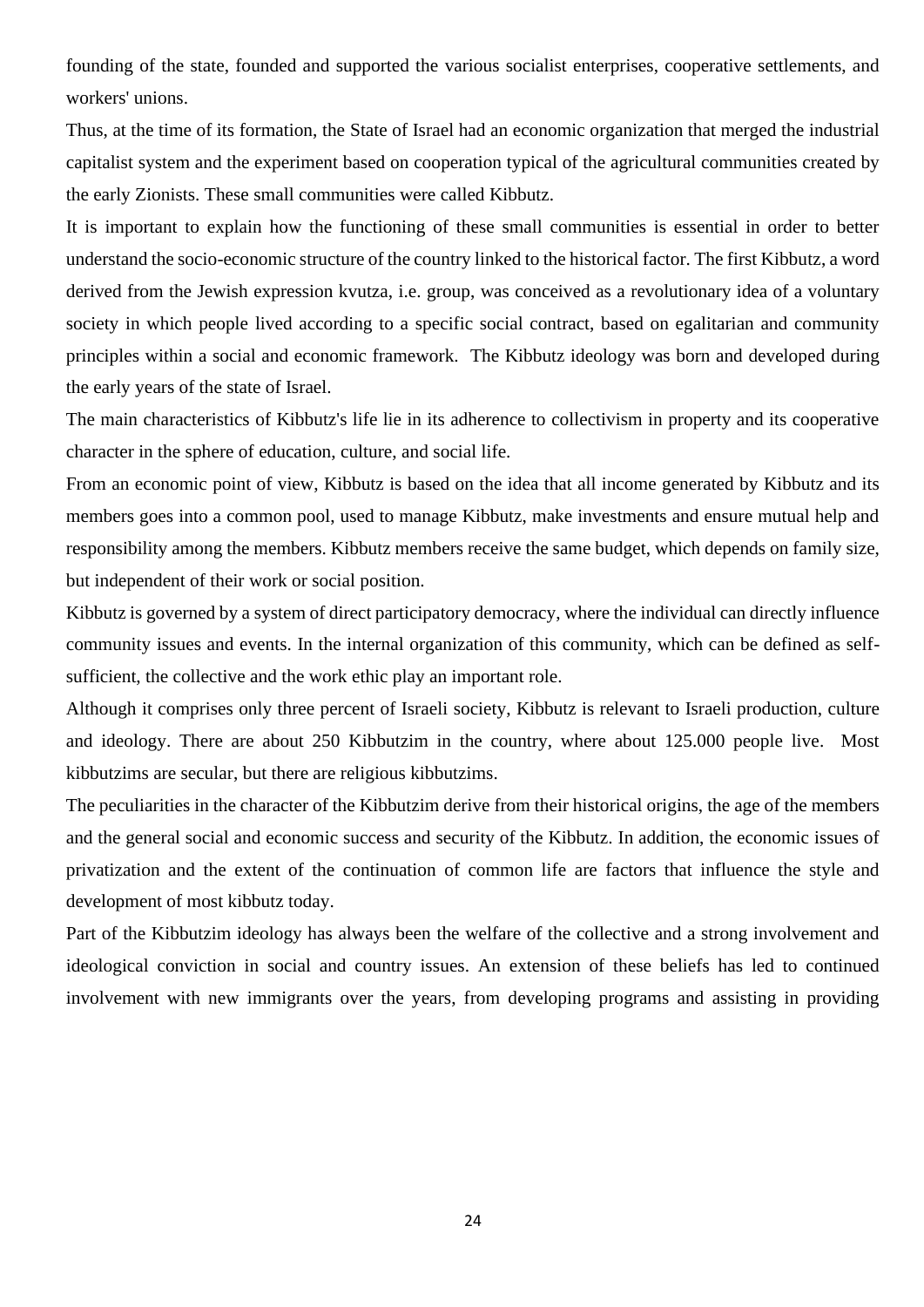founding of the state, founded and supported the various socialist enterprises, cooperative settlements, and workers' unions.

Thus, at the time of its formation, the State of Israel had an economic organization that merged the industrial capitalist system and the experiment based on cooperation typical of the agricultural communities created by the early Zionists. These small communities were called Kibbutz.

It is important to explain how the functioning of these small communities is essential in order to better understand the socio-economic structure of the country linked to the historical factor. The first Kibbutz, a word derived from the Jewish expression kvutza, i.e. group, was conceived as a revolutionary idea of a voluntary society in which people lived according to a specific social contract, based on egalitarian and community principles within a social and economic framework. The Kibbutz ideology was born and developed during the early years of the state of Israel.

The main characteristics of Kibbutz's life lie in its adherence to collectivism in property and its cooperative character in the sphere of education, culture, and social life.

From an economic point of view, Kibbutz is based on the idea that all income generated by Kibbutz and its members goes into a common pool, used to manage Kibbutz, make investments and ensure mutual help and responsibility among the members. Kibbutz members receive the same budget, which depends on family size, but independent of their work or social position.

Kibbutz is governed by a system of direct participatory democracy, where the individual can directly influence community issues and events. In the internal organization of this community, which can be defined as self-sufficient, the collective and the work ethic play an important role.

Although it comprises only three percent of Israeli society, Kibbutz is relevant to Israeli production, culture and ideology. There are about 250 Kibbutzim in the country, where about 125.000 people live. Most kibbutzims are secular, but there are religious kibbutzims.

The peculiarities in the character of the Kibbutzim derive from their historical origins, the age of the members and the general social and economic success and security of the Kibbutz. In addition, the economic issues of privatization and the extent of the continuation of common life are factors that influence the style and development of most kibbutz today.

Part of the Kibbutzim ideology has always been the welfare of the collective and a strong involvement and ideological conviction in social and country issues. An extension of these beliefs has led to continued involvement with new immigrants over the years, from developing programs and assisting in providing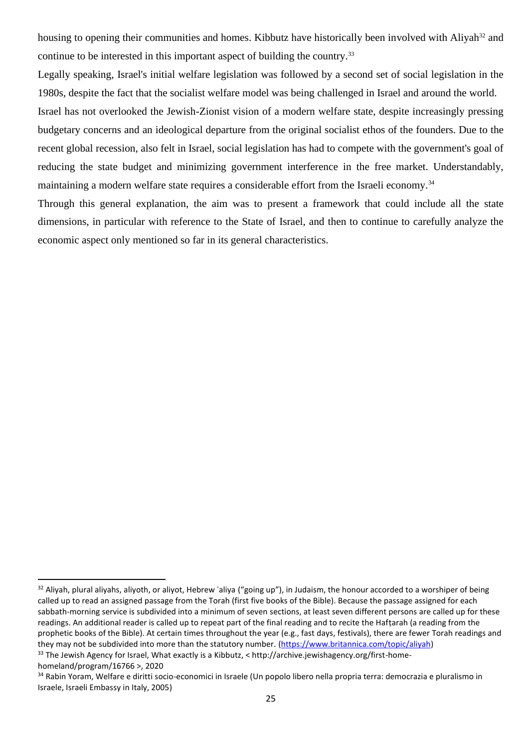housing to opening their communities and homes. Kibbutz have historically been involved with Aliyah[32] and continue to be interested in this important aspect of building the country.[33]

Legally speaking, Israel's initial welfare legislation was followed by a second set of social legislation in the 1980s, despite the fact that the socialist welfare model was being challenged in Israel and around the world.

Israel has not overlooked the Jewish-Zionist vision of a modern welfare state, despite increasingly pressing budgetary concerns and an ideological departure from the original socialist ethos of the founders. Due to the recent global recession, also felt in Israel, social legislation has had to compete with the government's goal of reducing the state budget and minimizing government interference in the free market. Understandably, maintaining a modern welfare state requires a considerable effort from the Israeli economy.[34]

Through this general explanation, the aim was to present a framework that could include all the state dimensions, in particular with reference to the State of Israel, and then to continue to carefully analyze the economic aspect only mentioned so far in its general characteristics.

---

[32] Aliyah, plural aliyahs, aliyoth, or aliyot, Hebrew ʿaliya ("going up"), in Judaism, the honour accorded to a worshiper of being called up to read an assigned passage from the Torah (first five books of the Bible). Because the passage assigned for each sabbath-morning service is subdivided into a minimum of seven sections, at least seven different persons are called up for these readings. An additional reader is called up to repeat part of the final reading and to recite the Hafṭarah (a reading from the prophetic books of the Bible). At certain times throughout the year (e.g., fast days, festivals), there are fewer Torah readings and they may not be subdivided into more than the statutory number. (https://www.britannica.com/topic/aliyah)

[33] The Jewish Agency for Israel, What exactly is a Kibbutz, < http://archive.jewishagency.org/first-home-homeland/program/16766 >, 2020

[34] Rabin Yoram, Welfare e diritti socio-economici in Israele (Un popolo libero nella propria terra: democrazia e pluralismo in Israele, Israeli Embassy in Italy, 2005)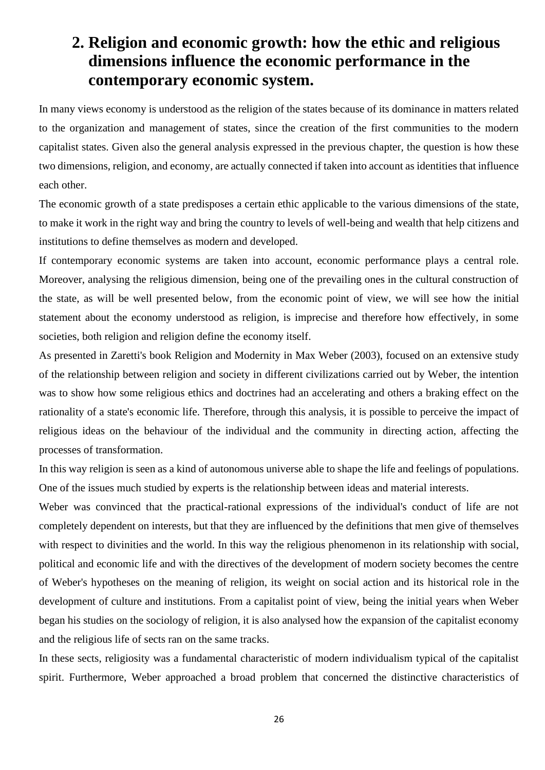## 2. Religion and economic growth: how the ethic and religious dimensions influence the economic performance in the contemporary economic system.

In many views economy is understood as the religion of the states because of its dominance in matters related to the organization and management of states, since the creation of the first communities to the modern capitalist states. Given also the general analysis expressed in the previous chapter, the question is how these two dimensions, religion, and economy, are actually connected if taken into account as identities that influence each other.

The economic growth of a state predisposes a certain ethic applicable to the various dimensions of the state, to make it work in the right way and bring the country to levels of well-being and wealth that help citizens and institutions to define themselves as modern and developed.

If contemporary economic systems are taken into account, economic performance plays a central role. Moreover, analysing the religious dimension, being one of the prevailing ones in the cultural construction of the state, as will be well presented below, from the economic point of view, we will see how the initial statement about the economy understood as religion, is imprecise and therefore how effectively, in some societies, both religion and religion define the economy itself.

As presented in Zaretti's book Religion and Modernity in Max Weber (2003), focused on an extensive study of the relationship between religion and society in different civilizations carried out by Weber, the intention was to show how some religious ethics and doctrines had an accelerating and others a braking effect on the rationality of a state's economic life. Therefore, through this analysis, it is possible to perceive the impact of religious ideas on the behaviour of the individual and the community in directing action, affecting the processes of transformation.

In this way religion is seen as a kind of autonomous universe able to shape the life and feelings of populations. One of the issues much studied by experts is the relationship between ideas and material interests.

Weber was convinced that the practical-rational expressions of the individual's conduct of life are not completely dependent on interests, but that they are influenced by the definitions that men give of themselves with respect to divinities and the world. In this way the religious phenomenon in its relationship with social, political and economic life and with the directives of the development of modern society becomes the centre of Weber's hypotheses on the meaning of religion, its weight on social action and its historical role in the development of culture and institutions. From a capitalist point of view, being the initial years when Weber began his studies on the sociology of religion, it is also analysed how the expansion of the capitalist economy and the religious life of sects ran on the same tracks.

In these sects, religiosity was a fundamental characteristic of modern individualism typical of the capitalist spirit. Furthermore, Weber approached a broad problem that concerned the distinctive characteristics of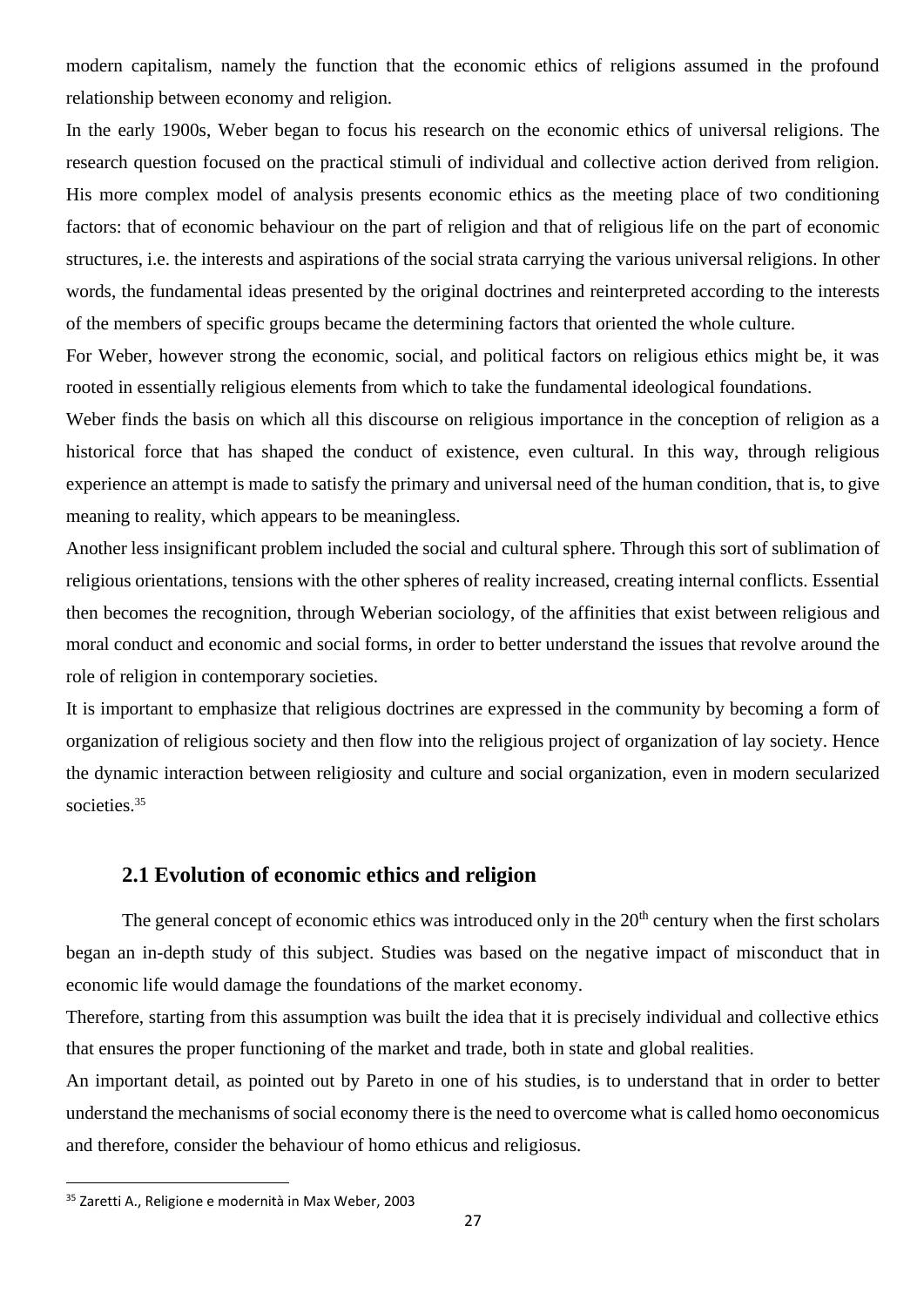modern capitalism, namely the function that the economic ethics of religions assumed in the profound relationship between economy and religion.

In the early 1900s, Weber began to focus his research on the economic ethics of universal religions. The research question focused on the practical stimuli of individual and collective action derived from religion. His more complex model of analysis presents economic ethics as the meeting place of two conditioning factors: that of economic behaviour on the part of religion and that of religious life on the part of economic structures, i.e. the interests and aspirations of the social strata carrying the various universal religions. In other words, the fundamental ideas presented by the original doctrines and reinterpreted according to the interests of the members of specific groups became the determining factors that oriented the whole culture.

For Weber, however strong the economic, social, and political factors on religious ethics might be, it was rooted in essentially religious elements from which to take the fundamental ideological foundations.

Weber finds the basis on which all this discourse on religious importance in the conception of religion as a historical force that has shaped the conduct of existence, even cultural. In this way, through religious experience an attempt is made to satisfy the primary and universal need of the human condition, that is, to give meaning to reality, which appears to be meaningless.

Another less insignificant problem included the social and cultural sphere. Through this sort of sublimation of religious orientations, tensions with the other spheres of reality increased, creating internal conflicts. Essential then becomes the recognition, through Weberian sociology, of the affinities that exist between religious and moral conduct and economic and social forms, in order to better understand the issues that revolve around the role of religion in contemporary societies.

It is important to emphasize that religious doctrines are expressed in the community by becoming a form of organization of religious society and then flow into the religious project of organization of lay society. Hence the dynamic interaction between religiosity and culture and social organization, even in modern secularized societies.[35]

## 2.1 Evolution of economic ethics and religion

The general concept of economic ethics was introduced only in the 20th century when the first scholars began an in-depth study of this subject. Studies was based on the negative impact of misconduct that in economic life would damage the foundations of the market economy.

Therefore, starting from this assumption was built the idea that it is precisely individual and collective ethics that ensures the proper functioning of the market and trade, both in state and global realities.

An important detail, as pointed out by Pareto in one of his studies, is to understand that in order to better understand the mechanisms of social economy there is the need to overcome what is called homo oeconomicus and therefore, consider the behaviour of homo ethicus and religiosus.

---

[35] Zaretti A., Religione e modernità in Max Weber, 2003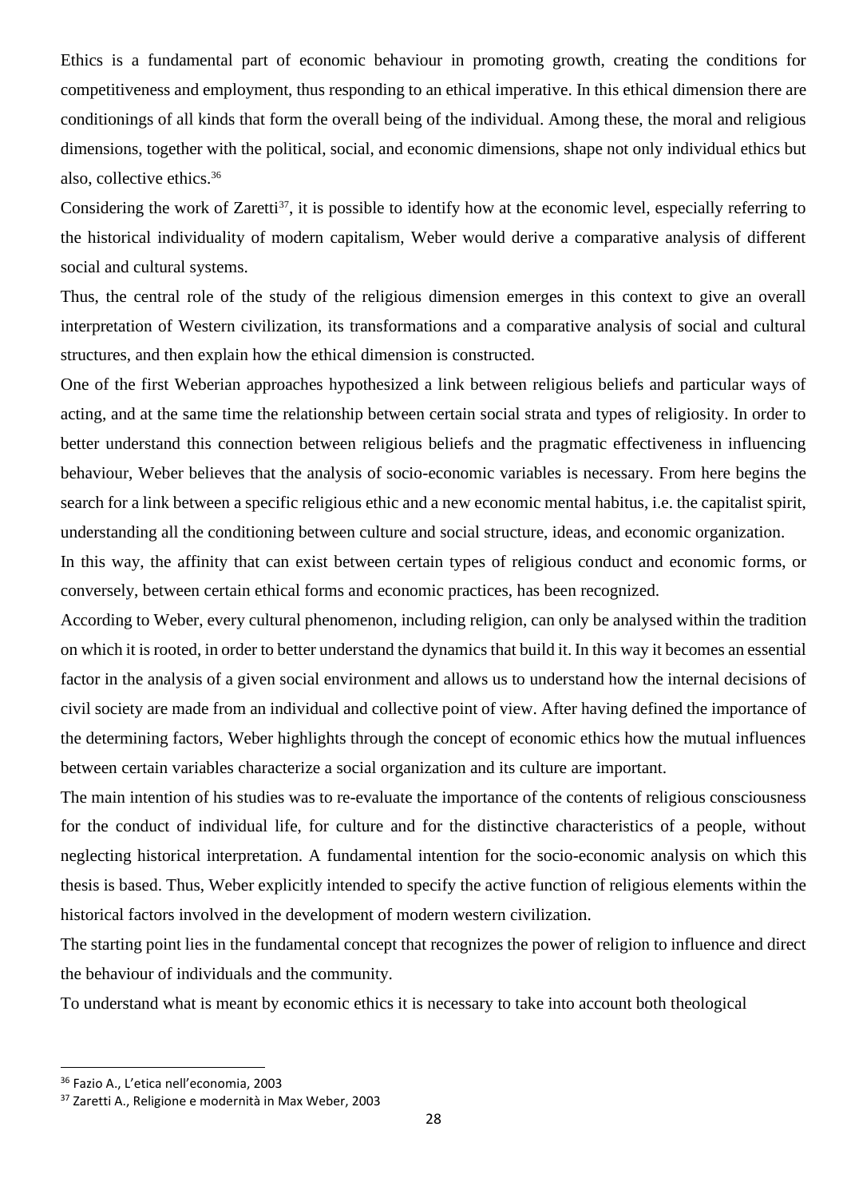Ethics is a fundamental part of economic behaviour in promoting growth, creating the conditions for competitiveness and employment, thus responding to an ethical imperative. In this ethical dimension there are conditionings of all kinds that form the overall being of the individual. Among these, the moral and religious dimensions, together with the political, social, and economic dimensions, shape not only individual ethics but also, collective ethics.[36]

Considering the work of Zaretti[37], it is possible to identify how at the economic level, especially referring to the historical individuality of modern capitalism, Weber would derive a comparative analysis of different social and cultural systems.

Thus, the central role of the study of the religious dimension emerges in this context to give an overall interpretation of Western civilization, its transformations and a comparative analysis of social and cultural structures, and then explain how the ethical dimension is constructed.

One of the first Weberian approaches hypothesized a link between religious beliefs and particular ways of acting, and at the same time the relationship between certain social strata and types of religiosity. In order to better understand this connection between religious beliefs and the pragmatic effectiveness in influencing behaviour, Weber believes that the analysis of socio-economic variables is necessary. From here begins the search for a link between a specific religious ethic and a new economic mental habitus, i.e. the capitalist spirit, understanding all the conditioning between culture and social structure, ideas, and economic organization.

In this way, the affinity that can exist between certain types of religious conduct and economic forms, or conversely, between certain ethical forms and economic practices, has been recognized.

According to Weber, every cultural phenomenon, including religion, can only be analysed within the tradition on which it is rooted, in order to better understand the dynamics that build it. In this way it becomes an essential factor in the analysis of a given social environment and allows us to understand how the internal decisions of civil society are made from an individual and collective point of view. After having defined the importance of the determining factors, Weber highlights through the concept of economic ethics how the mutual influences between certain variables characterize a social organization and its culture are important.

The main intention of his studies was to re-evaluate the importance of the contents of religious consciousness for the conduct of individual life, for culture and for the distinctive characteristics of a people, without neglecting historical interpretation. A fundamental intention for the socio-economic analysis on which this thesis is based. Thus, Weber explicitly intended to specify the active function of religious elements within the historical factors involved in the development of modern western civilization.

The starting point lies in the fundamental concept that recognizes the power of religion to influence and direct the behaviour of individuals and the community.

To understand what is meant by economic ethics it is necessary to take into account both theological

---

[36] Fazio A., L'etica nell'economia, 2003

[37] Zaretti A., Religione e modernità in Max Weber, 2003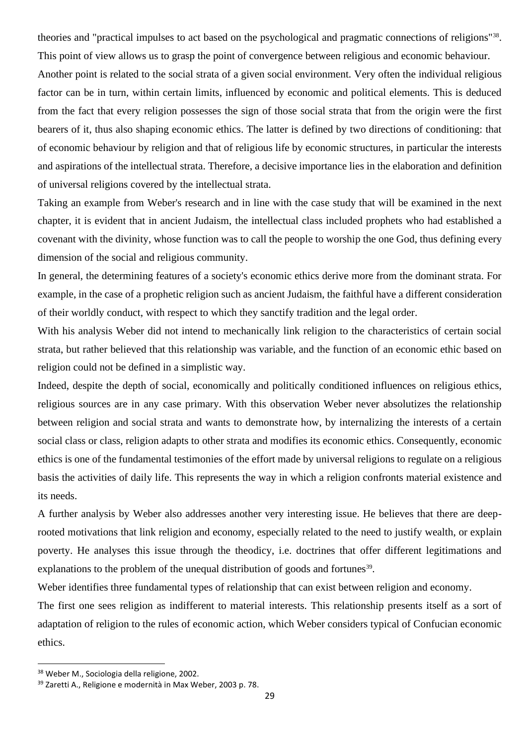theories and "practical impulses to act based on the psychological and pragmatic connections of religions"[38]. This point of view allows us to grasp the point of convergence between religious and economic behaviour.

Another point is related to the social strata of a given social environment. Very often the individual religious factor can be in turn, within certain limits, influenced by economic and political elements. This is deduced from the fact that every religion possesses the sign of those social strata that from the origin were the first bearers of it, thus also shaping economic ethics. The latter is defined by two directions of conditioning: that of economic behaviour by religion and that of religious life by economic structures, in particular the interests and aspirations of the intellectual strata. Therefore, a decisive importance lies in the elaboration and definition of universal religions covered by the intellectual strata.

Taking an example from Weber's research and in line with the case study that will be examined in the next chapter, it is evident that in ancient Judaism, the intellectual class included prophets who had established a covenant with the divinity, whose function was to call the people to worship the one God, thus defining every dimension of the social and religious community.

In general, the determining features of a society's economic ethics derive more from the dominant strata. For example, in the case of a prophetic religion such as ancient Judaism, the faithful have a different consideration of their worldly conduct, with respect to which they sanctify tradition and the legal order.

With his analysis Weber did not intend to mechanically link religion to the characteristics of certain social strata, but rather believed that this relationship was variable, and the function of an economic ethic based on religion could not be defined in a simplistic way.

Indeed, despite the depth of social, economically and politically conditioned influences on religious ethics, religious sources are in any case primary. With this observation Weber never absolutizes the relationship between religion and social strata and wants to demonstrate how, by internalizing the interests of a certain social class or class, religion adapts to other strata and modifies its economic ethics. Consequently, economic ethics is one of the fundamental testimonies of the effort made by universal religions to regulate on a religious basis the activities of daily life. This represents the way in which a religion confronts material existence and its needs.

A further analysis by Weber also addresses another very interesting issue. He believes that there are deep-rooted motivations that link religion and economy, especially related to the need to justify wealth, or explain poverty. He analyses this issue through the theodicy, i.e. doctrines that offer different legitimations and explanations to the problem of the unequal distribution of goods and fortunes[39].

Weber identifies three fundamental types of relationship that can exist between religion and economy.

The first one sees religion as indifferent to material interests. This relationship presents itself as a sort of adaptation of religion to the rules of economic action, which Weber considers typical of Confucian economic ethics.

---

[38] Weber M., Sociologia della religione, 2002.

[39] Zaretti A., Religione e modernità in Max Weber, 2003 p. 78.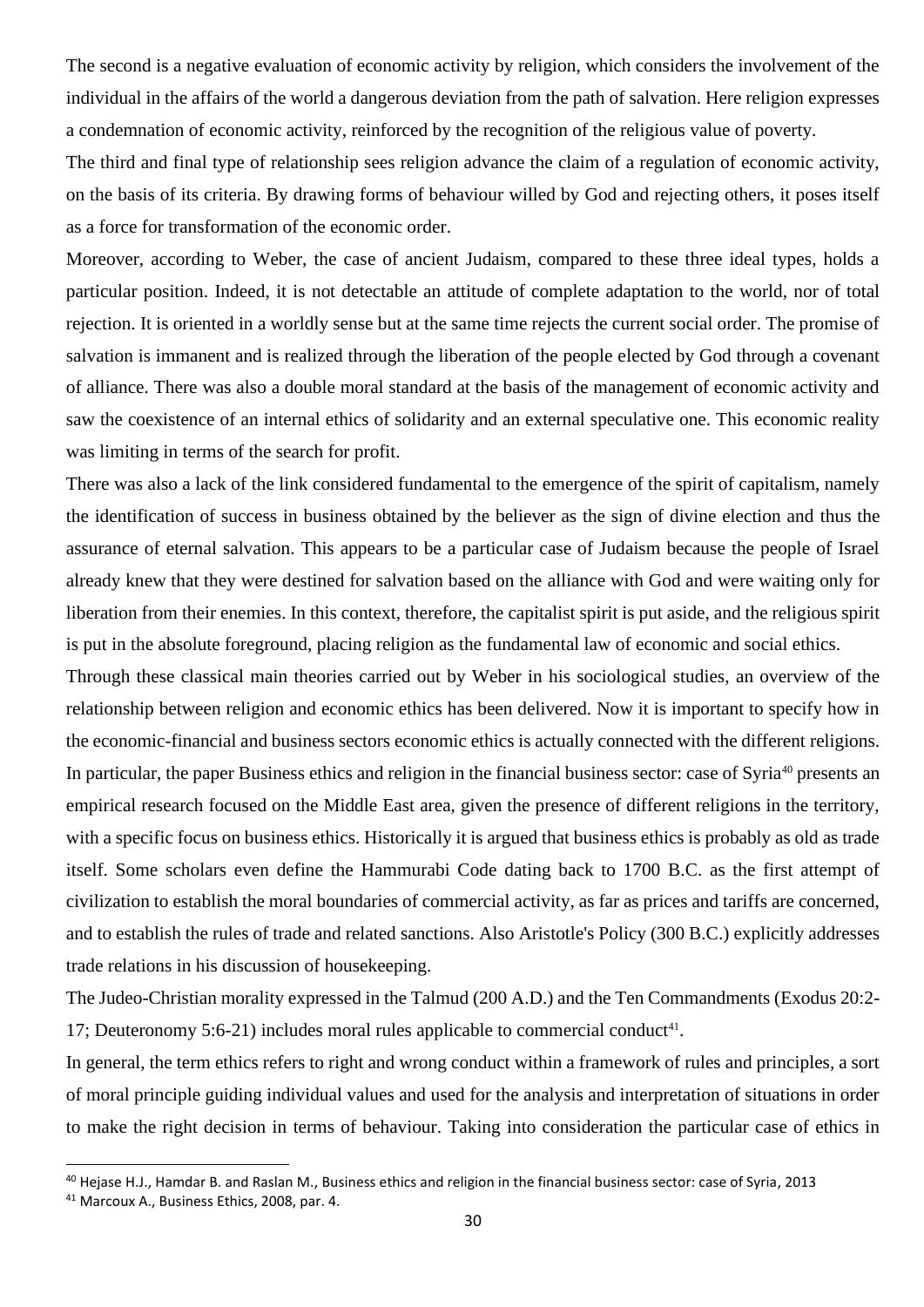The second is a negative evaluation of economic activity by religion, which considers the involvement of the individual in the affairs of the world a dangerous deviation from the path of salvation. Here religion expresses a condemnation of economic activity, reinforced by the recognition of the religious value of poverty.

The third and final type of relationship sees religion advance the claim of a regulation of economic activity, on the basis of its criteria. By drawing forms of behaviour willed by God and rejecting others, it poses itself as a force for transformation of the economic order.

Moreover, according to Weber, the case of ancient Judaism, compared to these three ideal types, holds a particular position. Indeed, it is not detectable an attitude of complete adaptation to the world, nor of total rejection. It is oriented in a worldly sense but at the same time rejects the current social order. The promise of salvation is immanent and is realized through the liberation of the people elected by God through a covenant of alliance. There was also a double moral standard at the basis of the management of economic activity and saw the coexistence of an internal ethics of solidarity and an external speculative one. This economic reality was limiting in terms of the search for profit.

There was also a lack of the link considered fundamental to the emergence of the spirit of capitalism, namely the identification of success in business obtained by the believer as the sign of divine election and thus the assurance of eternal salvation. This appears to be a particular case of Judaism because the people of Israel already knew that they were destined for salvation based on the alliance with God and were waiting only for liberation from their enemies. In this context, therefore, the capitalist spirit is put aside, and the religious spirit is put in the absolute foreground, placing religion as the fundamental law of economic and social ethics.

Through these classical main theories carried out by Weber in his sociological studies, an overview of the relationship between religion and economic ethics has been delivered. Now it is important to specify how in the economic-financial and business sectors economic ethics is actually connected with the different religions. In particular, the paper Business ethics and religion in the financial business sector: case of Syria[40] presents an empirical research focused on the Middle East area, given the presence of different religions in the territory, with a specific focus on business ethics. Historically it is argued that business ethics is probably as old as trade itself. Some scholars even define the Hammurabi Code dating back to 1700 B.C. as the first attempt of civilization to establish the moral boundaries of commercial activity, as far as prices and tariffs are concerned, and to establish the rules of trade and related sanctions. Also Aristotle's Policy (300 B.C.) explicitly addresses trade relations in his discussion of housekeeping.

The Judeo-Christian morality expressed in the Talmud (200 A.D.) and the Ten Commandments (Exodus 20:2-17; Deuteronomy 5:6-21) includes moral rules applicable to commercial conduct[41].

In general, the term ethics refers to right and wrong conduct within a framework of rules and principles, a sort of moral principle guiding individual values and used for the analysis and interpretation of situations in order to make the right decision in terms of behaviour. Taking into consideration the particular case of ethics in

[40] Hejase H.J., Hamdar B. and Raslan M., Business ethics and religion in the financial business sector: case of Syria, 2013

[41] Marcoux A., Business Ethics, 2008, par. 4.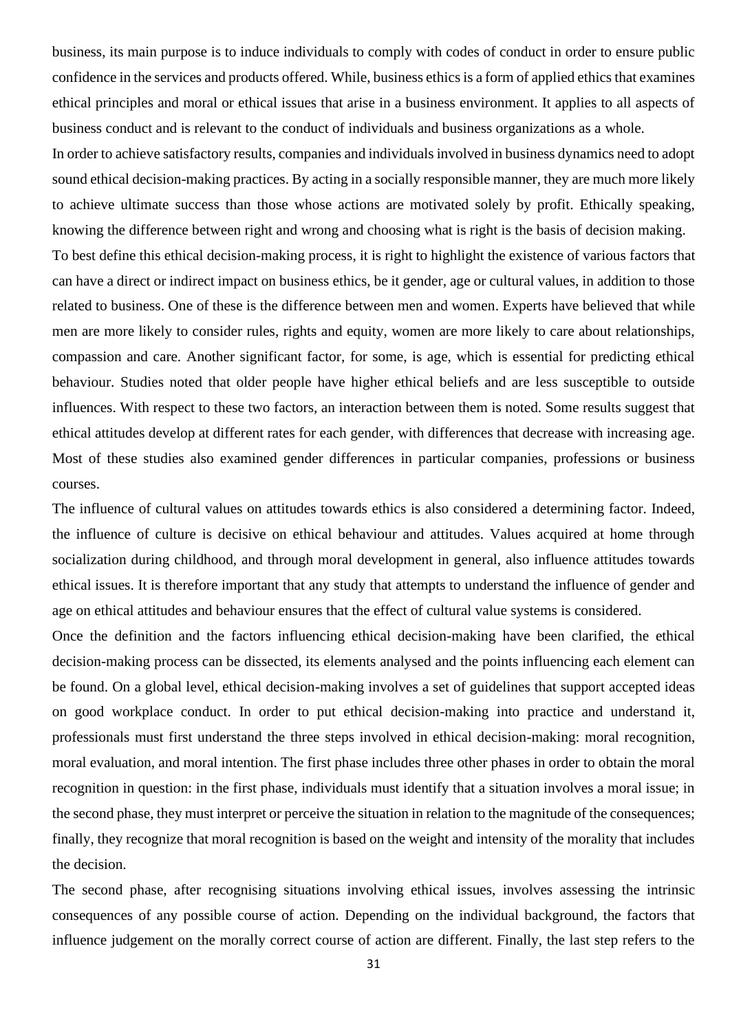business, its main purpose is to induce individuals to comply with codes of conduct in order to ensure public confidence in the services and products offered. While, business ethics is a form of applied ethics that examines ethical principles and moral or ethical issues that arise in a business environment. It applies to all aspects of business conduct and is relevant to the conduct of individuals and business organizations as a whole.

In order to achieve satisfactory results, companies and individuals involved in business dynamics need to adopt sound ethical decision-making practices. By acting in a socially responsible manner, they are much more likely to achieve ultimate success than those whose actions are motivated solely by profit. Ethically speaking, knowing the difference between right and wrong and choosing what is right is the basis of decision making.

To best define this ethical decision-making process, it is right to highlight the existence of various factors that can have a direct or indirect impact on business ethics, be it gender, age or cultural values, in addition to those related to business. One of these is the difference between men and women. Experts have believed that while men are more likely to consider rules, rights and equity, women are more likely to care about relationships, compassion and care. Another significant factor, for some, is age, which is essential for predicting ethical behaviour. Studies noted that older people have higher ethical beliefs and are less susceptible to outside influences. With respect to these two factors, an interaction between them is noted. Some results suggest that ethical attitudes develop at different rates for each gender, with differences that decrease with increasing age. Most of these studies also examined gender differences in particular companies, professions or business courses.

The influence of cultural values on attitudes towards ethics is also considered a determining factor. Indeed, the influence of culture is decisive on ethical behaviour and attitudes. Values acquired at home through socialization during childhood, and through moral development in general, also influence attitudes towards ethical issues. It is therefore important that any study that attempts to understand the influence of gender and age on ethical attitudes and behaviour ensures that the effect of cultural value systems is considered.

Once the definition and the factors influencing ethical decision-making have been clarified, the ethical decision-making process can be dissected, its elements analysed and the points influencing each element can be found. On a global level, ethical decision-making involves a set of guidelines that support accepted ideas on good workplace conduct. In order to put ethical decision-making into practice and understand it, professionals must first understand the three steps involved in ethical decision-making: moral recognition, moral evaluation, and moral intention. The first phase includes three other phases in order to obtain the moral recognition in question: in the first phase, individuals must identify that a situation involves a moral issue; in the second phase, they must interpret or perceive the situation in relation to the magnitude of the consequences; finally, they recognize that moral recognition is based on the weight and intensity of the morality that includes the decision.

The second phase, after recognising situations involving ethical issues, involves assessing the intrinsic consequences of any possible course of action. Depending on the individual background, the factors that influence judgement on the morally correct course of action are different. Finally, the last step refers to the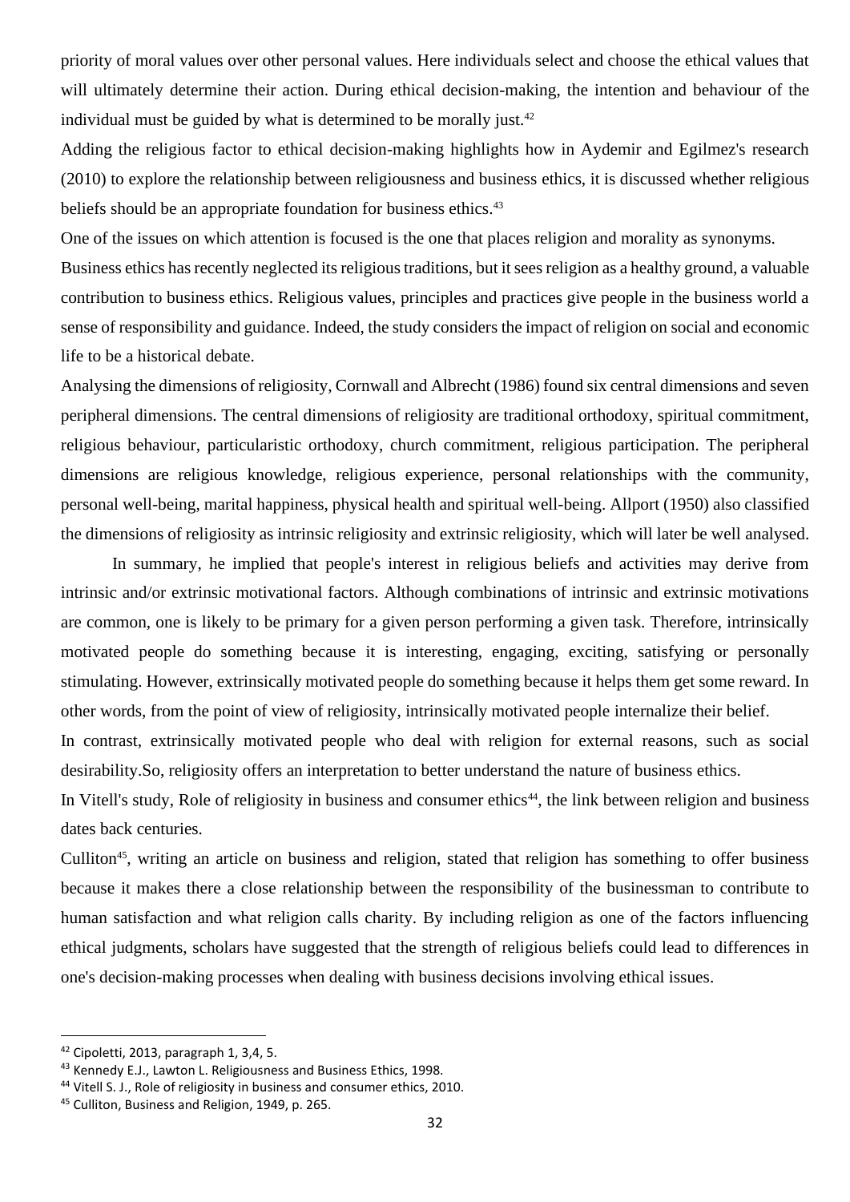priority of moral values over other personal values. Here individuals select and choose the ethical values that will ultimately determine their action. During ethical decision-making, the intention and behaviour of the individual must be guided by what is determined to be morally just.[42]

Adding the religious factor to ethical decision-making highlights how in Aydemir and Egilmez's research (2010) to explore the relationship between religiousness and business ethics, it is discussed whether religious beliefs should be an appropriate foundation for business ethics.[43]

One of the issues on which attention is focused is the one that places religion and morality as synonyms.

Business ethics has recently neglected its religious traditions, but it sees religion as a healthy ground, a valuable contribution to business ethics. Religious values, principles and practices give people in the business world a sense of responsibility and guidance. Indeed, the study considers the impact of religion on social and economic life to be a historical debate.

Analysing the dimensions of religiosity, Cornwall and Albrecht (1986) found six central dimensions and seven peripheral dimensions. The central dimensions of religiosity are traditional orthodoxy, spiritual commitment, religious behaviour, particularistic orthodoxy, church commitment, religious participation. The peripheral dimensions are religious knowledge, religious experience, personal relationships with the community, personal well-being, marital happiness, physical health and spiritual well-being. Allport (1950) also classified the dimensions of religiosity as intrinsic religiosity and extrinsic religiosity, which will later be well analysed.

In summary, he implied that people's interest in religious beliefs and activities may derive from intrinsic and/or extrinsic motivational factors. Although combinations of intrinsic and extrinsic motivations are common, one is likely to be primary for a given person performing a given task. Therefore, intrinsically motivated people do something because it is interesting, engaging, exciting, satisfying or personally stimulating. However, extrinsically motivated people do something because it helps them get some reward. In other words, from the point of view of religiosity, intrinsically motivated people internalize their belief.

In contrast, extrinsically motivated people who deal with religion for external reasons, such as social desirability.So, religiosity offers an interpretation to better understand the nature of business ethics.

In Vitell's study, Role of religiosity in business and consumer ethics[44], the link between religion and business dates back centuries.

Culliton[45], writing an article on business and religion, stated that religion has something to offer business because it makes there a close relationship between the responsibility of the businessman to contribute to human satisfaction and what religion calls charity. By including religion as one of the factors influencing ethical judgments, scholars have suggested that the strength of religious beliefs could lead to differences in one's decision-making processes when dealing with business decisions involving ethical issues.

---

[42] Cipoletti, 2013, paragraph 1, 3,4, 5.

[43] Kennedy E.J., Lawton L. Religiousness and Business Ethics, 1998.

[44] Vitell S. J., Role of religiosity in business and consumer ethics, 2010.

[45] Culliton, Business and Religion, 1949, p. 265.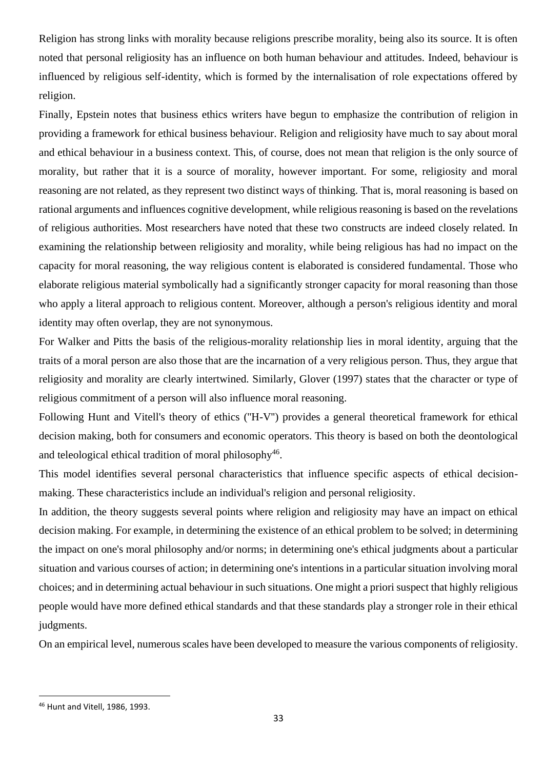Religion has strong links with morality because religions prescribe morality, being also its source. It is often noted that personal religiosity has an influence on both human behaviour and attitudes. Indeed, behaviour is influenced by religious self-identity, which is formed by the internalisation of role expectations offered by religion.

Finally, Epstein notes that business ethics writers have begun to emphasize the contribution of religion in providing a framework for ethical business behaviour. Religion and religiosity have much to say about moral and ethical behaviour in a business context. This, of course, does not mean that religion is the only source of morality, but rather that it is a source of morality, however important. For some, religiosity and moral reasoning are not related, as they represent two distinct ways of thinking. That is, moral reasoning is based on rational arguments and influences cognitive development, while religious reasoning is based on the revelations of religious authorities. Most researchers have noted that these two constructs are indeed closely related. In examining the relationship between religiosity and morality, while being religious has had no impact on the capacity for moral reasoning, the way religious content is elaborated is considered fundamental. Those who elaborate religious material symbolically had a significantly stronger capacity for moral reasoning than those who apply a literal approach to religious content. Moreover, although a person's religious identity and moral identity may often overlap, they are not synonymous.

For Walker and Pitts the basis of the religious-morality relationship lies in moral identity, arguing that the traits of a moral person are also those that are the incarnation of a very religious person. Thus, they argue that religiosity and morality are clearly intertwined. Similarly, Glover (1997) states that the character or type of religious commitment of a person will also influence moral reasoning.

Following Hunt and Vitell's theory of ethics ("H-V") provides a general theoretical framework for ethical decision making, both for consumers and economic operators. This theory is based on both the deontological and teleological ethical tradition of moral philosophy[46].

This model identifies several personal characteristics that influence specific aspects of ethical decision-making. These characteristics include an individual's religion and personal religiosity.

In addition, the theory suggests several points where religion and religiosity may have an impact on ethical decision making. For example, in determining the existence of an ethical problem to be solved; in determining the impact on one's moral philosophy and/or norms; in determining one's ethical judgments about a particular situation and various courses of action; in determining one's intentions in a particular situation involving moral choices; and in determining actual behaviour in such situations. One might a priori suspect that highly religious people would have more defined ethical standards and that these standards play a stronger role in their ethical judgments.

On an empirical level, numerous scales have been developed to measure the various components of religiosity.

[46] Hunt and Vitell, 1986, 1993.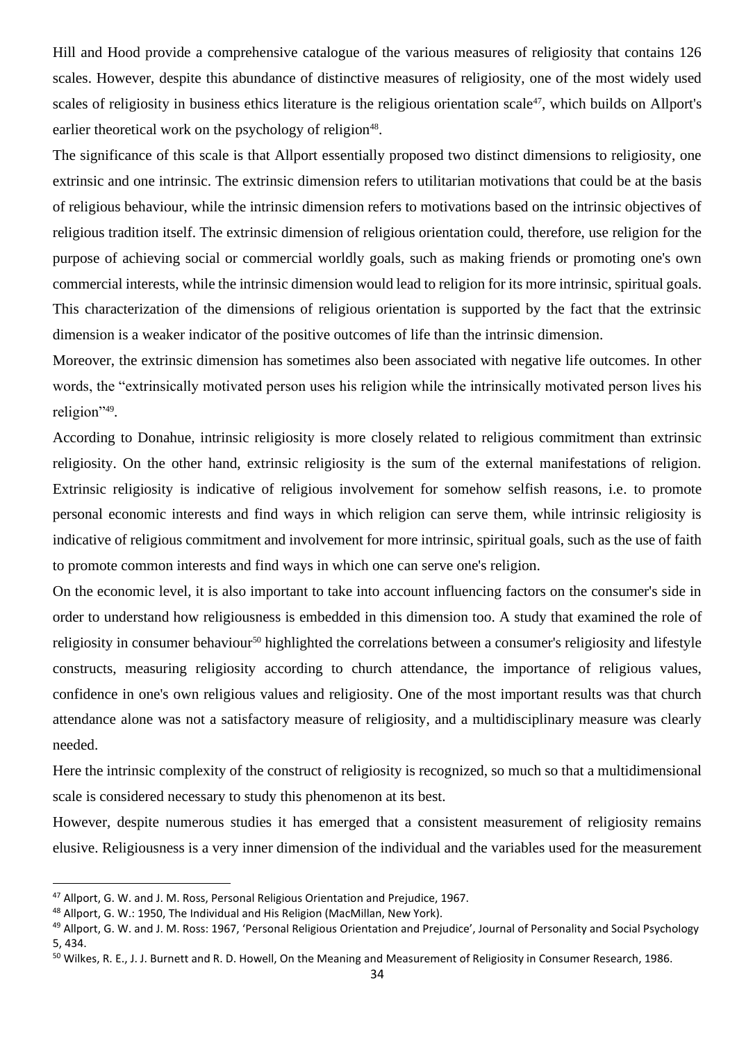Hill and Hood provide a comprehensive catalogue of the various measures of religiosity that contains 126 scales. However, despite this abundance of distinctive measures of religiosity, one of the most widely used scales of religiosity in business ethics literature is the religious orientation scale[47], which builds on Allport's earlier theoretical work on the psychology of religion[48].

The significance of this scale is that Allport essentially proposed two distinct dimensions to religiosity, one extrinsic and one intrinsic. The extrinsic dimension refers to utilitarian motivations that could be at the basis of religious behaviour, while the intrinsic dimension refers to motivations based on the intrinsic objectives of religious tradition itself. The extrinsic dimension of religious orientation could, therefore, use religion for the purpose of achieving social or commercial worldly goals, such as making friends or promoting one's own commercial interests, while the intrinsic dimension would lead to religion for its more intrinsic, spiritual goals. This characterization of the dimensions of religious orientation is supported by the fact that the extrinsic dimension is a weaker indicator of the positive outcomes of life than the intrinsic dimension.

Moreover, the extrinsic dimension has sometimes also been associated with negative life outcomes. In other words, the "extrinsically motivated person uses his religion while the intrinsically motivated person lives his religion"[49].

According to Donahue, intrinsic religiosity is more closely related to religious commitment than extrinsic religiosity. On the other hand, extrinsic religiosity is the sum of the external manifestations of religion. Extrinsic religiosity is indicative of religious involvement for somehow selfish reasons, i.e. to promote personal economic interests and find ways in which religion can serve them, while intrinsic religiosity is indicative of religious commitment and involvement for more intrinsic, spiritual goals, such as the use of faith to promote common interests and find ways in which one can serve one's religion.

On the economic level, it is also important to take into account influencing factors on the consumer's side in order to understand how religiousness is embedded in this dimension too. A study that examined the role of religiosity in consumer behaviour[50] highlighted the correlations between a consumer's religiosity and lifestyle constructs, measuring religiosity according to church attendance, the importance of religious values, confidence in one's own religious values and religiosity. One of the most important results was that church attendance alone was not a satisfactory measure of religiosity, and a multidisciplinary measure was clearly needed.

Here the intrinsic complexity of the construct of religiosity is recognized, so much so that a multidimensional scale is considered necessary to study this phenomenon at its best.

However, despite numerous studies it has emerged that a consistent measurement of religiosity remains elusive. Religiousness is a very inner dimension of the individual and the variables used for the measurement

---

[47] Allport, G. W. and J. M. Ross, Personal Religious Orientation and Prejudice, 1967.

[48] Allport, G. W.: 1950, The Individual and His Religion (MacMillan, New York).

[49] Allport, G. W. and J. M. Ross: 1967, 'Personal Religious Orientation and Prejudice', Journal of Personality and Social Psychology 5, 434.

[50] Wilkes, R. E., J. J. Burnett and R. D. Howell, On the Meaning and Measurement of Religiosity in Consumer Research, 1986.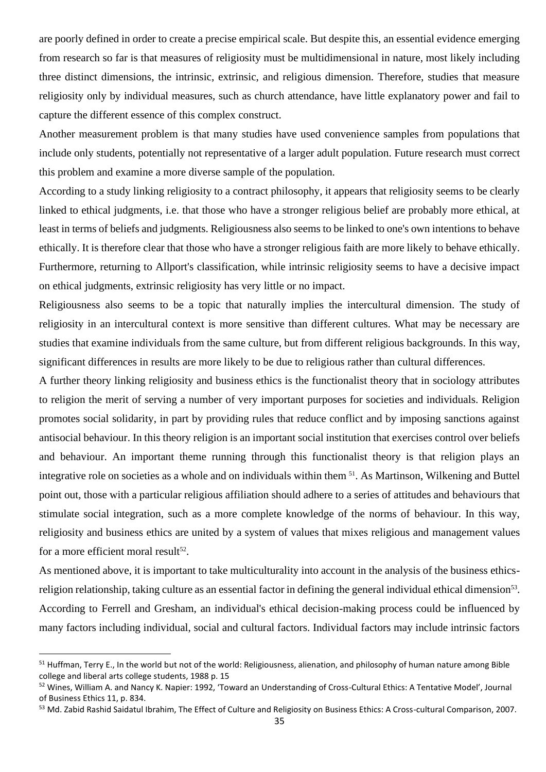are poorly defined in order to create a precise empirical scale. But despite this, an essential evidence emerging from research so far is that measures of religiosity must be multidimensional in nature, most likely including three distinct dimensions, the intrinsic, extrinsic, and religious dimension. Therefore, studies that measure religiosity only by individual measures, such as church attendance, have little explanatory power and fail to capture the different essence of this complex construct.

Another measurement problem is that many studies have used convenience samples from populations that include only students, potentially not representative of a larger adult population. Future research must correct this problem and examine a more diverse sample of the population.

According to a study linking religiosity to a contract philosophy, it appears that religiosity seems to be clearly linked to ethical judgments, i.e. that those who have a stronger religious belief are probably more ethical, at least in terms of beliefs and judgments. Religiousness also seems to be linked to one's own intentions to behave ethically. It is therefore clear that those who have a stronger religious faith are more likely to behave ethically. Furthermore, returning to Allport's classification, while intrinsic religiosity seems to have a decisive impact on ethical judgments, extrinsic religiosity has very little or no impact.

Religiousness also seems to be a topic that naturally implies the intercultural dimension. The study of religiosity in an intercultural context is more sensitive than different cultures. What may be necessary are studies that examine individuals from the same culture, but from different religious backgrounds. In this way, significant differences in results are more likely to be due to religious rather than cultural differences.

A further theory linking religiosity and business ethics is the functionalist theory that in sociology attributes to religion the merit of serving a number of very important purposes for societies and individuals. Religion promotes social solidarity, in part by providing rules that reduce conflict and by imposing sanctions against antisocial behaviour. In this theory religion is an important social institution that exercises control over beliefs and behaviour. An important theme running through this functionalist theory is that religion plays an integrative role on societies as a whole and on individuals within them [51]. As Martinson, Wilkening and Buttel point out, those with a particular religious affiliation should adhere to a series of attitudes and behaviours that stimulate social integration, such as a more complete knowledge of the norms of behaviour. In this way, religiosity and business ethics are united by a system of values that mixes religious and management values for a more efficient moral result[52].

As mentioned above, it is important to take multiculturality into account in the analysis of the business ethics-religion relationship, taking culture as an essential factor in defining the general individual ethical dimension[53]. According to Ferrell and Gresham, an individual's ethical decision-making process could be influenced by many factors including individual, social and cultural factors. Individual factors may include intrinsic factors

---

[51] Huffman, Terry E., In the world but not of the world: Religiousness, alienation, and philosophy of human nature among Bible college and liberal arts college students, 1988 p. 15

[52] Wines, William A. and Nancy K. Napier: 1992, 'Toward an Understanding of Cross-Cultural Ethics: A Tentative Model', Journal of Business Ethics 11, p. 834.

[53] Md. Zabid Rashid Saidatul Ibrahim, The Effect of Culture and Religiosity on Business Ethics: A Cross-cultural Comparison, 2007.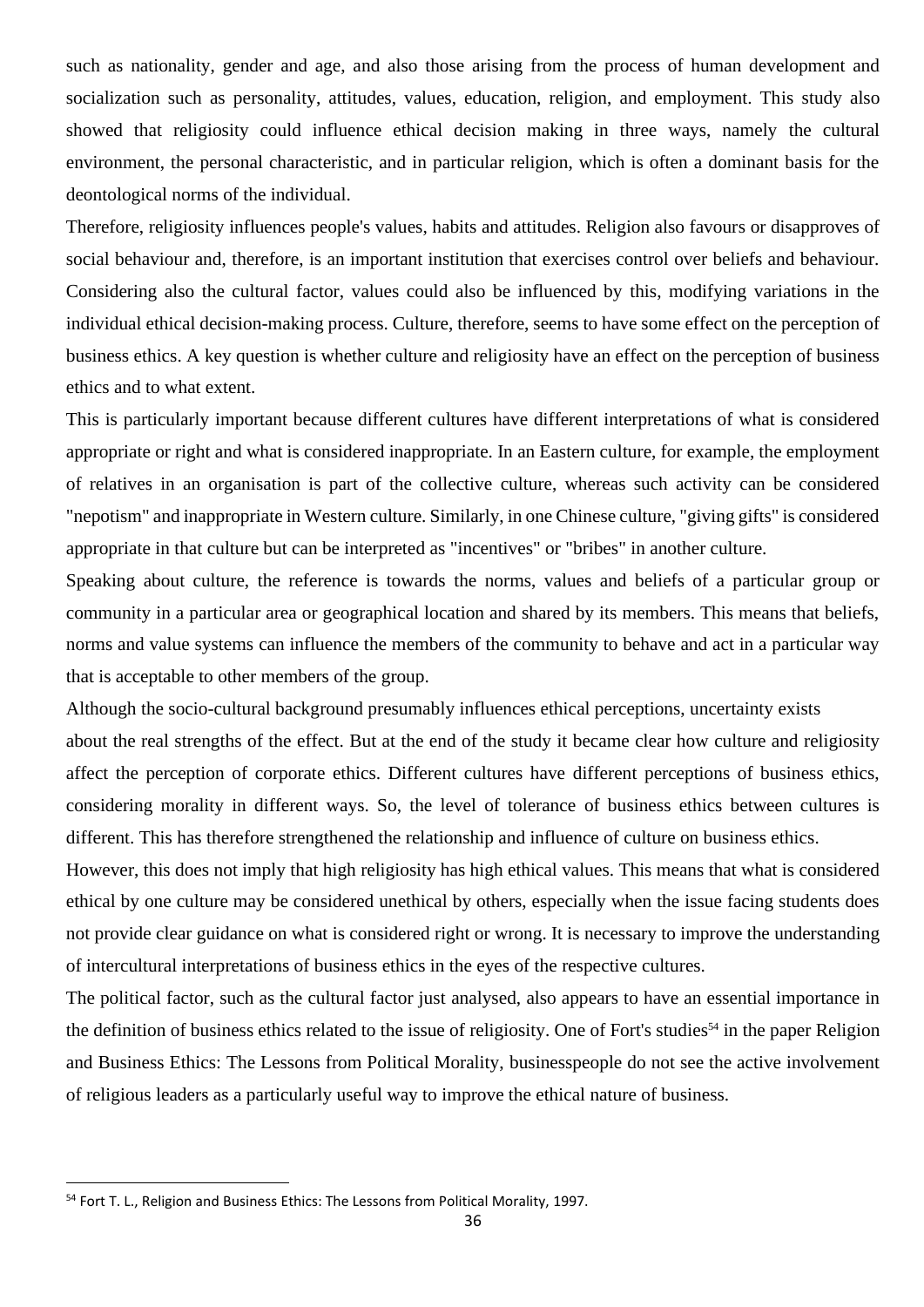such as nationality, gender and age, and also those arising from the process of human development and socialization such as personality, attitudes, values, education, religion, and employment. This study also showed that religiosity could influence ethical decision making in three ways, namely the cultural environment, the personal characteristic, and in particular religion, which is often a dominant basis for the deontological norms of the individual.

Therefore, religiosity influences people's values, habits and attitudes. Religion also favours or disapproves of social behaviour and, therefore, is an important institution that exercises control over beliefs and behaviour. Considering also the cultural factor, values could also be influenced by this, modifying variations in the individual ethical decision-making process. Culture, therefore, seems to have some effect on the perception of business ethics. A key question is whether culture and religiosity have an effect on the perception of business ethics and to what extent.

This is particularly important because different cultures have different interpretations of what is considered appropriate or right and what is considered inappropriate. In an Eastern culture, for example, the employment of relatives in an organisation is part of the collective culture, whereas such activity can be considered "nepotism" and inappropriate in Western culture. Similarly, in one Chinese culture, "giving gifts" is considered appropriate in that culture but can be interpreted as "incentives" or "bribes" in another culture.

Speaking about culture, the reference is towards the norms, values and beliefs of a particular group or community in a particular area or geographical location and shared by its members. This means that beliefs, norms and value systems can influence the members of the community to behave and act in a particular way that is acceptable to other members of the group.

Although the socio-cultural background presumably influences ethical perceptions, uncertainty exists about the real strengths of the effect. But at the end of the study it became clear how culture and religiosity affect the perception of corporate ethics. Different cultures have different perceptions of business ethics, considering morality in different ways. So, the level of tolerance of business ethics between cultures is different. This has therefore strengthened the relationship and influence of culture on business ethics.

However, this does not imply that high religiosity has high ethical values. This means that what is considered ethical by one culture may be considered unethical by others, especially when the issue facing students does not provide clear guidance on what is considered right or wrong. It is necessary to improve the understanding of intercultural interpretations of business ethics in the eyes of the respective cultures.

The political factor, such as the cultural factor just analysed, also appears to have an essential importance in the definition of business ethics related to the issue of religiosity. One of Fort's studies[54] in the paper Religion and Business Ethics: The Lessons from Political Morality, businesspeople do not see the active involvement of religious leaders as a particularly useful way to improve the ethical nature of business.

[54] Fort T. L., Religion and Business Ethics: The Lessons from Political Morality, 1997.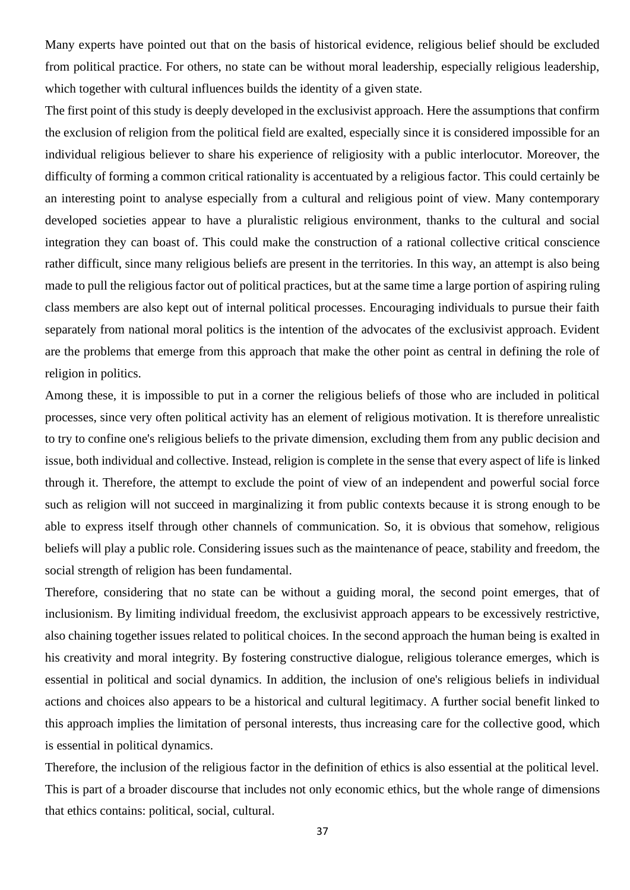Many experts have pointed out that on the basis of historical evidence, religious belief should be excluded from political practice. For others, no state can be without moral leadership, especially religious leadership, which together with cultural influences builds the identity of a given state.

The first point of this study is deeply developed in the exclusivist approach. Here the assumptions that confirm the exclusion of religion from the political field are exalted, especially since it is considered impossible for an individual religious believer to share his experience of religiosity with a public interlocutor. Moreover, the difficulty of forming a common critical rationality is accentuated by a religious factor. This could certainly be an interesting point to analyse especially from a cultural and religious point of view. Many contemporary developed societies appear to have a pluralistic religious environment, thanks to the cultural and social integration they can boast of. This could make the construction of a rational collective critical conscience rather difficult, since many religious beliefs are present in the territories. In this way, an attempt is also being made to pull the religious factor out of political practices, but at the same time a large portion of aspiring ruling class members are also kept out of internal political processes. Encouraging individuals to pursue their faith separately from national moral politics is the intention of the advocates of the exclusivist approach. Evident are the problems that emerge from this approach that make the other point as central in defining the role of religion in politics.

Among these, it is impossible to put in a corner the religious beliefs of those who are included in political processes, since very often political activity has an element of religious motivation. It is therefore unrealistic to try to confine one's religious beliefs to the private dimension, excluding them from any public decision and issue, both individual and collective. Instead, religion is complete in the sense that every aspect of life is linked through it. Therefore, the attempt to exclude the point of view of an independent and powerful social force such as religion will not succeed in marginalizing it from public contexts because it is strong enough to be able to express itself through other channels of communication. So, it is obvious that somehow, religious beliefs will play a public role. Considering issues such as the maintenance of peace, stability and freedom, the social strength of religion has been fundamental.

Therefore, considering that no state can be without a guiding moral, the second point emerges, that of inclusionism. By limiting individual freedom, the exclusivist approach appears to be excessively restrictive, also chaining together issues related to political choices. In the second approach the human being is exalted in his creativity and moral integrity. By fostering constructive dialogue, religious tolerance emerges, which is essential in political and social dynamics. In addition, the inclusion of one's religious beliefs in individual actions and choices also appears to be a historical and cultural legitimacy. A further social benefit linked to this approach implies the limitation of personal interests, thus increasing care for the collective good, which is essential in political dynamics.

Therefore, the inclusion of the religious factor in the definition of ethics is also essential at the political level. This is part of a broader discourse that includes not only economic ethics, but the whole range of dimensions that ethics contains: political, social, cultural.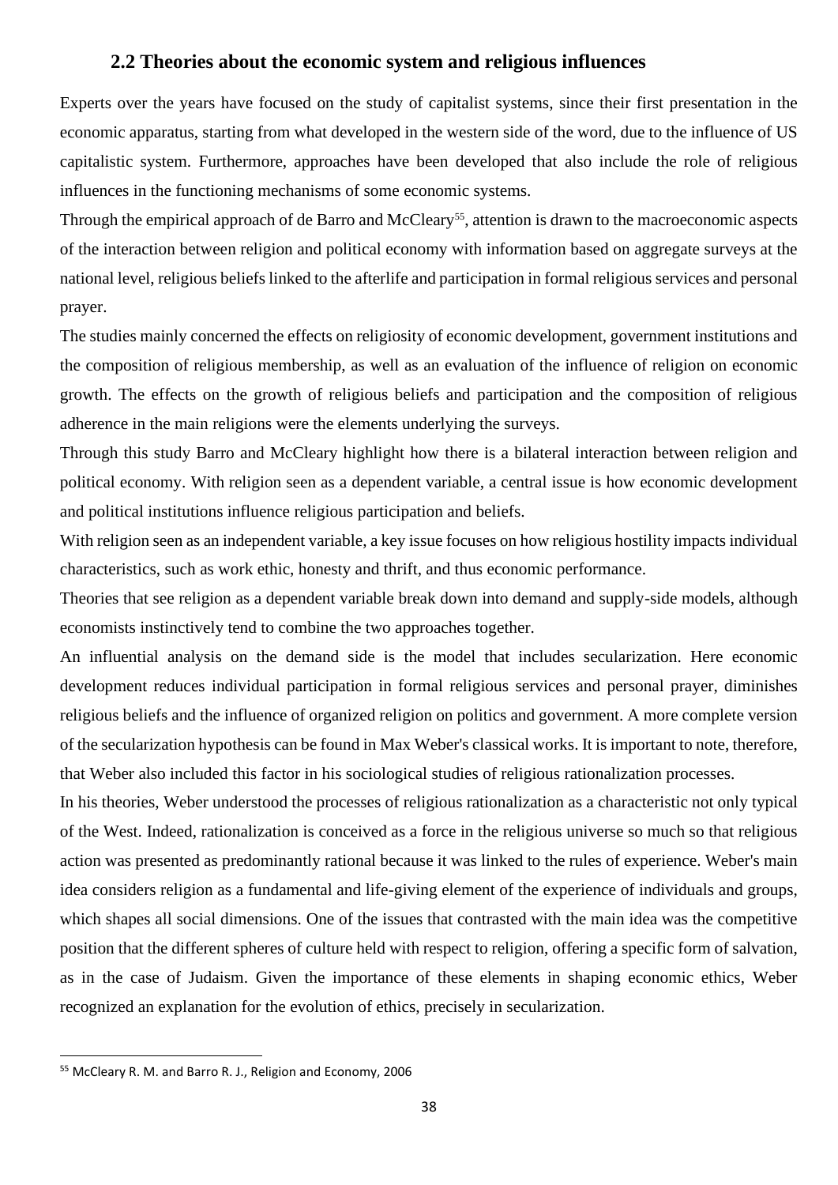## 2.2 Theories about the economic system and religious influences

Experts over the years have focused on the study of capitalist systems, since their first presentation in the economic apparatus, starting from what developed in the western side of the word, due to the influence of US capitalistic system. Furthermore, approaches have been developed that also include the role of religious influences in the functioning mechanisms of some economic systems.

Through the empirical approach of de Barro and McCleary[55], attention is drawn to the macroeconomic aspects of the interaction between religion and political economy with information based on aggregate surveys at the national level, religious beliefs linked to the afterlife and participation in formal religious services and personal prayer.

The studies mainly concerned the effects on religiosity of economic development, government institutions and the composition of religious membership, as well as an evaluation of the influence of religion on economic growth. The effects on the growth of religious beliefs and participation and the composition of religious adherence in the main religions were the elements underlying the surveys.

Through this study Barro and McCleary highlight how there is a bilateral interaction between religion and political economy. With religion seen as a dependent variable, a central issue is how economic development and political institutions influence religious participation and beliefs.

With religion seen as an independent variable, a key issue focuses on how religious hostility impacts individual characteristics, such as work ethic, honesty and thrift, and thus economic performance.

Theories that see religion as a dependent variable break down into demand and supply-side models, although economists instinctively tend to combine the two approaches together.

An influential analysis on the demand side is the model that includes secularization. Here economic development reduces individual participation in formal religious services and personal prayer, diminishes religious beliefs and the influence of organized religion on politics and government. A more complete version of the secularization hypothesis can be found in Max Weber's classical works. It is important to note, therefore, that Weber also included this factor in his sociological studies of religious rationalization processes.

In his theories, Weber understood the processes of religious rationalization as a characteristic not only typical of the West. Indeed, rationalization is conceived as a force in the religious universe so much so that religious action was presented as predominantly rational because it was linked to the rules of experience. Weber's main idea considers religion as a fundamental and life-giving element of the experience of individuals and groups, which shapes all social dimensions. One of the issues that contrasted with the main idea was the competitive position that the different spheres of culture held with respect to religion, offering a specific form of salvation, as in the case of Judaism. Given the importance of these elements in shaping economic ethics, Weber recognized an explanation for the evolution of ethics, precisely in secularization.

---

[55] McCleary R. M. and Barro R. J., Religion and Economy, 2006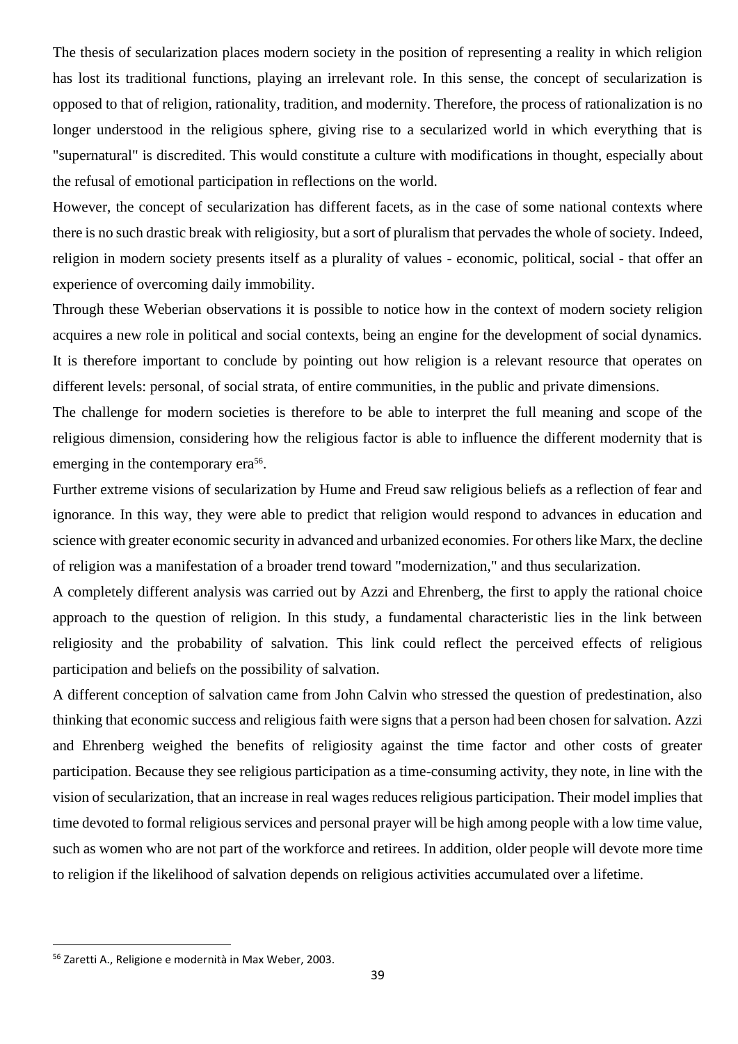The thesis of secularization places modern society in the position of representing a reality in which religion has lost its traditional functions, playing an irrelevant role. In this sense, the concept of secularization is opposed to that of religion, rationality, tradition, and modernity. Therefore, the process of rationalization is no longer understood in the religious sphere, giving rise to a secularized world in which everything that is "supernatural" is discredited. This would constitute a culture with modifications in thought, especially about the refusal of emotional participation in reflections on the world.

However, the concept of secularization has different facets, as in the case of some national contexts where there is no such drastic break with religiosity, but a sort of pluralism that pervades the whole of society. Indeed, religion in modern society presents itself as a plurality of values - economic, political, social - that offer an experience of overcoming daily immobility.

Through these Weberian observations it is possible to notice how in the context of modern society religion acquires a new role in political and social contexts, being an engine for the development of social dynamics. It is therefore important to conclude by pointing out how religion is a relevant resource that operates on different levels: personal, of social strata, of entire communities, in the public and private dimensions.

The challenge for modern societies is therefore to be able to interpret the full meaning and scope of the religious dimension, considering how the religious factor is able to influence the different modernity that is emerging in the contemporary era[56].

Further extreme visions of secularization by Hume and Freud saw religious beliefs as a reflection of fear and ignorance. In this way, they were able to predict that religion would respond to advances in education and science with greater economic security in advanced and urbanized economies. For others like Marx, the decline of religion was a manifestation of a broader trend toward "modernization," and thus secularization.

A completely different analysis was carried out by Azzi and Ehrenberg, the first to apply the rational choice approach to the question of religion. In this study, a fundamental characteristic lies in the link between religiosity and the probability of salvation. This link could reflect the perceived effects of religious participation and beliefs on the possibility of salvation.

A different conception of salvation came from John Calvin who stressed the question of predestination, also thinking that economic success and religious faith were signs that a person had been chosen for salvation. Azzi and Ehrenberg weighed the benefits of religiosity against the time factor and other costs of greater participation. Because they see religious participation as a time-consuming activity, they note, in line with the vision of secularization, that an increase in real wages reduces religious participation. Their model implies that time devoted to formal religious services and personal prayer will be high among people with a low time value, such as women who are not part of the workforce and retirees. In addition, older people will devote more time to religion if the likelihood of salvation depends on religious activities accumulated over a lifetime.

---

[56] Zaretti A., Religione e modernità in Max Weber, 2003.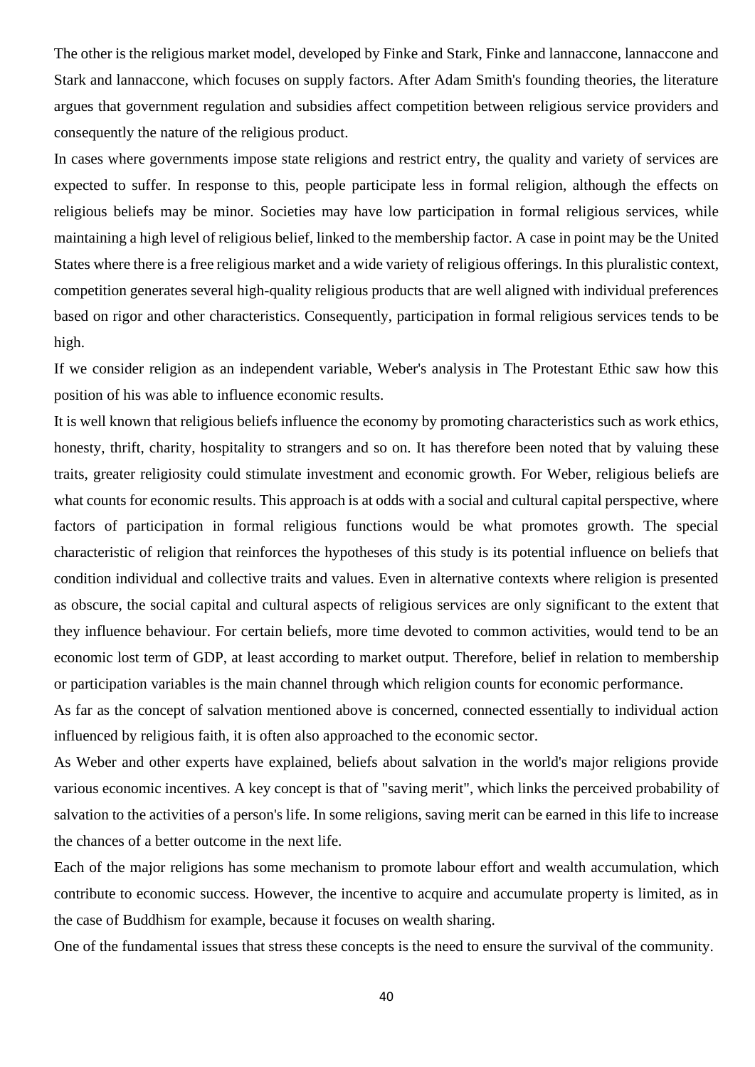The other is the religious market model, developed by Finke and Stark, Finke and lannaccone, lannaccone and Stark and lannaccone, which focuses on supply factors. After Adam Smith's founding theories, the literature argues that government regulation and subsidies affect competition between religious service providers and consequently the nature of the religious product.

In cases where governments impose state religions and restrict entry, the quality and variety of services are expected to suffer. In response to this, people participate less in formal religion, although the effects on religious beliefs may be minor. Societies may have low participation in formal religious services, while maintaining a high level of religious belief, linked to the membership factor. A case in point may be the United States where there is a free religious market and a wide variety of religious offerings. In this pluralistic context, competition generates several high-quality religious products that are well aligned with individual preferences based on rigor and other characteristics. Consequently, participation in formal religious services tends to be high.

If we consider religion as an independent variable, Weber's analysis in The Protestant Ethic saw how this position of his was able to influence economic results.

It is well known that religious beliefs influence the economy by promoting characteristics such as work ethics, honesty, thrift, charity, hospitality to strangers and so on. It has therefore been noted that by valuing these traits, greater religiosity could stimulate investment and economic growth. For Weber, religious beliefs are what counts for economic results. This approach is at odds with a social and cultural capital perspective, where factors of participation in formal religious functions would be what promotes growth. The special characteristic of religion that reinforces the hypotheses of this study is its potential influence on beliefs that condition individual and collective traits and values. Even in alternative contexts where religion is presented as obscure, the social capital and cultural aspects of religious services are only significant to the extent that they influence behaviour. For certain beliefs, more time devoted to common activities, would tend to be an economic lost term of GDP, at least according to market output. Therefore, belief in relation to membership or participation variables is the main channel through which religion counts for economic performance.

As far as the concept of salvation mentioned above is concerned, connected essentially to individual action influenced by religious faith, it is often also approached to the economic sector.

As Weber and other experts have explained, beliefs about salvation in the world's major religions provide various economic incentives. A key concept is that of "saving merit", which links the perceived probability of salvation to the activities of a person's life. In some religions, saving merit can be earned in this life to increase the chances of a better outcome in the next life.

Each of the major religions has some mechanism to promote labour effort and wealth accumulation, which contribute to economic success. However, the incentive to acquire and accumulate property is limited, as in the case of Buddhism for example, because it focuses on wealth sharing.

One of the fundamental issues that stress these concepts is the need to ensure the survival of the community.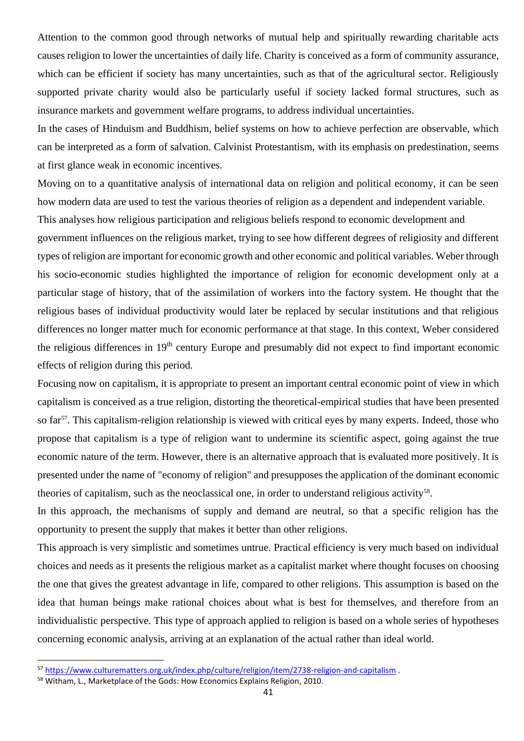Attention to the common good through networks of mutual help and spiritually rewarding charitable acts causes religion to lower the uncertainties of daily life. Charity is conceived as a form of community assurance, which can be efficient if society has many uncertainties, such as that of the agricultural sector. Religiously supported private charity would also be particularly useful if society lacked formal structures, such as insurance markets and government welfare programs, to address individual uncertainties.

In the cases of Hinduism and Buddhism, belief systems on how to achieve perfection are observable, which can be interpreted as a form of salvation. Calvinist Protestantism, with its emphasis on predestination, seems at first glance weak in economic incentives.

Moving on to a quantitative analysis of international data on religion and political economy, it can be seen how modern data are used to test the various theories of religion as a dependent and independent variable.

This analyses how religious participation and religious beliefs respond to economic development and government influences on the religious market, trying to see how different degrees of religiosity and different types of religion are important for economic growth and other economic and political variables. Weber through his socio-economic studies highlighted the importance of religion for economic development only at a particular stage of history, that of the assimilation of workers into the factory system. He thought that the religious bases of individual productivity would later be replaced by secular institutions and that religious differences no longer matter much for economic performance at that stage. In this context, Weber considered the religious differences in 19th century Europe and presumably did not expect to find important economic effects of religion during this period.

Focusing now on capitalism, it is appropriate to present an important central economic point of view in which capitalism is conceived as a true religion, distorting the theoretical-empirical studies that have been presented so far[57]. This capitalism-religion relationship is viewed with critical eyes by many experts. Indeed, those who propose that capitalism is a type of religion want to undermine its scientific aspect, going against the true economic nature of the term. However, there is an alternative approach that is evaluated more positively. It is presented under the name of "economy of religion" and presupposes the application of the dominant economic theories of capitalism, such as the neoclassical one, in order to understand religious activity[58].

In this approach, the mechanisms of supply and demand are neutral, so that a specific religion has the opportunity to present the supply that makes it better than other religions.

This approach is very simplistic and sometimes untrue. Practical efficiency is very much based on individual choices and needs as it presents the religious market as a capitalist market where thought focuses on choosing the one that gives the greatest advantage in life, compared to other religions. This assumption is based on the idea that human beings make rational choices about what is best for themselves, and therefore from an individualistic perspective. This type of approach applied to religion is based on a whole series of hypotheses concerning economic analysis, arriving at an explanation of the actual rather than ideal world.

---

[57] https://www.culturematters.org.uk/index.php/culture/religion/item/2738-religion-and-capitalism .

[58] Witham, L., Marketplace of the Gods: How Economics Explains Religion, 2010.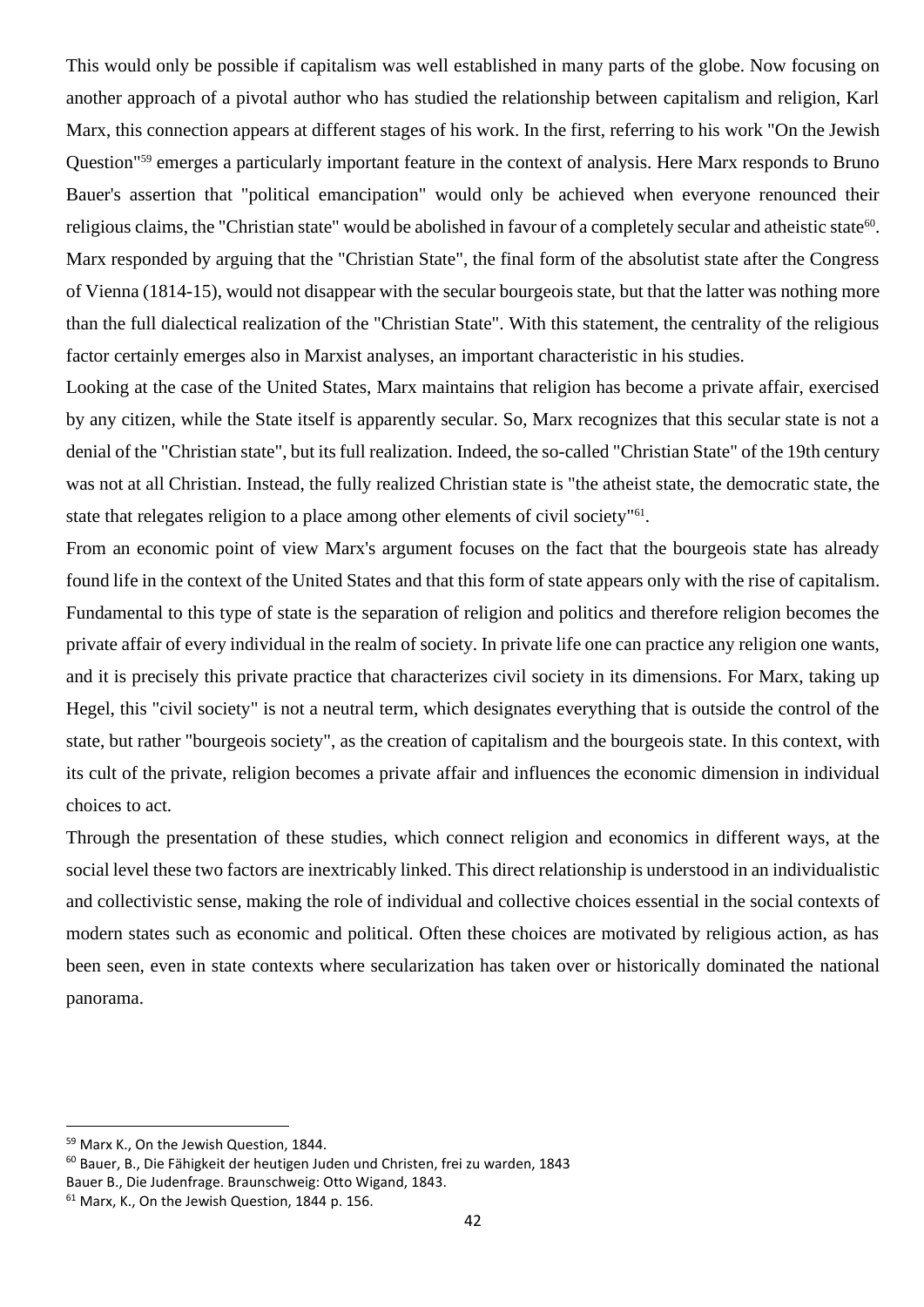This would only be possible if capitalism was well established in many parts of the globe. Now focusing on another approach of a pivotal author who has studied the relationship between capitalism and religion, Karl Marx, this connection appears at different stages of his work. In the first, referring to his work "On the Jewish Question"[59] emerges a particularly important feature in the context of analysis. Here Marx responds to Bruno Bauer's assertion that "political emancipation" would only be achieved when everyone renounced their religious claims, the "Christian state" would be abolished in favour of a completely secular and atheistic state[60]. Marx responded by arguing that the "Christian State", the final form of the absolutist state after the Congress of Vienna (1814-15), would not disappear with the secular bourgeois state, but that the latter was nothing more than the full dialectical realization of the "Christian State". With this statement, the centrality of the religious factor certainly emerges also in Marxist analyses, an important characteristic in his studies.

Looking at the case of the United States, Marx maintains that religion has become a private affair, exercised by any citizen, while the State itself is apparently secular. So, Marx recognizes that this secular state is not a denial of the "Christian state", but its full realization. Indeed, the so-called "Christian State" of the 19th century was not at all Christian. Instead, the fully realized Christian state is "the atheist state, the democratic state, the state that relegates religion to a place among other elements of civil society"[61].

From an economic point of view Marx's argument focuses on the fact that the bourgeois state has already found life in the context of the United States and that this form of state appears only with the rise of capitalism. Fundamental to this type of state is the separation of religion and politics and therefore religion becomes the private affair of every individual in the realm of society. In private life one can practice any religion one wants, and it is precisely this private practice that characterizes civil society in its dimensions. For Marx, taking up Hegel, this "civil society" is not a neutral term, which designates everything that is outside the control of the state, but rather "bourgeois society", as the creation of capitalism and the bourgeois state. In this context, with its cult of the private, religion becomes a private affair and influences the economic dimension in individual choices to act.

Through the presentation of these studies, which connect religion and economics in different ways, at the social level these two factors are inextricably linked. This direct relationship is understood in an individualistic and collectivistic sense, making the role of individual and collective choices essential in the social contexts of modern states such as economic and political. Often these choices are motivated by religious action, as has been seen, even in state contexts where secularization has taken over or historically dominated the national panorama.

---

[59] Marx K., On the Jewish Question, 1844.

[60] Bauer, B., Die Fähigkeit der heutigen Juden und Christen, frei zu warden, 1843
Bauer B., Die Judenfrage. Braunschweig: Otto Wigand, 1843.

[61] Marx, K., On the Jewish Question, 1844 p. 156.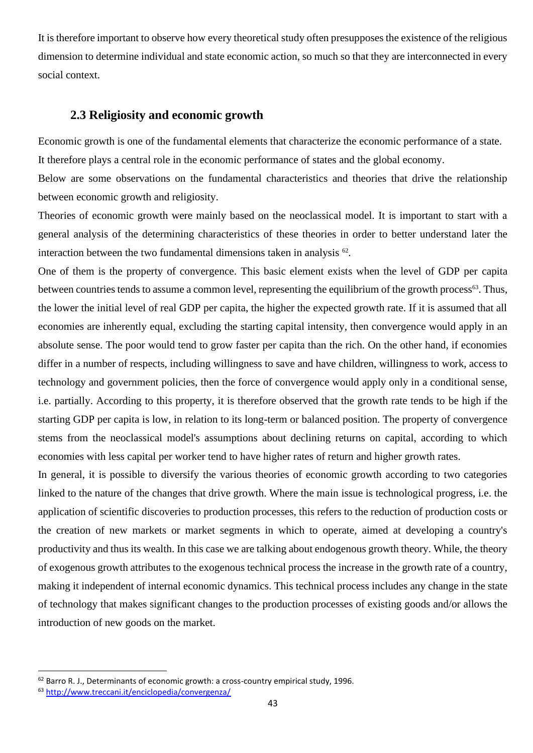It is therefore important to observe how every theoretical study often presupposes the existence of the religious dimension to determine individual and state economic action, so much so that they are interconnected in every social context.

## 2.3 Religiosity and economic growth

Economic growth is one of the fundamental elements that characterize the economic performance of a state. It therefore plays a central role in the economic performance of states and the global economy.

Below are some observations on the fundamental characteristics and theories that drive the relationship between economic growth and religiosity.

Theories of economic growth were mainly based on the neoclassical model. It is important to start with a general analysis of the determining characteristics of these theories in order to better understand later the interaction between the two fundamental dimensions taken in analysis [62].

One of them is the property of convergence. This basic element exists when the level of GDP per capita between countries tends to assume a common level, representing the equilibrium of the growth process[63]. Thus, the lower the initial level of real GDP per capita, the higher the expected growth rate. If it is assumed that all economies are inherently equal, excluding the starting capital intensity, then convergence would apply in an absolute sense. The poor would tend to grow faster per capita than the rich. On the other hand, if economies differ in a number of respects, including willingness to save and have children, willingness to work, access to technology and government policies, then the force of convergence would apply only in a conditional sense, i.e. partially. According to this property, it is therefore observed that the growth rate tends to be high if the starting GDP per capita is low, in relation to its long-term or balanced position. The property of convergence stems from the neoclassical model's assumptions about declining returns on capital, according to which economies with less capital per worker tend to have higher rates of return and higher growth rates.

In general, it is possible to diversify the various theories of economic growth according to two categories linked to the nature of the changes that drive growth. Where the main issue is technological progress, i.e. the application of scientific discoveries to production processes, this refers to the reduction of production costs or the creation of new markets or market segments in which to operate, aimed at developing a country's productivity and thus its wealth. In this case we are talking about endogenous growth theory. While, the theory of exogenous growth attributes to the exogenous technical process the increase in the growth rate of a country, making it independent of internal economic dynamics. This technical process includes any change in the state of technology that makes significant changes to the production processes of existing goods and/or allows the introduction of new goods on the market.

---

[62] Barro R. J., Determinants of economic growth: a cross-country empirical study, 1996.

[63] http://www.treccani.it/enciclopedia/convergenza/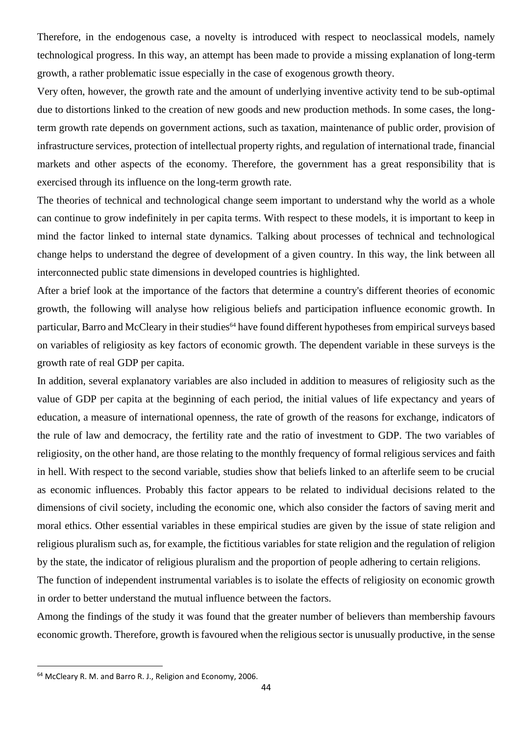Therefore, in the endogenous case, a novelty is introduced with respect to neoclassical models, namely technological progress. In this way, an attempt has been made to provide a missing explanation of long-term growth, a rather problematic issue especially in the case of exogenous growth theory.

Very often, however, the growth rate and the amount of underlying inventive activity tend to be sub-optimal due to distortions linked to the creation of new goods and new production methods. In some cases, the long-term growth rate depends on government actions, such as taxation, maintenance of public order, provision of infrastructure services, protection of intellectual property rights, and regulation of international trade, financial markets and other aspects of the economy. Therefore, the government has a great responsibility that is exercised through its influence on the long-term growth rate.

The theories of technical and technological change seem important to understand why the world as a whole can continue to grow indefinitely in per capita terms. With respect to these models, it is important to keep in mind the factor linked to internal state dynamics. Talking about processes of technical and technological change helps to understand the degree of development of a given country. In this way, the link between all interconnected public state dimensions in developed countries is highlighted.

After a brief look at the importance of the factors that determine a country's different theories of economic growth, the following will analyse how religious beliefs and participation influence economic growth. In particular, Barro and McCleary in their studies[64] have found different hypotheses from empirical surveys based on variables of religiosity as key factors of economic growth. The dependent variable in these surveys is the growth rate of real GDP per capita.

In addition, several explanatory variables are also included in addition to measures of religiosity such as the value of GDP per capita at the beginning of each period, the initial values of life expectancy and years of education, a measure of international openness, the rate of growth of the reasons for exchange, indicators of the rule of law and democracy, the fertility rate and the ratio of investment to GDP. The two variables of religiosity, on the other hand, are those relating to the monthly frequency of formal religious services and faith in hell. With respect to the second variable, studies show that beliefs linked to an afterlife seem to be crucial as economic influences. Probably this factor appears to be related to individual decisions related to the dimensions of civil society, including the economic one, which also consider the factors of saving merit and moral ethics. Other essential variables in these empirical studies are given by the issue of state religion and religious pluralism such as, for example, the fictitious variables for state religion and the regulation of religion by the state, the indicator of religious pluralism and the proportion of people adhering to certain religions.

The function of independent instrumental variables is to isolate the effects of religiosity on economic growth in order to better understand the mutual influence between the factors.

Among the findings of the study it was found that the greater number of believers than membership favours economic growth. Therefore, growth is favoured when the religious sector is unusually productive, in the sense

---

[64] McCleary R. M. and Barro R. J., Religion and Economy, 2006.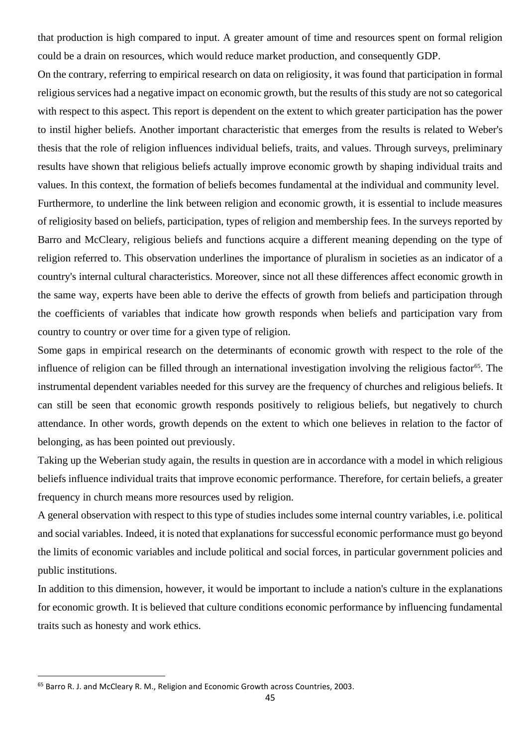that production is high compared to input. A greater amount of time and resources spent on formal religion could be a drain on resources, which would reduce market production, and consequently GDP.

On the contrary, referring to empirical research on data on religiosity, it was found that participation in formal religious services had a negative impact on economic growth, but the results of this study are not so categorical with respect to this aspect. This report is dependent on the extent to which greater participation has the power to instil higher beliefs. Another important characteristic that emerges from the results is related to Weber's thesis that the role of religion influences individual beliefs, traits, and values. Through surveys, preliminary results have shown that religious beliefs actually improve economic growth by shaping individual traits and values. In this context, the formation of beliefs becomes fundamental at the individual and community level.

Furthermore, to underline the link between religion and economic growth, it is essential to include measures of religiosity based on beliefs, participation, types of religion and membership fees. In the surveys reported by Barro and McCleary, religious beliefs and functions acquire a different meaning depending on the type of religion referred to. This observation underlines the importance of pluralism in societies as an indicator of a country's internal cultural characteristics. Moreover, since not all these differences affect economic growth in the same way, experts have been able to derive the effects of growth from beliefs and participation through the coefficients of variables that indicate how growth responds when beliefs and participation vary from country to country or over time for a given type of religion.

Some gaps in empirical research on the determinants of economic growth with respect to the role of the influence of religion can be filled through an international investigation involving the religious factor[65]. The instrumental dependent variables needed for this survey are the frequency of churches and religious beliefs. It can still be seen that economic growth responds positively to religious beliefs, but negatively to church attendance. In other words, growth depends on the extent to which one believes in relation to the factor of belonging, as has been pointed out previously.

Taking up the Weberian study again, the results in question are in accordance with a model in which religious beliefs influence individual traits that improve economic performance. Therefore, for certain beliefs, a greater frequency in church means more resources used by religion.

A general observation with respect to this type of studies includes some internal country variables, i.e. political and social variables. Indeed, it is noted that explanations for successful economic performance must go beyond the limits of economic variables and include political and social forces, in particular government policies and public institutions.

In addition to this dimension, however, it would be important to include a nation's culture in the explanations for economic growth. It is believed that culture conditions economic performance by influencing fundamental traits such as honesty and work ethics.

---

[65] Barro R. J. and McCleary R. M., Religion and Economic Growth across Countries, 2003.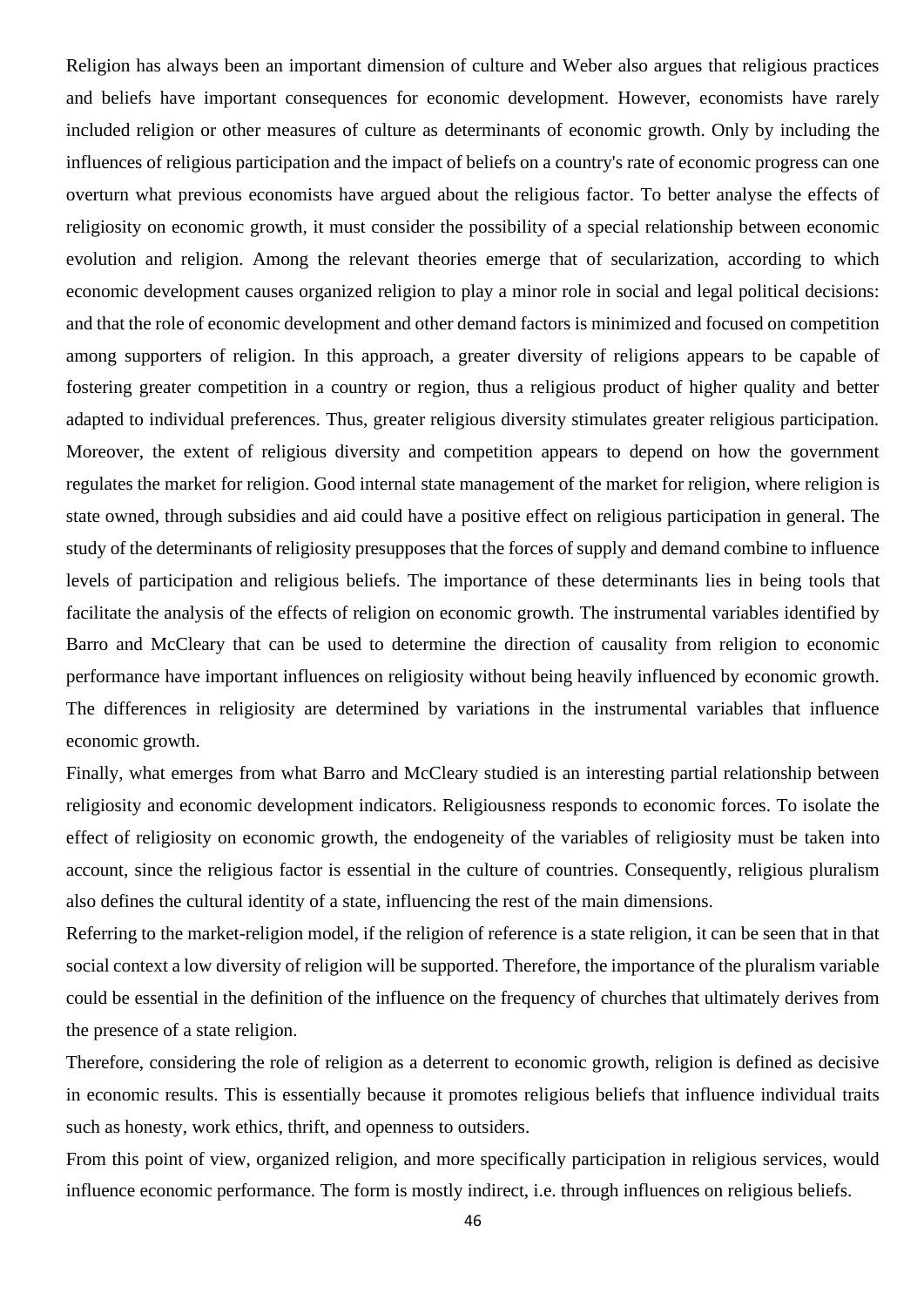Religion has always been an important dimension of culture and Weber also argues that religious practices and beliefs have important consequences for economic development. However, economists have rarely included religion or other measures of culture as determinants of economic growth. Only by including the influences of religious participation and the impact of beliefs on a country's rate of economic progress can one overturn what previous economists have argued about the religious factor. To better analyse the effects of religiosity on economic growth, it must consider the possibility of a special relationship between economic evolution and religion. Among the relevant theories emerge that of secularization, according to which economic development causes organized religion to play a minor role in social and legal political decisions: and that the role of economic development and other demand factors is minimized and focused on competition among supporters of religion. In this approach, a greater diversity of religions appears to be capable of fostering greater competition in a country or region, thus a religious product of higher quality and better adapted to individual preferences. Thus, greater religious diversity stimulates greater religious participation. Moreover, the extent of religious diversity and competition appears to depend on how the government regulates the market for religion. Good internal state management of the market for religion, where religion is state owned, through subsidies and aid could have a positive effect on religious participation in general. The study of the determinants of religiosity presupposes that the forces of supply and demand combine to influence levels of participation and religious beliefs. The importance of these determinants lies in being tools that facilitate the analysis of the effects of religion on economic growth. The instrumental variables identified by Barro and McCleary that can be used to determine the direction of causality from religion to economic performance have important influences on religiosity without being heavily influenced by economic growth. The differences in religiosity are determined by variations in the instrumental variables that influence economic growth.

Finally, what emerges from what Barro and McCleary studied is an interesting partial relationship between religiosity and economic development indicators. Religiousness responds to economic forces. To isolate the effect of religiosity on economic growth, the endogeneity of the variables of religiosity must be taken into account, since the religious factor is essential in the culture of countries. Consequently, religious pluralism also defines the cultural identity of a state, influencing the rest of the main dimensions.

Referring to the market-religion model, if the religion of reference is a state religion, it can be seen that in that social context a low diversity of religion will be supported. Therefore, the importance of the pluralism variable could be essential in the definition of the influence on the frequency of churches that ultimately derives from the presence of a state religion.

Therefore, considering the role of religion as a deterrent to economic growth, religion is defined as decisive in economic results. This is essentially because it promotes religious beliefs that influence individual traits such as honesty, work ethics, thrift, and openness to outsiders.

From this point of view, organized religion, and more specifically participation in religious services, would influence economic performance. The form is mostly indirect, i.e. through influences on religious beliefs.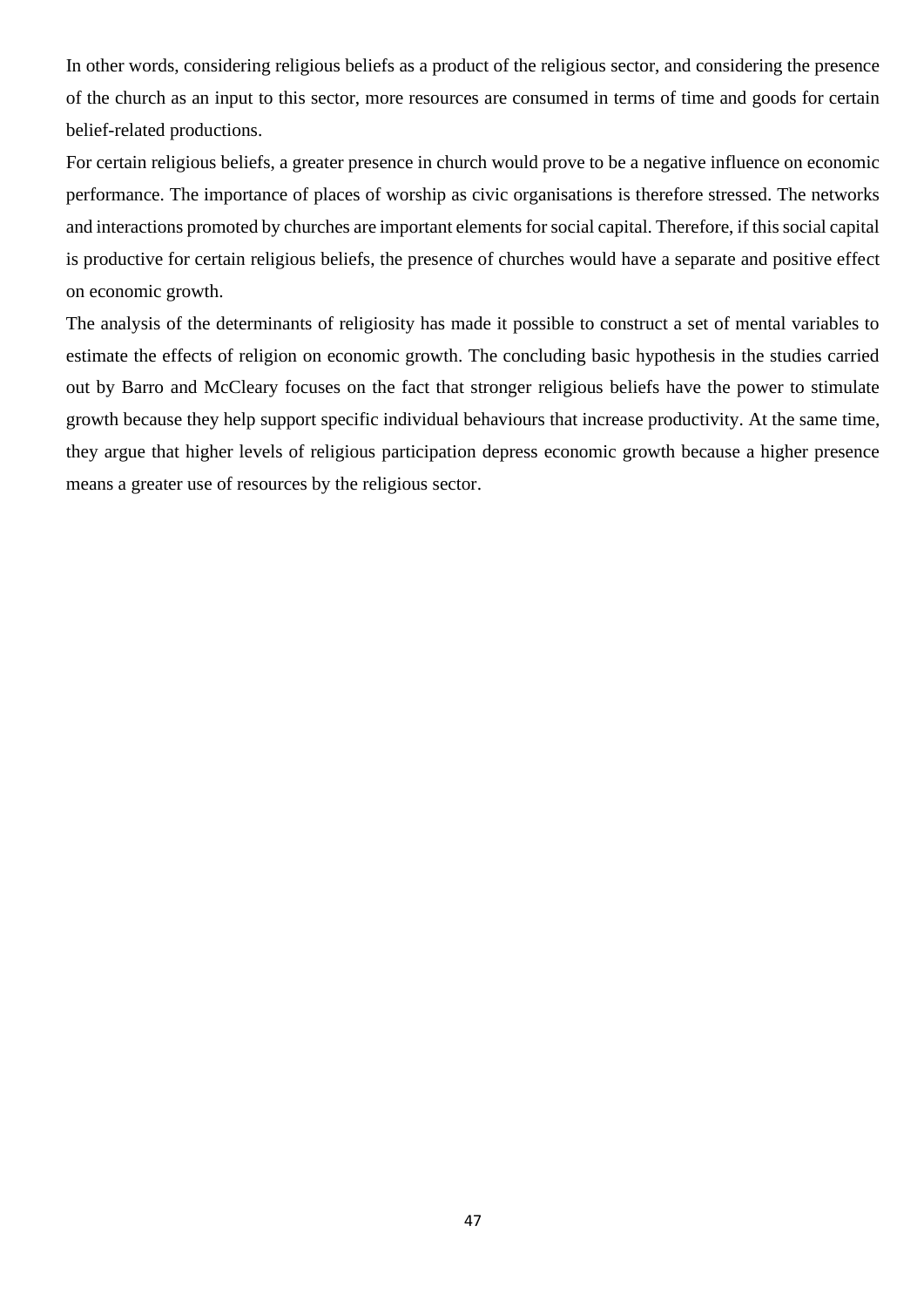In other words, considering religious beliefs as a product of the religious sector, and considering the presence of the church as an input to this sector, more resources are consumed in terms of time and goods for certain belief-related productions.

For certain religious beliefs, a greater presence in church would prove to be a negative influence on economic performance. The importance of places of worship as civic organisations is therefore stressed. The networks and interactions promoted by churches are important elements for social capital. Therefore, if this social capital is productive for certain religious beliefs, the presence of churches would have a separate and positive effect on economic growth.

The analysis of the determinants of religiosity has made it possible to construct a set of mental variables to estimate the effects of religion on economic growth. The concluding basic hypothesis in the studies carried out by Barro and McCleary focuses on the fact that stronger religious beliefs have the power to stimulate growth because they help support specific individual behaviours that increase productivity. At the same time, they argue that higher levels of religious participation depress economic growth because a higher presence means a greater use of resources by the religious sector.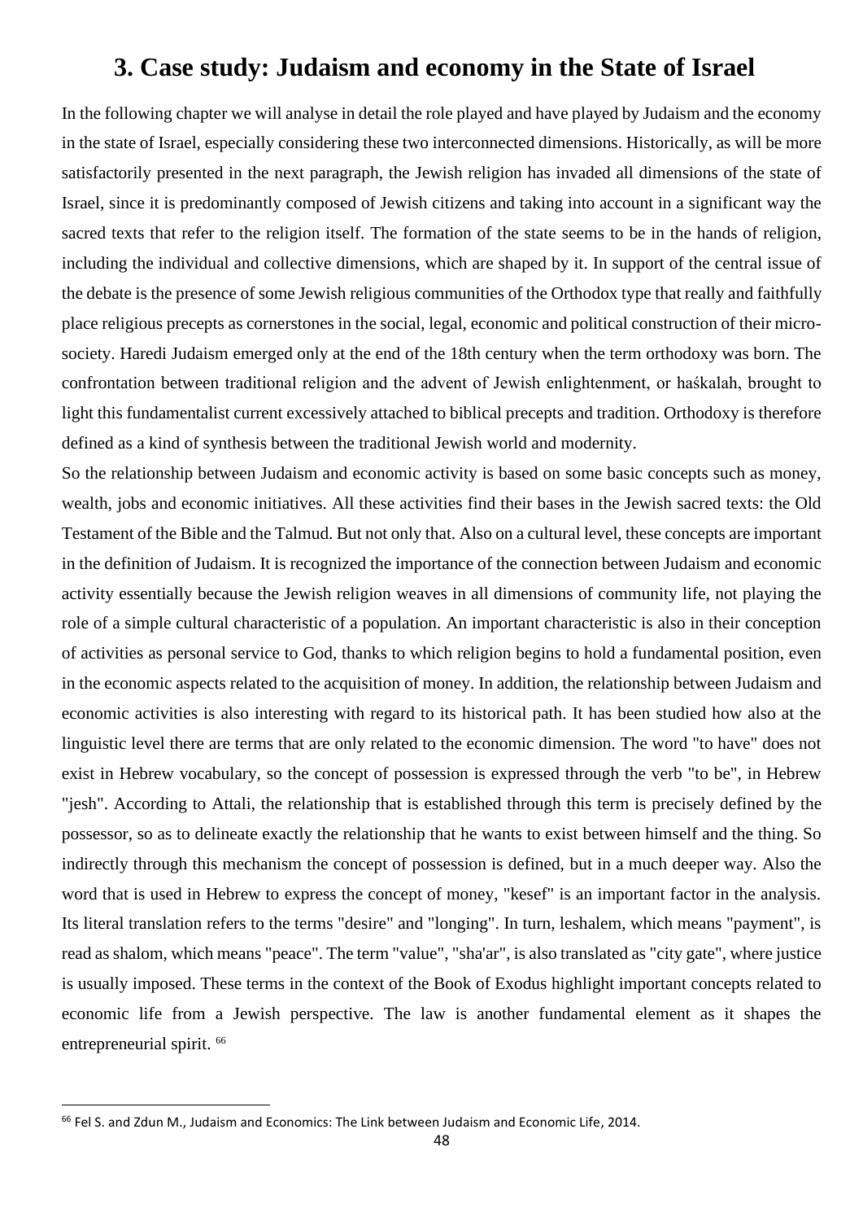# 3. Case study: Judaism and economy in the State of Israel

In the following chapter we will analyse in detail the role played and have played by Judaism and the economy in the state of Israel, especially considering these two interconnected dimensions. Historically, as will be more satisfactorily presented in the next paragraph, the Jewish religion has invaded all dimensions of the state of Israel, since it is predominantly composed of Jewish citizens and taking into account in a significant way the sacred texts that refer to the religion itself. The formation of the state seems to be in the hands of religion, including the individual and collective dimensions, which are shaped by it. In support of the central issue of the debate is the presence of some Jewish religious communities of the Orthodox type that really and faithfully place religious precepts as cornerstones in the social, legal, economic and political construction of their micro-society. Haredi Judaism emerged only at the end of the 18th century when the term orthodoxy was born. The confrontation between traditional religion and the advent of Jewish enlightenment, or haśkalah, brought to light this fundamentalist current excessively attached to biblical precepts and tradition. Orthodoxy is therefore defined as a kind of synthesis between the traditional Jewish world and modernity.

So the relationship between Judaism and economic activity is based on some basic concepts such as money, wealth, jobs and economic initiatives. All these activities find their bases in the Jewish sacred texts: the Old Testament of the Bible and the Talmud. But not only that. Also on a cultural level, these concepts are important in the definition of Judaism. It is recognized the importance of the connection between Judaism and economic activity essentially because the Jewish religion weaves in all dimensions of community life, not playing the role of a simple cultural characteristic of a population. An important characteristic is also in their conception of activities as personal service to God, thanks to which religion begins to hold a fundamental position, even in the economic aspects related to the acquisition of money. In addition, the relationship between Judaism and economic activities is also interesting with regard to its historical path. It has been studied how also at the linguistic level there are terms that are only related to the economic dimension. The word "to have" does not exist in Hebrew vocabulary, so the concept of possession is expressed through the verb "to be", in Hebrew "jesh". According to Attali, the relationship that is established through this term is precisely defined by the possessor, so as to delineate exactly the relationship that he wants to exist between himself and the thing. So indirectly through this mechanism the concept of possession is defined, but in a much deeper way. Also the word that is used in Hebrew to express the concept of money, "kesef" is an important factor in the analysis. Its literal translation refers to the terms "desire" and "longing". In turn, leshalem, which means "payment", is read as shalom, which means "peace". The term "value", "sha'ar", is also translated as "city gate", where justice is usually imposed. These terms in the context of the Book of Exodus highlight important concepts related to economic life from a Jewish perspective. The law is another fundamental element as it shapes the entrepreneurial spirit. [66]

---

[66] Fel S. and Zdun M., Judaism and Economics: The Link between Judaism and Economic Life, 2014.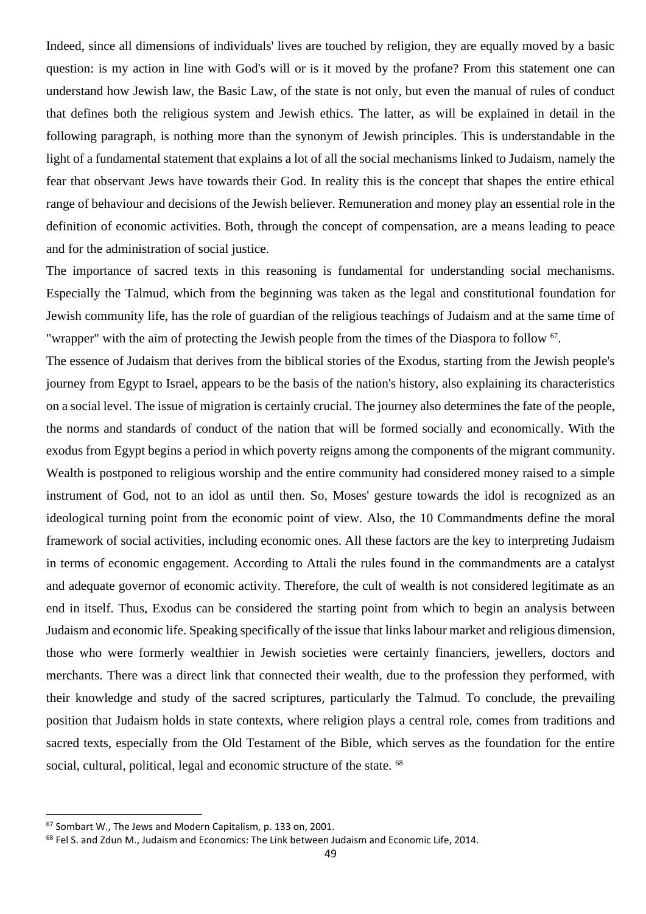Indeed, since all dimensions of individuals' lives are touched by religion, they are equally moved by a basic question: is my action in line with God's will or is it moved by the profane? From this statement one can understand how Jewish law, the Basic Law, of the state is not only, but even the manual of rules of conduct that defines both the religious system and Jewish ethics. The latter, as will be explained in detail in the following paragraph, is nothing more than the synonym of Jewish principles. This is understandable in the light of a fundamental statement that explains a lot of all the social mechanisms linked to Judaism, namely the fear that observant Jews have towards their God. In reality this is the concept that shapes the entire ethical range of behaviour and decisions of the Jewish believer. Remuneration and money play an essential role in the definition of economic activities. Both, through the concept of compensation, are a means leading to peace and for the administration of social justice.

The importance of sacred texts in this reasoning is fundamental for understanding social mechanisms. Especially the Talmud, which from the beginning was taken as the legal and constitutional foundation for Jewish community life, has the role of guardian of the religious teachings of Judaism and at the same time of "wrapper" with the aim of protecting the Jewish people from the times of the Diaspora to follow [67].

The essence of Judaism that derives from the biblical stories of the Exodus, starting from the Jewish people's journey from Egypt to Israel, appears to be the basis of the nation's history, also explaining its characteristics on a social level. The issue of migration is certainly crucial. The journey also determines the fate of the people, the norms and standards of conduct of the nation that will be formed socially and economically. With the exodus from Egypt begins a period in which poverty reigns among the components of the migrant community. Wealth is postponed to religious worship and the entire community had considered money raised to a simple instrument of God, not to an idol as until then. So, Moses' gesture towards the idol is recognized as an ideological turning point from the economic point of view. Also, the 10 Commandments define the moral framework of social activities, including economic ones. All these factors are the key to interpreting Judaism in terms of economic engagement. According to Attali the rules found in the commandments are a catalyst and adequate governor of economic activity. Therefore, the cult of wealth is not considered legitimate as an end in itself. Thus, Exodus can be considered the starting point from which to begin an analysis between Judaism and economic life. Speaking specifically of the issue that links labour market and religious dimension, those who were formerly wealthier in Jewish societies were certainly financiers, jewellers, doctors and merchants. There was a direct link that connected their wealth, due to the profession they performed, with their knowledge and study of the sacred scriptures, particularly the Talmud. To conclude, the prevailing position that Judaism holds in state contexts, where religion plays a central role, comes from traditions and sacred texts, especially from the Old Testament of the Bible, which serves as the foundation for the entire social, cultural, political, legal and economic structure of the state. [68]

---

[67] Sombart W., The Jews and Modern Capitalism, p. 133 on, 2001.

[68] Fel S. and Zdun M., Judaism and Economics: The Link between Judaism and Economic Life, 2014.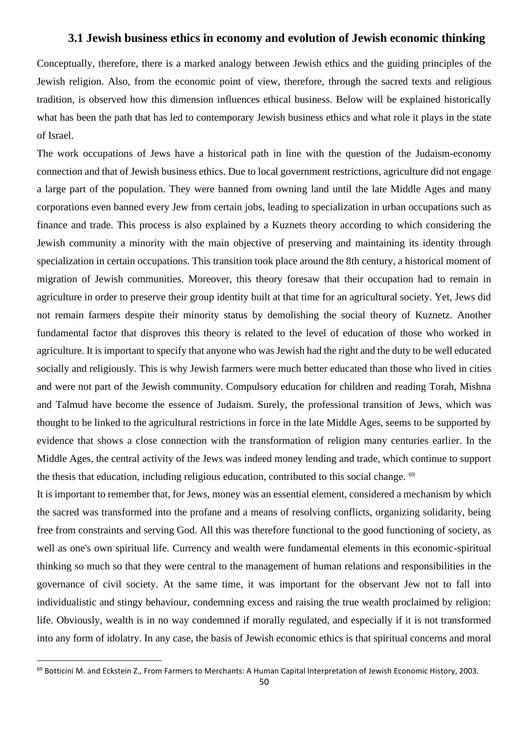### 3.1 Jewish business ethics in economy and evolution of Jewish economic thinking

Conceptually, therefore, there is a marked analogy between Jewish ethics and the guiding principles of the Jewish religion. Also, from the economic point of view, therefore, through the sacred texts and religious tradition, is observed how this dimension influences ethical business. Below will be explained historically what has been the path that has led to contemporary Jewish business ethics and what role it plays in the state of Israel.

The work occupations of Jews have a historical path in line with the question of the Judaism-economy connection and that of Jewish business ethics. Due to local government restrictions, agriculture did not engage a large part of the population. They were banned from owning land until the late Middle Ages and many corporations even banned every Jew from certain jobs, leading to specialization in urban occupations such as finance and trade. This process is also explained by a Kuznets theory according to which considering the Jewish community a minority with the main objective of preserving and maintaining its identity through specialization in certain occupations. This transition took place around the 8th century, a historical moment of migration of Jewish communities. Moreover, this theory foresaw that their occupation had to remain in agriculture in order to preserve their group identity built at that time for an agricultural society. Yet, Jews did not remain farmers despite their minority status by demolishing the social theory of Kuznetz. Another fundamental factor that disproves this theory is related to the level of education of those who worked in agriculture. It is important to specify that anyone who was Jewish had the right and the duty to be well educated socially and religiously. This is why Jewish farmers were much better educated than those who lived in cities and were not part of the Jewish community. Compulsory education for children and reading Torah, Mishna and Talmud have become the essence of Judaism. Surely, the professional transition of Jews, which was thought to be linked to the agricultural restrictions in force in the late Middle Ages, seems to be supported by evidence that shows a close connection with the transformation of religion many centuries earlier. In the Middle Ages, the central activity of the Jews was indeed money lending and trade, which continue to support the thesis that education, including religious education, contributed to this social change. [69]

It is important to remember that, for Jews, money was an essential element, considered a mechanism by which the sacred was transformed into the profane and a means of resolving conflicts, organizing solidarity, being free from constraints and serving God. All this was therefore functional to the good functioning of society, as well as one's own spiritual life. Currency and wealth were fundamental elements in this economic-spiritual thinking so much so that they were central to the management of human relations and responsibilities in the governance of civil society. At the same time, it was important for the observant Jew not to fall into individualistic and stingy behaviour, condemning excess and raising the true wealth proclaimed by religion: life. Obviously, wealth is in no way condemned if morally regulated, and especially if it is not transformed into any form of idolatry. In any case, the basis of Jewish economic ethics is that spiritual concerns and moral

[69] Botticini M. and Eckstein Z., From Farmers to Merchants: A Human Capital Interpretation of Jewish Economic History, 2003.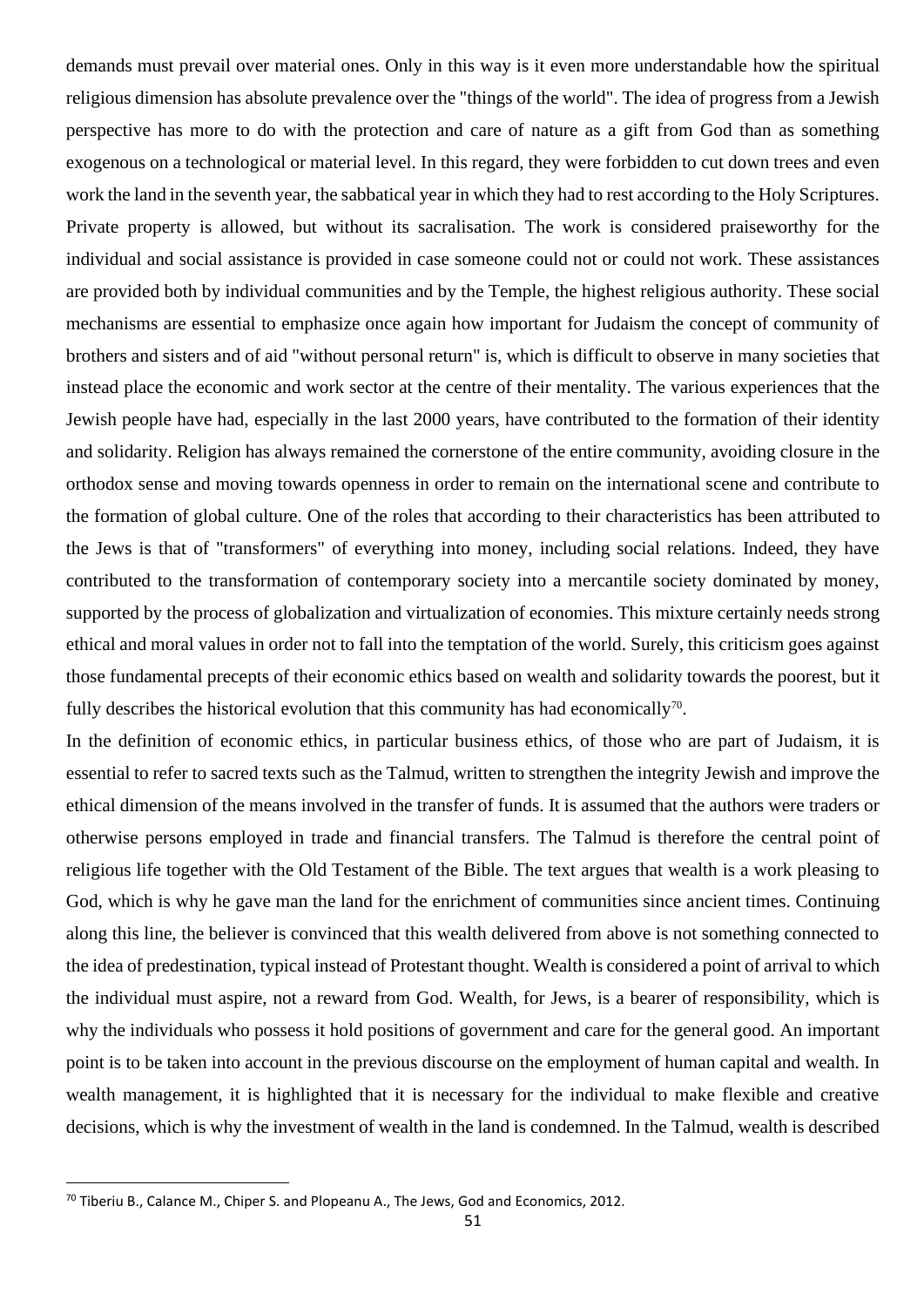demands must prevail over material ones. Only in this way is it even more understandable how the spiritual religious dimension has absolute prevalence over the "things of the world". The idea of progress from a Jewish perspective has more to do with the protection and care of nature as a gift from God than as something exogenous on a technological or material level. In this regard, they were forbidden to cut down trees and even work the land in the seventh year, the sabbatical year in which they had to rest according to the Holy Scriptures. Private property is allowed, but without its sacralisation. The work is considered praiseworthy for the individual and social assistance is provided in case someone could not or could not work. These assistances are provided both by individual communities and by the Temple, the highest religious authority. These social mechanisms are essential to emphasize once again how important for Judaism the concept of community of brothers and sisters and of aid "without personal return" is, which is difficult to observe in many societies that instead place the economic and work sector at the centre of their mentality. The various experiences that the Jewish people have had, especially in the last 2000 years, have contributed to the formation of their identity and solidarity. Religion has always remained the cornerstone of the entire community, avoiding closure in the orthodox sense and moving towards openness in order to remain on the international scene and contribute to the formation of global culture. One of the roles that according to their characteristics has been attributed to the Jews is that of "transformers" of everything into money, including social relations. Indeed, they have contributed to the transformation of contemporary society into a mercantile society dominated by money, supported by the process of globalization and virtualization of economies. This mixture certainly needs strong ethical and moral values in order not to fall into the temptation of the world. Surely, this criticism goes against those fundamental precepts of their economic ethics based on wealth and solidarity towards the poorest, but it fully describes the historical evolution that this community has had economically[70].

In the definition of economic ethics, in particular business ethics, of those who are part of Judaism, it is essential to refer to sacred texts such as the Talmud, written to strengthen the integrity Jewish and improve the ethical dimension of the means involved in the transfer of funds. It is assumed that the authors were traders or otherwise persons employed in trade and financial transfers. The Talmud is therefore the central point of religious life together with the Old Testament of the Bible. The text argues that wealth is a work pleasing to God, which is why he gave man the land for the enrichment of communities since ancient times. Continuing along this line, the believer is convinced that this wealth delivered from above is not something connected to the idea of predestination, typical instead of Protestant thought. Wealth is considered a point of arrival to which the individual must aspire, not a reward from God. Wealth, for Jews, is a bearer of responsibility, which is why the individuals who possess it hold positions of government and care for the general good. An important point is to be taken into account in the previous discourse on the employment of human capital and wealth. In wealth management, it is highlighted that it is necessary for the individual to make flexible and creative decisions, which is why the investment of wealth in the land is condemned. In the Talmud, wealth is described

[70] Tiberiu B., Calance M., Chiper S. and Plopeanu A., The Jews, God and Economics, 2012.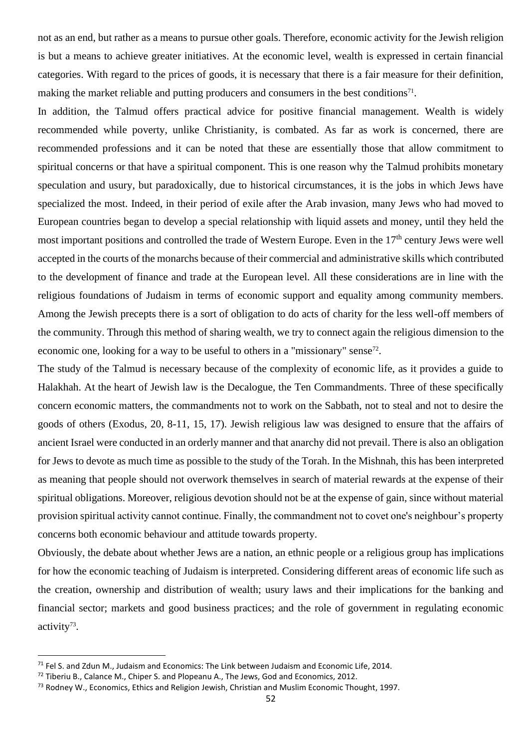not as an end, but rather as a means to pursue other goals. Therefore, economic activity for the Jewish religion is but a means to achieve greater initiatives. At the economic level, wealth is expressed in certain financial categories. With regard to the prices of goods, it is necessary that there is a fair measure for their definition, making the market reliable and putting producers and consumers in the best conditions[71].

In addition, the Talmud offers practical advice for positive financial management. Wealth is widely recommended while poverty, unlike Christianity, is combated. As far as work is concerned, there are recommended professions and it can be noted that these are essentially those that allow commitment to spiritual concerns or that have a spiritual component. This is one reason why the Talmud prohibits monetary speculation and usury, but paradoxically, due to historical circumstances, it is the jobs in which Jews have specialized the most. Indeed, in their period of exile after the Arab invasion, many Jews who had moved to European countries began to develop a special relationship with liquid assets and money, until they held the most important positions and controlled the trade of Western Europe. Even in the 17th century Jews were well accepted in the courts of the monarchs because of their commercial and administrative skills which contributed to the development of finance and trade at the European level. All these considerations are in line with the religious foundations of Judaism in terms of economic support and equality among community members. Among the Jewish precepts there is a sort of obligation to do acts of charity for the less well-off members of the community. Through this method of sharing wealth, we try to connect again the religious dimension to the economic one, looking for a way to be useful to others in a "missionary" sense[72].

The study of the Talmud is necessary because of the complexity of economic life, as it provides a guide to Halakhah. At the heart of Jewish law is the Decalogue, the Ten Commandments. Three of these specifically concern economic matters, the commandments not to work on the Sabbath, not to steal and not to desire the goods of others (Exodus, 20, 8-11, 15, 17). Jewish religious law was designed to ensure that the affairs of ancient Israel were conducted in an orderly manner and that anarchy did not prevail. There is also an obligation for Jews to devote as much time as possible to the study of the Torah. In the Mishnah, this has been interpreted as meaning that people should not overwork themselves in search of material rewards at the expense of their spiritual obligations. Moreover, religious devotion should not be at the expense of gain, since without material provision spiritual activity cannot continue. Finally, the commandment not to covet one's neighbour's property concerns both economic behaviour and attitude towards property.

Obviously, the debate about whether Jews are a nation, an ethnic people or a religious group has implications for how the economic teaching of Judaism is interpreted. Considering different areas of economic life such as the creation, ownership and distribution of wealth; usury laws and their implications for the banking and financial sector; markets and good business practices; and the role of government in regulating economic activity[73].

---

[71] Fel S. and Zdun M., Judaism and Economics: The Link between Judaism and Economic Life, 2014.

[72] Tiberiu B., Calance M., Chiper S. and Plopeanu A., The Jews, God and Economics, 2012.

[73] Rodney W., Economics, Ethics and Religion Jewish, Christian and Muslim Economic Thought, 1997.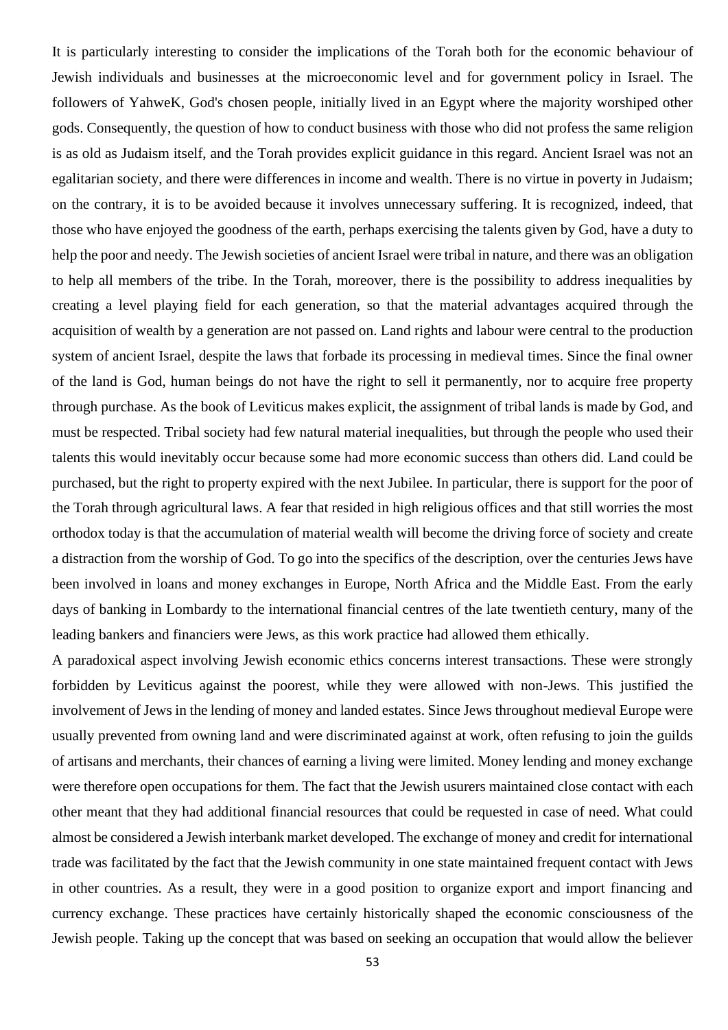It is particularly interesting to consider the implications of the Torah both for the economic behaviour of Jewish individuals and businesses at the microeconomic level and for government policy in Israel. The followers of YahweK, God's chosen people, initially lived in an Egypt where the majority worshiped other gods. Consequently, the question of how to conduct business with those who did not profess the same religion is as old as Judaism itself, and the Torah provides explicit guidance in this regard. Ancient Israel was not an egalitarian society, and there were differences in income and wealth. There is no virtue in poverty in Judaism; on the contrary, it is to be avoided because it involves unnecessary suffering. It is recognized, indeed, that those who have enjoyed the goodness of the earth, perhaps exercising the talents given by God, have a duty to help the poor and needy. The Jewish societies of ancient Israel were tribal in nature, and there was an obligation to help all members of the tribe. In the Torah, moreover, there is the possibility to address inequalities by creating a level playing field for each generation, so that the material advantages acquired through the acquisition of wealth by a generation are not passed on. Land rights and labour were central to the production system of ancient Israel, despite the laws that forbade its processing in medieval times. Since the final owner of the land is God, human beings do not have the right to sell it permanently, nor to acquire free property through purchase. As the book of Leviticus makes explicit, the assignment of tribal lands is made by God, and must be respected. Tribal society had few natural material inequalities, but through the people who used their talents this would inevitably occur because some had more economic success than others did. Land could be purchased, but the right to property expired with the next Jubilee. In particular, there is support for the poor of the Torah through agricultural laws. A fear that resided in high religious offices and that still worries the most orthodox today is that the accumulation of material wealth will become the driving force of society and create a distraction from the worship of God. To go into the specifics of the description, over the centuries Jews have been involved in loans and money exchanges in Europe, North Africa and the Middle East. From the early days of banking in Lombardy to the international financial centres of the late twentieth century, many of the leading bankers and financiers were Jews, as this work practice had allowed them ethically.

A paradoxical aspect involving Jewish economic ethics concerns interest transactions. These were strongly forbidden by Leviticus against the poorest, while they were allowed with non-Jews. This justified the involvement of Jews in the lending of money and landed estates. Since Jews throughout medieval Europe were usually prevented from owning land and were discriminated against at work, often refusing to join the guilds of artisans and merchants, their chances of earning a living were limited. Money lending and money exchange were therefore open occupations for them. The fact that the Jewish usurers maintained close contact with each other meant that they had additional financial resources that could be requested in case of need. What could almost be considered a Jewish interbank market developed. The exchange of money and credit for international trade was facilitated by the fact that the Jewish community in one state maintained frequent contact with Jews in other countries. As a result, they were in a good position to organize export and import financing and currency exchange. These practices have certainly historically shaped the economic consciousness of the Jewish people. Taking up the concept that was based on seeking an occupation that would allow the believer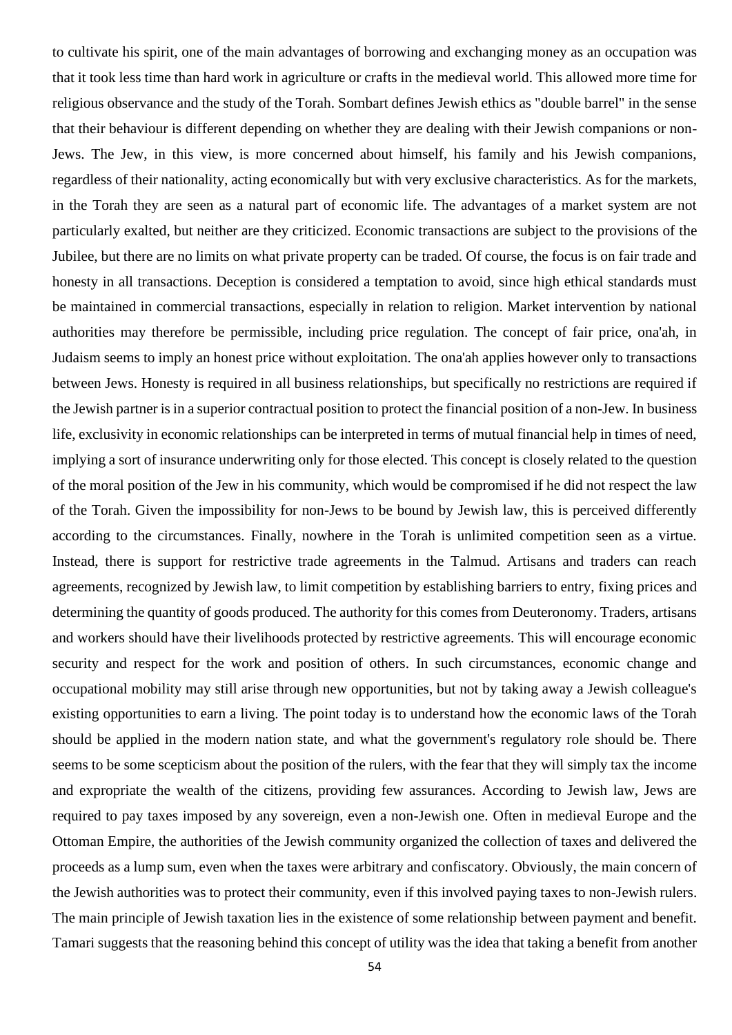to cultivate his spirit, one of the main advantages of borrowing and exchanging money as an occupation was that it took less time than hard work in agriculture or crafts in the medieval world. This allowed more time for religious observance and the study of the Torah. Sombart defines Jewish ethics as "double barrel" in the sense that their behaviour is different depending on whether they are dealing with their Jewish companions or non-Jews. The Jew, in this view, is more concerned about himself, his family and his Jewish companions, regardless of their nationality, acting economically but with very exclusive characteristics. As for the markets, in the Torah they are seen as a natural part of economic life. The advantages of a market system are not particularly exalted, but neither are they criticized. Economic transactions are subject to the provisions of the Jubilee, but there are no limits on what private property can be traded. Of course, the focus is on fair trade and honesty in all transactions. Deception is considered a temptation to avoid, since high ethical standards must be maintained in commercial transactions, especially in relation to religion. Market intervention by national authorities may therefore be permissible, including price regulation. The concept of fair price, ona'ah, in Judaism seems to imply an honest price without exploitation. The ona'ah applies however only to transactions between Jews. Honesty is required in all business relationships, but specifically no restrictions are required if the Jewish partner is in a superior contractual position to protect the financial position of a non-Jew. In business life, exclusivity in economic relationships can be interpreted in terms of mutual financial help in times of need, implying a sort of insurance underwriting only for those elected. This concept is closely related to the question of the moral position of the Jew in his community, which would be compromised if he did not respect the law of the Torah. Given the impossibility for non-Jews to be bound by Jewish law, this is perceived differently according to the circumstances. Finally, nowhere in the Torah is unlimited competition seen as a virtue. Instead, there is support for restrictive trade agreements in the Talmud. Artisans and traders can reach agreements, recognized by Jewish law, to limit competition by establishing barriers to entry, fixing prices and determining the quantity of goods produced. The authority for this comes from Deuteronomy. Traders, artisans and workers should have their livelihoods protected by restrictive agreements. This will encourage economic security and respect for the work and position of others. In such circumstances, economic change and occupational mobility may still arise through new opportunities, but not by taking away a Jewish colleague's existing opportunities to earn a living. The point today is to understand how the economic laws of the Torah should be applied in the modern nation state, and what the government's regulatory role should be. There seems to be some scepticism about the position of the rulers, with the fear that they will simply tax the income and expropriate the wealth of the citizens, providing few assurances. According to Jewish law, Jews are required to pay taxes imposed by any sovereign, even a non-Jewish one. Often in medieval Europe and the Ottoman Empire, the authorities of the Jewish community organized the collection of taxes and delivered the proceeds as a lump sum, even when the taxes were arbitrary and confiscatory. Obviously, the main concern of the Jewish authorities was to protect their community, even if this involved paying taxes to non-Jewish rulers. The main principle of Jewish taxation lies in the existence of some relationship between payment and benefit. Tamari suggests that the reasoning behind this concept of utility was the idea that taking a benefit from another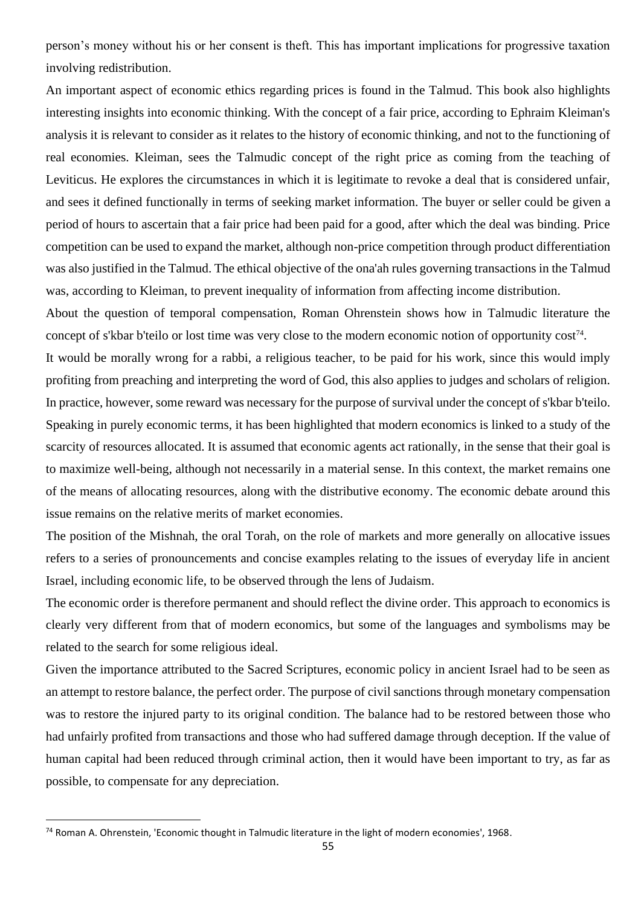person's money without his or her consent is theft. This has important implications for progressive taxation involving redistribution.

An important aspect of economic ethics regarding prices is found in the Talmud. This book also highlights interesting insights into economic thinking. With the concept of a fair price, according to Ephraim Kleiman's analysis it is relevant to consider as it relates to the history of economic thinking, and not to the functioning of real economies. Kleiman, sees the Talmudic concept of the right price as coming from the teaching of Leviticus. He explores the circumstances in which it is legitimate to revoke a deal that is considered unfair, and sees it defined functionally in terms of seeking market information. The buyer or seller could be given a period of hours to ascertain that a fair price had been paid for a good, after which the deal was binding. Price competition can be used to expand the market, although non-price competition through product differentiation was also justified in the Talmud. The ethical objective of the ona'ah rules governing transactions in the Talmud was, according to Kleiman, to prevent inequality of information from affecting income distribution.

About the question of temporal compensation, Roman Ohrenstein shows how in Talmudic literature the concept of s'kbar b'teilo or lost time was very close to the modern economic notion of opportunity cost[74].

It would be morally wrong for a rabbi, a religious teacher, to be paid for his work, since this would imply profiting from preaching and interpreting the word of God, this also applies to judges and scholars of religion. In practice, however, some reward was necessary for the purpose of survival under the concept of s'kbar b'teilo. Speaking in purely economic terms, it has been highlighted that modern economics is linked to a study of the scarcity of resources allocated. It is assumed that economic agents act rationally, in the sense that their goal is to maximize well-being, although not necessarily in a material sense. In this context, the market remains one of the means of allocating resources, along with the distributive economy. The economic debate around this issue remains on the relative merits of market economies.

The position of the Mishnah, the oral Torah, on the role of markets and more generally on allocative issues refers to a series of pronouncements and concise examples relating to the issues of everyday life in ancient Israel, including economic life, to be observed through the lens of Judaism.

The economic order is therefore permanent and should reflect the divine order. This approach to economics is clearly very different from that of modern economics, but some of the languages and symbolisms may be related to the search for some religious ideal.

Given the importance attributed to the Sacred Scriptures, economic policy in ancient Israel had to be seen as an attempt to restore balance, the perfect order. The purpose of civil sanctions through monetary compensation was to restore the injured party to its original condition. The balance had to be restored between those who had unfairly profited from transactions and those who had suffered damage through deception. If the value of human capital had been reduced through criminal action, then it would have been important to try, as far as possible, to compensate for any depreciation.

[74] Roman A. Ohrenstein, 'Economic thought in Talmudic literature in the light of modern economies', 1968.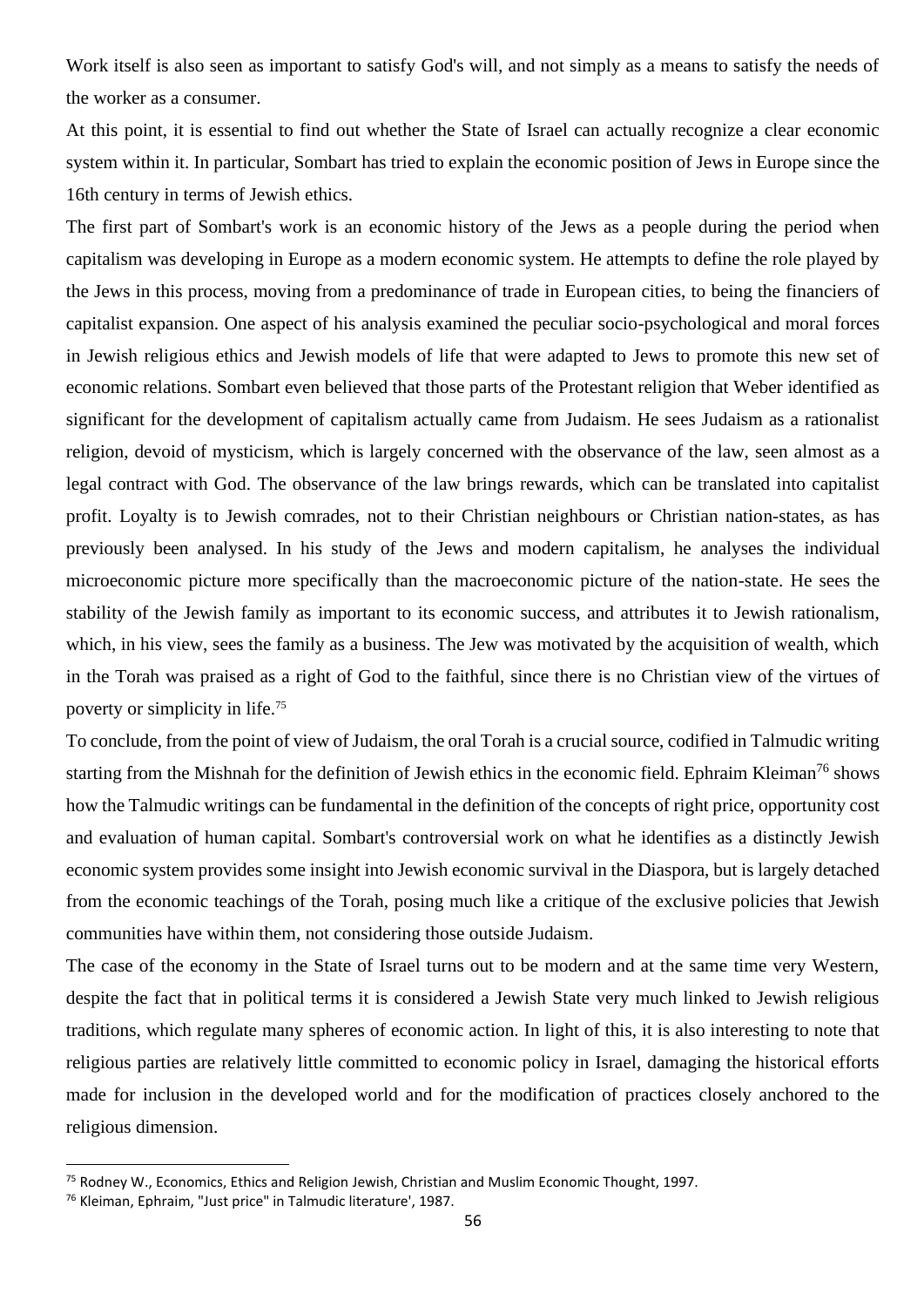Work itself is also seen as important to satisfy God's will, and not simply as a means to satisfy the needs of the worker as a consumer.

At this point, it is essential to find out whether the State of Israel can actually recognize a clear economic system within it. In particular, Sombart has tried to explain the economic position of Jews in Europe since the 16th century in terms of Jewish ethics.

The first part of Sombart's work is an economic history of the Jews as a people during the period when capitalism was developing in Europe as a modern economic system. He attempts to define the role played by the Jews in this process, moving from a predominance of trade in European cities, to being the financiers of capitalist expansion. One aspect of his analysis examined the peculiar socio-psychological and moral forces in Jewish religious ethics and Jewish models of life that were adapted to Jews to promote this new set of economic relations. Sombart even believed that those parts of the Protestant religion that Weber identified as significant for the development of capitalism actually came from Judaism. He sees Judaism as a rationalist religion, devoid of mysticism, which is largely concerned with the observance of the law, seen almost as a legal contract with God. The observance of the law brings rewards, which can be translated into capitalist profit. Loyalty is to Jewish comrades, not to their Christian neighbours or Christian nation-states, as has previously been analysed. In his study of the Jews and modern capitalism, he analyses the individual microeconomic picture more specifically than the macroeconomic picture of the nation-state. He sees the stability of the Jewish family as important to its economic success, and attributes it to Jewish rationalism, which, in his view, sees the family as a business. The Jew was motivated by the acquisition of wealth, which in the Torah was praised as a right of God to the faithful, since there is no Christian view of the virtues of poverty or simplicity in life.[75]

To conclude, from the point of view of Judaism, the oral Torah is a crucial source, codified in Talmudic writing starting from the Mishnah for the definition of Jewish ethics in the economic field. Ephraim Kleiman[76] shows how the Talmudic writings can be fundamental in the definition of the concepts of right price, opportunity cost and evaluation of human capital. Sombart's controversial work on what he identifies as a distinctly Jewish economic system provides some insight into Jewish economic survival in the Diaspora, but is largely detached from the economic teachings of the Torah, posing much like a critique of the exclusive policies that Jewish communities have within them, not considering those outside Judaism.

The case of the economy in the State of Israel turns out to be modern and at the same time very Western, despite the fact that in political terms it is considered a Jewish State very much linked to Jewish religious traditions, which regulate many spheres of economic action. In light of this, it is also interesting to note that religious parties are relatively little committed to economic policy in Israel, damaging the historical efforts made for inclusion in the developed world and for the modification of practices closely anchored to the religious dimension.

---

[75] Rodney W., Economics, Ethics and Religion Jewish, Christian and Muslim Economic Thought, 1997.

[76] Kleiman, Ephraim, "Just price" in Talmudic literature', 1987.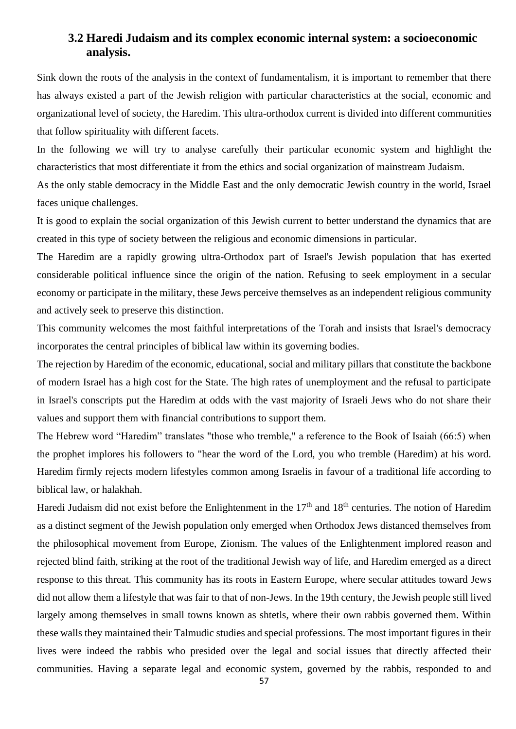### 3.2 Haredi Judaism and its complex economic internal system: a socioeconomic analysis.

Sink down the roots of the analysis in the context of fundamentalism, it is important to remember that there has always existed a part of the Jewish religion with particular characteristics at the social, economic and organizational level of society, the Haredim. This ultra-orthodox current is divided into different communities that follow spirituality with different facets.

In the following we will try to analyse carefully their particular economic system and highlight the characteristics that most differentiate it from the ethics and social organization of mainstream Judaism.

As the only stable democracy in the Middle East and the only democratic Jewish country in the world, Israel faces unique challenges.

It is good to explain the social organization of this Jewish current to better understand the dynamics that are created in this type of society between the religious and economic dimensions in particular.

The Haredim are a rapidly growing ultra-Orthodox part of Israel's Jewish population that has exerted considerable political influence since the origin of the nation. Refusing to seek employment in a secular economy or participate in the military, these Jews perceive themselves as an independent religious community and actively seek to preserve this distinction.

This community welcomes the most faithful interpretations of the Torah and insists that Israel's democracy incorporates the central principles of biblical law within its governing bodies.

The rejection by Haredim of the economic, educational, social and military pillars that constitute the backbone of modern Israel has a high cost for the State. The high rates of unemployment and the refusal to participate in Israel's conscripts put the Haredim at odds with the vast majority of Israeli Jews who do not share their values and support them with financial contributions to support them.

The Hebrew word "Haredim" translates "those who tremble," a reference to the Book of Isaiah (66:5) when the prophet implores his followers to "hear the word of the Lord, you who tremble (Haredim) at his word. Haredim firmly rejects modern lifestyles common among Israelis in favour of a traditional life according to biblical law, or halakhah.

Haredi Judaism did not exist before the Enlightenment in the 17th and 18th centuries. The notion of Haredim as a distinct segment of the Jewish population only emerged when Orthodox Jews distanced themselves from the philosophical movement from Europe, Zionism. The values of the Enlightenment implored reason and rejected blind faith, striking at the root of the traditional Jewish way of life, and Haredim emerged as a direct response to this threat. This community has its roots in Eastern Europe, where secular attitudes toward Jews did not allow them a lifestyle that was fair to that of non-Jews. In the 19th century, the Jewish people still lived largely among themselves in small towns known as shtetls, where their own rabbis governed them. Within these walls they maintained their Talmudic studies and special professions. The most important figures in their lives were indeed the rabbis who presided over the legal and social issues that directly affected their communities. Having a separate legal and economic system, governed by the rabbis, responded to and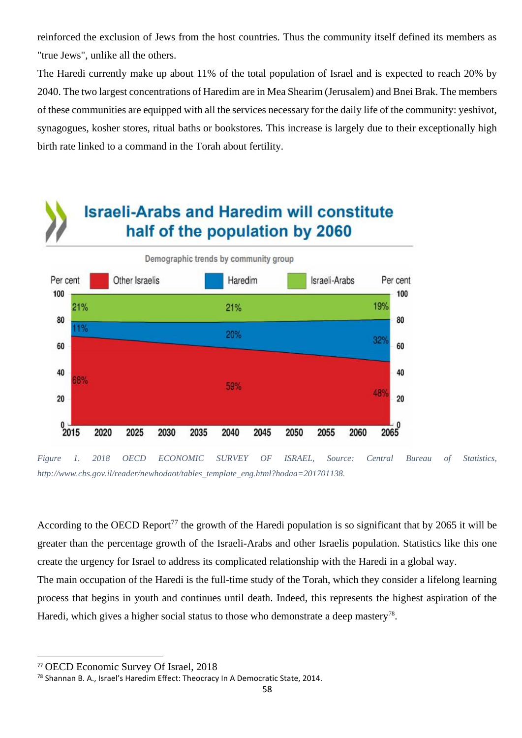reinforced the exclusion of Jews from the host countries. Thus the community itself defined its members as "true Jews", unlike all the others.

The Haredi currently make up about 11% of the total population of Israel and is expected to reach 20% by 2040. The two largest concentrations of Haredim are in Mea Shearim (Jerusalem) and Bnei Brak. The members of these communities are equipped with all the services necessary for the daily life of the community: yeshivot, synagogues, kosher stores, ritual baths or bookstores. This increase is largely due to their exceptionally high birth rate linked to a command in the Torah about fertility.

*Figure 1. 2018 OECD ECONOMIC SURVEY OF ISRAEL, Source: Central Bureau of Statistics, http://www.cbs.gov.il/reader/newhodaot/tables_template_eng.html?hodaa=201701138.*

According to the OECD Report[77] the growth of the Haredi population is so significant that by 2065 it will be greater than the percentage growth of the Israeli-Arabs and other Israelis population. Statistics like this one create the urgency for Israel to address its complicated relationship with the Haredi in a global way.

The main occupation of the Haredi is the full-time study of the Torah, which they consider a lifelong learning process that begins in youth and continues until death. Indeed, this represents the highest aspiration of the Haredi, which gives a higher social status to those who demonstrate a deep mastery[78].

---

[77] OECD Economic Survey Of Israel, 2018

[78] Shannan B. A., Israel's Haredim Effect: Theocracy In A Democratic State, 2014.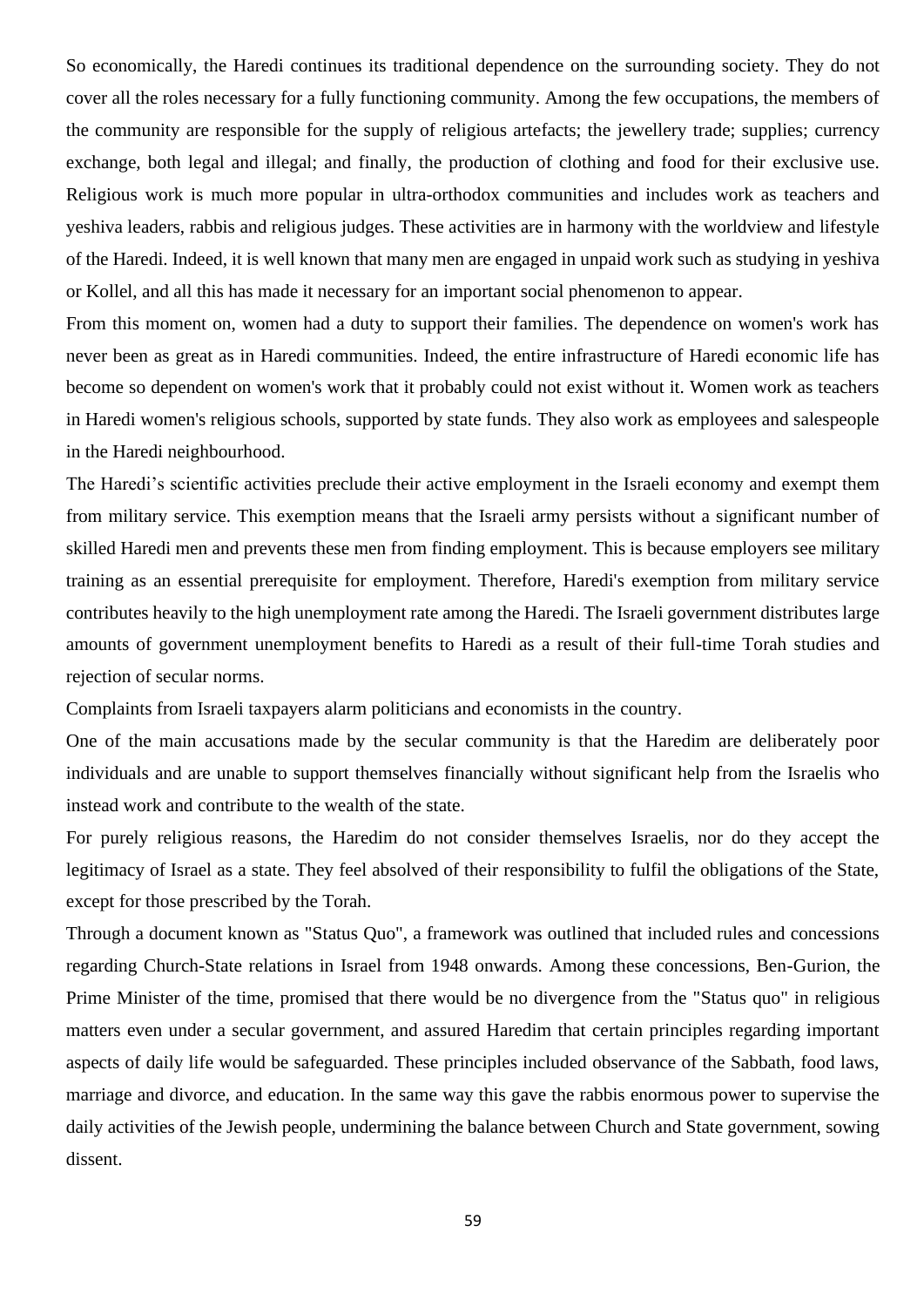So economically, the Haredi continues its traditional dependence on the surrounding society. They do not cover all the roles necessary for a fully functioning community. Among the few occupations, the members of the community are responsible for the supply of religious artefacts; the jewellery trade; supplies; currency exchange, both legal and illegal; and finally, the production of clothing and food for their exclusive use. Religious work is much more popular in ultra-orthodox communities and includes work as teachers and yeshiva leaders, rabbis and religious judges. These activities are in harmony with the worldview and lifestyle of the Haredi. Indeed, it is well known that many men are engaged in unpaid work such as studying in yeshiva or Kollel, and all this has made it necessary for an important social phenomenon to appear.

From this moment on, women had a duty to support their families. The dependence on women's work has never been as great as in Haredi communities. Indeed, the entire infrastructure of Haredi economic life has become so dependent on women's work that it probably could not exist without it. Women work as teachers in Haredi women's religious schools, supported by state funds. They also work as employees and salespeople in the Haredi neighbourhood.

The Haredi's scientific activities preclude their active employment in the Israeli economy and exempt them from military service. This exemption means that the Israeli army persists without a significant number of skilled Haredi men and prevents these men from finding employment. This is because employers see military training as an essential prerequisite for employment. Therefore, Haredi's exemption from military service contributes heavily to the high unemployment rate among the Haredi. The Israeli government distributes large amounts of government unemployment benefits to Haredi as a result of their full-time Torah studies and rejection of secular norms.

Complaints from Israeli taxpayers alarm politicians and economists in the country.

One of the main accusations made by the secular community is that the Haredim are deliberately poor individuals and are unable to support themselves financially without significant help from the Israelis who instead work and contribute to the wealth of the state.

For purely religious reasons, the Haredim do not consider themselves Israelis, nor do they accept the legitimacy of Israel as a state. They feel absolved of their responsibility to fulfil the obligations of the State, except for those prescribed by the Torah.

Through a document known as "Status Quo", a framework was outlined that included rules and concessions regarding Church-State relations in Israel from 1948 onwards. Among these concessions, Ben-Gurion, the Prime Minister of the time, promised that there would be no divergence from the "Status quo" in religious matters even under a secular government, and assured Haredim that certain principles regarding important aspects of daily life would be safeguarded. These principles included observance of the Sabbath, food laws, marriage and divorce, and education. In the same way this gave the rabbis enormous power to supervise the daily activities of the Jewish people, undermining the balance between Church and State government, sowing dissent.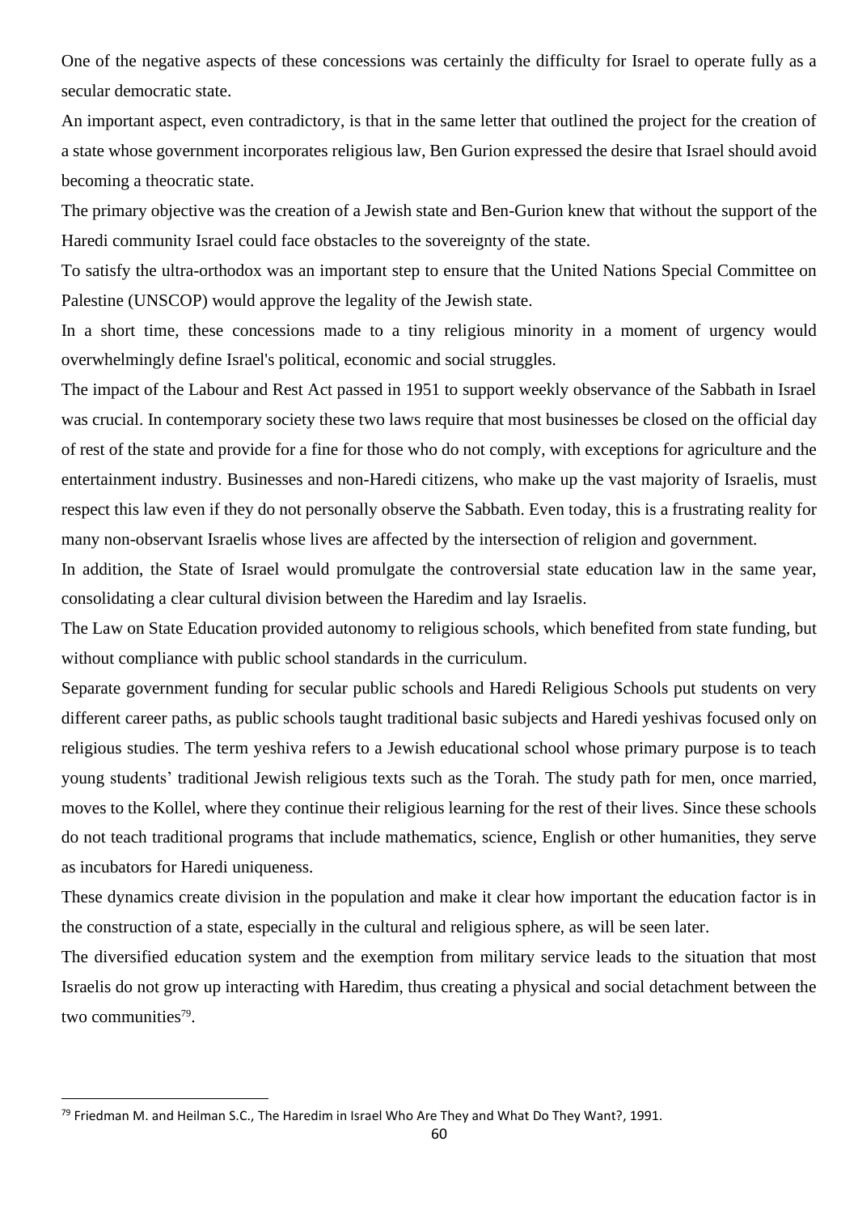One of the negative aspects of these concessions was certainly the difficulty for Israel to operate fully as a secular democratic state.

An important aspect, even contradictory, is that in the same letter that outlined the project for the creation of a state whose government incorporates religious law, Ben Gurion expressed the desire that Israel should avoid becoming a theocratic state.

The primary objective was the creation of a Jewish state and Ben-Gurion knew that without the support of the Haredi community Israel could face obstacles to the sovereignty of the state.

To satisfy the ultra-orthodox was an important step to ensure that the United Nations Special Committee on Palestine (UNSCOP) would approve the legality of the Jewish state.

In a short time, these concessions made to a tiny religious minority in a moment of urgency would overwhelmingly define Israel's political, economic and social struggles.

The impact of the Labour and Rest Act passed in 1951 to support weekly observance of the Sabbath in Israel was crucial. In contemporary society these two laws require that most businesses be closed on the official day of rest of the state and provide for a fine for those who do not comply, with exceptions for agriculture and the entertainment industry. Businesses and non-Haredi citizens, who make up the vast majority of Israelis, must respect this law even if they do not personally observe the Sabbath. Even today, this is a frustrating reality for many non-observant Israelis whose lives are affected by the intersection of religion and government.

In addition, the State of Israel would promulgate the controversial state education law in the same year, consolidating a clear cultural division between the Haredim and lay Israelis.

The Law on State Education provided autonomy to religious schools, which benefited from state funding, but without compliance with public school standards in the curriculum.

Separate government funding for secular public schools and Haredi Religious Schools put students on very different career paths, as public schools taught traditional basic subjects and Haredi yeshivas focused only on religious studies. The term yeshiva refers to a Jewish educational school whose primary purpose is to teach young students' traditional Jewish religious texts such as the Torah. The study path for men, once married, moves to the Kollel, where they continue their religious learning for the rest of their lives. Since these schools do not teach traditional programs that include mathematics, science, English or other humanities, they serve as incubators for Haredi uniqueness.

These dynamics create division in the population and make it clear how important the education factor is in the construction of a state, especially in the cultural and religious sphere, as will be seen later.

The diversified education system and the exemption from military service leads to the situation that most Israelis do not grow up interacting with Haredim, thus creating a physical and social detachment between the two communities[79].

---

[79] Friedman M. and Heilman S.C., The Haredim in Israel Who Are They and What Do They Want?, 1991.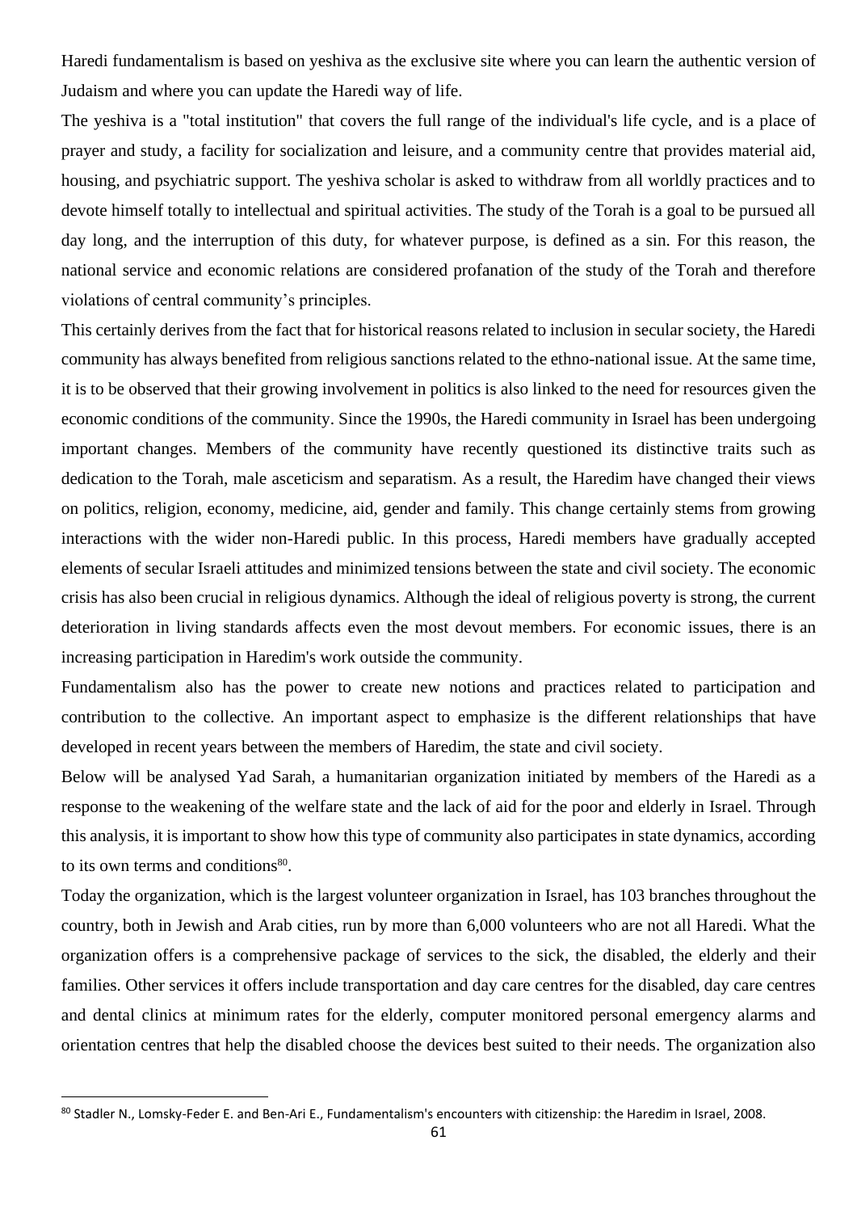Haredi fundamentalism is based on yeshiva as the exclusive site where you can learn the authentic version of Judaism and where you can update the Haredi way of life.

The yeshiva is a "total institution" that covers the full range of the individual's life cycle, and is a place of prayer and study, a facility for socialization and leisure, and a community centre that provides material aid, housing, and psychiatric support. The yeshiva scholar is asked to withdraw from all worldly practices and to devote himself totally to intellectual and spiritual activities. The study of the Torah is a goal to be pursued all day long, and the interruption of this duty, for whatever purpose, is defined as a sin. For this reason, the national service and economic relations are considered profanation of the study of the Torah and therefore violations of central community's principles.

This certainly derives from the fact that for historical reasons related to inclusion in secular society, the Haredi community has always benefited from religious sanctions related to the ethno-national issue. At the same time, it is to be observed that their growing involvement in politics is also linked to the need for resources given the economic conditions of the community. Since the 1990s, the Haredi community in Israel has been undergoing important changes. Members of the community have recently questioned its distinctive traits such as dedication to the Torah, male asceticism and separatism. As a result, the Haredim have changed their views on politics, religion, economy, medicine, aid, gender and family. This change certainly stems from growing interactions with the wider non-Haredi public. In this process, Haredi members have gradually accepted elements of secular Israeli attitudes and minimized tensions between the state and civil society. The economic crisis has also been crucial in religious dynamics. Although the ideal of religious poverty is strong, the current deterioration in living standards affects even the most devout members. For economic issues, there is an increasing participation in Haredim's work outside the community.

Fundamentalism also has the power to create new notions and practices related to participation and contribution to the collective. An important aspect to emphasize is the different relationships that have developed in recent years between the members of Haredim, the state and civil society.

Below will be analysed Yad Sarah, a humanitarian organization initiated by members of the Haredi as a response to the weakening of the welfare state and the lack of aid for the poor and elderly in Israel. Through this analysis, it is important to show how this type of community also participates in state dynamics, according to its own terms and conditions[80].

Today the organization, which is the largest volunteer organization in Israel, has 103 branches throughout the country, both in Jewish and Arab cities, run by more than 6,000 volunteers who are not all Haredi. What the organization offers is a comprehensive package of services to the sick, the disabled, the elderly and their families. Other services it offers include transportation and day care centres for the disabled, day care centres and dental clinics at minimum rates for the elderly, computer monitored personal emergency alarms and orientation centres that help the disabled choose the devices best suited to their needs. The organization also

[80] Stadler N., Lomsky-Feder E. and Ben-Ari E., Fundamentalism's encounters with citizenship: the Haredim in Israel, 2008.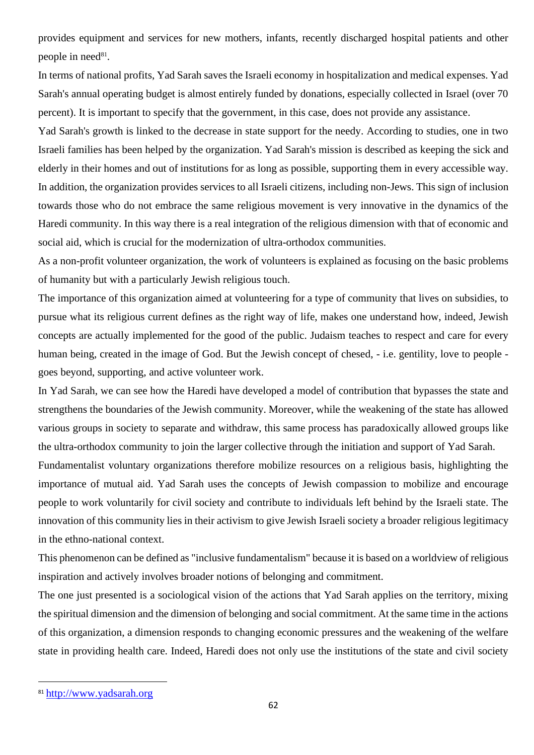provides equipment and services for new mothers, infants, recently discharged hospital patients and other people in need[81].

In terms of national profits, Yad Sarah saves the Israeli economy in hospitalization and medical expenses. Yad Sarah's annual operating budget is almost entirely funded by donations, especially collected in Israel (over 70 percent). It is important to specify that the government, in this case, does not provide any assistance.

Yad Sarah's growth is linked to the decrease in state support for the needy. According to studies, one in two Israeli families has been helped by the organization. Yad Sarah's mission is described as keeping the sick and elderly in their homes and out of institutions for as long as possible, supporting them in every accessible way. In addition, the organization provides services to all Israeli citizens, including non-Jews. This sign of inclusion towards those who do not embrace the same religious movement is very innovative in the dynamics of the Haredi community. In this way there is a real integration of the religious dimension with that of economic and social aid, which is crucial for the modernization of ultra-orthodox communities.

As a non-profit volunteer organization, the work of volunteers is explained as focusing on the basic problems of humanity but with a particularly Jewish religious touch.

The importance of this organization aimed at volunteering for a type of community that lives on subsidies, to pursue what its religious current defines as the right way of life, makes one understand how, indeed, Jewish concepts are actually implemented for the good of the public. Judaism teaches to respect and care for every human being, created in the image of God. But the Jewish concept of chesed, - i.e. gentility, love to people - goes beyond, supporting, and active volunteer work.

In Yad Sarah, we can see how the Haredi have developed a model of contribution that bypasses the state and strengthens the boundaries of the Jewish community. Moreover, while the weakening of the state has allowed various groups in society to separate and withdraw, this same process has paradoxically allowed groups like the ultra-orthodox community to join the larger collective through the initiation and support of Yad Sarah.

Fundamentalist voluntary organizations therefore mobilize resources on a religious basis, highlighting the importance of mutual aid. Yad Sarah uses the concepts of Jewish compassion to mobilize and encourage people to work voluntarily for civil society and contribute to individuals left behind by the Israeli state. The innovation of this community lies in their activism to give Jewish Israeli society a broader religious legitimacy in the ethno-national context.

This phenomenon can be defined as "inclusive fundamentalism" because it is based on a worldview of religious inspiration and actively involves broader notions of belonging and commitment.

The one just presented is a sociological vision of the actions that Yad Sarah applies on the territory, mixing the spiritual dimension and the dimension of belonging and social commitment. At the same time in the actions of this organization, a dimension responds to changing economic pressures and the weakening of the welfare state in providing health care. Indeed, Haredi does not only use the institutions of the state and civil society

---

[81] http://www.yadsarah.org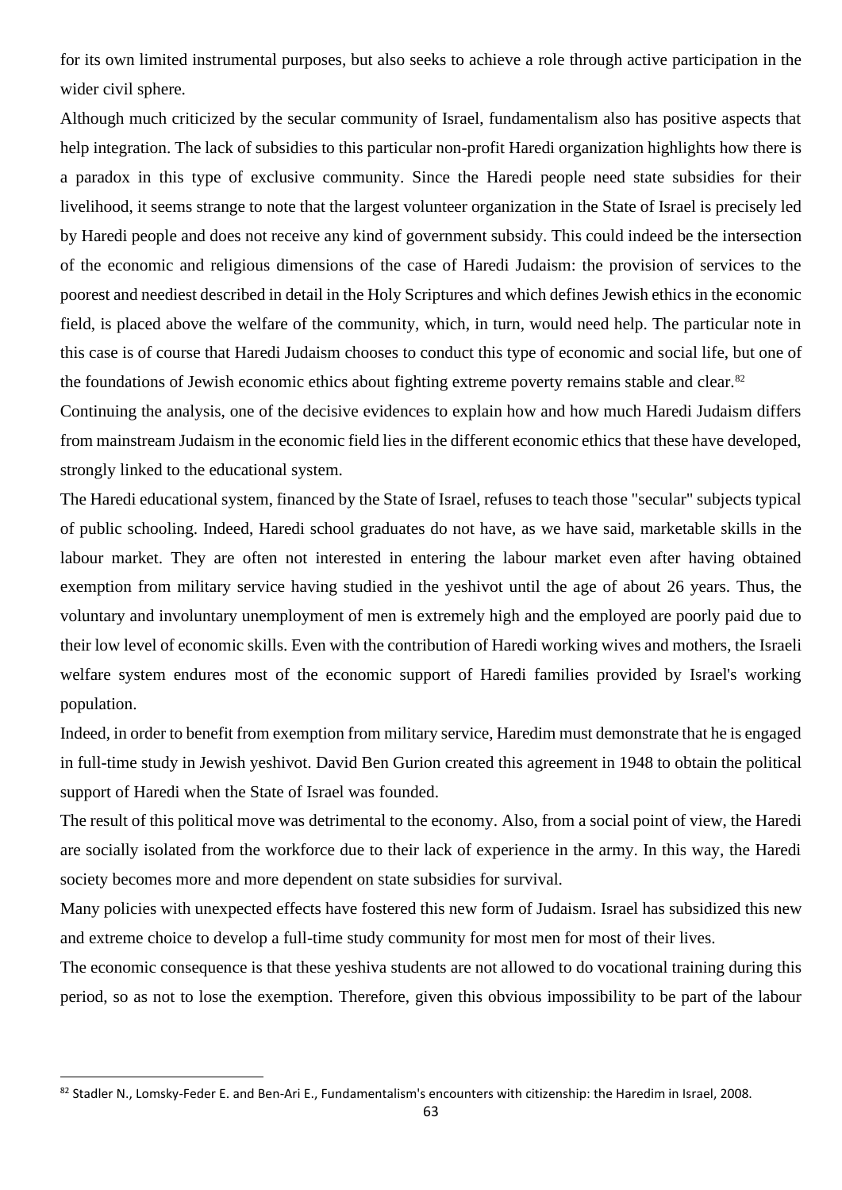for its own limited instrumental purposes, but also seeks to achieve a role through active participation in the wider civil sphere.

Although much criticized by the secular community of Israel, fundamentalism also has positive aspects that help integration. The lack of subsidies to this particular non-profit Haredi organization highlights how there is a paradox in this type of exclusive community. Since the Haredi people need state subsidies for their livelihood, it seems strange to note that the largest volunteer organization in the State of Israel is precisely led by Haredi people and does not receive any kind of government subsidy. This could indeed be the intersection of the economic and religious dimensions of the case of Haredi Judaism: the provision of services to the poorest and neediest described in detail in the Holy Scriptures and which defines Jewish ethics in the economic field, is placed above the welfare of the community, which, in turn, would need help. The particular note in this case is of course that Haredi Judaism chooses to conduct this type of economic and social life, but one of the foundations of Jewish economic ethics about fighting extreme poverty remains stable and clear.[82]

Continuing the analysis, one of the decisive evidences to explain how and how much Haredi Judaism differs from mainstream Judaism in the economic field lies in the different economic ethics that these have developed, strongly linked to the educational system.

The Haredi educational system, financed by the State of Israel, refuses to teach those "secular" subjects typical of public schooling. Indeed, Haredi school graduates do not have, as we have said, marketable skills in the labour market. They are often not interested in entering the labour market even after having obtained exemption from military service having studied in the yeshivot until the age of about 26 years. Thus, the voluntary and involuntary unemployment of men is extremely high and the employed are poorly paid due to their low level of economic skills. Even with the contribution of Haredi working wives and mothers, the Israeli welfare system endures most of the economic support of Haredi families provided by Israel's working population.

Indeed, in order to benefit from exemption from military service, Haredim must demonstrate that he is engaged in full-time study in Jewish yeshivot. David Ben Gurion created this agreement in 1948 to obtain the political support of Haredi when the State of Israel was founded.

The result of this political move was detrimental to the economy. Also, from a social point of view, the Haredi are socially isolated from the workforce due to their lack of experience in the army. In this way, the Haredi society becomes more and more dependent on state subsidies for survival.

Many policies with unexpected effects have fostered this new form of Judaism. Israel has subsidized this new and extreme choice to develop a full-time study community for most men for most of their lives.

The economic consequence is that these yeshiva students are not allowed to do vocational training during this period, so as not to lose the exemption. Therefore, given this obvious impossibility to be part of the labour

---

[82] Stadler N., Lomsky-Feder E. and Ben-Ari E., Fundamentalism's encounters with citizenship: the Haredim in Israel, 2008.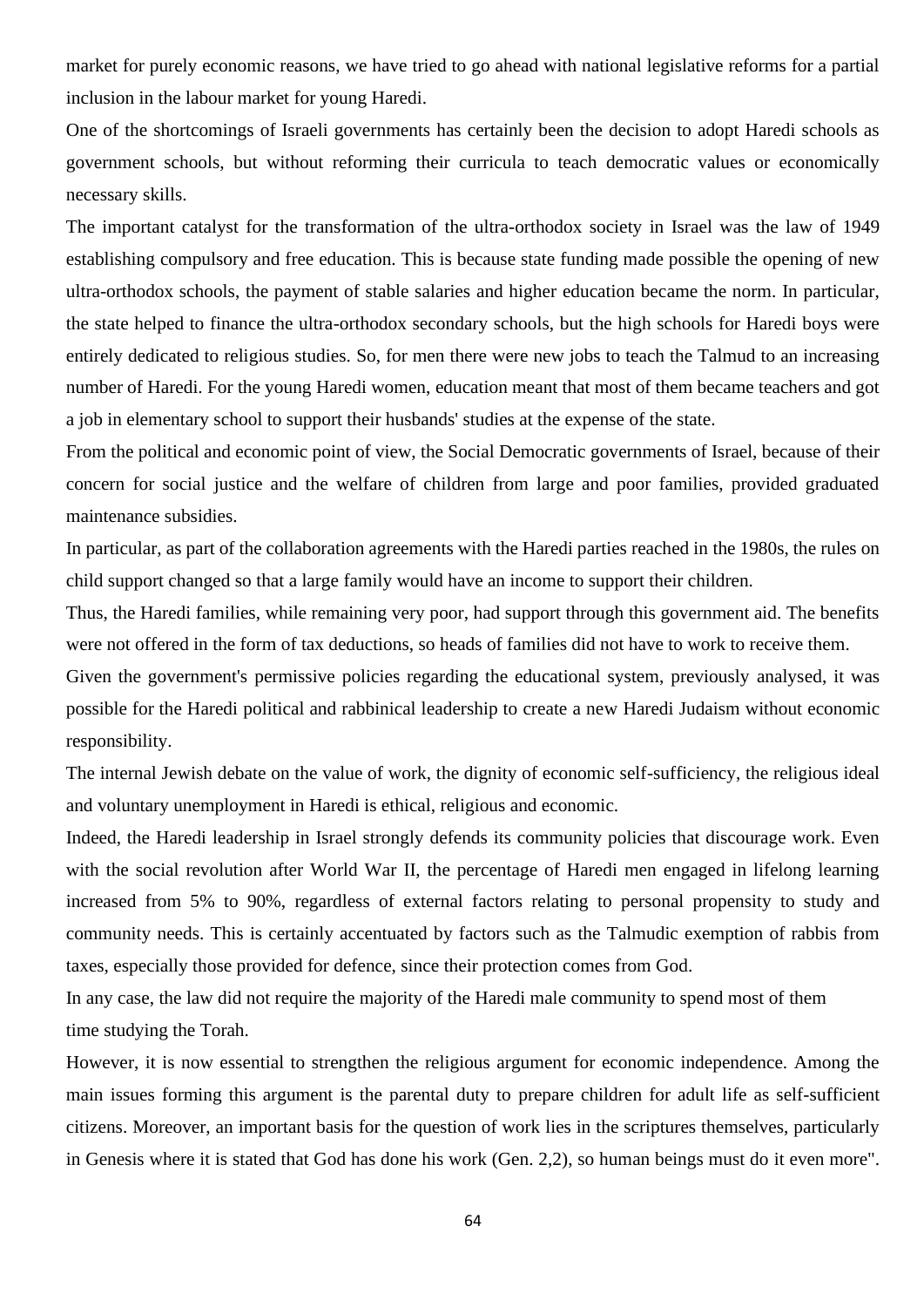market for purely economic reasons, we have tried to go ahead with national legislative reforms for a partial inclusion in the labour market for young Haredi.

One of the shortcomings of Israeli governments has certainly been the decision to adopt Haredi schools as government schools, but without reforming their curricula to teach democratic values or economically necessary skills.

The important catalyst for the transformation of the ultra-orthodox society in Israel was the law of 1949 establishing compulsory and free education. This is because state funding made possible the opening of new ultra-orthodox schools, the payment of stable salaries and higher education became the norm. In particular, the state helped to finance the ultra-orthodox secondary schools, but the high schools for Haredi boys were entirely dedicated to religious studies. So, for men there were new jobs to teach the Talmud to an increasing number of Haredi. For the young Haredi women, education meant that most of them became teachers and got a job in elementary school to support their husbands' studies at the expense of the state.

From the political and economic point of view, the Social Democratic governments of Israel, because of their concern for social justice and the welfare of children from large and poor families, provided graduated maintenance subsidies.

In particular, as part of the collaboration agreements with the Haredi parties reached in the 1980s, the rules on child support changed so that a large family would have an income to support their children.

Thus, the Haredi families, while remaining very poor, had support through this government aid. The benefits were not offered in the form of tax deductions, so heads of families did not have to work to receive them.

Given the government's permissive policies regarding the educational system, previously analysed, it was possible for the Haredi political and rabbinical leadership to create a new Haredi Judaism without economic responsibility.

The internal Jewish debate on the value of work, the dignity of economic self-sufficiency, the religious ideal and voluntary unemployment in Haredi is ethical, religious and economic.

Indeed, the Haredi leadership in Israel strongly defends its community policies that discourage work. Even with the social revolution after World War II, the percentage of Haredi men engaged in lifelong learning increased from 5% to 90%, regardless of external factors relating to personal propensity to study and community needs. This is certainly accentuated by factors such as the Talmudic exemption of rabbis from taxes, especially those provided for defence, since their protection comes from God.

In any case, the law did not require the majority of the Haredi male community to spend most of them time studying the Torah.

However, it is now essential to strengthen the religious argument for economic independence. Among the main issues forming this argument is the parental duty to prepare children for adult life as self-sufficient citizens. Moreover, an important basis for the question of work lies in the scriptures themselves, particularly in Genesis where it is stated that God has done his work (Gen. 2,2), so human beings must do it even more".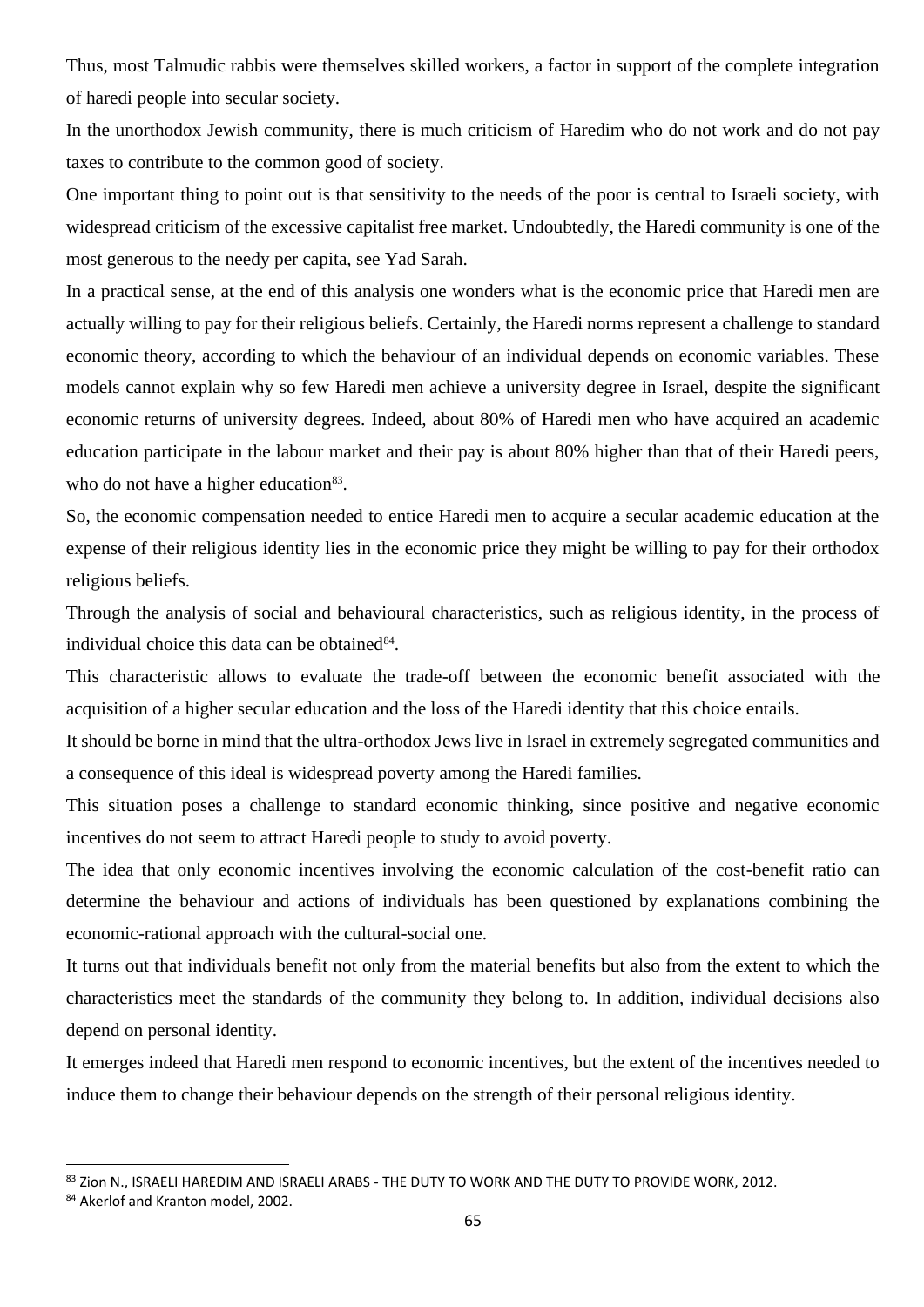Thus, most Talmudic rabbis were themselves skilled workers, a factor in support of the complete integration of haredi people into secular society.

In the unorthodox Jewish community, there is much criticism of Haredim who do not work and do not pay taxes to contribute to the common good of society.

One important thing to point out is that sensitivity to the needs of the poor is central to Israeli society, with widespread criticism of the excessive capitalist free market. Undoubtedly, the Haredi community is one of the most generous to the needy per capita, see Yad Sarah.

In a practical sense, at the end of this analysis one wonders what is the economic price that Haredi men are actually willing to pay for their religious beliefs. Certainly, the Haredi norms represent a challenge to standard economic theory, according to which the behaviour of an individual depends on economic variables. These models cannot explain why so few Haredi men achieve a university degree in Israel, despite the significant economic returns of university degrees. Indeed, about 80% of Haredi men who have acquired an academic education participate in the labour market and their pay is about 80% higher than that of their Haredi peers, who do not have a higher education[83].

So, the economic compensation needed to entice Haredi men to acquire a secular academic education at the expense of their religious identity lies in the economic price they might be willing to pay for their orthodox religious beliefs.

Through the analysis of social and behavioural characteristics, such as religious identity, in the process of individual choice this data can be obtained[84].

This characteristic allows to evaluate the trade-off between the economic benefit associated with the acquisition of a higher secular education and the loss of the Haredi identity that this choice entails.

It should be borne in mind that the ultra-orthodox Jews live in Israel in extremely segregated communities and a consequence of this ideal is widespread poverty among the Haredi families.

This situation poses a challenge to standard economic thinking, since positive and negative economic incentives do not seem to attract Haredi people to study to avoid poverty.

The idea that only economic incentives involving the economic calculation of the cost-benefit ratio can determine the behaviour and actions of individuals has been questioned by explanations combining the economic-rational approach with the cultural-social one.

It turns out that individuals benefit not only from the material benefits but also from the extent to which the characteristics meet the standards of the community they belong to. In addition, individual decisions also depend on personal identity.

It emerges indeed that Haredi men respond to economic incentives, but the extent of the incentives needed to induce them to change their behaviour depends on the strength of their personal religious identity.

---

[83] Zion N., ISRAELI HAREDIM AND ISRAELI ARABS - THE DUTY TO WORK AND THE DUTY TO PROVIDE WORK, 2012.

[84] Akerlof and Kranton model, 2002.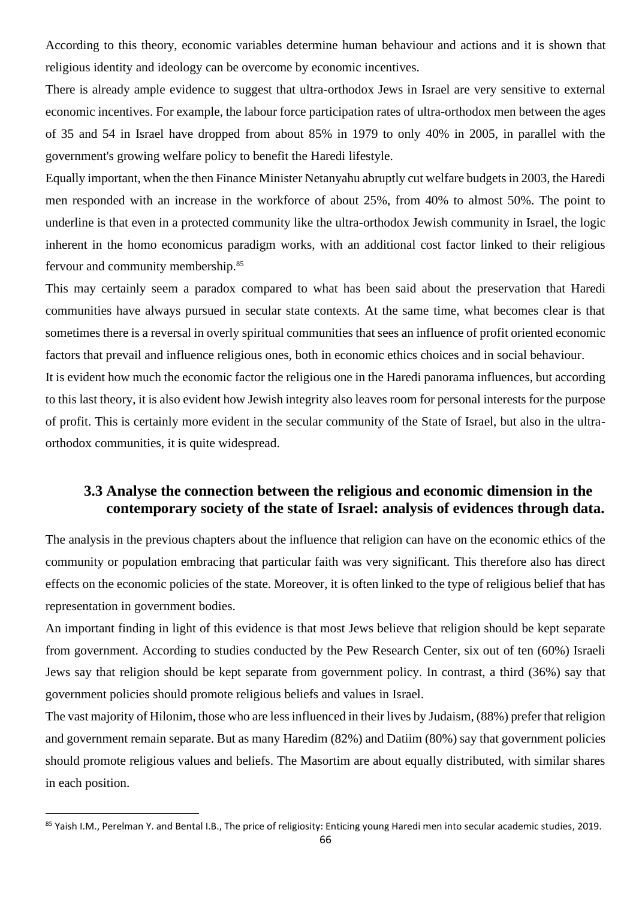According to this theory, economic variables determine human behaviour and actions and it is shown that religious identity and ideology can be overcome by economic incentives.

There is already ample evidence to suggest that ultra-orthodox Jews in Israel are very sensitive to external economic incentives. For example, the labour force participation rates of ultra-orthodox men between the ages of 35 and 54 in Israel have dropped from about 85% in 1979 to only 40% in 2005, in parallel with the government's growing welfare policy to benefit the Haredi lifestyle.

Equally important, when the then Finance Minister Netanyahu abruptly cut welfare budgets in 2003, the Haredi men responded with an increase in the workforce of about 25%, from 40% to almost 50%. The point to underline is that even in a protected community like the ultra-orthodox Jewish community in Israel, the logic inherent in the homo economicus paradigm works, with an additional cost factor linked to their religious fervour and community membership.[85]

This may certainly seem a paradox compared to what has been said about the preservation that Haredi communities have always pursued in secular state contexts. At the same time, what becomes clear is that sometimes there is a reversal in overly spiritual communities that sees an influence of profit oriented economic factors that prevail and influence religious ones, both in economic ethics choices and in social behaviour.

It is evident how much the economic factor the religious one in the Haredi panorama influences, but according to this last theory, it is also evident how Jewish integrity also leaves room for personal interests for the purpose of profit. This is certainly more evident in the secular community of the State of Israel, but also in the ultra-orthodox communities, it is quite widespread.

### 3.3 Analyse the connection between the religious and economic dimension in the contemporary society of the state of Israel: analysis of evidences through data.

The analysis in the previous chapters about the influence that religion can have on the economic ethics of the community or population embracing that particular faith was very significant. This therefore also has direct effects on the economic policies of the state. Moreover, it is often linked to the type of religious belief that has representation in government bodies.

An important finding in light of this evidence is that most Jews believe that religion should be kept separate from government. According to studies conducted by the Pew Research Center, six out of ten (60%) Israeli Jews say that religion should be kept separate from government policy. In contrast, a third (36%) say that government policies should promote religious beliefs and values in Israel.

The vast majority of Hilonim, those who are less influenced in their lives by Judaism, (88%) prefer that religion and government remain separate. But as many Haredim (82%) and Datiim (80%) say that government policies should promote religious values and beliefs. The Masortim are about equally distributed, with similar shares in each position.

---

[85] Yaish I.M., Perelman Y. and Bental I.B., The price of religiosity: Enticing young Haredi men into secular academic studies, 2019.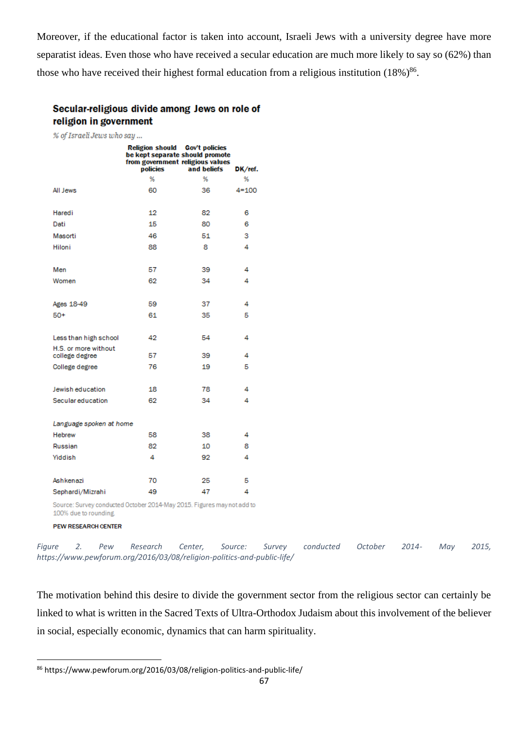Moreover, if the educational factor is taken into account, Israeli Jews with a university degree have more separatist ideas. Even those who have received a secular education are much more likely to say so (62%) than those who have received their highest formal education from a religious institution (18%)[86].

**Secular-religious divide among Jews on role of religion in government**

*% of Israeli Jews who say ...*

| | Religion should be kept separate from government policies | Gov't policies should promote religious values and beliefs | DK/ref. |
|---|---|---|---|
| | % | % | % |
| All Jews | 60 | 36 | 4=100 |
| Haredi | 12 | 82 | 6 |
| Dati | 15 | 80 | 6 |
| Masorti | 46 | 51 | 3 |
| Hiloni | 88 | 8 | 4 |
| Men | 57 | 39 | 4 |
| Women | 62 | 34 | 4 |
| Ages 18-49 | 59 | 37 | 4 |
| 50+ | 61 | 35 | 5 |
| Less than high school | 42 | 54 | 4 |
| H.S. or more without college degree | 57 | 39 | 4 |
| College degree | 76 | 19 | 5 |
| Jewish education | 18 | 78 | 4 |
| Secular education | 62 | 34 | 4 |
| *Language spoken at home* | | | |
| Hebrew | 58 | 38 | 4 |
| Russian | 82 | 10 | 8 |
| Yiddish | 4 | 92 | 4 |
| Ashkenazi | 70 | 25 | 5 |
| Sephardi/Mizrahi | 49 | 47 | 4 |

Source: Survey conducted October 2014-May 2015. Figures may not add to 100% due to rounding.

PEW RESEARCH CENTER

*Figure 2. Pew Research Center, Source: Survey conducted October 2014- May 2015, https://www.pewforum.org/2016/03/08/religion-politics-and-public-life/*

The motivation behind this desire to divide the government sector from the religious sector can certainly be linked to what is written in the Sacred Texts of Ultra-Orthodox Judaism about this involvement of the believer in social, especially economic, dynamics that can harm spirituality.

[86] https://www.pewforum.org/2016/03/08/religion-politics-and-public-life/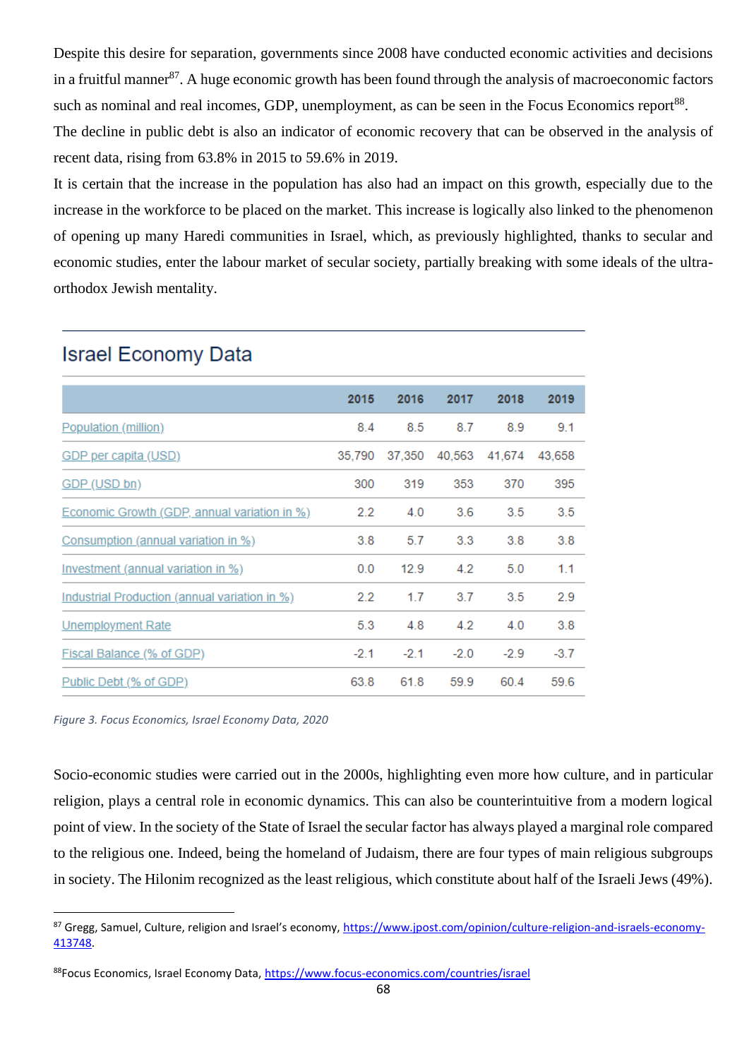Despite this desire for separation, governments since 2008 have conducted economic activities and decisions in a fruitful manner[87]. A huge economic growth has been found through the analysis of macroeconomic factors such as nominal and real incomes, GDP, unemployment, as can be seen in the Focus Economics report[88].
The decline in public debt is also an indicator of economic recovery that can be observed in the analysis of recent data, rising from 63.8% in 2015 to 59.6% in 2019.
It is certain that the increase in the population has also had an impact on this growth, especially due to the increase in the workforce to be placed on the market. This increase is logically also linked to the phenomenon of opening up many Haredi communities in Israel, which, as previously highlighted, thanks to secular and economic studies, enter the labour market of secular society, partially breaking with some ideals of the ultra-orthodox Jewish mentality.

## Israel Economy Data

| | 2015 | 2016 | 2017 | 2018 | 2019 |
|---|---|---|---|---|---|
| Population (million) | 8.4 | 8.5 | 8.7 | 8.9 | 9.1 |
| GDP per capita (USD) | 35,790 | 37,350 | 40,563 | 41,674 | 43,658 |
| GDP (USD bn) | 300 | 319 | 353 | 370 | 395 |
| Economic Growth (GDP, annual variation in %) | 2.2 | 4.0 | 3.6 | 3.5 | 3.5 |
| Consumption (annual variation in %) | 3.8 | 5.7 | 3.3 | 3.8 | 3.8 |
| Investment (annual variation in %) | 0.0 | 12.9 | 4.2 | 5.0 | 1.1 |
| Industrial Production (annual variation in %) | 2.2 | 1.7 | 3.7 | 3.5 | 2.9 |
| Unemployment Rate | 5.3 | 4.8 | 4.2 | 4.0 | 3.8 |
| Fiscal Balance (% of GDP) | -2.1 | -2.1 | -2.0 | -2.9 | -3.7 |
| Public Debt (% of GDP) | 63.8 | 61.8 | 59.9 | 60.4 | 59.6 |

*Figure 3. Focus Economics, Israel Economy Data, 2020*

Socio-economic studies were carried out in the 2000s, highlighting even more how culture, and in particular religion, plays a central role in economic dynamics. This can also be counterintuitive from a modern logical point of view. In the society of the State of Israel the secular factor has always played a marginal role compared to the religious one. Indeed, being the homeland of Judaism, there are four types of main religious subgroups in society. The Hilonim recognized as the least religious, which constitute about half of the Israeli Jews (49%).

[87] Gregg, Samuel, Culture, religion and Israel's economy, https://www.jpost.com/opinion/culture-religion-and-israels-economy-413748.

[88] Focus Economics, Israel Economy Data, https://www.focus-economics.com/countries/israel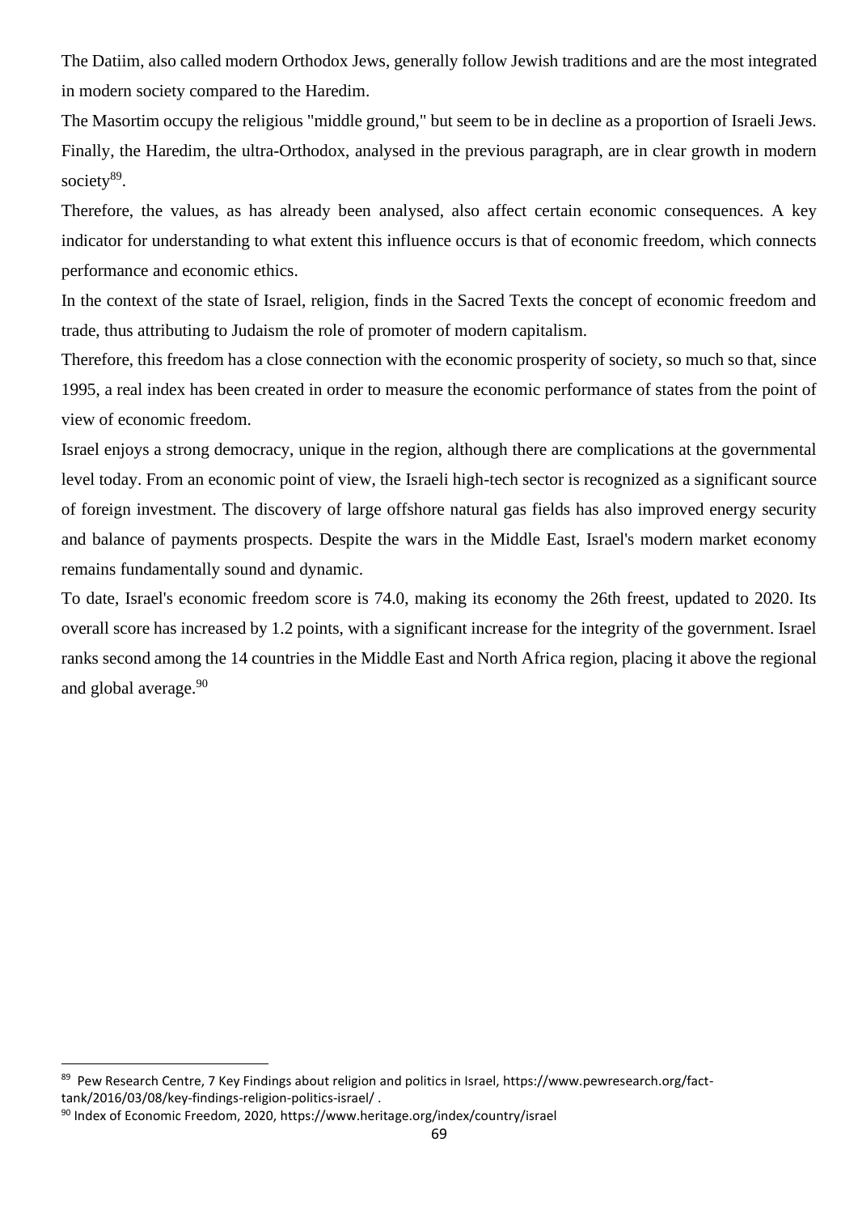The Datiim, also called modern Orthodox Jews, generally follow Jewish traditions and are the most integrated in modern society compared to the Haredim.

The Masortim occupy the religious "middle ground," but seem to be in decline as a proportion of Israeli Jews.

Finally, the Haredim, the ultra-Orthodox, analysed in the previous paragraph, are in clear growth in modern society[89].

Therefore, the values, as has already been analysed, also affect certain economic consequences. A key indicator for understanding to what extent this influence occurs is that of economic freedom, which connects performance and economic ethics.

In the context of the state of Israel, religion, finds in the Sacred Texts the concept of economic freedom and trade, thus attributing to Judaism the role of promoter of modern capitalism.

Therefore, this freedom has a close connection with the economic prosperity of society, so much so that, since 1995, a real index has been created in order to measure the economic performance of states from the point of view of economic freedom.

Israel enjoys a strong democracy, unique in the region, although there are complications at the governmental level today. From an economic point of view, the Israeli high-tech sector is recognized as a significant source of foreign investment. The discovery of large offshore natural gas fields has also improved energy security and balance of payments prospects. Despite the wars in the Middle East, Israel's modern market economy remains fundamentally sound and dynamic.

To date, Israel's economic freedom score is 74.0, making its economy the 26th freest, updated to 2020. Its overall score has increased by 1.2 points, with a significant increase for the integrity of the government. Israel ranks second among the 14 countries in the Middle East and North Africa region, placing it above the regional and global average.[90]

---

[89] Pew Research Centre, 7 Key Findings about religion and politics in Israel, https://www.pewresearch.org/fact-tank/2016/03/08/key-findings-religion-politics-israel/ .

[90] Index of Economic Freedom, 2020, https://www.heritage.org/index/country/israel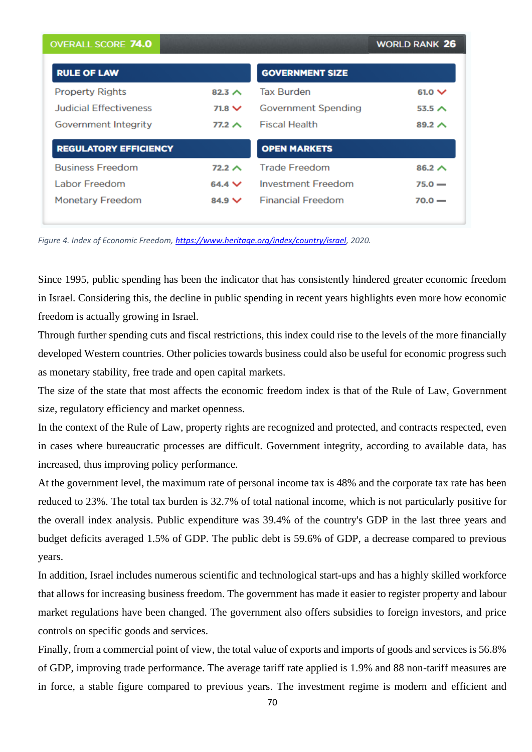| OVERALL SCORE 74.0 | | | WORLD RANK 26 | | |
|---|---|---|---|---|---|
| **RULE OF LAW** | | | **GOVERNMENT SIZE** | | |
| Property Rights | 82.3 | ^ | Tax Burden | 61.0 | v |
| Judicial Effectiveness | 71.8 | v | Government Spending | 53.5 | ^ |
| Government Integrity | 77.2 | ^ | Fiscal Health | 89.2 | ^ |
| **REGULATORY EFFICIENCY** | | | **OPEN MARKETS** | | |
| Business Freedom | 72.2 | ^ | Trade Freedom | 86.2 | ^ |
| Labor Freedom | 64.4 | v | Investment Freedom | 75.0 | — |
| Monetary Freedom | 84.9 | v | Financial Freedom | 70.0 | — |

*Figure 4. Index of Economic Freedom, https://www.heritage.org/index/country/israel, 2020.*

Since 1995, public spending has been the indicator that has consistently hindered greater economic freedom in Israel. Considering this, the decline in public spending in recent years highlights even more how economic freedom is actually growing in Israel.

Through further spending cuts and fiscal restrictions, this index could rise to the levels of the more financially developed Western countries. Other policies towards business could also be useful for economic progress such as monetary stability, free trade and open capital markets.

The size of the state that most affects the economic freedom index is that of the Rule of Law, Government size, regulatory efficiency and market openness.

In the context of the Rule of Law, property rights are recognized and protected, and contracts respected, even in cases where bureaucratic processes are difficult. Government integrity, according to available data, has increased, thus improving policy performance.

At the government level, the maximum rate of personal income tax is 48% and the corporate tax rate has been reduced to 23%. The total tax burden is 32.7% of total national income, which is not particularly positive for the overall index analysis. Public expenditure was 39.4% of the country's GDP in the last three years and budget deficits averaged 1.5% of GDP. The public debt is 59.6% of GDP, a decrease compared to previous years.

In addition, Israel includes numerous scientific and technological start-ups and has a highly skilled workforce that allows for increasing business freedom. The government has made it easier to register property and labour market regulations have been changed. The government also offers subsidies to foreign investors, and price controls on specific goods and services.

Finally, from a commercial point of view, the total value of exports and imports of goods and services is 56.8% of GDP, improving trade performance. The average tariff rate applied is 1.9% and 88 non-tariff measures are in force, a stable figure compared to previous years. The investment regime is modern and efficient and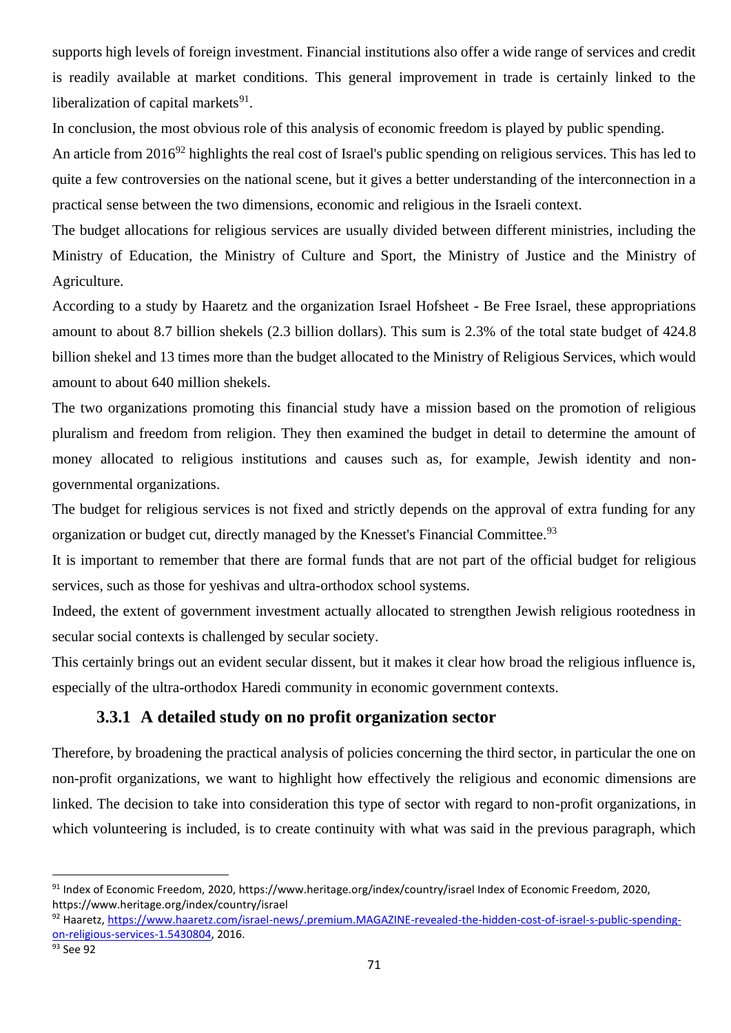supports high levels of foreign investment. Financial institutions also offer a wide range of services and credit is readily available at market conditions. This general improvement in trade is certainly linked to the liberalization of capital markets[91].

In conclusion, the most obvious role of this analysis of economic freedom is played by public spending.

An article from 2016[92] highlights the real cost of Israel's public spending on religious services. This has led to quite a few controversies on the national scene, but it gives a better understanding of the interconnection in a practical sense between the two dimensions, economic and religious in the Israeli context.

The budget allocations for religious services are usually divided between different ministries, including the Ministry of Education, the Ministry of Culture and Sport, the Ministry of Justice and the Ministry of Agriculture.

According to a study by Haaretz and the organization Israel Hofsheet - Be Free Israel, these appropriations amount to about 8.7 billion shekels (2.3 billion dollars). This sum is 2.3% of the total state budget of 424.8 billion shekel and 13 times more than the budget allocated to the Ministry of Religious Services, which would amount to about 640 million shekels.

The two organizations promoting this financial study have a mission based on the promotion of religious pluralism and freedom from religion. They then examined the budget in detail to determine the amount of money allocated to religious institutions and causes such as, for example, Jewish identity and non-governmental organizations.

The budget for religious services is not fixed and strictly depends on the approval of extra funding for any organization or budget cut, directly managed by the Knesset's Financial Committee.[93]

It is important to remember that there are formal funds that are not part of the official budget for religious services, such as those for yeshivas and ultra-orthodox school systems.

Indeed, the extent of government investment actually allocated to strengthen Jewish religious rootedness in secular social contexts is challenged by secular society.

This certainly brings out an evident secular dissent, but it makes it clear how broad the religious influence is, especially of the ultra-orthodox Haredi community in economic government contexts.

### 3.3.1 A detailed study on no profit organization sector

Therefore, by broadening the practical analysis of policies concerning the third sector, in particular the one on non-profit organizations, we want to highlight how effectively the religious and economic dimensions are linked. The decision to take into consideration this type of sector with regard to non-profit organizations, in which volunteering is included, is to create continuity with what was said in the previous paragraph, which

---

[91] Index of Economic Freedom, 2020, https://www.heritage.org/index/country/israel Index of Economic Freedom, 2020, https://www.heritage.org/index/country/israel

[92] Haaretz, https://www.haaretz.com/israel-news/.premium.MAGAZINE-revealed-the-hidden-cost-of-israel-s-public-spending-on-religious-services-1.5430804, 2016.

[93] See 92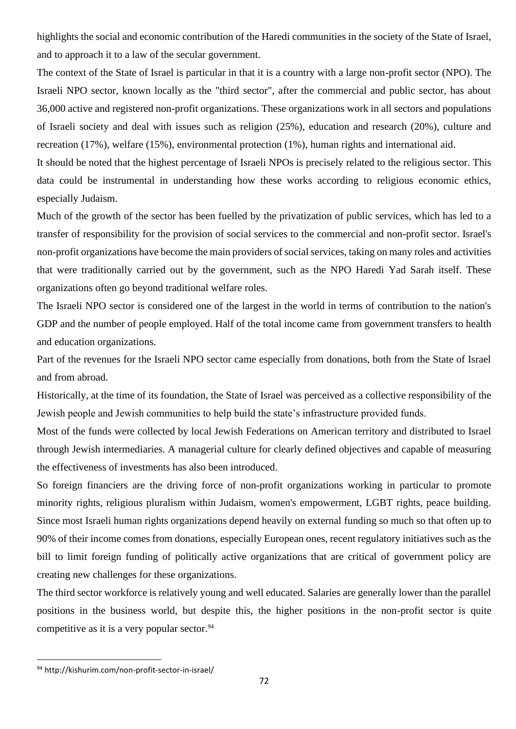highlights the social and economic contribution of the Haredi communities in the society of the State of Israel, and to approach it to a law of the secular government.

The context of the State of Israel is particular in that it is a country with a large non-profit sector (NPO). The Israeli NPO sector, known locally as the "third sector", after the commercial and public sector, has about 36,000 active and registered non-profit organizations. These organizations work in all sectors and populations of Israeli society and deal with issues such as religion (25%), education and research (20%), culture and recreation (17%), welfare (15%), environmental protection (1%), human rights and international aid.

It should be noted that the highest percentage of Israeli NPOs is precisely related to the religious sector. This data could be instrumental in understanding how these works according to religious economic ethics, especially Judaism.

Much of the growth of the sector has been fuelled by the privatization of public services, which has led to a transfer of responsibility for the provision of social services to the commercial and non-profit sector. Israel's non-profit organizations have become the main providers of social services, taking on many roles and activities that were traditionally carried out by the government, such as the NPO Haredi Yad Sarah itself. These organizations often go beyond traditional welfare roles.

The Israeli NPO sector is considered one of the largest in the world in terms of contribution to the nation's GDP and the number of people employed. Half of the total income came from government transfers to health and education organizations.

Part of the revenues for the Israeli NPO sector came especially from donations, both from the State of Israel and from abroad.

Historically, at the time of its foundation, the State of Israel was perceived as a collective responsibility of the Jewish people and Jewish communities to help build the state's infrastructure provided funds.

Most of the funds were collected by local Jewish Federations on American territory and distributed to Israel through Jewish intermediaries. A managerial culture for clearly defined objectives and capable of measuring the effectiveness of investments has also been introduced.

So foreign financiers are the driving force of non-profit organizations working in particular to promote minority rights, religious pluralism within Judaism, women's empowerment, LGBT rights, peace building. Since most Israeli human rights organizations depend heavily on external funding so much so that often up to 90% of their income comes from donations, especially European ones, recent regulatory initiatives such as the bill to limit foreign funding of politically active organizations that are critical of government policy are creating new challenges for these organizations.

The third sector workforce is relatively young and well educated. Salaries are generally lower than the parallel positions in the business world, but despite this, the higher positions in the non-profit sector is quite competitive as it is a very popular sector.[94]

[94] http://kishurim.com/non-profit-sector-in-israel/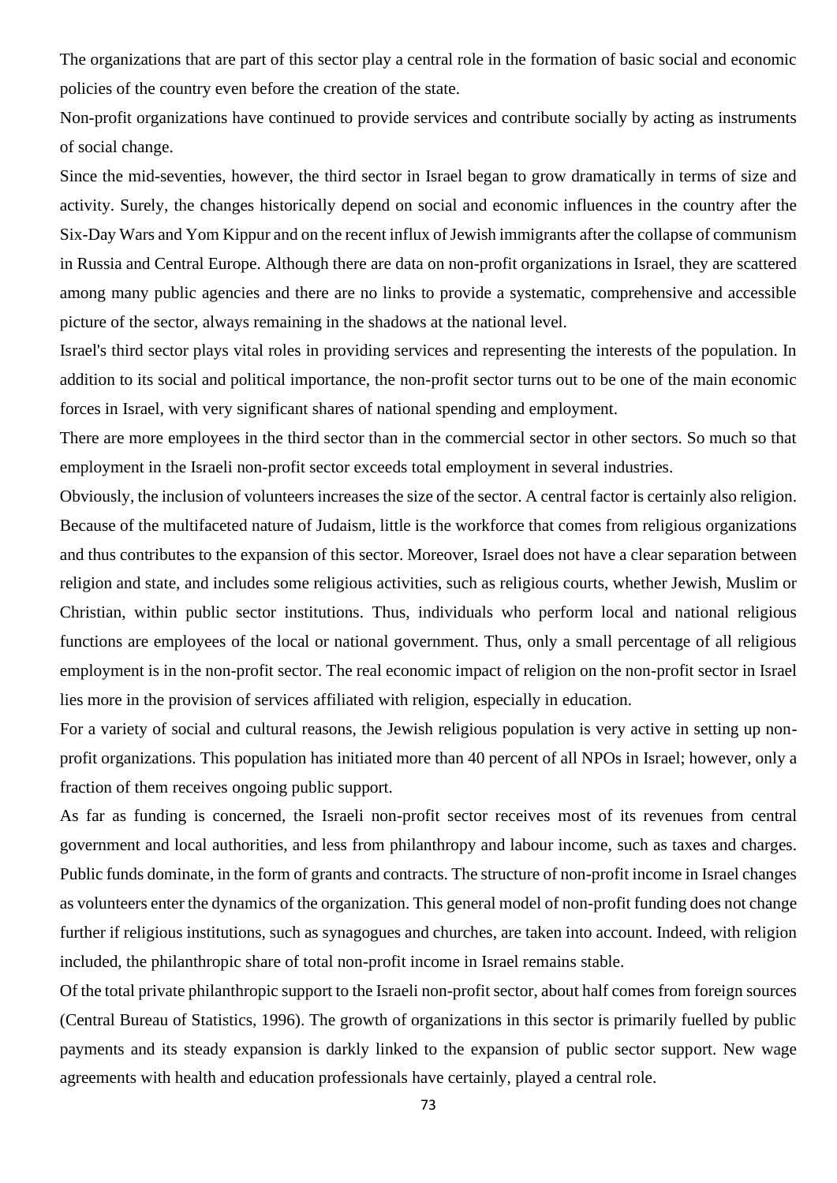The organizations that are part of this sector play a central role in the formation of basic social and economic policies of the country even before the creation of the state.

Non-profit organizations have continued to provide services and contribute socially by acting as instruments of social change.

Since the mid-seventies, however, the third sector in Israel began to grow dramatically in terms of size and activity. Surely, the changes historically depend on social and economic influences in the country after the Six-Day Wars and Yom Kippur and on the recent influx of Jewish immigrants after the collapse of communism in Russia and Central Europe. Although there are data on non-profit organizations in Israel, they are scattered among many public agencies and there are no links to provide a systematic, comprehensive and accessible picture of the sector, always remaining in the shadows at the national level.

Israel's third sector plays vital roles in providing services and representing the interests of the population. In addition to its social and political importance, the non-profit sector turns out to be one of the main economic forces in Israel, with very significant shares of national spending and employment.

There are more employees in the third sector than in the commercial sector in other sectors. So much so that employment in the Israeli non-profit sector exceeds total employment in several industries.

Obviously, the inclusion of volunteers increases the size of the sector. A central factor is certainly also religion. Because of the multifaceted nature of Judaism, little is the workforce that comes from religious organizations and thus contributes to the expansion of this sector. Moreover, Israel does not have a clear separation between religion and state, and includes some religious activities, such as religious courts, whether Jewish, Muslim or Christian, within public sector institutions. Thus, individuals who perform local and national religious functions are employees of the local or national government. Thus, only a small percentage of all religious employment is in the non-profit sector. The real economic impact of religion on the non-profit sector in Israel lies more in the provision of services affiliated with religion, especially in education.

For a variety of social and cultural reasons, the Jewish religious population is very active in setting up non-profit organizations. This population has initiated more than 40 percent of all NPOs in Israel; however, only a fraction of them receives ongoing public support.

As far as funding is concerned, the Israeli non-profit sector receives most of its revenues from central government and local authorities, and less from philanthropy and labour income, such as taxes and charges. Public funds dominate, in the form of grants and contracts. The structure of non-profit income in Israel changes as volunteers enter the dynamics of the organization. This general model of non-profit funding does not change further if religious institutions, such as synagogues and churches, are taken into account. Indeed, with religion included, the philanthropic share of total non-profit income in Israel remains stable.

Of the total private philanthropic support to the Israeli non-profit sector, about half comes from foreign sources (Central Bureau of Statistics, 1996). The growth of organizations in this sector is primarily fuelled by public payments and its steady expansion is darkly linked to the expansion of public sector support. New wage agreements with health and education professionals have certainly, played a central role.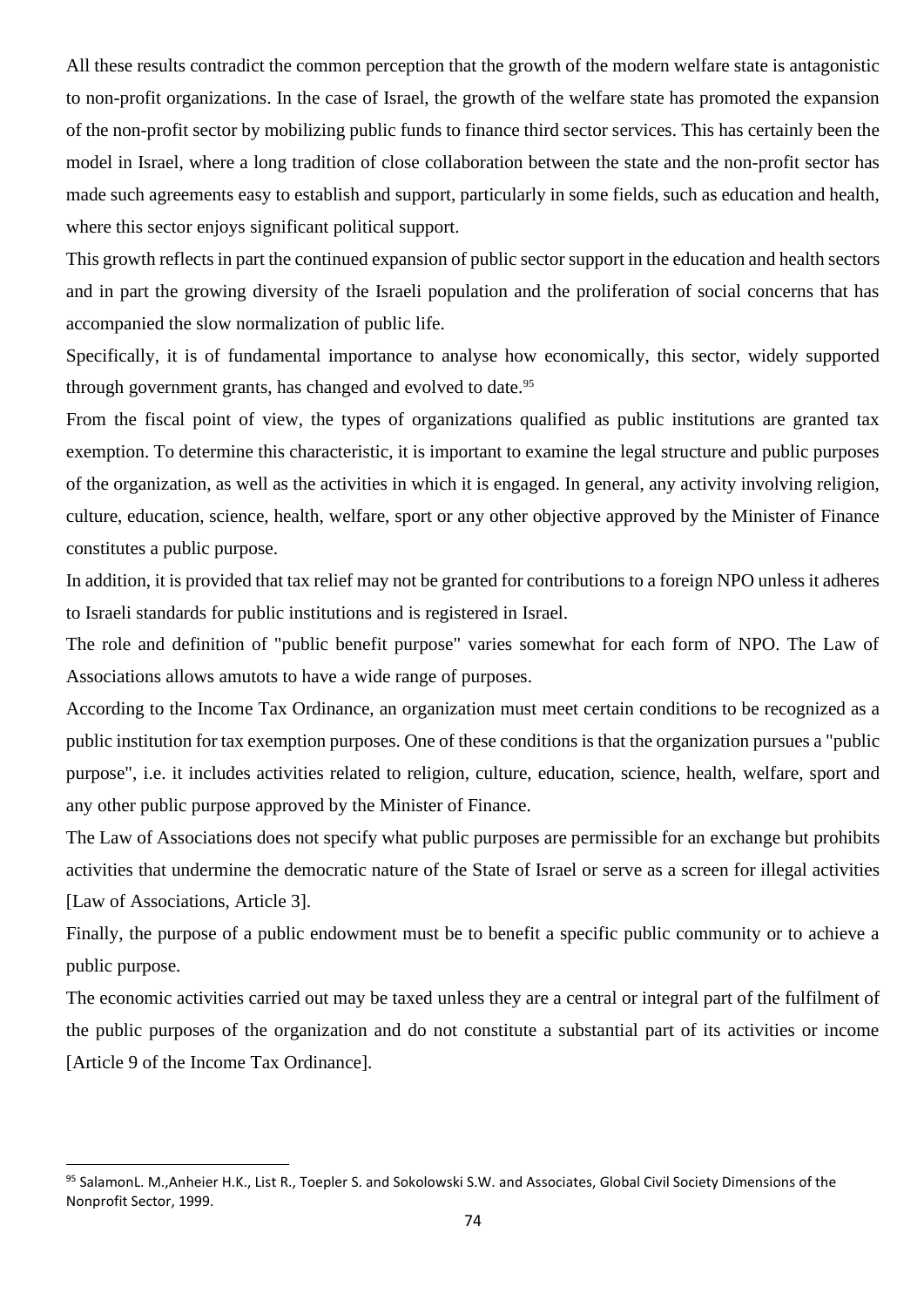All these results contradict the common perception that the growth of the modern welfare state is antagonistic to non-profit organizations. In the case of Israel, the growth of the welfare state has promoted the expansion of the non-profit sector by mobilizing public funds to finance third sector services. This has certainly been the model in Israel, where a long tradition of close collaboration between the state and the non-profit sector has made such agreements easy to establish and support, particularly in some fields, such as education and health, where this sector enjoys significant political support.

This growth reflects in part the continued expansion of public sector support in the education and health sectors and in part the growing diversity of the Israeli population and the proliferation of social concerns that has accompanied the slow normalization of public life.

Specifically, it is of fundamental importance to analyse how economically, this sector, widely supported through government grants, has changed and evolved to date.[95]

From the fiscal point of view, the types of organizations qualified as public institutions are granted tax exemption. To determine this characteristic, it is important to examine the legal structure and public purposes of the organization, as well as the activities in which it is engaged. In general, any activity involving religion, culture, education, science, health, welfare, sport or any other objective approved by the Minister of Finance constitutes a public purpose.

In addition, it is provided that tax relief may not be granted for contributions to a foreign NPO unless it adheres to Israeli standards for public institutions and is registered in Israel.

The role and definition of "public benefit purpose" varies somewhat for each form of NPO. The Law of Associations allows amutots to have a wide range of purposes.

According to the Income Tax Ordinance, an organization must meet certain conditions to be recognized as a public institution for tax exemption purposes. One of these conditions is that the organization pursues a "public purpose", i.e. it includes activities related to religion, culture, education, science, health, welfare, sport and any other public purpose approved by the Minister of Finance.

The Law of Associations does not specify what public purposes are permissible for an exchange but prohibits activities that undermine the democratic nature of the State of Israel or serve as a screen for illegal activities [Law of Associations, Article 3].

Finally, the purpose of a public endowment must be to benefit a specific public community or to achieve a public purpose.

The economic activities carried out may be taxed unless they are a central or integral part of the fulfilment of the public purposes of the organization and do not constitute a substantial part of its activities or income [Article 9 of the Income Tax Ordinance].

---

[95] SalamonL. M.,Anheier H.K., List R., Toepler S. and Sokolowski S.W. and Associates, Global Civil Society Dimensions of the Nonprofit Sector, 1999.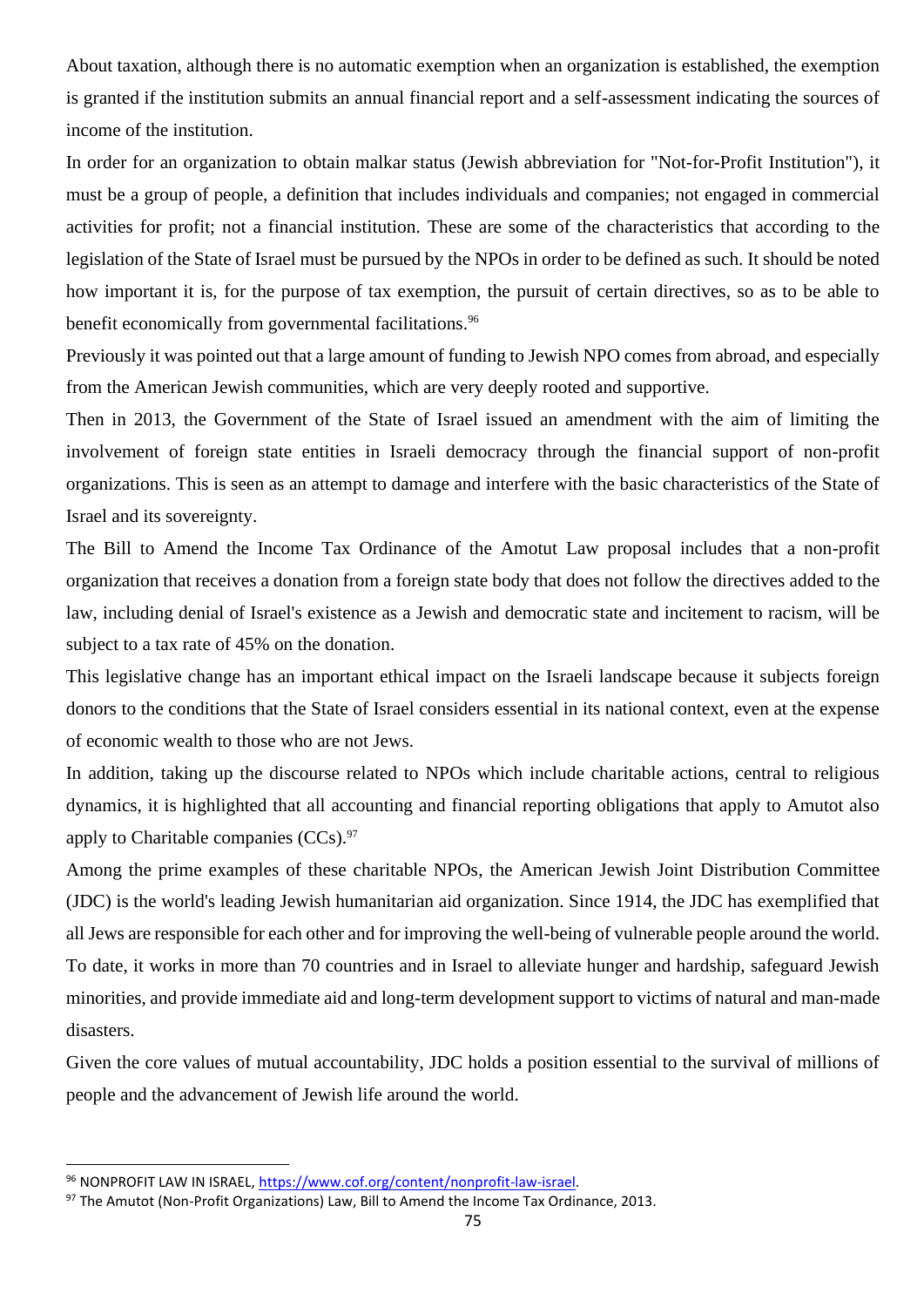About taxation, although there is no automatic exemption when an organization is established, the exemption is granted if the institution submits an annual financial report and a self-assessment indicating the sources of income of the institution.

In order for an organization to obtain malkar status (Jewish abbreviation for "Not-for-Profit Institution"), it must be a group of people, a definition that includes individuals and companies; not engaged in commercial activities for profit; not a financial institution. These are some of the characteristics that according to the legislation of the State of Israel must be pursued by the NPOs in order to be defined as such. It should be noted how important it is, for the purpose of tax exemption, the pursuit of certain directives, so as to be able to benefit economically from governmental facilitations.[96]

Previously it was pointed out that a large amount of funding to Jewish NPO comes from abroad, and especially from the American Jewish communities, which are very deeply rooted and supportive.

Then in 2013, the Government of the State of Israel issued an amendment with the aim of limiting the involvement of foreign state entities in Israeli democracy through the financial support of non-profit organizations. This is seen as an attempt to damage and interfere with the basic characteristics of the State of Israel and its sovereignty.

The Bill to Amend the Income Tax Ordinance of the Amotut Law proposal includes that a non-profit organization that receives a donation from a foreign state body that does not follow the directives added to the law, including denial of Israel's existence as a Jewish and democratic state and incitement to racism, will be subject to a tax rate of 45% on the donation.

This legislative change has an important ethical impact on the Israeli landscape because it subjects foreign donors to the conditions that the State of Israel considers essential in its national context, even at the expense of economic wealth to those who are not Jews.

In addition, taking up the discourse related to NPOs which include charitable actions, central to religious dynamics, it is highlighted that all accounting and financial reporting obligations that apply to Amutot also apply to Charitable companies (CCs).[97]

Among the prime examples of these charitable NPOs, the American Jewish Joint Distribution Committee (JDC) is the world's leading Jewish humanitarian aid organization. Since 1914, the JDC has exemplified that all Jews are responsible for each other and for improving the well-being of vulnerable people around the world. To date, it works in more than 70 countries and in Israel to alleviate hunger and hardship, safeguard Jewish minorities, and provide immediate aid and long-term development support to victims of natural and man-made disasters.

Given the core values of mutual accountability, JDC holds a position essential to the survival of millions of people and the advancement of Jewish life around the world.

---

[96] NONPROFIT LAW IN ISRAEL, https://www.cof.org/content/nonprofit-law-israel.

[97] The Amutot (Non-Profit Organizations) Law, Bill to Amend the Income Tax Ordinance, 2013.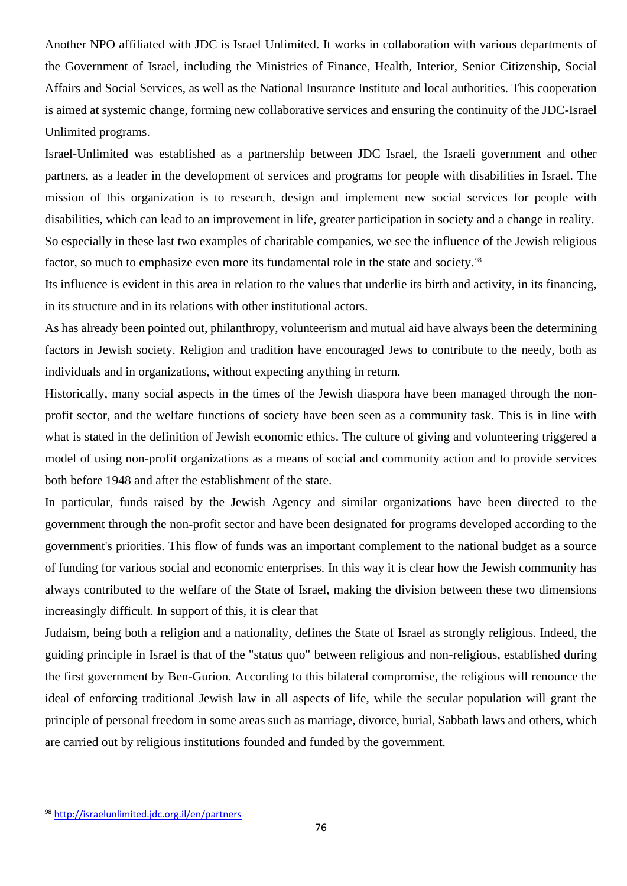Another NPO affiliated with JDC is Israel Unlimited. It works in collaboration with various departments of the Government of Israel, including the Ministries of Finance, Health, Interior, Senior Citizenship, Social Affairs and Social Services, as well as the National Insurance Institute and local authorities. This cooperation is aimed at systemic change, forming new collaborative services and ensuring the continuity of the JDC-Israel Unlimited programs.

Israel-Unlimited was established as a partnership between JDC Israel, the Israeli government and other partners, as a leader in the development of services and programs for people with disabilities in Israel. The mission of this organization is to research, design and implement new social services for people with disabilities, which can lead to an improvement in life, greater participation in society and a change in reality.

So especially in these last two examples of charitable companies, we see the influence of the Jewish religious factor, so much to emphasize even more its fundamental role in the state and society.[98]

Its influence is evident in this area in relation to the values that underlie its birth and activity, in its financing, in its structure and in its relations with other institutional actors.

As has already been pointed out, philanthropy, volunteerism and mutual aid have always been the determining factors in Jewish society. Religion and tradition have encouraged Jews to contribute to the needy, both as individuals and in organizations, without expecting anything in return.

Historically, many social aspects in the times of the Jewish diaspora have been managed through the non-profit sector, and the welfare functions of society have been seen as a community task. This is in line with what is stated in the definition of Jewish economic ethics. The culture of giving and volunteering triggered a model of using non-profit organizations as a means of social and community action and to provide services both before 1948 and after the establishment of the state.

In particular, funds raised by the Jewish Agency and similar organizations have been directed to the government through the non-profit sector and have been designated for programs developed according to the government's priorities. This flow of funds was an important complement to the national budget as a source of funding for various social and economic enterprises. In this way it is clear how the Jewish community has always contributed to the welfare of the State of Israel, making the division between these two dimensions increasingly difficult. In support of this, it is clear that

Judaism, being both a religion and a nationality, defines the State of Israel as strongly religious. Indeed, the guiding principle in Israel is that of the "status quo" between religious and non-religious, established during the first government by Ben-Gurion. According to this bilateral compromise, the religious will renounce the ideal of enforcing traditional Jewish law in all aspects of life, while the secular population will grant the principle of personal freedom in some areas such as marriage, divorce, burial, Sabbath laws and others, which are carried out by religious institutions founded and funded by the government.

---

[98] http://israelunlimited.jdc.org.il/en/partners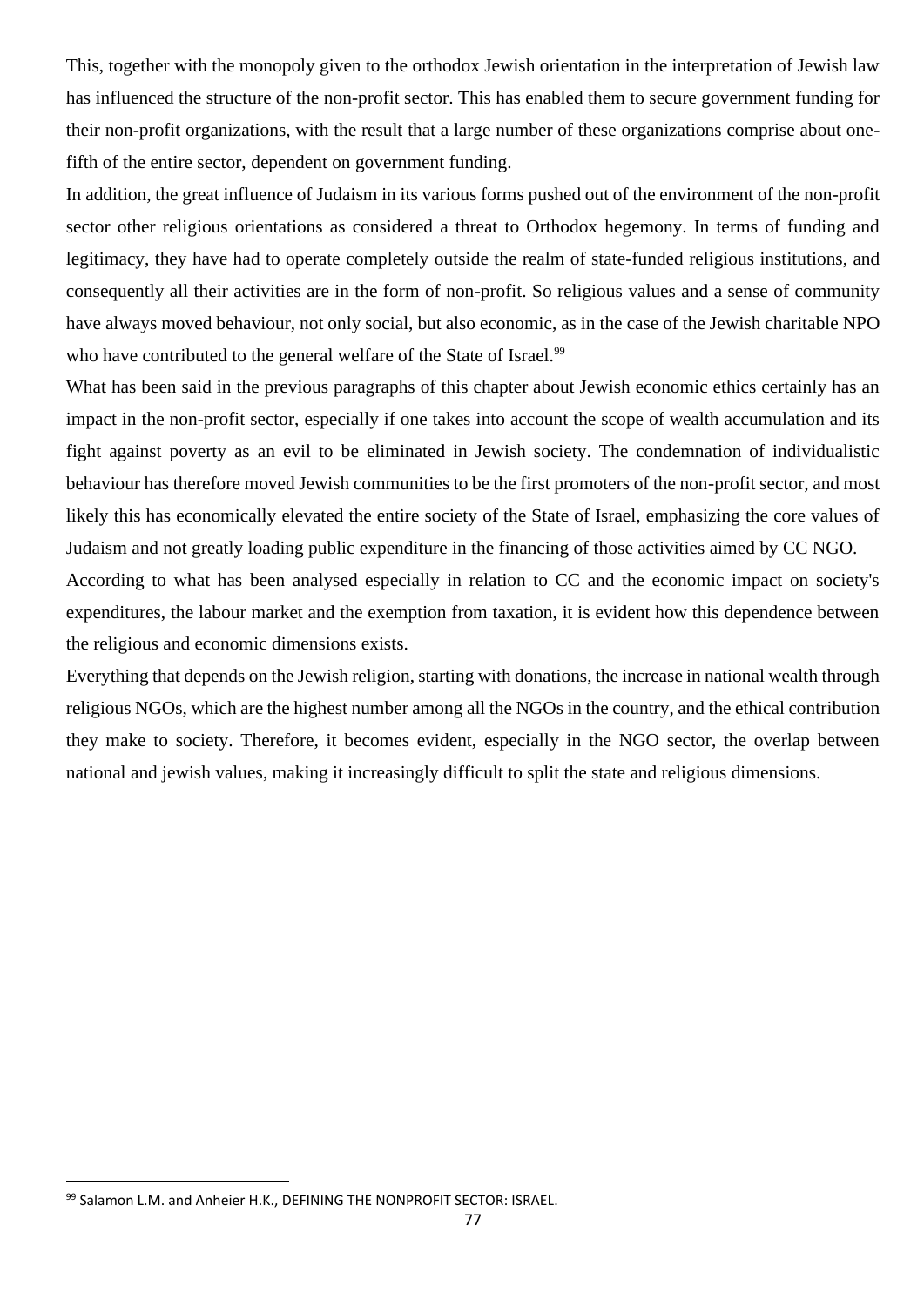This, together with the monopoly given to the orthodox Jewish orientation in the interpretation of Jewish law has influenced the structure of the non-profit sector. This has enabled them to secure government funding for their non-profit organizations, with the result that a large number of these organizations comprise about one-fifth of the entire sector, dependent on government funding.

In addition, the great influence of Judaism in its various forms pushed out of the environment of the non-profit sector other religious orientations as considered a threat to Orthodox hegemony. In terms of funding and legitimacy, they have had to operate completely outside the realm of state-funded religious institutions, and consequently all their activities are in the form of non-profit. So religious values and a sense of community have always moved behaviour, not only social, but also economic, as in the case of the Jewish charitable NPO who have contributed to the general welfare of the State of Israel.[99]

What has been said in the previous paragraphs of this chapter about Jewish economic ethics certainly has an impact in the non-profit sector, especially if one takes into account the scope of wealth accumulation and its fight against poverty as an evil to be eliminated in Jewish society. The condemnation of individualistic behaviour has therefore moved Jewish communities to be the first promoters of the non-profit sector, and most likely this has economically elevated the entire society of the State of Israel, emphasizing the core values of Judaism and not greatly loading public expenditure in the financing of those activities aimed by CC NGO.

According to what has been analysed especially in relation to CC and the economic impact on society's expenditures, the labour market and the exemption from taxation, it is evident how this dependence between the religious and economic dimensions exists.

Everything that depends on the Jewish religion, starting with donations, the increase in national wealth through religious NGOs, which are the highest number among all the NGOs in the country, and the ethical contribution they make to society. Therefore, it becomes evident, especially in the NGO sector, the overlap between national and jewish values, making it increasingly difficult to split the state and religious dimensions.

[99] Salamon L.M. and Anheier H.K., DEFINING THE NONPROFIT SECTOR: ISRAEL.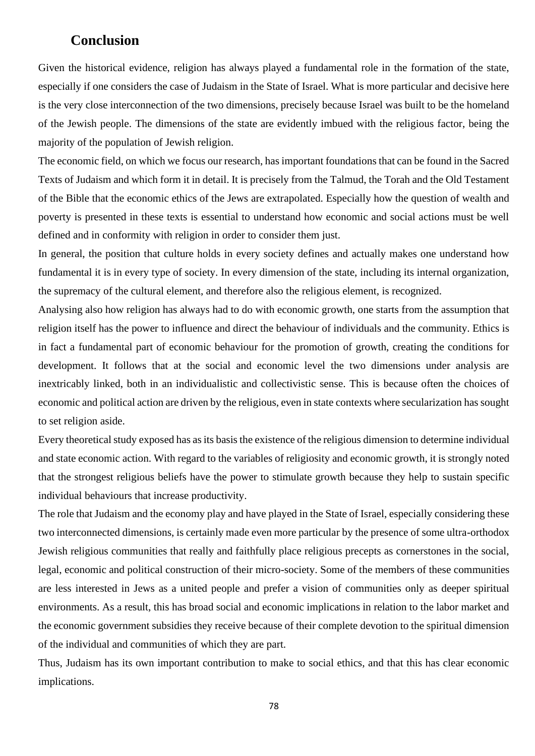## Conclusion

Given the historical evidence, religion has always played a fundamental role in the formation of the state, especially if one considers the case of Judaism in the State of Israel. What is more particular and decisive here is the very close interconnection of the two dimensions, precisely because Israel was built to be the homeland of the Jewish people. The dimensions of the state are evidently imbued with the religious factor, being the majority of the population of Jewish religion.

The economic field, on which we focus our research, has important foundations that can be found in the Sacred Texts of Judaism and which form it in detail. It is precisely from the Talmud, the Torah and the Old Testament of the Bible that the economic ethics of the Jews are extrapolated. Especially how the question of wealth and poverty is presented in these texts is essential to understand how economic and social actions must be well defined and in conformity with religion in order to consider them just.

In general, the position that culture holds in every society defines and actually makes one understand how fundamental it is in every type of society. In every dimension of the state, including its internal organization, the supremacy of the cultural element, and therefore also the religious element, is recognized.

Analysing also how religion has always had to do with economic growth, one starts from the assumption that religion itself has the power to influence and direct the behaviour of individuals and the community. Ethics is in fact a fundamental part of economic behaviour for the promotion of growth, creating the conditions for development. It follows that at the social and economic level the two dimensions under analysis are inextricably linked, both in an individualistic and collectivistic sense. This is because often the choices of economic and political action are driven by the religious, even in state contexts where secularization has sought to set religion aside.

Every theoretical study exposed has as its basis the existence of the religious dimension to determine individual and state economic action. With regard to the variables of religiosity and economic growth, it is strongly noted that the strongest religious beliefs have the power to stimulate growth because they help to sustain specific individual behaviours that increase productivity.

The role that Judaism and the economy play and have played in the State of Israel, especially considering these two interconnected dimensions, is certainly made even more particular by the presence of some ultra-orthodox Jewish religious communities that really and faithfully place religious precepts as cornerstones in the social, legal, economic and political construction of their micro-society. Some of the members of these communities are less interested in Jews as a united people and prefer a vision of communities only as deeper spiritual environments. As a result, this has broad social and economic implications in relation to the labor market and the economic government subsidies they receive because of their complete devotion to the spiritual dimension of the individual and communities of which they are part.

Thus, Judaism has its own important contribution to make to social ethics, and that this has clear economic implications.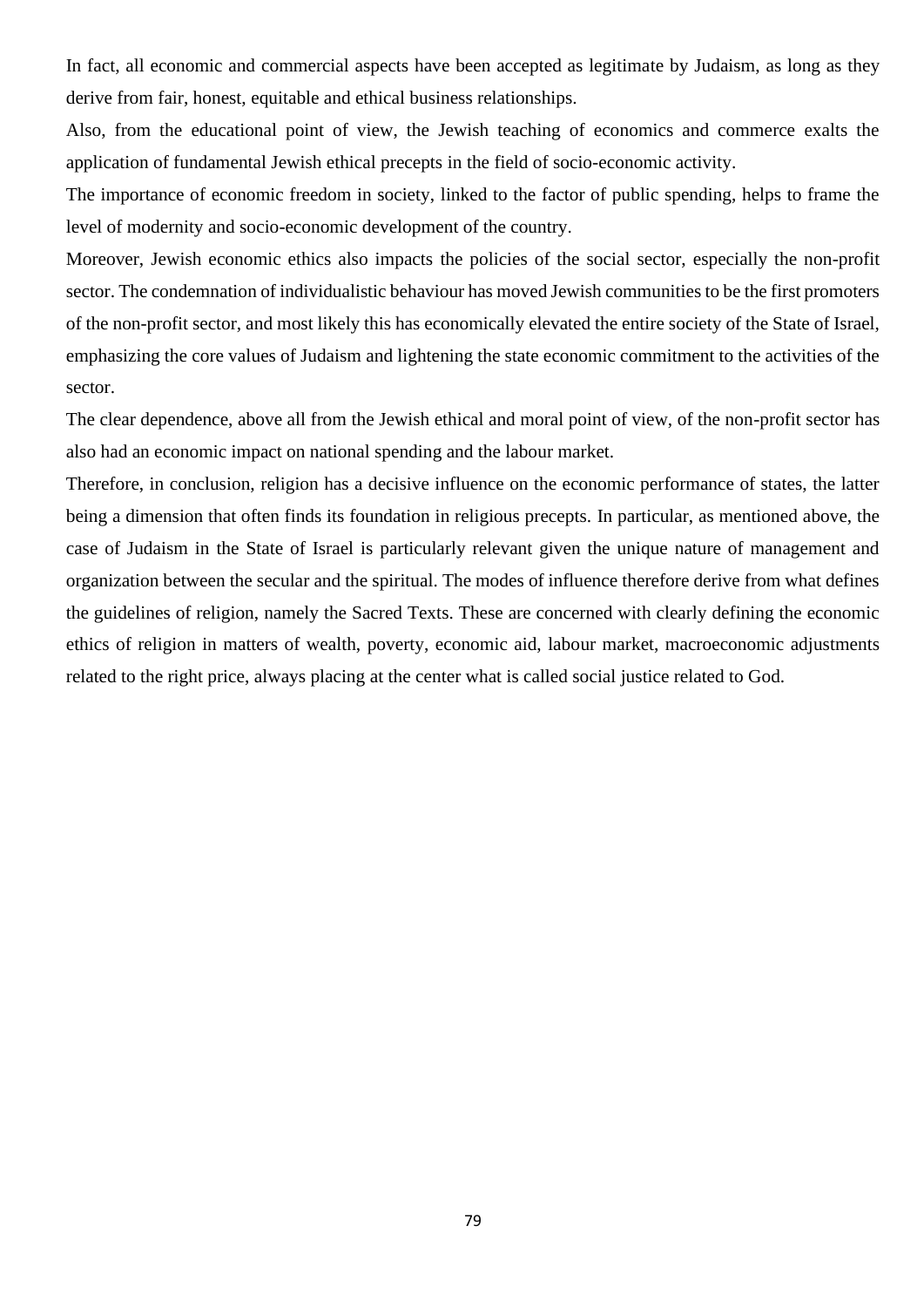In fact, all economic and commercial aspects have been accepted as legitimate by Judaism, as long as they derive from fair, honest, equitable and ethical business relationships.

Also, from the educational point of view, the Jewish teaching of economics and commerce exalts the application of fundamental Jewish ethical precepts in the field of socio-economic activity.

The importance of economic freedom in society, linked to the factor of public spending, helps to frame the level of modernity and socio-economic development of the country.

Moreover, Jewish economic ethics also impacts the policies of the social sector, especially the non-profit sector. The condemnation of individualistic behaviour has moved Jewish communities to be the first promoters of the non-profit sector, and most likely this has economically elevated the entire society of the State of Israel, emphasizing the core values of Judaism and lightening the state economic commitment to the activities of the sector.

The clear dependence, above all from the Jewish ethical and moral point of view, of the non-profit sector has also had an economic impact on national spending and the labour market.

Therefore, in conclusion, religion has a decisive influence on the economic performance of states, the latter being a dimension that often finds its foundation in religious precepts. In particular, as mentioned above, the case of Judaism in the State of Israel is particularly relevant given the unique nature of management and organization between the secular and the spiritual. The modes of influence therefore derive from what defines the guidelines of religion, namely the Sacred Texts. These are concerned with clearly defining the economic ethics of religion in matters of wealth, poverty, economic aid, labour market, macroeconomic adjustments related to the right price, always placing at the center what is called social justice related to God.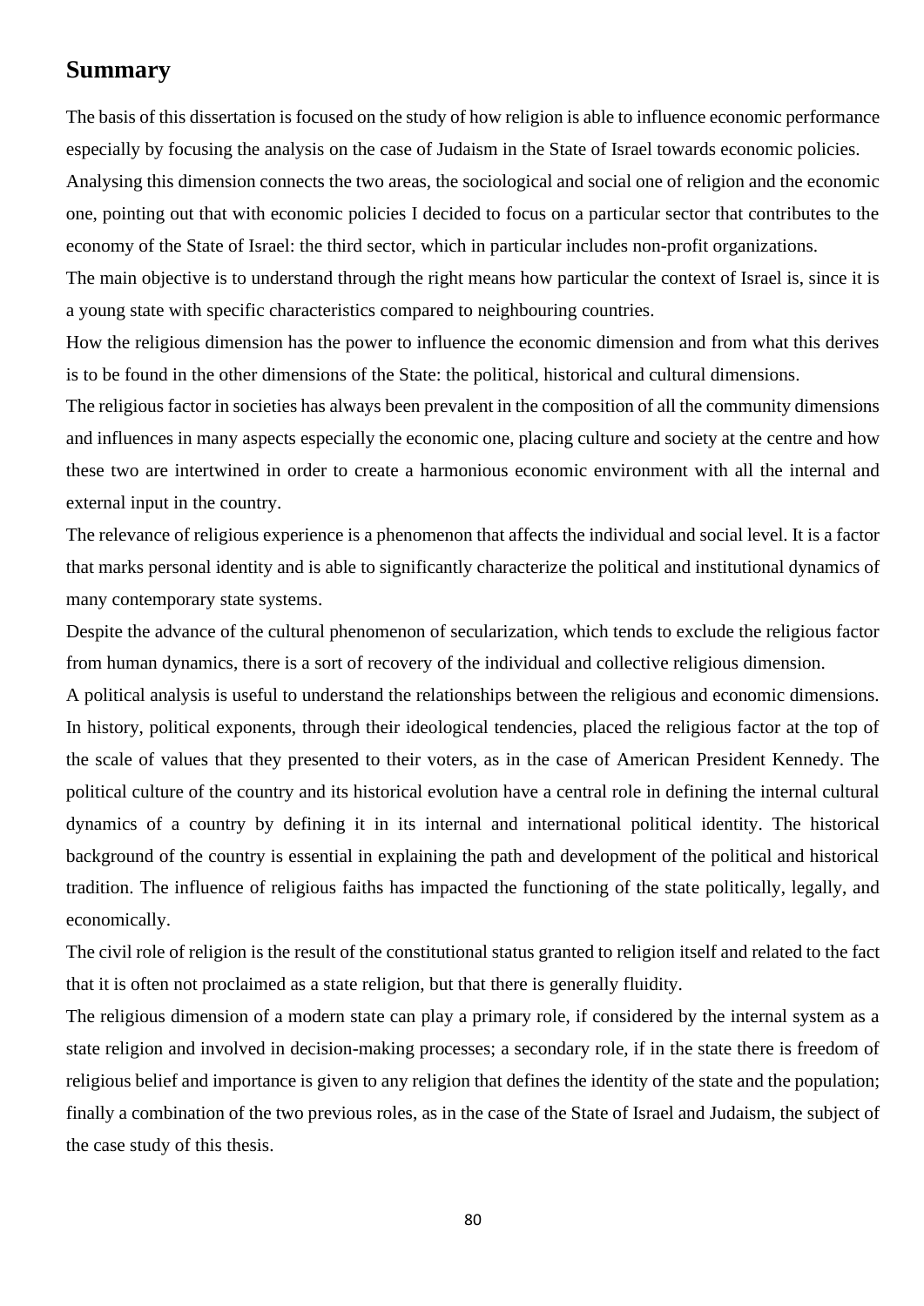## Summary

The basis of this dissertation is focused on the study of how religion is able to influence economic performance especially by focusing the analysis on the case of Judaism in the State of Israel towards economic policies.

Analysing this dimension connects the two areas, the sociological and social one of religion and the economic one, pointing out that with economic policies I decided to focus on a particular sector that contributes to the economy of the State of Israel: the third sector, which in particular includes non-profit organizations.

The main objective is to understand through the right means how particular the context of Israel is, since it is a young state with specific characteristics compared to neighbouring countries.

How the religious dimension has the power to influence the economic dimension and from what this derives is to be found in the other dimensions of the State: the political, historical and cultural dimensions.

The religious factor in societies has always been prevalent in the composition of all the community dimensions and influences in many aspects especially the economic one, placing culture and society at the centre and how these two are intertwined in order to create a harmonious economic environment with all the internal and external input in the country.

The relevance of religious experience is a phenomenon that affects the individual and social level. It is a factor that marks personal identity and is able to significantly characterize the political and institutional dynamics of many contemporary state systems.

Despite the advance of the cultural phenomenon of secularization, which tends to exclude the religious factor from human dynamics, there is a sort of recovery of the individual and collective religious dimension.

A political analysis is useful to understand the relationships between the religious and economic dimensions. In history, political exponents, through their ideological tendencies, placed the religious factor at the top of the scale of values that they presented to their voters, as in the case of American President Kennedy. The political culture of the country and its historical evolution have a central role in defining the internal cultural dynamics of a country by defining it in its internal and international political identity. The historical background of the country is essential in explaining the path and development of the political and historical tradition. The influence of religious faiths has impacted the functioning of the state politically, legally, and economically.

The civil role of religion is the result of the constitutional status granted to religion itself and related to the fact that it is often not proclaimed as a state religion, but that there is generally fluidity.

The religious dimension of a modern state can play a primary role, if considered by the internal system as a state religion and involved in decision-making processes; a secondary role, if in the state there is freedom of religious belief and importance is given to any religion that defines the identity of the state and the population; finally a combination of the two previous roles, as in the case of the State of Israel and Judaism, the subject of the case study of this thesis.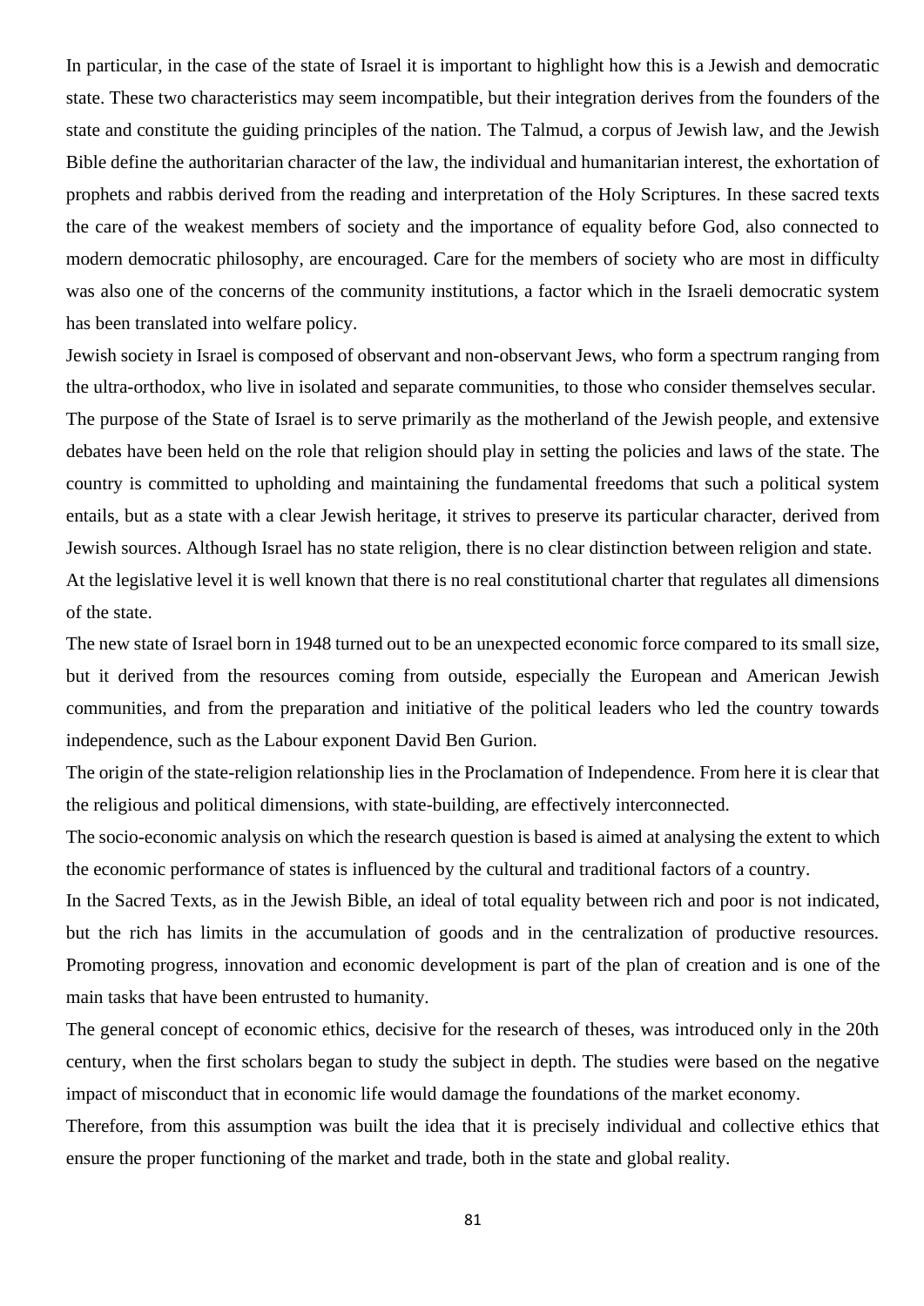In particular, in the case of the state of Israel it is important to highlight how this is a Jewish and democratic state. These two characteristics may seem incompatible, but their integration derives from the founders of the state and constitute the guiding principles of the nation. The Talmud, a corpus of Jewish law, and the Jewish Bible define the authoritarian character of the law, the individual and humanitarian interest, the exhortation of prophets and rabbis derived from the reading and interpretation of the Holy Scriptures. In these sacred texts the care of the weakest members of society and the importance of equality before God, also connected to modern democratic philosophy, are encouraged. Care for the members of society who are most in difficulty was also one of the concerns of the community institutions, a factor which in the Israeli democratic system has been translated into welfare policy.

Jewish society in Israel is composed of observant and non-observant Jews, who form a spectrum ranging from the ultra-orthodox, who live in isolated and separate communities, to those who consider themselves secular.

The purpose of the State of Israel is to serve primarily as the motherland of the Jewish people, and extensive debates have been held on the role that religion should play in setting the policies and laws of the state. The country is committed to upholding and maintaining the fundamental freedoms that such a political system entails, but as a state with a clear Jewish heritage, it strives to preserve its particular character, derived from Jewish sources. Although Israel has no state religion, there is no clear distinction between religion and state.

At the legislative level it is well known that there is no real constitutional charter that regulates all dimensions of the state.

The new state of Israel born in 1948 turned out to be an unexpected economic force compared to its small size, but it derived from the resources coming from outside, especially the European and American Jewish communities, and from the preparation and initiative of the political leaders who led the country towards independence, such as the Labour exponent David Ben Gurion.

The origin of the state-religion relationship lies in the Proclamation of Independence. From here it is clear that the religious and political dimensions, with state-building, are effectively interconnected.

The socio-economic analysis on which the research question is based is aimed at analysing the extent to which the economic performance of states is influenced by the cultural and traditional factors of a country.

In the Sacred Texts, as in the Jewish Bible, an ideal of total equality between rich and poor is not indicated, but the rich has limits in the accumulation of goods and in the centralization of productive resources. Promoting progress, innovation and economic development is part of the plan of creation and is one of the main tasks that have been entrusted to humanity.

The general concept of economic ethics, decisive for the research of theses, was introduced only in the 20th century, when the first scholars began to study the subject in depth. The studies were based on the negative impact of misconduct that in economic life would damage the foundations of the market economy.

Therefore, from this assumption was built the idea that it is precisely individual and collective ethics that ensure the proper functioning of the market and trade, both in the state and global reality.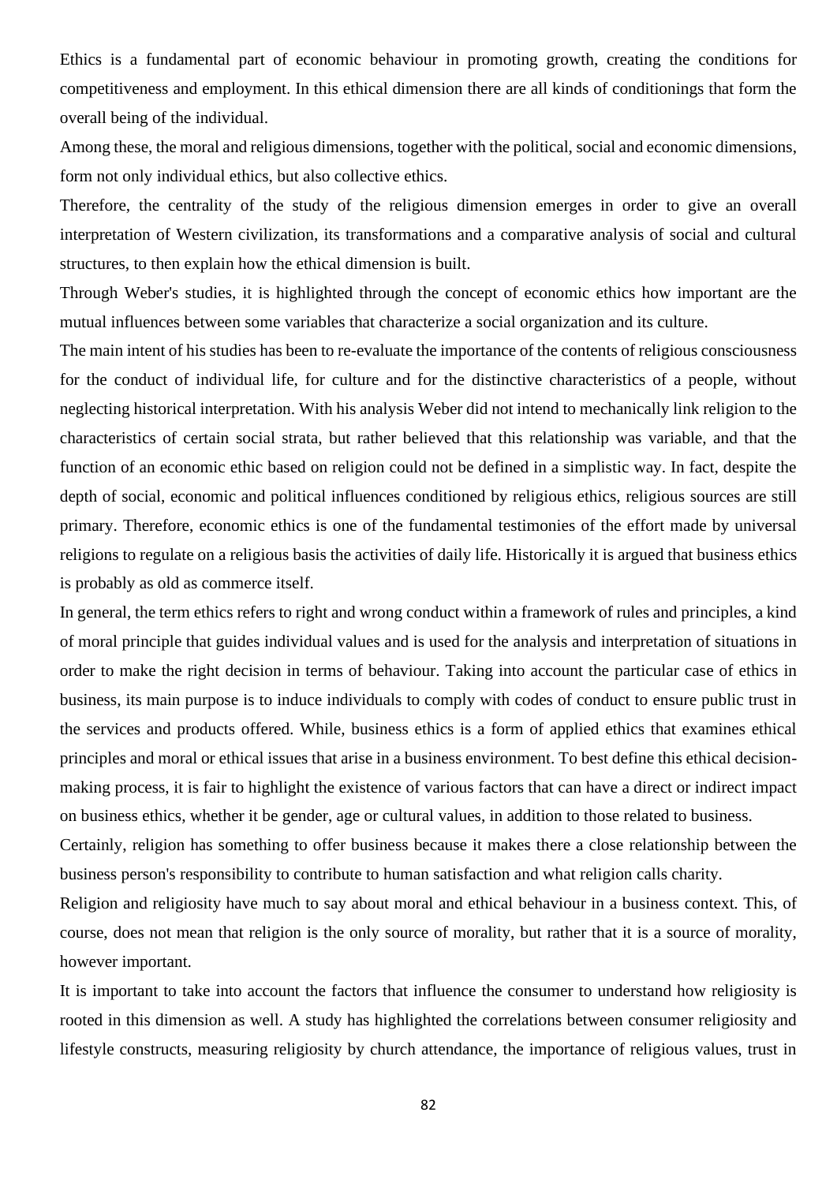Ethics is a fundamental part of economic behaviour in promoting growth, creating the conditions for competitiveness and employment. In this ethical dimension there are all kinds of conditionings that form the overall being of the individual.

Among these, the moral and religious dimensions, together with the political, social and economic dimensions, form not only individual ethics, but also collective ethics.

Therefore, the centrality of the study of the religious dimension emerges in order to give an overall interpretation of Western civilization, its transformations and a comparative analysis of social and cultural structures, to then explain how the ethical dimension is built.

Through Weber's studies, it is highlighted through the concept of economic ethics how important are the mutual influences between some variables that characterize a social organization and its culture.

The main intent of his studies has been to re-evaluate the importance of the contents of religious consciousness for the conduct of individual life, for culture and for the distinctive characteristics of a people, without neglecting historical interpretation. With his analysis Weber did not intend to mechanically link religion to the characteristics of certain social strata, but rather believed that this relationship was variable, and that the function of an economic ethic based on religion could not be defined in a simplistic way. In fact, despite the depth of social, economic and political influences conditioned by religious ethics, religious sources are still primary. Therefore, economic ethics is one of the fundamental testimonies of the effort made by universal religions to regulate on a religious basis the activities of daily life. Historically it is argued that business ethics is probably as old as commerce itself.

In general, the term ethics refers to right and wrong conduct within a framework of rules and principles, a kind of moral principle that guides individual values and is used for the analysis and interpretation of situations in order to make the right decision in terms of behaviour. Taking into account the particular case of ethics in business, its main purpose is to induce individuals to comply with codes of conduct to ensure public trust in the services and products offered. While, business ethics is a form of applied ethics that examines ethical principles and moral or ethical issues that arise in a business environment. To best define this ethical decision-making process, it is fair to highlight the existence of various factors that can have a direct or indirect impact on business ethics, whether it be gender, age or cultural values, in addition to those related to business.

Certainly, religion has something to offer business because it makes there a close relationship between the business person's responsibility to contribute to human satisfaction and what religion calls charity.

Religion and religiosity have much to say about moral and ethical behaviour in a business context. This, of course, does not mean that religion is the only source of morality, but rather that it is a source of morality, however important.

It is important to take into account the factors that influence the consumer to understand how religiosity is rooted in this dimension as well. A study has highlighted the correlations between consumer religiosity and lifestyle constructs, measuring religiosity by church attendance, the importance of religious values, trust in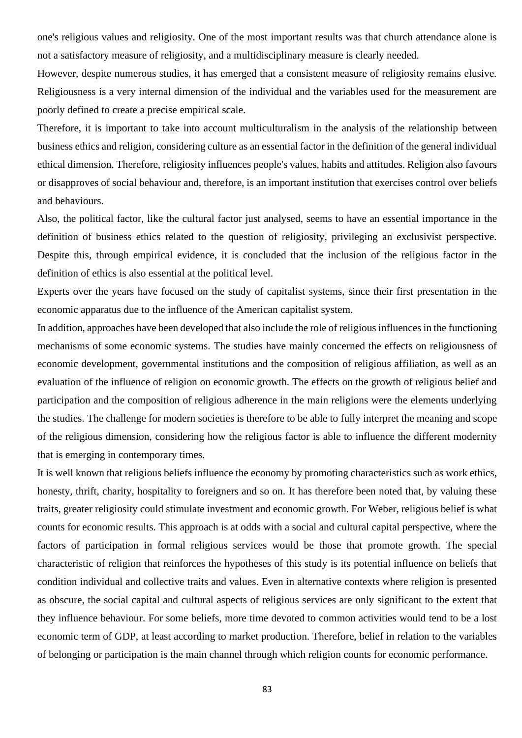one's religious values and religiosity. One of the most important results was that church attendance alone is not a satisfactory measure of religiosity, and a multidisciplinary measure is clearly needed.

However, despite numerous studies, it has emerged that a consistent measure of religiosity remains elusive. Religiousness is a very internal dimension of the individual and the variables used for the measurement are poorly defined to create a precise empirical scale.

Therefore, it is important to take into account multiculturalism in the analysis of the relationship between business ethics and religion, considering culture as an essential factor in the definition of the general individual ethical dimension. Therefore, religiosity influences people's values, habits and attitudes. Religion also favours or disapproves of social behaviour and, therefore, is an important institution that exercises control over beliefs and behaviours.

Also, the political factor, like the cultural factor just analysed, seems to have an essential importance in the definition of business ethics related to the question of religiosity, privileging an exclusivist perspective. Despite this, through empirical evidence, it is concluded that the inclusion of the religious factor in the definition of ethics is also essential at the political level.

Experts over the years have focused on the study of capitalist systems, since their first presentation in the economic apparatus due to the influence of the American capitalist system.

In addition, approaches have been developed that also include the role of religious influences in the functioning mechanisms of some economic systems. The studies have mainly concerned the effects on religiousness of economic development, governmental institutions and the composition of religious affiliation, as well as an evaluation of the influence of religion on economic growth. The effects on the growth of religious belief and participation and the composition of religious adherence in the main religions were the elements underlying the studies. The challenge for modern societies is therefore to be able to fully interpret the meaning and scope of the religious dimension, considering how the religious factor is able to influence the different modernity that is emerging in contemporary times.

It is well known that religious beliefs influence the economy by promoting characteristics such as work ethics, honesty, thrift, charity, hospitality to foreigners and so on. It has therefore been noted that, by valuing these traits, greater religiosity could stimulate investment and economic growth. For Weber, religious belief is what counts for economic results. This approach is at odds with a social and cultural capital perspective, where the factors of participation in formal religious services would be those that promote growth. The special characteristic of religion that reinforces the hypotheses of this study is its potential influence on beliefs that condition individual and collective traits and values. Even in alternative contexts where religion is presented as obscure, the social capital and cultural aspects of religious services are only significant to the extent that they influence behaviour. For some beliefs, more time devoted to common activities would tend to be a lost economic term of GDP, at least according to market production. Therefore, belief in relation to the variables of belonging or participation is the main channel through which religion counts for economic performance.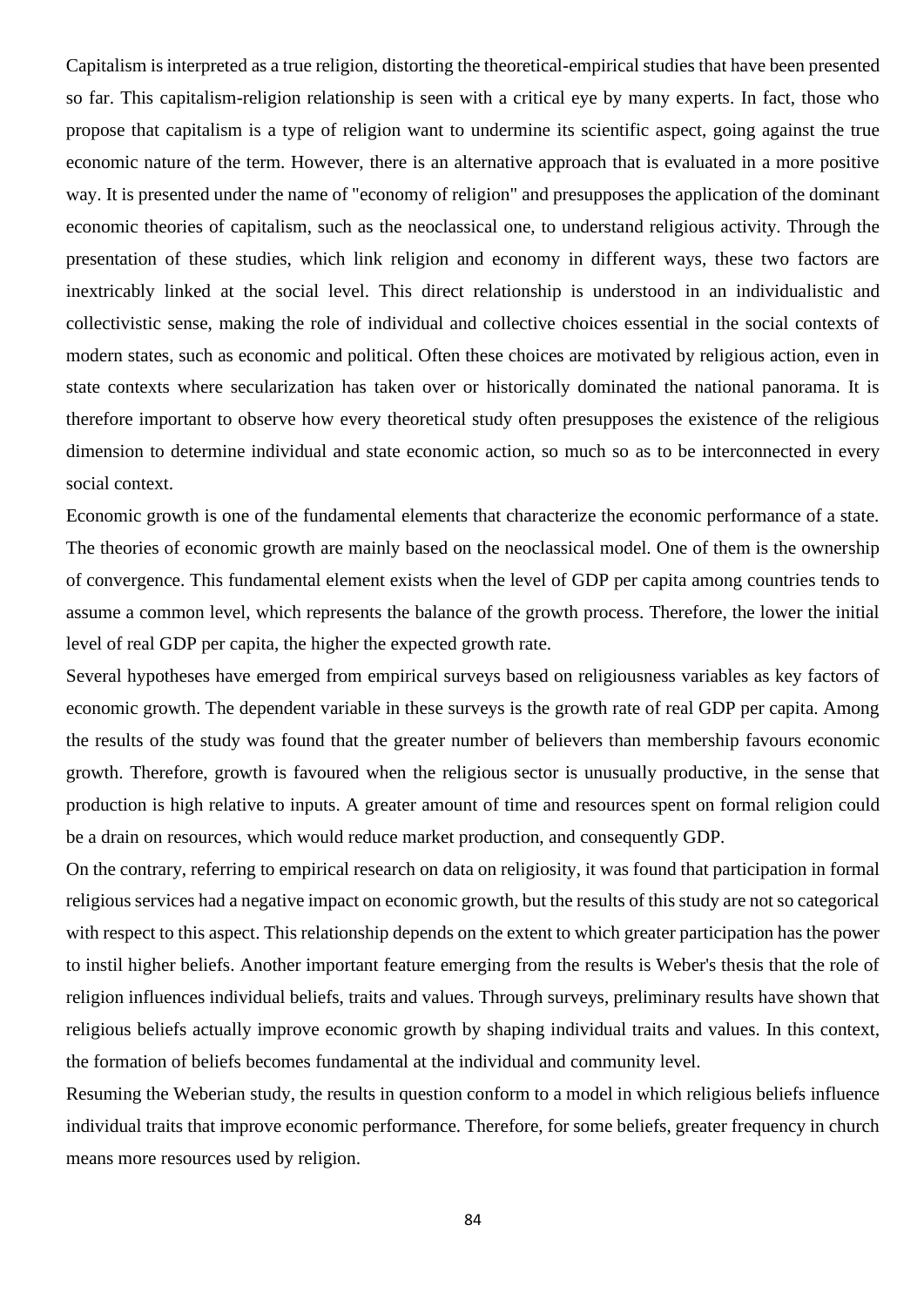Capitalism is interpreted as a true religion, distorting the theoretical-empirical studies that have been presented so far. This capitalism-religion relationship is seen with a critical eye by many experts. In fact, those who propose that capitalism is a type of religion want to undermine its scientific aspect, going against the true economic nature of the term. However, there is an alternative approach that is evaluated in a more positive way. It is presented under the name of "economy of religion" and presupposes the application of the dominant economic theories of capitalism, such as the neoclassical one, to understand religious activity. Through the presentation of these studies, which link religion and economy in different ways, these two factors are inextricably linked at the social level. This direct relationship is understood in an individualistic and collectivistic sense, making the role of individual and collective choices essential in the social contexts of modern states, such as economic and political. Often these choices are motivated by religious action, even in state contexts where secularization has taken over or historically dominated the national panorama. It is therefore important to observe how every theoretical study often presupposes the existence of the religious dimension to determine individual and state economic action, so much so as to be interconnected in every social context.

Economic growth is one of the fundamental elements that characterize the economic performance of a state. The theories of economic growth are mainly based on the neoclassical model. One of them is the ownership of convergence. This fundamental element exists when the level of GDP per capita among countries tends to assume a common level, which represents the balance of the growth process. Therefore, the lower the initial level of real GDP per capita, the higher the expected growth rate.

Several hypotheses have emerged from empirical surveys based on religiousness variables as key factors of economic growth. The dependent variable in these surveys is the growth rate of real GDP per capita. Among the results of the study was found that the greater number of believers than membership favours economic growth. Therefore, growth is favoured when the religious sector is unusually productive, in the sense that production is high relative to inputs. A greater amount of time and resources spent on formal religion could be a drain on resources, which would reduce market production, and consequently GDP.

On the contrary, referring to empirical research on data on religiosity, it was found that participation in formal religious services had a negative impact on economic growth, but the results of this study are not so categorical with respect to this aspect. This relationship depends on the extent to which greater participation has the power to instil higher beliefs. Another important feature emerging from the results is Weber's thesis that the role of religion influences individual beliefs, traits and values. Through surveys, preliminary results have shown that religious beliefs actually improve economic growth by shaping individual traits and values. In this context, the formation of beliefs becomes fundamental at the individual and community level.

Resuming the Weberian study, the results in question conform to a model in which religious beliefs influence individual traits that improve economic performance. Therefore, for some beliefs, greater frequency in church means more resources used by religion.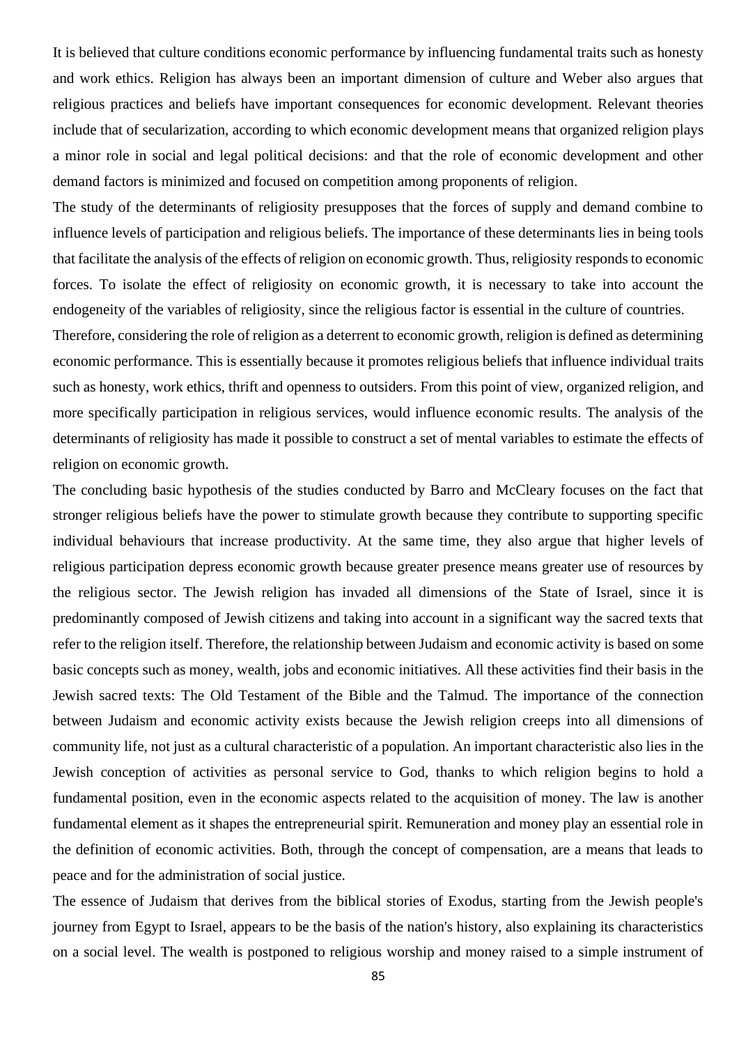It is believed that culture conditions economic performance by influencing fundamental traits such as honesty and work ethics. Religion has always been an important dimension of culture and Weber also argues that religious practices and beliefs have important consequences for economic development. Relevant theories include that of secularization, according to which economic development means that organized religion plays a minor role in social and legal political decisions: and that the role of economic development and other demand factors is minimized and focused on competition among proponents of religion.

The study of the determinants of religiosity presupposes that the forces of supply and demand combine to influence levels of participation and religious beliefs. The importance of these determinants lies in being tools that facilitate the analysis of the effects of religion on economic growth. Thus, religiosity responds to economic forces. To isolate the effect of religiosity on economic growth, it is necessary to take into account the endogeneity of the variables of religiosity, since the religious factor is essential in the culture of countries.

Therefore, considering the role of religion as a deterrent to economic growth, religion is defined as determining economic performance. This is essentially because it promotes religious beliefs that influence individual traits such as honesty, work ethics, thrift and openness to outsiders. From this point of view, organized religion, and more specifically participation in religious services, would influence economic results. The analysis of the determinants of religiosity has made it possible to construct a set of mental variables to estimate the effects of religion on economic growth.

The concluding basic hypothesis of the studies conducted by Barro and McCleary focuses on the fact that stronger religious beliefs have the power to stimulate growth because they contribute to supporting specific individual behaviours that increase productivity. At the same time, they also argue that higher levels of religious participation depress economic growth because greater presence means greater use of resources by the religious sector. The Jewish religion has invaded all dimensions of the State of Israel, since it is predominantly composed of Jewish citizens and taking into account in a significant way the sacred texts that refer to the religion itself. Therefore, the relationship between Judaism and economic activity is based on some basic concepts such as money, wealth, jobs and economic initiatives. All these activities find their basis in the Jewish sacred texts: The Old Testament of the Bible and the Talmud. The importance of the connection between Judaism and economic activity exists because the Jewish religion creeps into all dimensions of community life, not just as a cultural characteristic of a population. An important characteristic also lies in the Jewish conception of activities as personal service to God, thanks to which religion begins to hold a fundamental position, even in the economic aspects related to the acquisition of money. The law is another fundamental element as it shapes the entrepreneurial spirit. Remuneration and money play an essential role in the definition of economic activities. Both, through the concept of compensation, are a means that leads to peace and for the administration of social justice.

The essence of Judaism that derives from the biblical stories of Exodus, starting from the Jewish people's journey from Egypt to Israel, appears to be the basis of the nation's history, also explaining its characteristics on a social level. The wealth is postponed to religious worship and money raised to a simple instrument of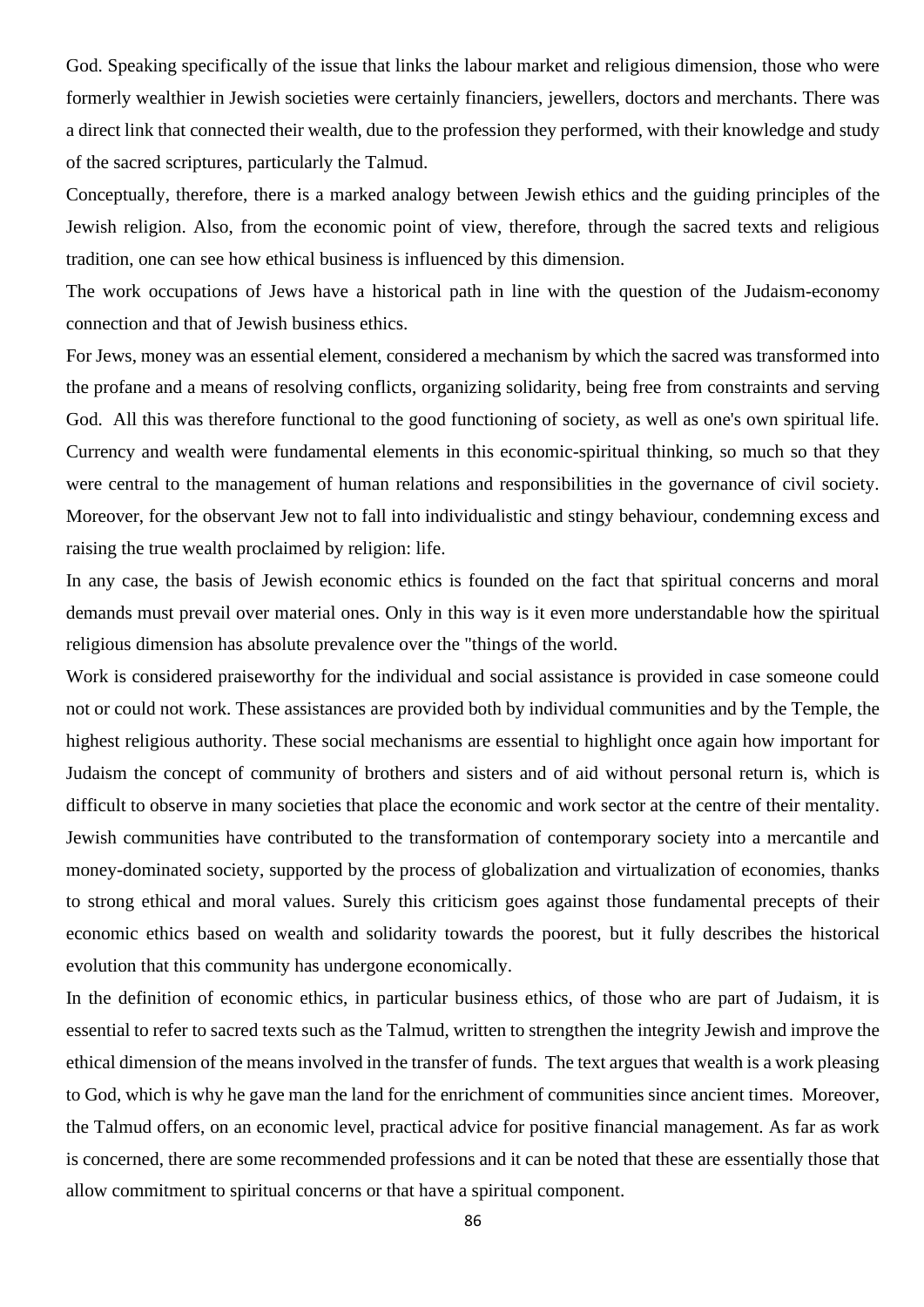God. Speaking specifically of the issue that links the labour market and religious dimension, those who were formerly wealthier in Jewish societies were certainly financiers, jewellers, doctors and merchants. There was a direct link that connected their wealth, due to the profession they performed, with their knowledge and study of the sacred scriptures, particularly the Talmud.

Conceptually, therefore, there is a marked analogy between Jewish ethics and the guiding principles of the Jewish religion. Also, from the economic point of view, therefore, through the sacred texts and religious tradition, one can see how ethical business is influenced by this dimension.

The work occupations of Jews have a historical path in line with the question of the Judaism-economy connection and that of Jewish business ethics.

For Jews, money was an essential element, considered a mechanism by which the sacred was transformed into the profane and a means of resolving conflicts, organizing solidarity, being free from constraints and serving God. All this was therefore functional to the good functioning of society, as well as one's own spiritual life. Currency and wealth were fundamental elements in this economic-spiritual thinking, so much so that they were central to the management of human relations and responsibilities in the governance of civil society. Moreover, for the observant Jew not to fall into individualistic and stingy behaviour, condemning excess and raising the true wealth proclaimed by religion: life.

In any case, the basis of Jewish economic ethics is founded on the fact that spiritual concerns and moral demands must prevail over material ones. Only in this way is it even more understandable how the spiritual religious dimension has absolute prevalence over the "things of the world.

Work is considered praiseworthy for the individual and social assistance is provided in case someone could not or could not work. These assistances are provided both by individual communities and by the Temple, the highest religious authority. These social mechanisms are essential to highlight once again how important for Judaism the concept of community of brothers and sisters and of aid without personal return is, which is difficult to observe in many societies that place the economic and work sector at the centre of their mentality. Jewish communities have contributed to the transformation of contemporary society into a mercantile and money-dominated society, supported by the process of globalization and virtualization of economies, thanks to strong ethical and moral values. Surely this criticism goes against those fundamental precepts of their economic ethics based on wealth and solidarity towards the poorest, but it fully describes the historical evolution that this community has undergone economically.

In the definition of economic ethics, in particular business ethics, of those who are part of Judaism, it is essential to refer to sacred texts such as the Talmud, written to strengthen the integrity Jewish and improve the ethical dimension of the means involved in the transfer of funds. The text argues that wealth is a work pleasing to God, which is why he gave man the land for the enrichment of communities since ancient times. Moreover, the Talmud offers, on an economic level, practical advice for positive financial management. As far as work is concerned, there are some recommended professions and it can be noted that these are essentially those that allow commitment to spiritual concerns or that have a spiritual component.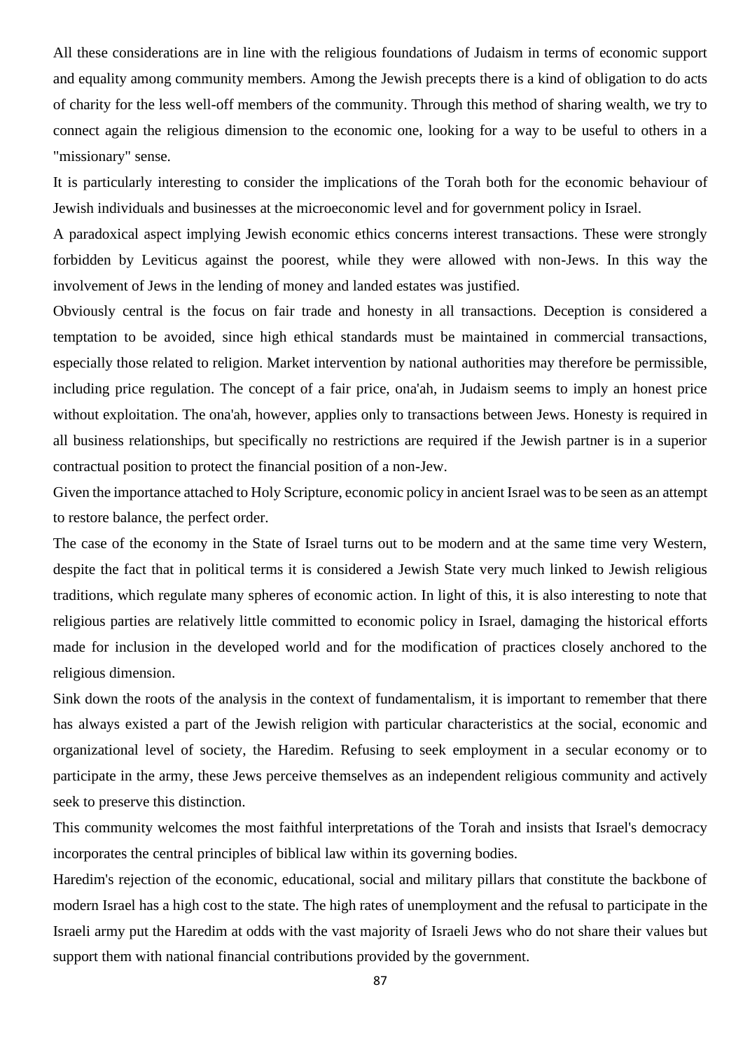All these considerations are in line with the religious foundations of Judaism in terms of economic support and equality among community members. Among the Jewish precepts there is a kind of obligation to do acts of charity for the less well-off members of the community. Through this method of sharing wealth, we try to connect again the religious dimension to the economic one, looking for a way to be useful to others in a "missionary" sense.

It is particularly interesting to consider the implications of the Torah both for the economic behaviour of Jewish individuals and businesses at the microeconomic level and for government policy in Israel.

A paradoxical aspect implying Jewish economic ethics concerns interest transactions. These were strongly forbidden by Leviticus against the poorest, while they were allowed with non-Jews. In this way the involvement of Jews in the lending of money and landed estates was justified.

Obviously central is the focus on fair trade and honesty in all transactions. Deception is considered a temptation to be avoided, since high ethical standards must be maintained in commercial transactions, especially those related to religion. Market intervention by national authorities may therefore be permissible, including price regulation. The concept of a fair price, ona'ah, in Judaism seems to imply an honest price without exploitation. The ona'ah, however, applies only to transactions between Jews. Honesty is required in all business relationships, but specifically no restrictions are required if the Jewish partner is in a superior contractual position to protect the financial position of a non-Jew.

Given the importance attached to Holy Scripture, economic policy in ancient Israel was to be seen as an attempt to restore balance, the perfect order.

The case of the economy in the State of Israel turns out to be modern and at the same time very Western, despite the fact that in political terms it is considered a Jewish State very much linked to Jewish religious traditions, which regulate many spheres of economic action. In light of this, it is also interesting to note that religious parties are relatively little committed to economic policy in Israel, damaging the historical efforts made for inclusion in the developed world and for the modification of practices closely anchored to the religious dimension.

Sink down the roots of the analysis in the context of fundamentalism, it is important to remember that there has always existed a part of the Jewish religion with particular characteristics at the social, economic and organizational level of society, the Haredim. Refusing to seek employment in a secular economy or to participate in the army, these Jews perceive themselves as an independent religious community and actively seek to preserve this distinction.

This community welcomes the most faithful interpretations of the Torah and insists that Israel's democracy incorporates the central principles of biblical law within its governing bodies.

Haredim's rejection of the economic, educational, social and military pillars that constitute the backbone of modern Israel has a high cost to the state. The high rates of unemployment and the refusal to participate in the Israeli army put the Haredim at odds with the vast majority of Israeli Jews who do not share their values but support them with national financial contributions provided by the government.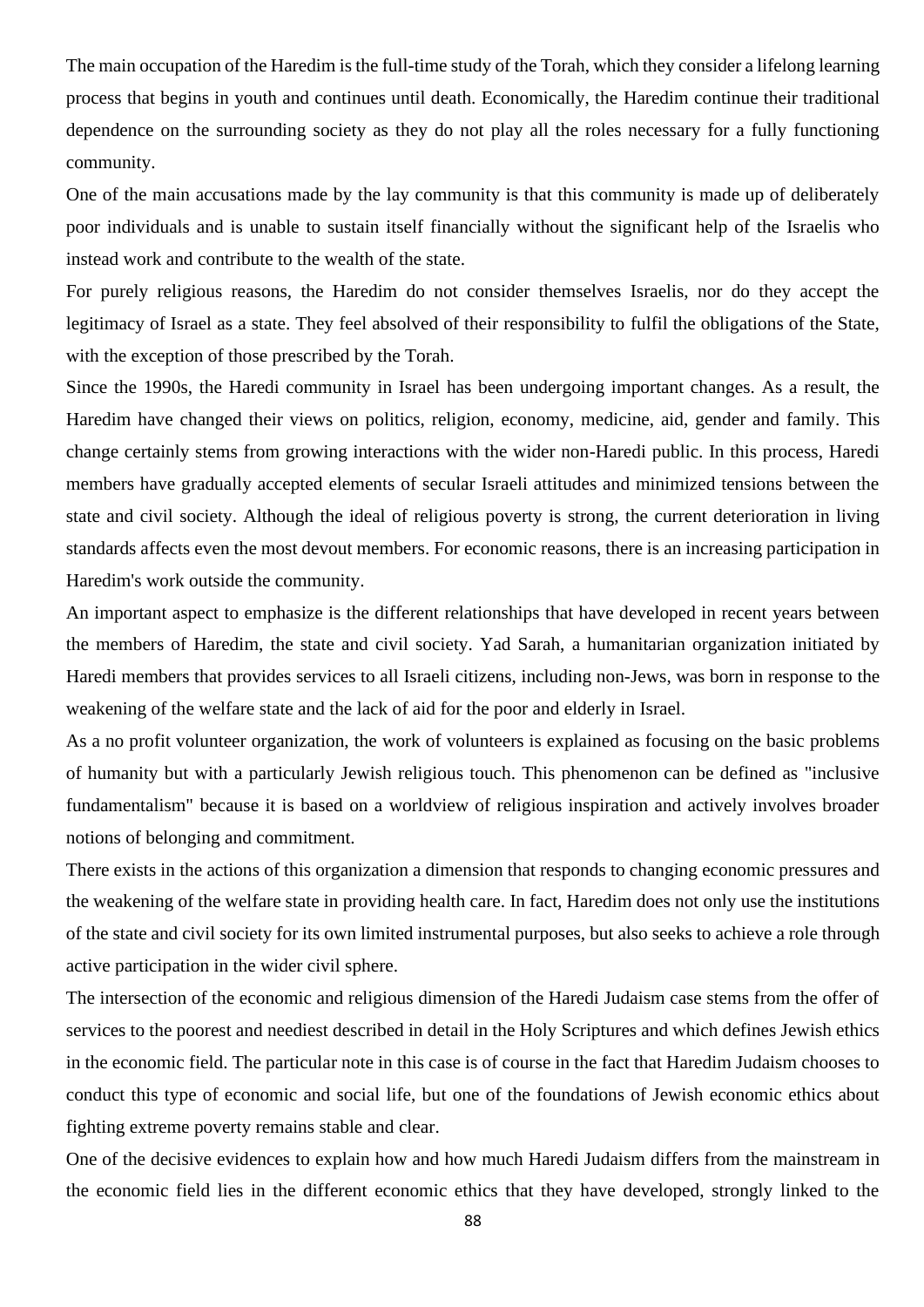The main occupation of the Haredim is the full-time study of the Torah, which they consider a lifelong learning process that begins in youth and continues until death. Economically, the Haredim continue their traditional dependence on the surrounding society as they do not play all the roles necessary for a fully functioning community.

One of the main accusations made by the lay community is that this community is made up of deliberately poor individuals and is unable to sustain itself financially without the significant help of the Israelis who instead work and contribute to the wealth of the state.

For purely religious reasons, the Haredim do not consider themselves Israelis, nor do they accept the legitimacy of Israel as a state. They feel absolved of their responsibility to fulfil the obligations of the State, with the exception of those prescribed by the Torah.

Since the 1990s, the Haredi community in Israel has been undergoing important changes. As a result, the Haredim have changed their views on politics, religion, economy, medicine, aid, gender and family. This change certainly stems from growing interactions with the wider non-Haredi public. In this process, Haredi members have gradually accepted elements of secular Israeli attitudes and minimized tensions between the state and civil society. Although the ideal of religious poverty is strong, the current deterioration in living standards affects even the most devout members. For economic reasons, there is an increasing participation in Haredim's work outside the community.

An important aspect to emphasize is the different relationships that have developed in recent years between the members of Haredim, the state and civil society. Yad Sarah, a humanitarian organization initiated by Haredi members that provides services to all Israeli citizens, including non-Jews, was born in response to the weakening of the welfare state and the lack of aid for the poor and elderly in Israel.

As a no profit volunteer organization, the work of volunteers is explained as focusing on the basic problems of humanity but with a particularly Jewish religious touch. This phenomenon can be defined as "inclusive fundamentalism" because it is based on a worldview of religious inspiration and actively involves broader notions of belonging and commitment.

There exists in the actions of this organization a dimension that responds to changing economic pressures and the weakening of the welfare state in providing health care. In fact, Haredim does not only use the institutions of the state and civil society for its own limited instrumental purposes, but also seeks to achieve a role through active participation in the wider civil sphere.

The intersection of the economic and religious dimension of the Haredi Judaism case stems from the offer of services to the poorest and neediest described in detail in the Holy Scriptures and which defines Jewish ethics in the economic field. The particular note in this case is of course in the fact that Haredim Judaism chooses to conduct this type of economic and social life, but one of the foundations of Jewish economic ethics about fighting extreme poverty remains stable and clear.

One of the decisive evidences to explain how and how much Haredi Judaism differs from the mainstream in the economic field lies in the different economic ethics that they have developed, strongly linked to the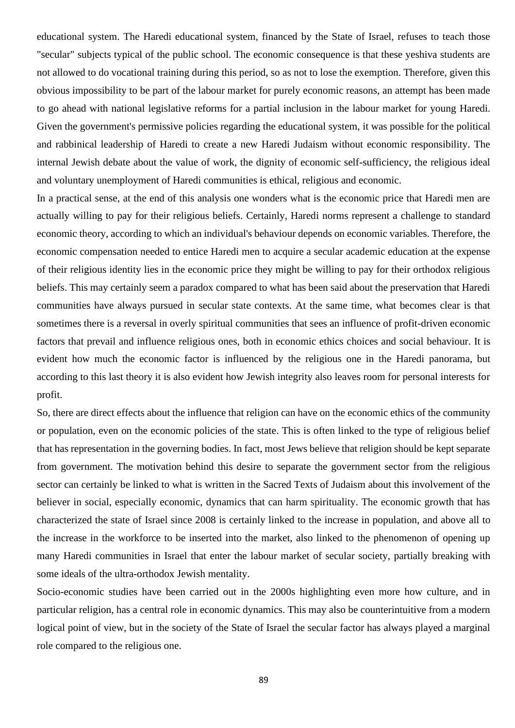educational system. The Haredi educational system, financed by the State of Israel, refuses to teach those "secular" subjects typical of the public school. The economic consequence is that these yeshiva students are not allowed to do vocational training during this period, so as not to lose the exemption. Therefore, given this obvious impossibility to be part of the labour market for purely economic reasons, an attempt has been made to go ahead with national legislative reforms for a partial inclusion in the labour market for young Haredi. Given the government's permissive policies regarding the educational system, it was possible for the political and rabbinical leadership of Haredi to create a new Haredi Judaism without economic responsibility. The internal Jewish debate about the value of work, the dignity of economic self-sufficiency, the religious ideal and voluntary unemployment of Haredi communities is ethical, religious and economic.

In a practical sense, at the end of this analysis one wonders what is the economic price that Haredi men are actually willing to pay for their religious beliefs. Certainly, Haredi norms represent a challenge to standard economic theory, according to which an individual's behaviour depends on economic variables. Therefore, the economic compensation needed to entice Haredi men to acquire a secular academic education at the expense of their religious identity lies in the economic price they might be willing to pay for their orthodox religious beliefs. This may certainly seem a paradox compared to what has been said about the preservation that Haredi communities have always pursued in secular state contexts. At the same time, what becomes clear is that sometimes there is a reversal in overly spiritual communities that sees an influence of profit-driven economic factors that prevail and influence religious ones, both in economic ethics choices and social behaviour. It is evident how much the economic factor is influenced by the religious one in the Haredi panorama, but according to this last theory it is also evident how Jewish integrity also leaves room for personal interests for profit.

So, there are direct effects about the influence that religion can have on the economic ethics of the community or population, even on the economic policies of the state. This is often linked to the type of religious belief that has representation in the governing bodies. In fact, most Jews believe that religion should be kept separate from government. The motivation behind this desire to separate the government sector from the religious sector can certainly be linked to what is written in the Sacred Texts of Judaism about this involvement of the believer in social, especially economic, dynamics that can harm spirituality. The economic growth that has characterized the state of Israel since 2008 is certainly linked to the increase in population, and above all to the increase in the workforce to be inserted into the market, also linked to the phenomenon of opening up many Haredi communities in Israel that enter the labour market of secular society, partially breaking with some ideals of the ultra-orthodox Jewish mentality.

Socio-economic studies have been carried out in the 2000s highlighting even more how culture, and in particular religion, has a central role in economic dynamics. This may also be counterintuitive from a modern logical point of view, but in the society of the State of Israel the secular factor has always played a marginal role compared to the religious one.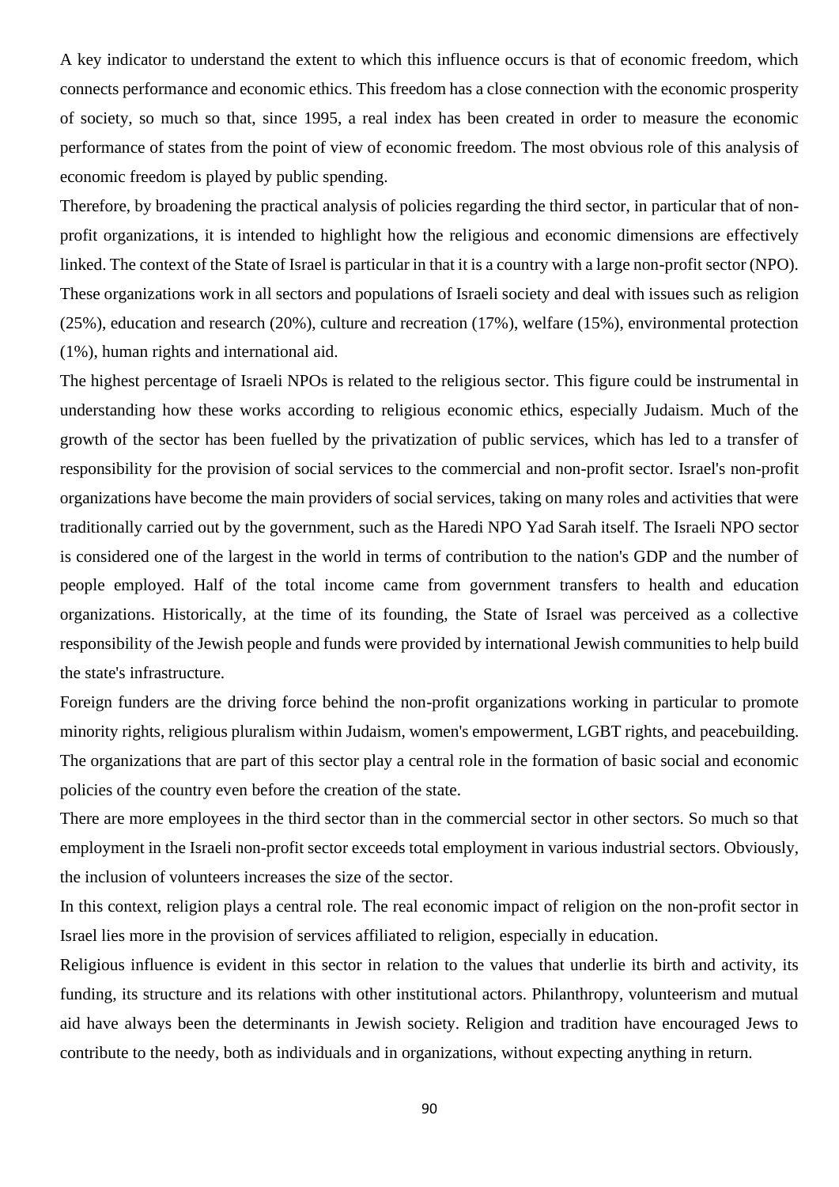A key indicator to understand the extent to which this influence occurs is that of economic freedom, which connects performance and economic ethics. This freedom has a close connection with the economic prosperity of society, so much so that, since 1995, a real index has been created in order to measure the economic performance of states from the point of view of economic freedom. The most obvious role of this analysis of economic freedom is played by public spending.

Therefore, by broadening the practical analysis of policies regarding the third sector, in particular that of non-profit organizations, it is intended to highlight how the religious and economic dimensions are effectively linked. The context of the State of Israel is particular in that it is a country with a large non-profit sector (NPO). These organizations work in all sectors and populations of Israeli society and deal with issues such as religion (25%), education and research (20%), culture and recreation (17%), welfare (15%), environmental protection (1%), human rights and international aid.

The highest percentage of Israeli NPOs is related to the religious sector. This figure could be instrumental in understanding how these works according to religious economic ethics, especially Judaism. Much of the growth of the sector has been fuelled by the privatization of public services, which has led to a transfer of responsibility for the provision of social services to the commercial and non-profit sector. Israel's non-profit organizations have become the main providers of social services, taking on many roles and activities that were traditionally carried out by the government, such as the Haredi NPO Yad Sarah itself. The Israeli NPO sector is considered one of the largest in the world in terms of contribution to the nation's GDP and the number of people employed. Half of the total income came from government transfers to health and education organizations. Historically, at the time of its founding, the State of Israel was perceived as a collective responsibility of the Jewish people and funds were provided by international Jewish communities to help build the state's infrastructure.

Foreign funders are the driving force behind the non-profit organizations working in particular to promote minority rights, religious pluralism within Judaism, women's empowerment, LGBT rights, and peacebuilding. The organizations that are part of this sector play a central role in the formation of basic social and economic policies of the country even before the creation of the state.

There are more employees in the third sector than in the commercial sector in other sectors. So much so that employment in the Israeli non-profit sector exceeds total employment in various industrial sectors. Obviously, the inclusion of volunteers increases the size of the sector.

In this context, religion plays a central role. The real economic impact of religion on the non-profit sector in Israel lies more in the provision of services affiliated to religion, especially in education.

Religious influence is evident in this sector in relation to the values that underlie its birth and activity, its funding, its structure and its relations with other institutional actors. Philanthropy, volunteerism and mutual aid have always been the determinants in Jewish society. Religion and tradition have encouraged Jews to contribute to the needy, both as individuals and in organizations, without expecting anything in return.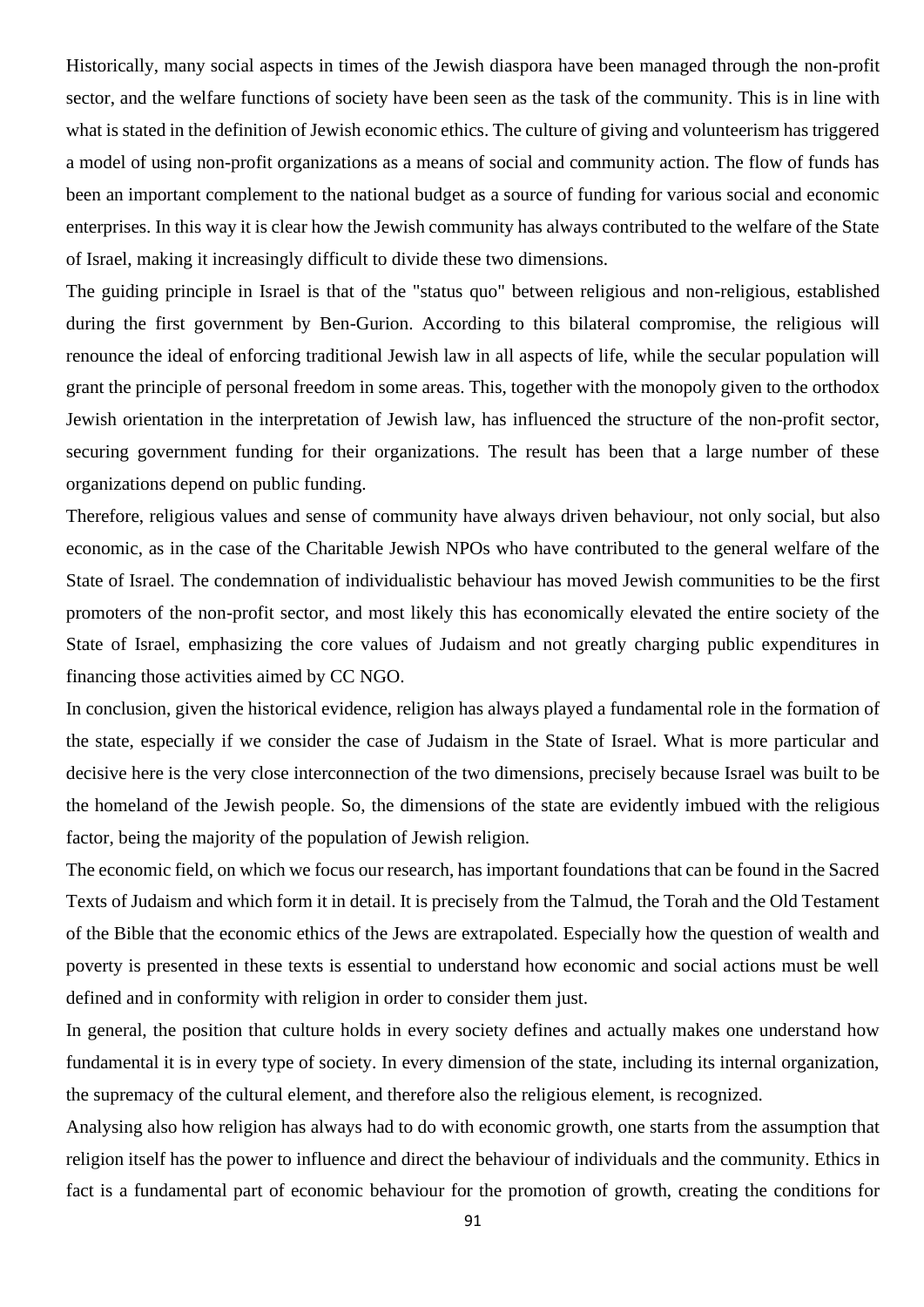Historically, many social aspects in times of the Jewish diaspora have been managed through the non-profit sector, and the welfare functions of society have been seen as the task of the community. This is in line with what is stated in the definition of Jewish economic ethics. The culture of giving and volunteerism has triggered a model of using non-profit organizations as a means of social and community action. The flow of funds has been an important complement to the national budget as a source of funding for various social and economic enterprises. In this way it is clear how the Jewish community has always contributed to the welfare of the State of Israel, making it increasingly difficult to divide these two dimensions.

The guiding principle in Israel is that of the "status quo" between religious and non-religious, established during the first government by Ben-Gurion. According to this bilateral compromise, the religious will renounce the ideal of enforcing traditional Jewish law in all aspects of life, while the secular population will grant the principle of personal freedom in some areas. This, together with the monopoly given to the orthodox Jewish orientation in the interpretation of Jewish law, has influenced the structure of the non-profit sector, securing government funding for their organizations. The result has been that a large number of these organizations depend on public funding.

Therefore, religious values and sense of community have always driven behaviour, not only social, but also economic, as in the case of the Charitable Jewish NPOs who have contributed to the general welfare of the State of Israel. The condemnation of individualistic behaviour has moved Jewish communities to be the first promoters of the non-profit sector, and most likely this has economically elevated the entire society of the State of Israel, emphasizing the core values of Judaism and not greatly charging public expenditures in financing those activities aimed by CC NGO.

In conclusion, given the historical evidence, religion has always played a fundamental role in the formation of the state, especially if we consider the case of Judaism in the State of Israel. What is more particular and decisive here is the very close interconnection of the two dimensions, precisely because Israel was built to be the homeland of the Jewish people. So, the dimensions of the state are evidently imbued with the religious factor, being the majority of the population of Jewish religion.

The economic field, on which we focus our research, has important foundations that can be found in the Sacred Texts of Judaism and which form it in detail. It is precisely from the Talmud, the Torah and the Old Testament of the Bible that the economic ethics of the Jews are extrapolated. Especially how the question of wealth and poverty is presented in these texts is essential to understand how economic and social actions must be well defined and in conformity with religion in order to consider them just.

In general, the position that culture holds in every society defines and actually makes one understand how fundamental it is in every type of society. In every dimension of the state, including its internal organization, the supremacy of the cultural element, and therefore also the religious element, is recognized.

Analysing also how religion has always had to do with economic growth, one starts from the assumption that religion itself has the power to influence and direct the behaviour of individuals and the community. Ethics in fact is a fundamental part of economic behaviour for the promotion of growth, creating the conditions for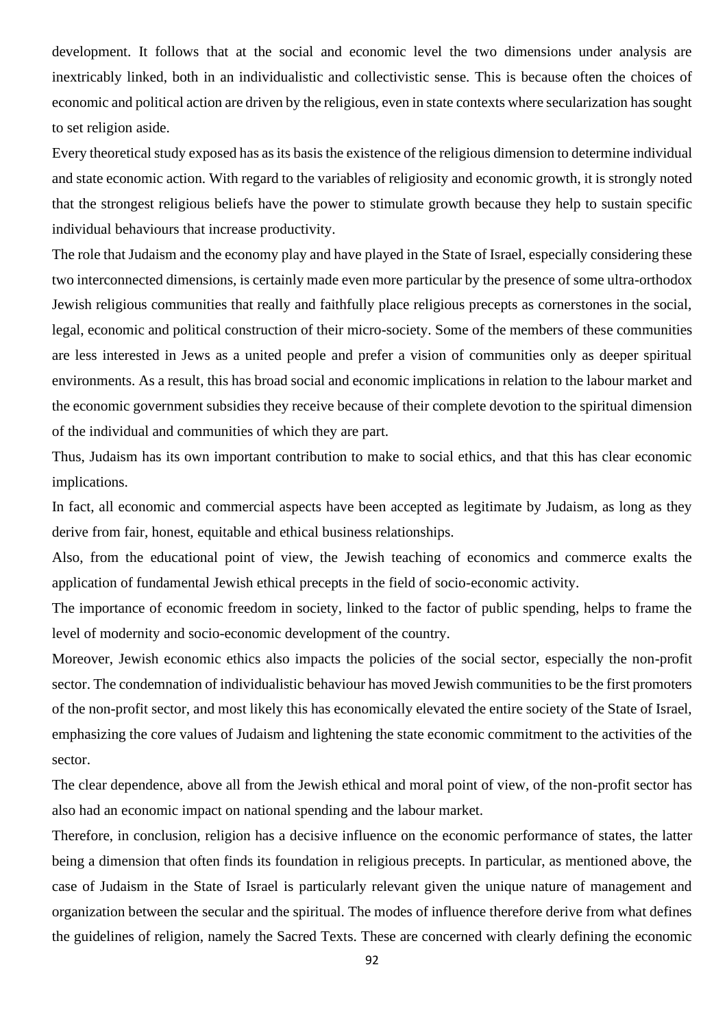development. It follows that at the social and economic level the two dimensions under analysis are inextricably linked, both in an individualistic and collectivistic sense. This is because often the choices of economic and political action are driven by the religious, even in state contexts where secularization has sought to set religion aside.

Every theoretical study exposed has as its basis the existence of the religious dimension to determine individual and state economic action. With regard to the variables of religiosity and economic growth, it is strongly noted that the strongest religious beliefs have the power to stimulate growth because they help to sustain specific individual behaviours that increase productivity.

The role that Judaism and the economy play and have played in the State of Israel, especially considering these two interconnected dimensions, is certainly made even more particular by the presence of some ultra-orthodox Jewish religious communities that really and faithfully place religious precepts as cornerstones in the social, legal, economic and political construction of their micro-society. Some of the members of these communities are less interested in Jews as a united people and prefer a vision of communities only as deeper spiritual environments. As a result, this has broad social and economic implications in relation to the labour market and the economic government subsidies they receive because of their complete devotion to the spiritual dimension of the individual and communities of which they are part.

Thus, Judaism has its own important contribution to make to social ethics, and that this has clear economic implications.

In fact, all economic and commercial aspects have been accepted as legitimate by Judaism, as long as they derive from fair, honest, equitable and ethical business relationships.

Also, from the educational point of view, the Jewish teaching of economics and commerce exalts the application of fundamental Jewish ethical precepts in the field of socio-economic activity.

The importance of economic freedom in society, linked to the factor of public spending, helps to frame the level of modernity and socio-economic development of the country.

Moreover, Jewish economic ethics also impacts the policies of the social sector, especially the non-profit sector. The condemnation of individualistic behaviour has moved Jewish communities to be the first promoters of the non-profit sector, and most likely this has economically elevated the entire society of the State of Israel, emphasizing the core values of Judaism and lightening the state economic commitment to the activities of the sector.

The clear dependence, above all from the Jewish ethical and moral point of view, of the non-profit sector has also had an economic impact on national spending and the labour market.

Therefore, in conclusion, religion has a decisive influence on the economic performance of states, the latter being a dimension that often finds its foundation in religious precepts. In particular, as mentioned above, the case of Judaism in the State of Israel is particularly relevant given the unique nature of management and organization between the secular and the spiritual. The modes of influence therefore derive from what defines the guidelines of religion, namely the Sacred Texts. These are concerned with clearly defining the economic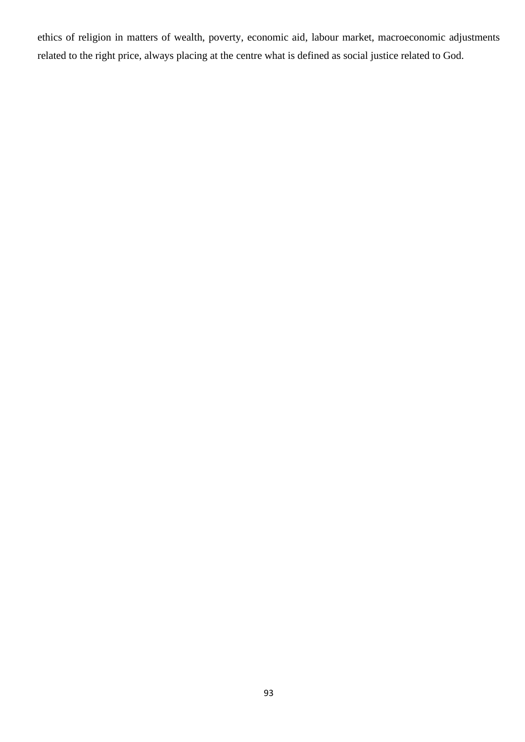ethics of religion in matters of wealth, poverty, economic aid, labour market, macroeconomic adjustments related to the right price, always placing at the centre what is defined as social justice related to God.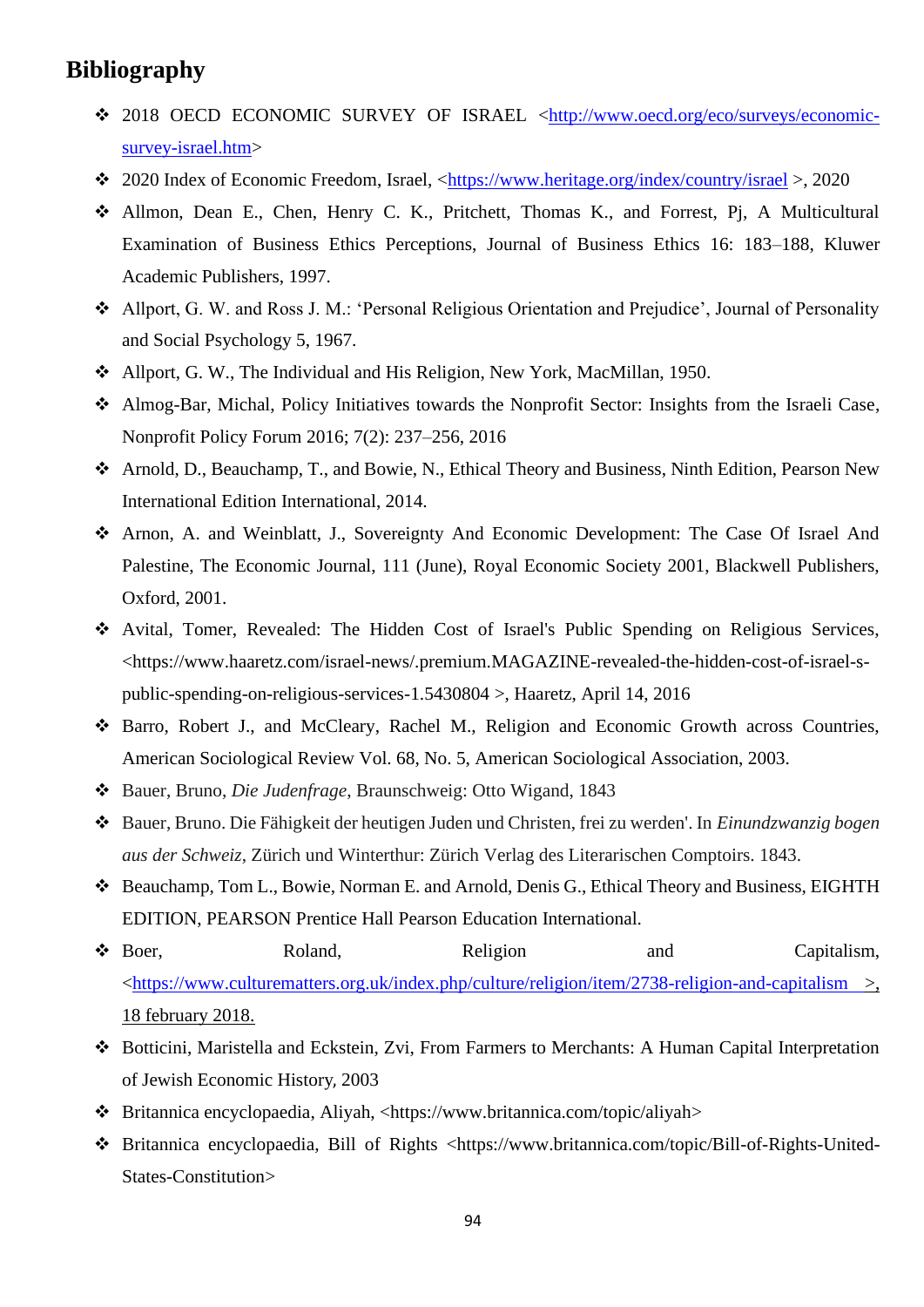# Bibliography

- 2018 OECD ECONOMIC SURVEY OF ISRAEL <http://www.oecd.org/eco/surveys/economic-survey-israel.htm>
- 2020 Index of Economic Freedom, Israel, <https://www.heritage.org/index/country/israel >, 2020
- Allmon, Dean E., Chen, Henry C. K., Pritchett, Thomas K., and Forrest, Pj, A Multicultural Examination of Business Ethics Perceptions, Journal of Business Ethics 16: 183–188, Kluwer Academic Publishers, 1997.
- Allport, G. W. and Ross J. M.: 'Personal Religious Orientation and Prejudice', Journal of Personality and Social Psychology 5, 1967.
- Allport, G. W., The Individual and His Religion, New York, MacMillan, 1950.
- Almog-Bar, Michal, Policy Initiatives towards the Nonprofit Sector: Insights from the Israeli Case, Nonprofit Policy Forum 2016; 7(2): 237–256, 2016
- Arnold, D., Beauchamp, T., and Bowie, N., Ethical Theory and Business, Ninth Edition, Pearson New International Edition International, 2014.
- Arnon, A. and Weinblatt, J., Sovereignty And Economic Development: The Case Of Israel And Palestine, The Economic Journal, 111 (June), Royal Economic Society 2001, Blackwell Publishers, Oxford, 2001.
- Avital, Tomer, Revealed: The Hidden Cost of Israel's Public Spending on Religious Services, <https://www.haaretz.com/israel-news/.premium.MAGAZINE-revealed-the-hidden-cost-of-israel-s-public-spending-on-religious-services-1.5430804 >, Haaretz, April 14, 2016
- Barro, Robert J., and McCleary, Rachel M., Religion and Economic Growth across Countries, American Sociological Review Vol. 68, No. 5, American Sociological Association, 2003.
- Bauer, Bruno, *Die Judenfrage*, Braunschweig: Otto Wigand, 1843
- Bauer, Bruno. Die Fähigkeit der heutigen Juden und Christen, frei zu werden'. In *Einundzwanzig bogen aus der Schweiz*, Zürich und Winterthur: Zürich Verlag des Literarischen Comptoirs. 1843.
- Beauchamp, Tom L., Bowie, Norman E. and Arnold, Denis G., Ethical Theory and Business, EIGHTH EDITION, PEARSON Prentice Hall Pearson Education International.
- Boer, Roland, Religion and Capitalism, <https://www.culturematters.org.uk/index.php/culture/religion/item/2738-religion-and-capitalism >, 18 february 2018.
- Botticini, Maristella and Eckstein, Zvi, From Farmers to Merchants: A Human Capital Interpretation of Jewish Economic History, 2003
- Britannica encyclopaedia, Aliyah, <https://www.britannica.com/topic/aliyah>
- Britannica encyclopaedia, Bill of Rights <https://www.britannica.com/topic/Bill-of-Rights-United-States-Constitution>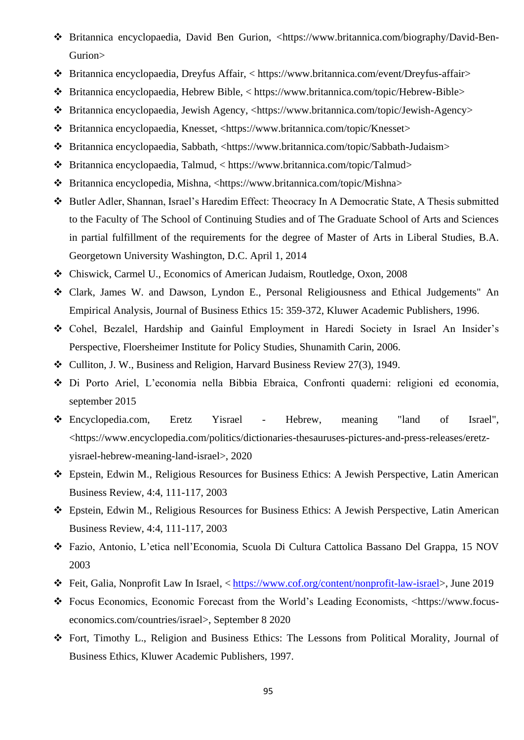- Britannica encyclopaedia, David Ben Gurion, <https://www.britannica.com/biography/David-Ben-Gurion>
- Britannica encyclopaedia, Dreyfus Affair, < https://www.britannica.com/event/Dreyfus-affair>
- Britannica encyclopaedia, Hebrew Bible, < https://www.britannica.com/topic/Hebrew-Bible>
- Britannica encyclopaedia, Jewish Agency, <https://www.britannica.com/topic/Jewish-Agency>
- Britannica encyclopaedia, Knesset, <https://www.britannica.com/topic/Knesset>
- Britannica encyclopaedia, Sabbath, <https://www.britannica.com/topic/Sabbath-Judaism>
- Britannica encyclopaedia, Talmud, < https://www.britannica.com/topic/Talmud>
- Britannica encyclopedia, Mishna, <https://www.britannica.com/topic/Mishna>
- Butler Adler, Shannan, Israel's Haredim Effect: Theocracy In A Democratic State, A Thesis submitted to the Faculty of The School of Continuing Studies and of The Graduate School of Arts and Sciences in partial fulfillment of the requirements for the degree of Master of Arts in Liberal Studies, B.A. Georgetown University Washington, D.C. April 1, 2014
- Chiswick, Carmel U., Economics of American Judaism, Routledge, Oxon, 2008
- Clark, James W. and Dawson, Lyndon E., Personal Religiousness and Ethical Judgements" An Empirical Analysis, Journal of Business Ethics 15: 359-372, Kluwer Academic Publishers, 1996.
- Cohel, Bezalel, Hardship and Gainful Employment in Haredi Society in Israel An Insider's Perspective, Floersheimer Institute for Policy Studies, Shunamith Carin, 2006.
- Culliton, J. W., Business and Religion, Harvard Business Review 27(3), 1949.
- Di Porto Ariel, L'economia nella Bibbia Ebraica, Confronti quaderni: religioni ed economia, september 2015
- Encyclopedia.com, Eretz Yisrael - Hebrew, meaning "land of Israel", <https://www.encyclopedia.com/politics/dictionaries-thesauruses-pictures-and-press-releases/eretz-yisrael-hebrew-meaning-land-israel>, 2020
- Epstein, Edwin M., Religious Resources for Business Ethics: A Jewish Perspective, Latin American Business Review, 4:4, 111-117, 2003
- Epstein, Edwin M., Religious Resources for Business Ethics: A Jewish Perspective, Latin American Business Review, 4:4, 111-117, 2003
- Fazio, Antonio, L'etica nell'Economia, Scuola Di Cultura Cattolica Bassano Del Grappa, 15 NOV 2003
- Feit, Galia, Nonprofit Law In Israel, < https://www.cof.org/content/nonprofit-law-israel>, June 2019
- Focus Economics, Economic Forecast from the World's Leading Economists, <https://www.focus-economics.com/countries/israel>, September 8 2020
- Fort, Timothy L., Religion and Business Ethics: The Lessons from Political Morality, Journal of Business Ethics, Kluwer Academic Publishers, 1997.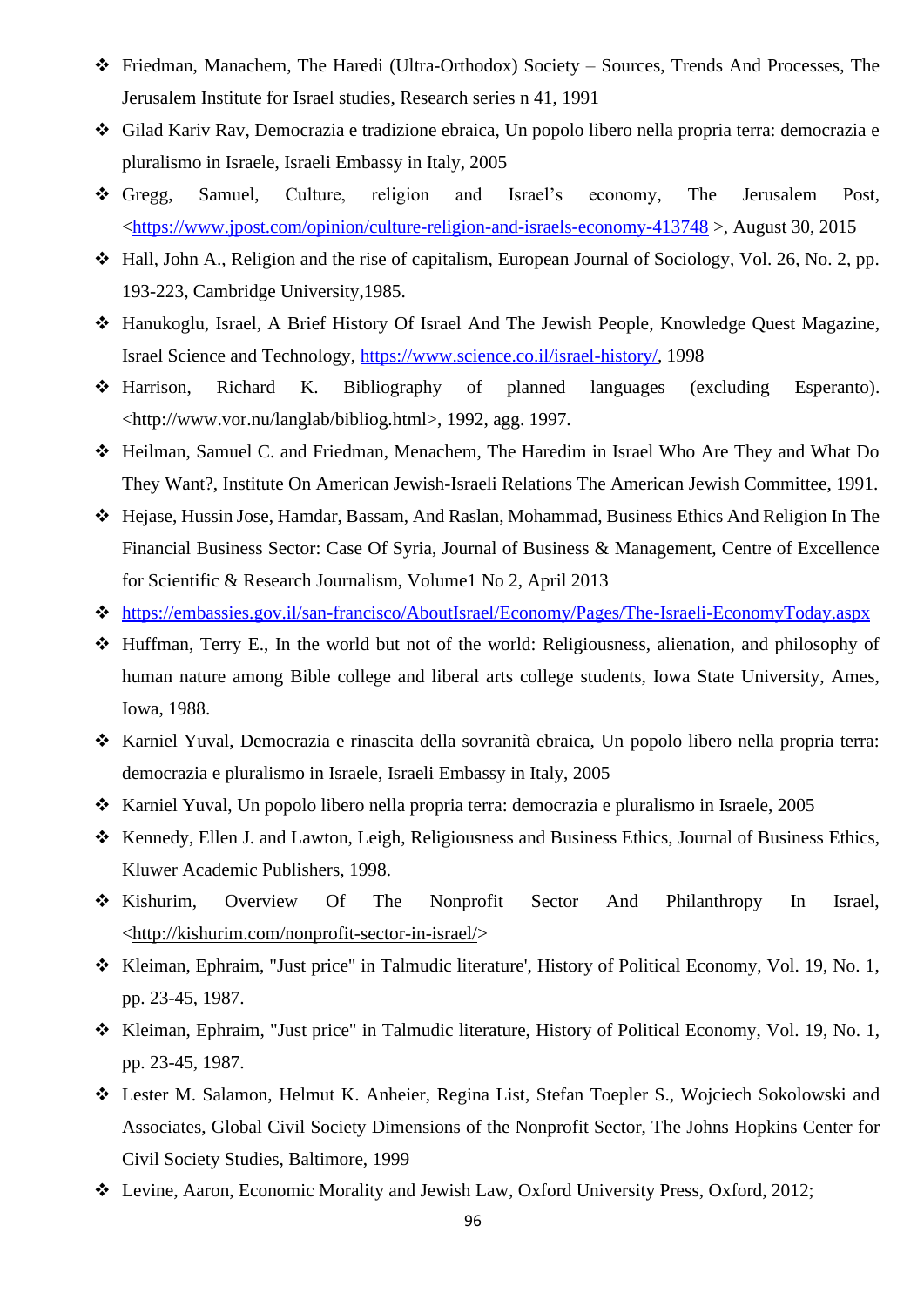- Friedman, Manachem, The Haredi (Ultra-Orthodox) Society – Sources, Trends And Processes, The Jerusalem Institute for Israel studies, Research series n 41, 1991
- Gilad Kariv Rav, Democrazia e tradizione ebraica, Un popolo libero nella propria terra: democrazia e pluralismo in Israele, Israeli Embassy in Italy, 2005
- Gregg, Samuel, Culture, religion and Israel's economy, The Jerusalem Post, <https://www.jpost.com/opinion/culture-religion-and-israels-economy-413748 >, August 30, 2015
- Hall, John A., Religion and the rise of capitalism, European Journal of Sociology, Vol. 26, No. 2, pp. 193-223, Cambridge University,1985.
- Hanukoglu, Israel, A Brief History Of Israel And The Jewish People, Knowledge Quest Magazine, Israel Science and Technology, https://www.science.co.il/israel-history/, 1998
- Harrison, Richard K. Bibliography of planned languages (excluding Esperanto). <http://www.vor.nu/langlab/bibliog.html>, 1992, agg. 1997.
- Heilman, Samuel C. and Friedman, Menachem, The Haredim in Israel Who Are They and What Do They Want?, Institute On American Jewish-Israeli Relations The American Jewish Committee, 1991.
- Hejase, Hussin Jose, Hamdar, Bassam, And Raslan, Mohammad, Business Ethics And Religion In The Financial Business Sector: Case Of Syria, Journal of Business & Management, Centre of Excellence for Scientific & Research Journalism, Volume1 No 2, April 2013
- https://embassies.gov.il/san-francisco/AboutIsrael/Economy/Pages/The-Israeli-EconomyToday.aspx
- Huffman, Terry E., In the world but not of the world: Religiousness, alienation, and philosophy of human nature among Bible college and liberal arts college students, Iowa State University, Ames, Iowa, 1988.
- Karniel Yuval, Democrazia e rinascita della sovranità ebraica, Un popolo libero nella propria terra: democrazia e pluralismo in Israele, Israeli Embassy in Italy, 2005
- Karniel Yuval, Un popolo libero nella propria terra: democrazia e pluralismo in Israele, 2005
- Kennedy, Ellen J. and Lawton, Leigh, Religiousness and Business Ethics, Journal of Business Ethics, Kluwer Academic Publishers, 1998.
- Kishurim, Overview Of The Nonprofit Sector And Philanthropy In Israel, <http://kishurim.com/nonprofit-sector-in-israel/>
- Kleiman, Ephraim, "Just price" in Talmudic literature', History of Political Economy, Vol. 19, No. 1, pp. 23-45, 1987.
- Kleiman, Ephraim, "Just price" in Talmudic literature, History of Political Economy, Vol. 19, No. 1, pp. 23-45, 1987.
- Lester M. Salamon, Helmut K. Anheier, Regina List, Stefan Toepler S., Wojciech Sokolowski and Associates, Global Civil Society Dimensions of the Nonprofit Sector, The Johns Hopkins Center for Civil Society Studies, Baltimore, 1999
- Levine, Aaron, Economic Morality and Jewish Law, Oxford University Press, Oxford, 2012;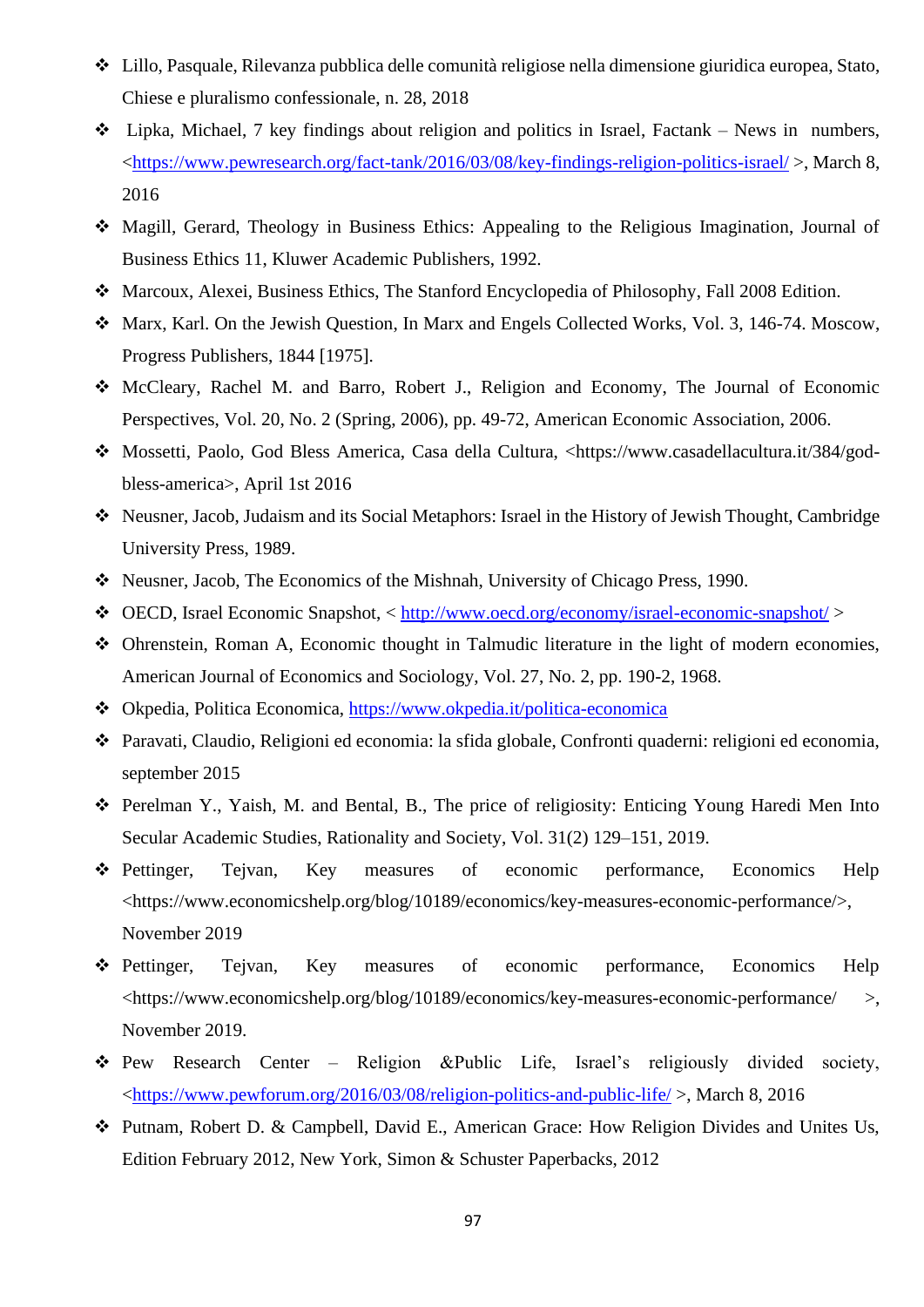- Lillo, Pasquale, Rilevanza pubblica delle comunità religiose nella dimensione giuridica europea, Stato, Chiese e pluralismo confessionale, n. 28, 2018
- Lipka, Michael, 7 key findings about religion and politics in Israel, Factank – News in numbers, <https://www.pewresearch.org/fact-tank/2016/03/08/key-findings-religion-politics-israel/ >, March 8, 2016
- Magill, Gerard, Theology in Business Ethics: Appealing to the Religious Imagination, Journal of Business Ethics 11, Kluwer Academic Publishers, 1992.
- Marcoux, Alexei, Business Ethics, The Stanford Encyclopedia of Philosophy, Fall 2008 Edition.
- Marx, Karl. On the Jewish Question, In Marx and Engels Collected Works, Vol. 3, 146-74. Moscow, Progress Publishers, 1844 [1975].
- McCleary, Rachel M. and Barro, Robert J., Religion and Economy, The Journal of Economic Perspectives, Vol. 20, No. 2 (Spring, 2006), pp. 49-72, American Economic Association, 2006.
- Mossetti, Paolo, God Bless America, Casa della Cultura, <https://www.casadellacultura.it/384/god-bless-america>, April 1st 2016
- Neusner, Jacob, Judaism and its Social Metaphors: Israel in the History of Jewish Thought, Cambridge University Press, 1989.
- Neusner, Jacob, The Economics of the Mishnah, University of Chicago Press, 1990.
- OECD, Israel Economic Snapshot, < http://www.oecd.org/economy/israel-economic-snapshot/ >
- Ohrenstein, Roman A, Economic thought in Talmudic literature in the light of modern economies, American Journal of Economics and Sociology, Vol. 27, No. 2, pp. 190-2, 1968.
- Okpedia, Politica Economica, https://www.okpedia.it/politica-economica
- Paravati, Claudio, Religioni ed economia: la sfida globale, Confronti quaderni: religioni ed economia, september 2015
- Perelman Y., Yaish, M. and Bental, B., The price of religiosity: Enticing Young Haredi Men Into Secular Academic Studies, Rationality and Society, Vol. 31(2) 129–151, 2019.
- Pettinger, Tejvan, Key measures of economic performance, Economics Help <https://www.economicshelp.org/blog/10189/economics/key-measures-economic-performance/>, November 2019
- Pettinger, Tejvan, Key measures of economic performance, Economics Help <https://www.economicshelp.org/blog/10189/economics/key-measures-economic-performance/ >, November 2019.
- Pew Research Center – Religion &Public Life, Israel's religiously divided society, <https://www.pewforum.org/2016/03/08/religion-politics-and-public-life/ >, March 8, 2016
- Putnam, Robert D. & Campbell, David E., American Grace: How Religion Divides and Unites Us, Edition February 2012, New York, Simon & Schuster Paperbacks, 2012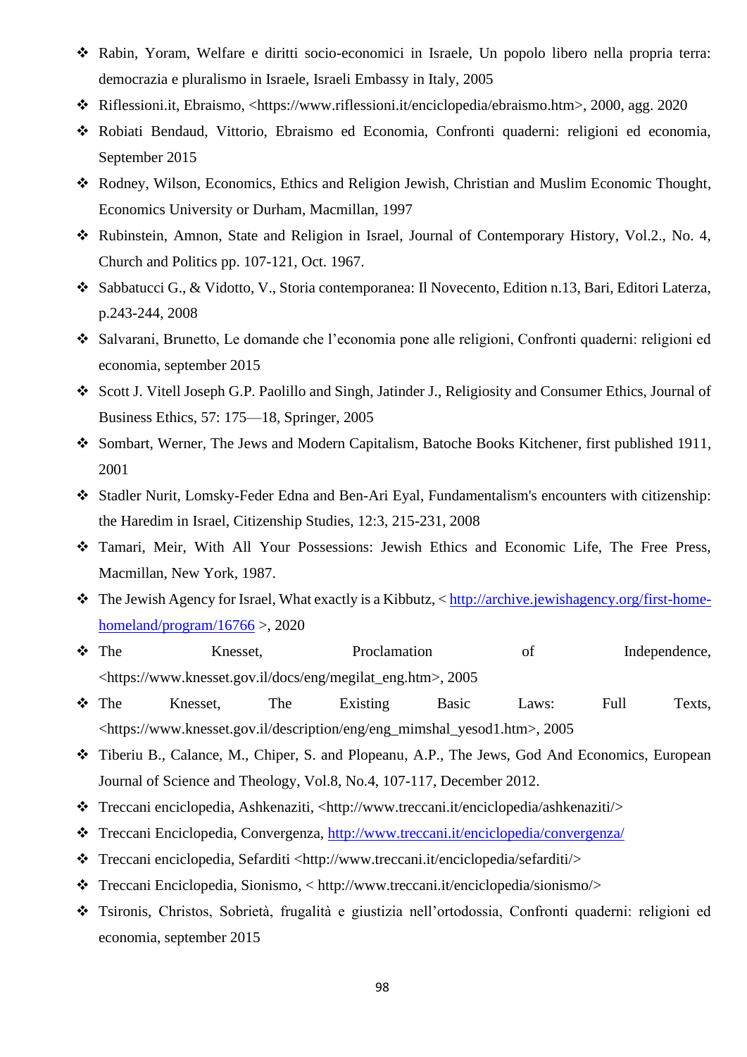- Rabin, Yoram, Welfare e diritti socio-economici in Israele, Un popolo libero nella propria terra: democrazia e pluralismo in Israele, Israeli Embassy in Italy, 2005
- Riflessioni.it, Ebraismo, <https://www.riflessioni.it/enciclopedia/ebraismo.htm>, 2000, agg. 2020
- Robiati Bendaud, Vittorio, Ebraismo ed Economia, Confronti quaderni: religioni ed economia, September 2015
- Rodney, Wilson, Economics, Ethics and Religion Jewish, Christian and Muslim Economic Thought, Economics University or Durham, Macmillan, 1997
- Rubinstein, Amnon, State and Religion in Israel, Journal of Contemporary History, Vol.2., No. 4, Church and Politics pp. 107-121, Oct. 1967.
- Sabbatucci G., & Vidotto, V., Storia contemporanea: Il Novecento, Edition n.13, Bari, Editori Laterza, p.243-244, 2008
- Salvarani, Brunetto, Le domande che l'economia pone alle religioni, Confronti quaderni: religioni ed economia, september 2015
- Scott J. Vitell Joseph G.P. Paolillo and Singh, Jatinder J., Religiosity and Consumer Ethics, Journal of Business Ethics, 57: 175—18, Springer, 2005
- Sombart, Werner, The Jews and Modern Capitalism, Batoche Books Kitchener, first published 1911, 2001
- Stadler Nurit, Lomsky-Feder Edna and Ben-Ari Eyal, Fundamentalism's encounters with citizenship: the Haredim in Israel, Citizenship Studies, 12:3, 215-231, 2008
- Tamari, Meir, With All Your Possessions: Jewish Ethics and Economic Life, The Free Press, Macmillan, New York, 1987.
- The Jewish Agency for Israel, What exactly is a Kibbutz, < http://archive.jewishagency.org/first-home-homeland/program/16766 >, 2020
- The Knesset, Proclamation of Independence, <https://www.knesset.gov.il/docs/eng/megilat_eng.htm>, 2005
- The Knesset, The Existing Basic Laws: Full Texts, <https://www.knesset.gov.il/description/eng/eng_mimshal_yesod1.htm>, 2005
- Tiberiu B., Calance, M., Chiper, S. and Plopeanu, A.P., The Jews, God And Economics, European Journal of Science and Theology, Vol.8, No.4, 107-117, December 2012.
- Treccani enciclopedia, Ashkenaziti, <http://www.treccani.it/enciclopedia/ashkenaziti/>
- Treccani Enciclopedia, Convergenza, http://www.treccani.it/enciclopedia/convergenza/
- Treccani enciclopedia, Sefarditi <http://www.treccani.it/enciclopedia/sefarditi/>
- Treccani Enciclopedia, Sionismo, < http://www.treccani.it/enciclopedia/sionismo/>
- Tsironis, Christos, Sobrietà, frugalità e giustizia nell'ortodossia, Confronti quaderni: religioni ed economia, september 2015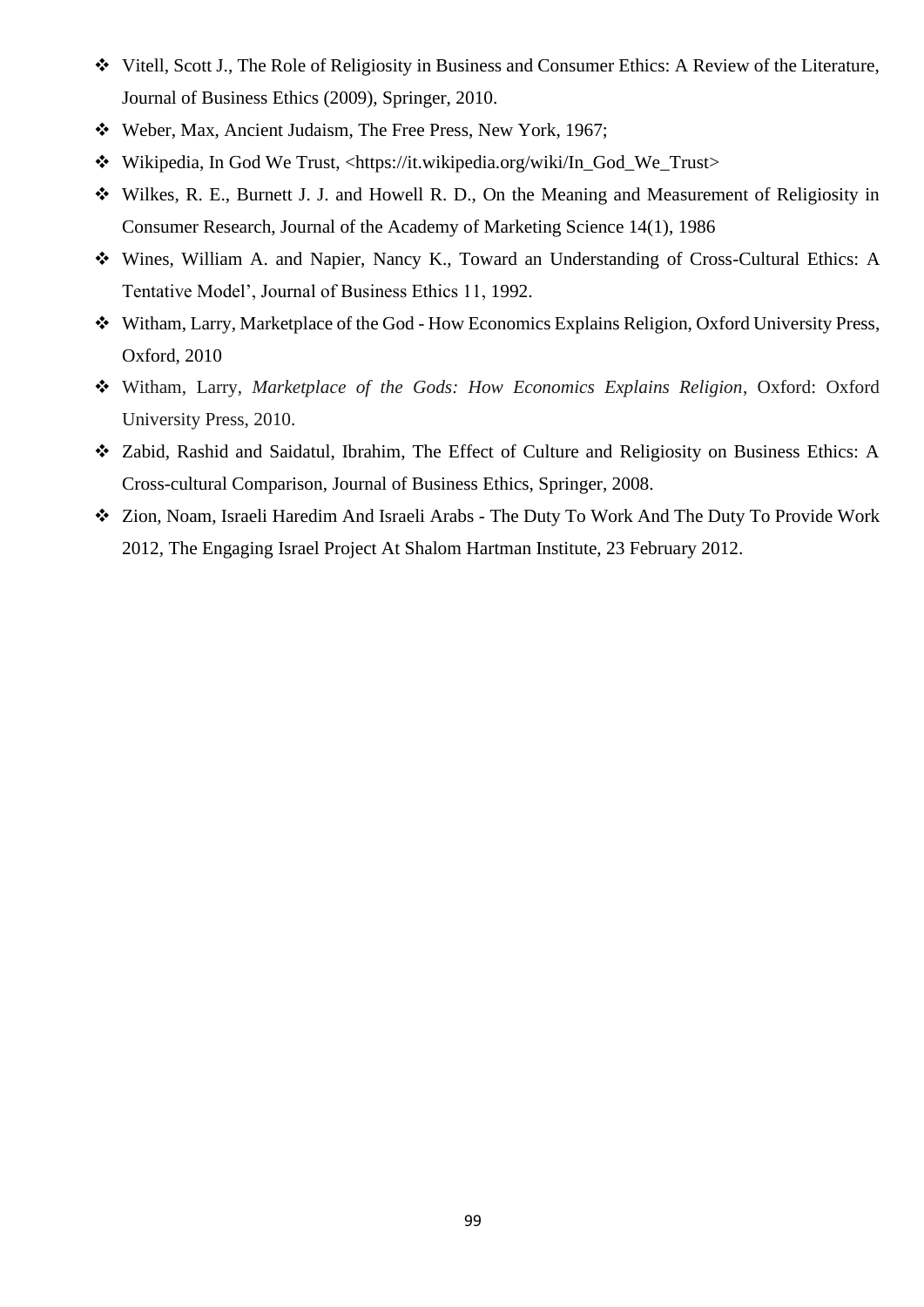- Vitell, Scott J., The Role of Religiosity in Business and Consumer Ethics: A Review of the Literature, Journal of Business Ethics (2009), Springer, 2010.
- Weber, Max, Ancient Judaism, The Free Press, New York, 1967;
- Wikipedia, In God We Trust, <https://it.wikipedia.org/wiki/In_God_We_Trust>
- Wilkes, R. E., Burnett J. J. and Howell R. D., On the Meaning and Measurement of Religiosity in Consumer Research, Journal of the Academy of Marketing Science 14(1), 1986
- Wines, William A. and Napier, Nancy K., Toward an Understanding of Cross-Cultural Ethics: A Tentative Model', Journal of Business Ethics 11, 1992.
- Witham, Larry, Marketplace of the God - How Economics Explains Religion, Oxford University Press, Oxford, 2010
- Witham, Larry, *Marketplace of the Gods: How Economics Explains Religion*, Oxford: Oxford University Press, 2010.
- Zabid, Rashid and Saidatul, Ibrahim, The Effect of Culture and Religiosity on Business Ethics: A Cross-cultural Comparison, Journal of Business Ethics, Springer, 2008.
- Zion, Noam, Israeli Haredim And Israeli Arabs - The Duty To Work And The Duty To Provide Work 2012, The Engaging Israel Project At Shalom Hartman Institute, 23 February 2012.